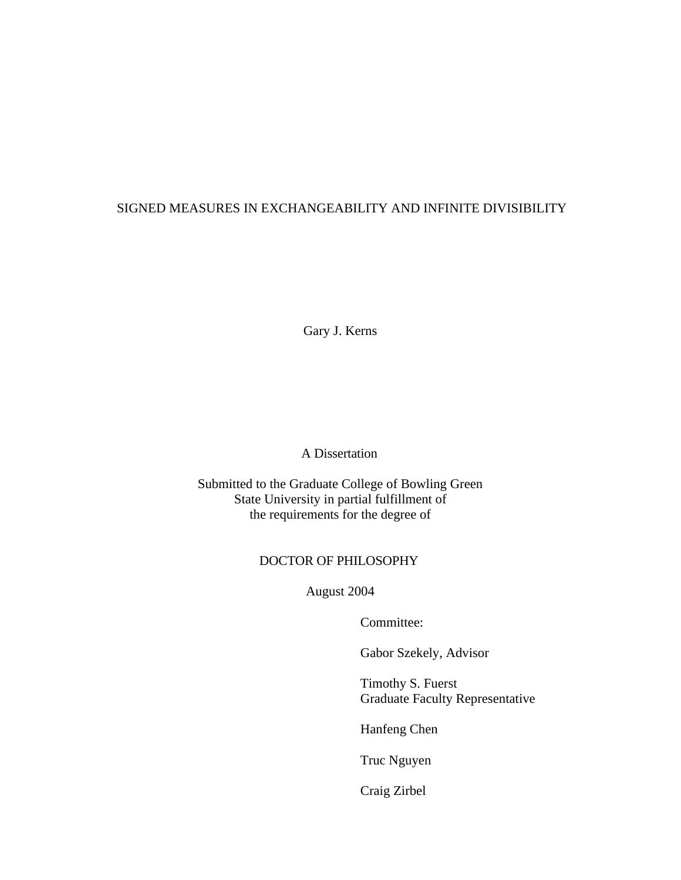# SIGNED MEASURES IN EXCHANGEABILITY AND INFINITE DIVISIBILITY

Gary J. Kerns

A Dissertation

Submitted to the Graduate College of Bowling Green
State University in partial fulfillment of
the requirements for the degree of

DOCTOR OF PHILOSOPHY

August 2004

Committee:

Gabor Szekely, Advisor

Timothy S. Fuerst
Graduate Faculty Representative

Hanfeng Chen

Truc Nguyen

Craig Zirbel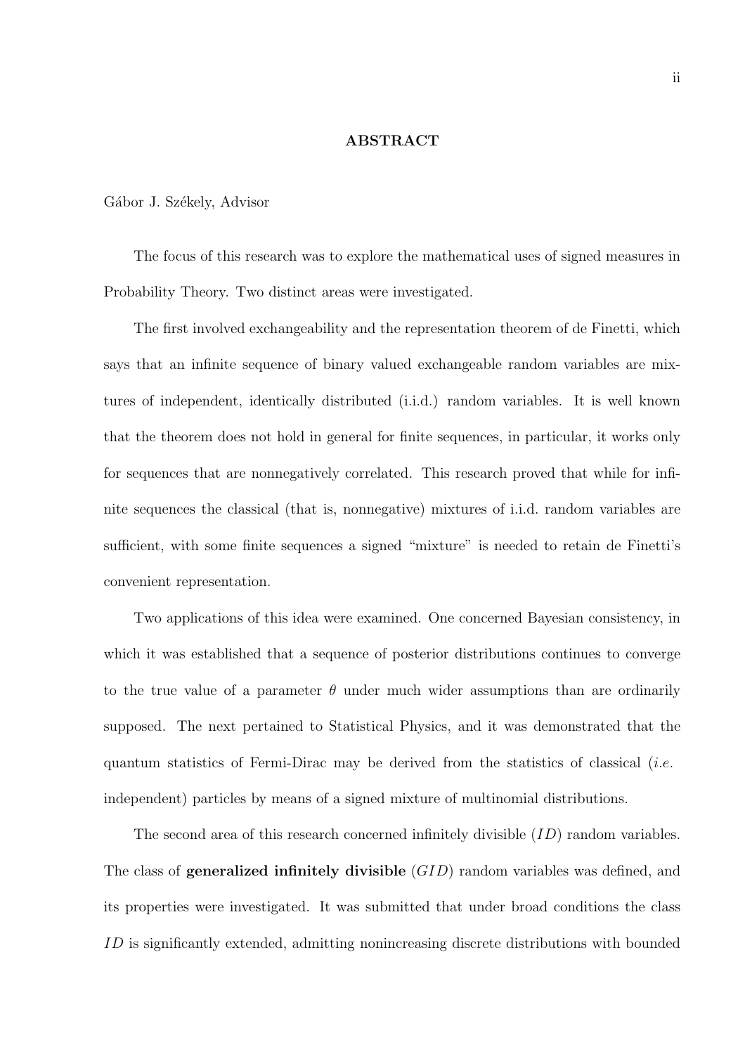## ABSTRACT

Gábor J. Székely, Advisor

The focus of this research was to explore the mathematical uses of signed measures in Probability Theory. Two distinct areas were investigated.

The first involved exchangeability and the representation theorem of de Finetti, which says that an infinite sequence of binary valued exchangeable random variables are mixtures of independent, identically distributed (i.i.d.) random variables. It is well known that the theorem does not hold in general for finite sequences, in particular, it works only for sequences that are nonnegatively correlated. This research proved that while for infinite sequences the classical (that is, nonnegative) mixtures of i.i.d. random variables are sufficient, with some finite sequences a signed "mixture" is needed to retain de Finetti's convenient representation.

Two applications of this idea were examined. One concerned Bayesian consistency, in which it was established that a sequence of posterior distributions continues to converge to the true value of a parameter $\theta$ under much wider assumptions than are ordinarily supposed. The next pertained to Statistical Physics, and it was demonstrated that the quantum statistics of Fermi-Dirac may be derived from the statistics of classical (*i.e.* independent) particles by means of a signed mixture of multinomial distributions.

The second area of this research concerned infinitely divisible ($ID$) random variables. The class of **generalized infinitely divisible** ($GID$) random variables was defined, and its properties were investigated. It was submitted that under broad conditions the class $ID$ is significantly extended, admitting nonincreasing discrete distributions with bounded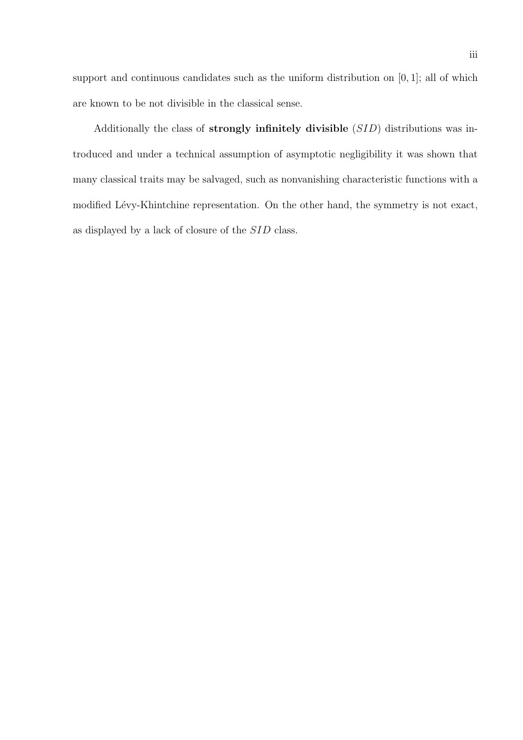support and continuous candidates such as the uniform distribution on $[0, 1]$; all of which are known to be not divisible in the classical sense.

Additionally the class of **strongly infinitely divisible** ($SID$) distributions was introduced and under a technical assumption of asymptotic negligibility it was shown that many classical traits may be salvaged, such as nonvanishing characteristic functions with a modified Lévy-Khintchine representation. On the other hand, the symmetry is not exact, as displayed by a lack of closure of the $SID$ class.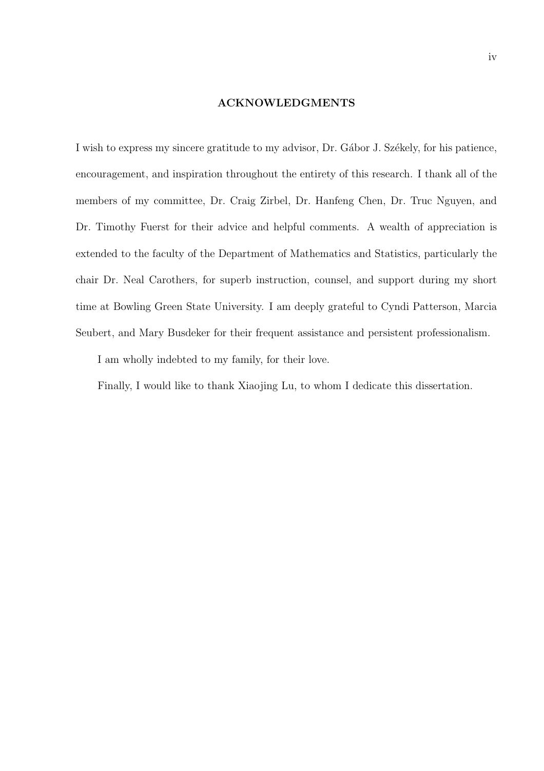## ACKNOWLEDGMENTS

I wish to express my sincere gratitude to my advisor, Dr. Gábor J. Székely, for his patience, encouragement, and inspiration throughout the entirety of this research. I thank all of the members of my committee, Dr. Craig Zirbel, Dr. Hanfeng Chen, Dr. Truc Nguyen, and Dr. Timothy Fuerst for their advice and helpful comments. A wealth of appreciation is extended to the faculty of the Department of Mathematics and Statistics, particularly the chair Dr. Neal Carothers, for superb instruction, counsel, and support during my short time at Bowling Green State University. I am deeply grateful to Cyndi Patterson, Marcia Seubert, and Mary Busdeker for their frequent assistance and persistent professionalism.

I am wholly indebted to my family, for their love.

Finally, I would like to thank Xiaojing Lu, to whom I dedicate this dissertation.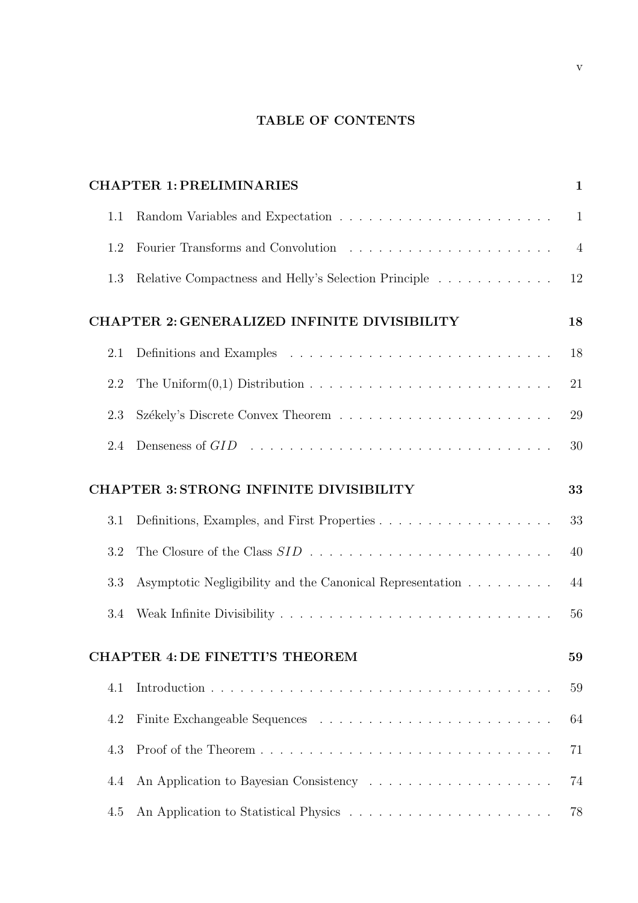# TABLE OF CONTENTS

**CHAPTER 1: PRELIMINARIES** — 1

- 1.1 Random Variables and Expectation — 1
- 1.2 Fourier Transforms and Convolution — 4
- 1.3 Relative Compactness and Helly's Selection Principle — 12

**CHAPTER 2: GENERALIZED INFINITE DIVISIBILITY** — 18

- 2.1 Definitions and Examples — 18
- 2.2 The Uniform(0,1) Distribution — 21
- 2.3 Székely's Discrete Convex Theorem — 29
- 2.4 Denseness of $GID$ — 30

**CHAPTER 3: STRONG INFINITE DIVISIBILITY** — 33

- 3.1 Definitions, Examples, and First Properties — 33
- 3.2 The Closure of the Class $SID$ — 40
- 3.3 Asymptotic Negligibility and the Canonical Representation — 44
- 3.4 Weak Infinite Divisibility — 56

**CHAPTER 4: DE FINETTI'S THEOREM** — 59

- 4.1 Introduction — 59
- 4.2 Finite Exchangeable Sequences — 64
- 4.3 Proof of the Theorem — 71
- 4.4 An Application to Bayesian Consistency — 74
- 4.5 An Application to Statistical Physics — 78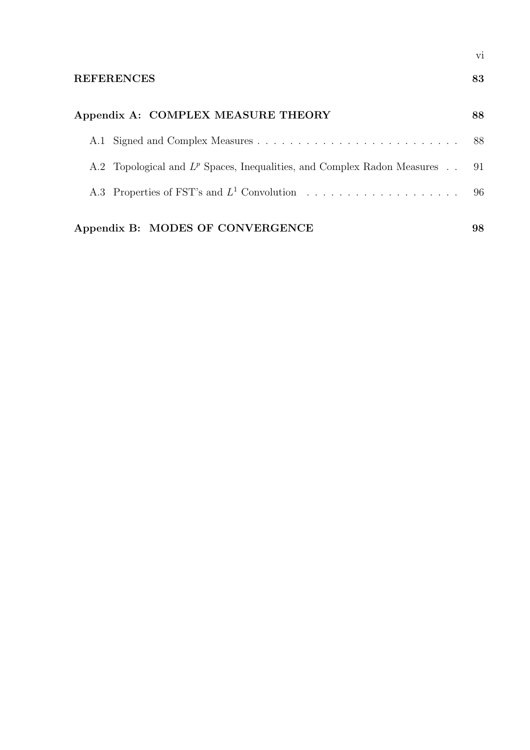**REFERENCES** **83**

**Appendix A: COMPLEX MEASURE THEORY** **88**

A.1 Signed and Complex Measures . . . . . . . . . . . . . . . . . . . . . . . . . 88

A.2 Topological and $L^p$ Spaces, Inequalities, and Complex Radon Measures . . 91

A.3 Properties of FST's and $L^1$ Convolution . . . . . . . . . . . . . . . . . . . 96

**Appendix B: MODES OF CONVERGENCE** **98**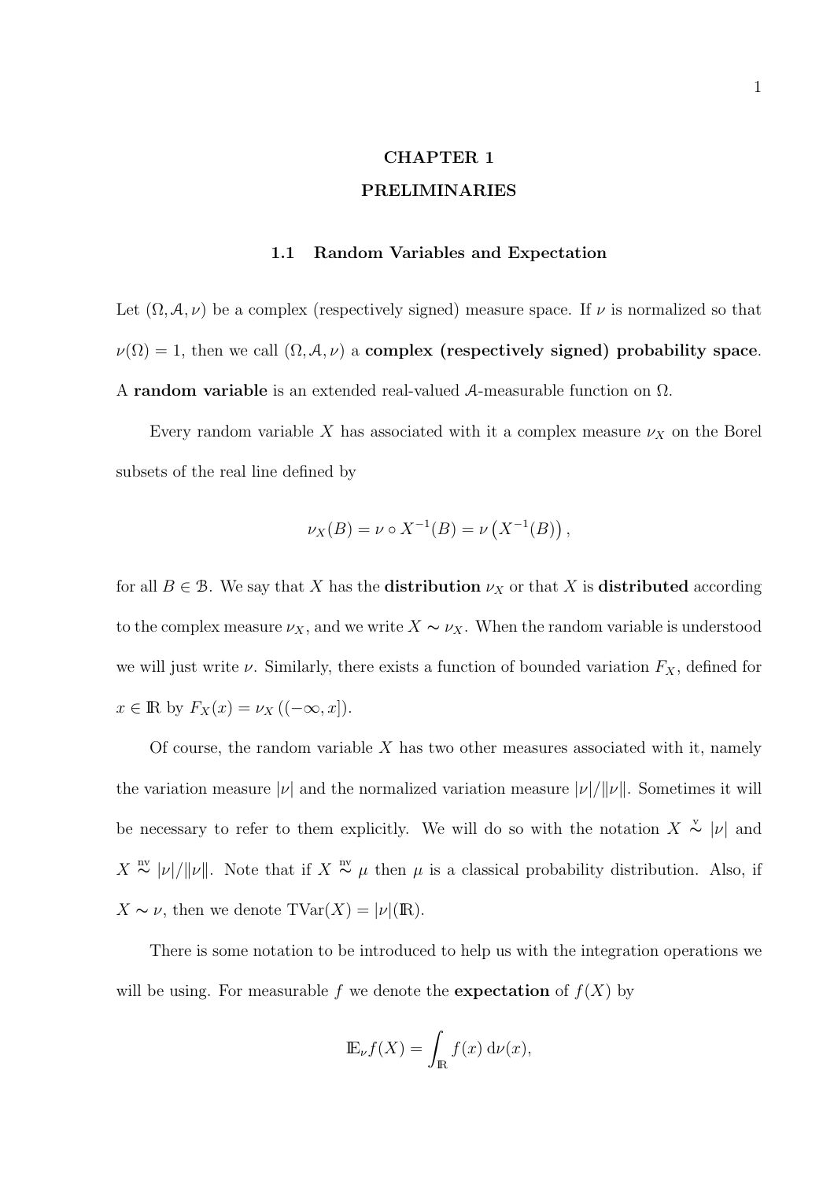# CHAPTER 1

# PRELIMINARIES

## 1.1 Random Variables and Expectation

Let $(\Omega, \mathcal{A}, \nu)$ be a complex (respectively signed) measure space. If $\nu$ is normalized so that $\nu(\Omega) = 1$, then we call $(\Omega, \mathcal{A}, \nu)$ a **complex (respectively signed) probability space**. A **random variable** is an extended real-valued $\mathcal{A}$-measurable function on $\Omega$.

Every random variable $X$ has associated with it a complex measure $\nu_X$ on the Borel subsets of the real line defined by

$$\nu_X(B) = \nu \circ X^{-1}(B) = \nu\left(X^{-1}(B)\right),$$

for all $B \in \mathcal{B}$. We say that $X$ has the **distribution** $\nu_X$ or that $X$ is **distributed** according to the complex measure $\nu_X$, and we write $X \sim \nu_X$. When the random variable is understood we will just write $\nu$. Similarly, there exists a function of bounded variation $F_X$, defined for $x \in \mathbb{R}$ by $F_X(x) = \nu_X((-\infty, x])$.

Of course, the random variable $X$ has two other measures associated with it, namely the variation measure $|\nu|$ and the normalized variation measure $|\nu|/\|\nu\|$. Sometimes it will be necessary to refer to them explicitly. We will do so with the notation $X \overset{\text{v}}{\sim} |\nu|$ and $X \overset{\text{nv}}{\sim} |\nu|/\|\nu\|$. Note that if $X \overset{\text{nv}}{\sim} \mu$ then $\mu$ is a classical probability distribution. Also, if $X \sim \nu$, then we denote $\text{TVar}(X) = |\nu|(\mathbb{R})$.

There is some notation to be introduced to help us with the integration operations we will be using. For measurable $f$ we denote the **expectation** of $f(X)$ by

$$\mathbb{E}_\nu f(X) = \int_{\mathbb{R}} f(x)\,\mathrm{d}\nu(x),$$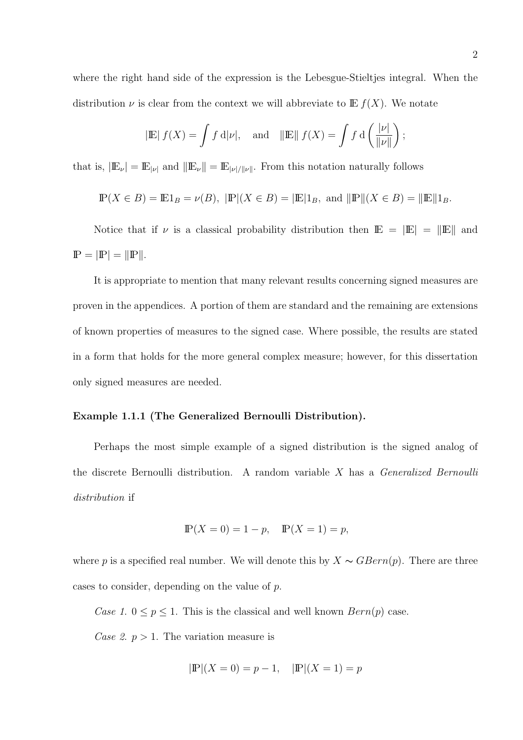where the right hand side of the expression is the Lebesgue-Stieltjes integral. When the distribution $\nu$ is clear from the context we will abbreviate to $\mathbb{E}\, f(X)$. We notate

$$|\mathbb{E}|\, f(X) = \int f \,\mathrm{d}|\nu|, \quad \text{and} \quad \|\mathbb{E}\|\, f(X) = \int f \,\mathrm{d}\left(\frac{|\nu|}{\|\nu\|}\right);$$

that is, $|\mathbb{E}_\nu| = \mathbb{E}_{|\nu|}$ and $\|\mathbb{E}_\nu\| = \mathbb{E}_{|\nu|/\|\nu\|}$. From this notation naturally follows

$$\mathbb{P}(X \in B) = \mathbb{E}1_B = \nu(B),\ |\mathbb{P}|(X \in B) = |\mathbb{E}|1_B, \text{ and } \|\mathbb{P}\|(X \in B) = \|\mathbb{E}\|1_B.$$

Notice that if $\nu$ is a classical probability distribution then $\mathbb{E} = |\mathbb{E}| = \|\mathbb{E}\|$ and $\mathbb{P} = |\mathbb{P}| = \|\mathbb{P}\|$.

It is appropriate to mention that many relevant results concerning signed measures are proven in the appendices. A portion of them are standard and the remaining are extensions of known properties of measures to the signed case. Where possible, the results are stated in a form that holds for the more general complex measure; however, for this dissertation only signed measures are needed.

**Example 1.1.1 (The Generalized Bernoulli Distribution).**

Perhaps the most simple example of a signed distribution is the signed analog of the discrete Bernoulli distribution. A random variable $X$ has a *Generalized Bernoulli distribution* if

$$\mathbb{P}(X = 0) = 1 - p, \quad \mathbb{P}(X = 1) = p,$$

where $p$ is a specified real number. We will denote this by $X \sim GBern(p)$. There are three cases to consider, depending on the value of $p$.

*Case 1.* $0 \le p \le 1$. This is the classical and well known $Bern(p)$ case.

*Case 2.* $p > 1$. The variation measure is

$$|\mathbb{P}|(X = 0) = p - 1, \quad |\mathbb{P}|(X = 1) = p$$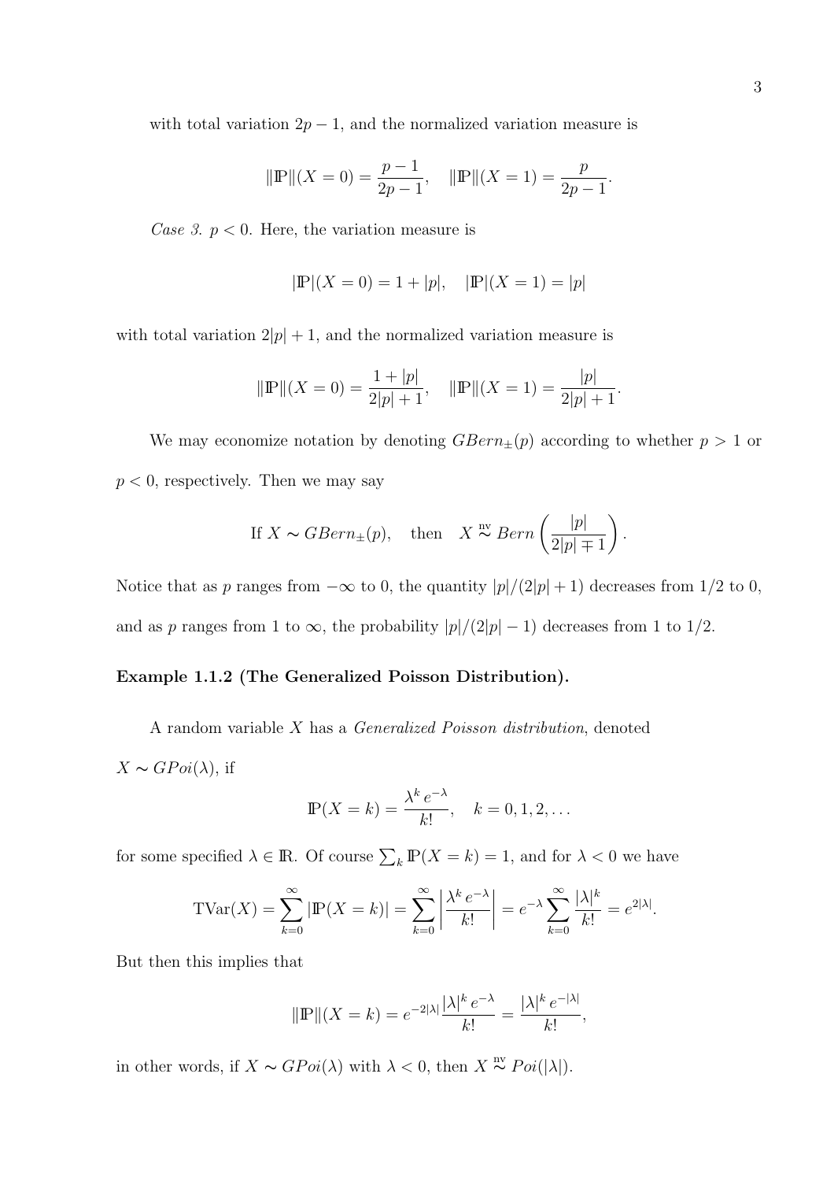with total variation $2p - 1$, and the normalized variation measure is

$$\|\mathbb{P}\|(X = 0) = \frac{p-1}{2p-1}, \quad \|\mathbb{P}\|(X = 1) = \frac{p}{2p-1}.$$

*Case 3.* $p < 0$. Here, the variation measure is

$$|\mathbb{P}|(X = 0) = 1 + |p|, \quad |\mathbb{P}|(X = 1) = |p|$$

with total variation $2|p| + 1$, and the normalized variation measure is

$$\|\mathbb{P}\|(X = 0) = \frac{1+|p|}{2|p|+1}, \quad \|\mathbb{P}\|(X = 1) = \frac{|p|}{2|p|+1}.$$

We may economize notation by denoting $GBern_{\pm}(p)$ according to whether $p > 1$ or $p < 0$, respectively. Then we may say

$$\text{If } X \sim GBern_{\pm}(p), \quad \text{then} \quad X \overset{\text{nv}}{\sim} Bern\left(\frac{|p|}{2|p| \mp 1}\right).$$

Notice that as $p$ ranges from $-\infty$ to 0, the quantity $|p|/(2|p|+1)$ decreases from 1/2 to 0, and as $p$ ranges from 1 to $\infty$, the probability $|p|/(2|p|-1)$ decreases from 1 to 1/2.

**Example 1.1.2 (The Generalized Poisson Distribution).**

A random variable $X$ has a *Generalized Poisson distribution*, denoted $X \sim GPoi(\lambda)$, if

$$\mathbb{P}(X = k) = \frac{\lambda^k \, e^{-\lambda}}{k!}, \quad k = 0, 1, 2, \ldots$$

for some specified $\lambda \in \mathbb{R}$. Of course $\sum_k \mathbb{P}(X = k) = 1$, and for $\lambda < 0$ we have

$$\text{TVar}(X) = \sum_{k=0}^{\infty} |\mathbb{P}(X = k)| = \sum_{k=0}^{\infty} \left| \frac{\lambda^k \, e^{-\lambda}}{k!} \right| = e^{-\lambda} \sum_{k=0}^{\infty} \frac{|\lambda|^k}{k!} = e^{2|\lambda|}.$$

But then this implies that

$$\|\mathbb{P}\|(X = k) = e^{-2|\lambda|} \frac{|\lambda|^k \, e^{-\lambda}}{k!} = \frac{|\lambda|^k \, e^{-|\lambda|}}{k!},$$

in other words, if $X \sim GPoi(\lambda)$ with $\lambda < 0$, then $X \overset{\text{nv}}{\sim} Poi(|\lambda|)$.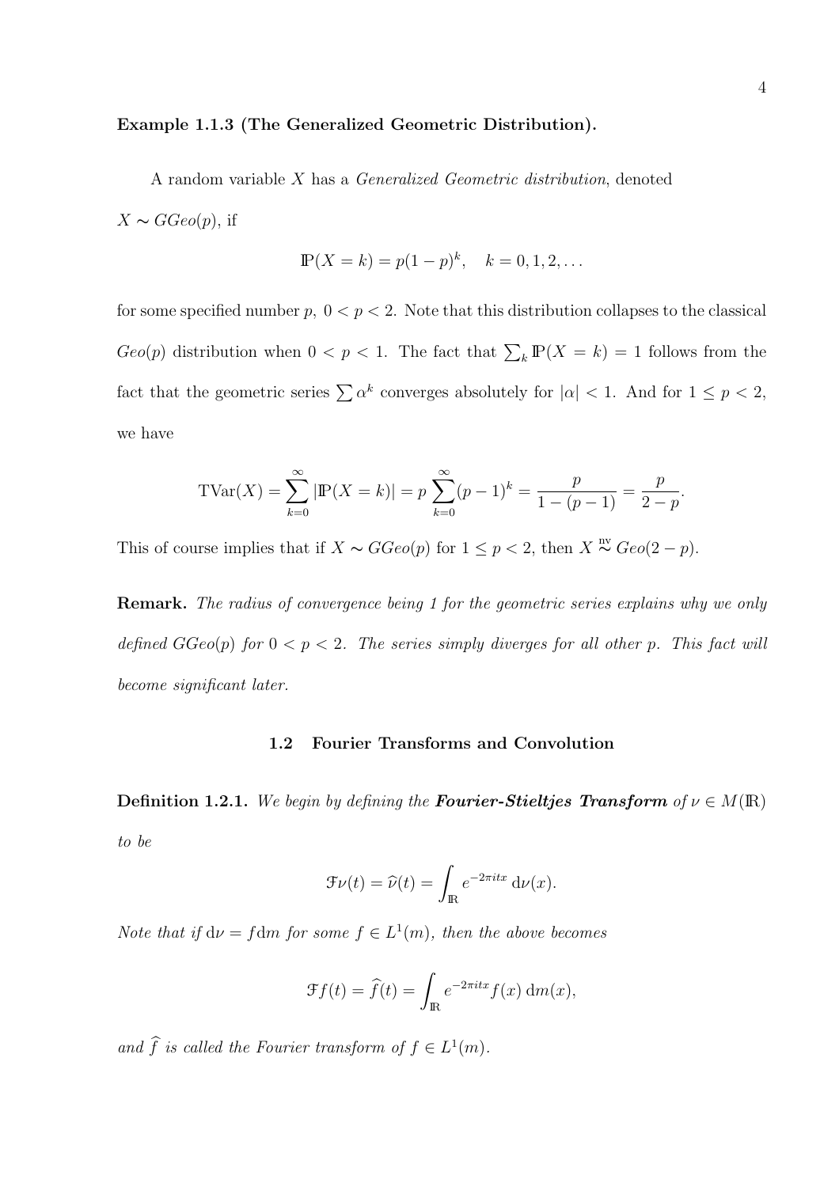**Example 1.1.3 (The Generalized Geometric Distribution).**

A random variable $X$ has a *Generalized Geometric distribution*, denoted $X \sim GGeo(p)$, if

$$\mathbb{P}(X = k) = p(1-p)^k, \quad k = 0, 1, 2, \ldots$$

for some specified number $p$, $0 < p < 2$. Note that this distribution collapses to the classical $Geo(p)$ distribution when $0 < p < 1$. The fact that $\sum_k \mathbb{P}(X = k) = 1$ follows from the fact that the geometric series $\sum \alpha^k$ converges absolutely for $|\alpha| < 1$. And for $1 \leq p < 2$, we have

$$\mathrm{TVar}(X) = \sum_{k=0}^{\infty} |\mathbb{P}(X = k)| = p \sum_{k=0}^{\infty} (p-1)^k = \frac{p}{1-(p-1)} = \frac{p}{2-p}.$$

This of course implies that if $X \sim GGeo(p)$ for $1 \leq p < 2$, then $X \overset{\text{nv}}{\sim} Geo(2-p)$.

**Remark.** *The radius of convergence being 1 for the geometric series explains why we only defined $GGeo(p)$ for $0 < p < 2$. The series simply diverges for all other $p$. This fact will become significant later.*

## 1.2 Fourier Transforms and Convolution

**Definition 1.2.1.** *We begin by defining the* ***Fourier-Stieltjes Transform*** *of $\nu \in M(\mathbb{R})$ to be*

$$\mathcal{F}\nu(t) = \widehat{\nu}(t) = \int_{\mathbb{R}} e^{-2\pi itx} \, \mathrm{d}\nu(x).$$

*Note that if $\mathrm{d}\nu = f\mathrm{d}m$ for some $f \in L^1(m)$, then the above becomes*

$$\mathcal{F}f(t) = \widehat{f}(t) = \int_{\mathbb{R}} e^{-2\pi itx} f(x) \, \mathrm{d}m(x),$$

*and $\widehat{f}$ is called the Fourier transform of $f \in L^1(m)$.*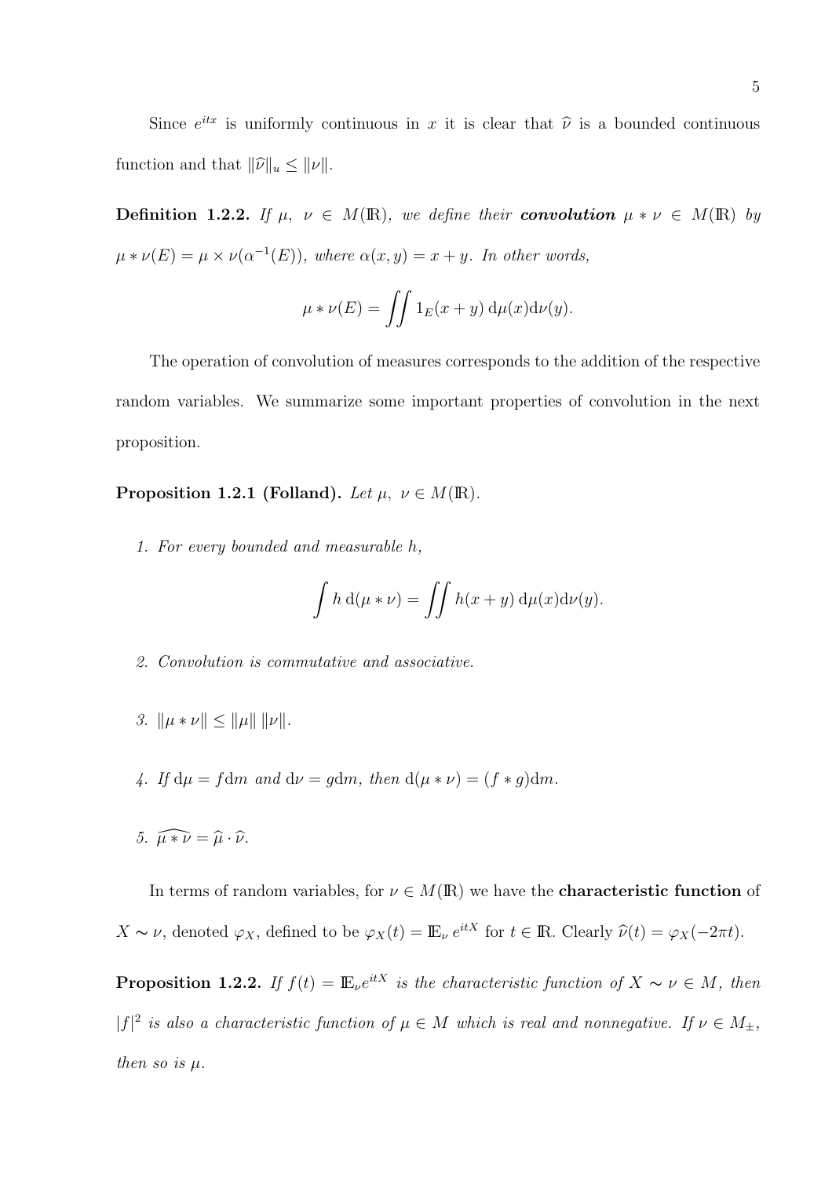Since $e^{itx}$ is uniformly continuous in $x$ it is clear that $\widehat{\nu}$ is a bounded continuous function and that $\|\widehat{\nu}\|_u \leq \|\nu\|$.

**Definition 1.2.2.** *If $\mu,\ \nu \in M(\mathbb{R})$, we define their **convolution** $\mu * \nu \in M(\mathbb{R})$ by $\mu * \nu(E) = \mu \times \nu(\alpha^{-1}(E))$, where $\alpha(x,y) = x + y$. In other words,*

$$\mu * \nu(E) = \iint 1_E(x+y)\, \mathrm{d}\mu(x)\mathrm{d}\nu(y).$$

The operation of convolution of measures corresponds to the addition of the respective random variables. We summarize some important properties of convolution in the next proposition.

**Proposition 1.2.1 (Folland).** *Let $\mu,\ \nu \in M(\mathbb{R})$.*

1. *For every bounded and measurable $h$,*

$$\int h \, \mathrm{d}(\mu * \nu) = \iint h(x+y)\, \mathrm{d}\mu(x)\mathrm{d}\nu(y).$$

2. *Convolution is commutative and associative.*

3. $\|\mu * \nu\| \leq \|\mu\| \, \|\nu\|$.

4. *If $\mathrm{d}\mu = f\mathrm{d}m$ and $\mathrm{d}\nu = g\mathrm{d}m$, then $\mathrm{d}(\mu * \nu) = (f * g)\mathrm{d}m$.*

5. $\widehat{\mu * \nu} = \widehat{\mu} \cdot \widehat{\nu}$.

In terms of random variables, for $\nu \in M(\mathbb{R})$ we have the **characteristic function** of $X \sim \nu$, denoted $\varphi_X$, defined to be $\varphi_X(t) = \mathbb{E}_\nu\, e^{itX}$ for $t \in \mathbb{R}$. Clearly $\widehat{\nu}(t) = \varphi_X(-2\pi t)$.

**Proposition 1.2.2.** *If $f(t) = \mathbb{E}_\nu e^{itX}$ is the characteristic function of $X \sim \nu \in M$, then $|f|^2$ is also a characteristic function of $\mu \in M$ which is real and nonnegative. If $\nu \in M_\pm$, then so is $\mu$.*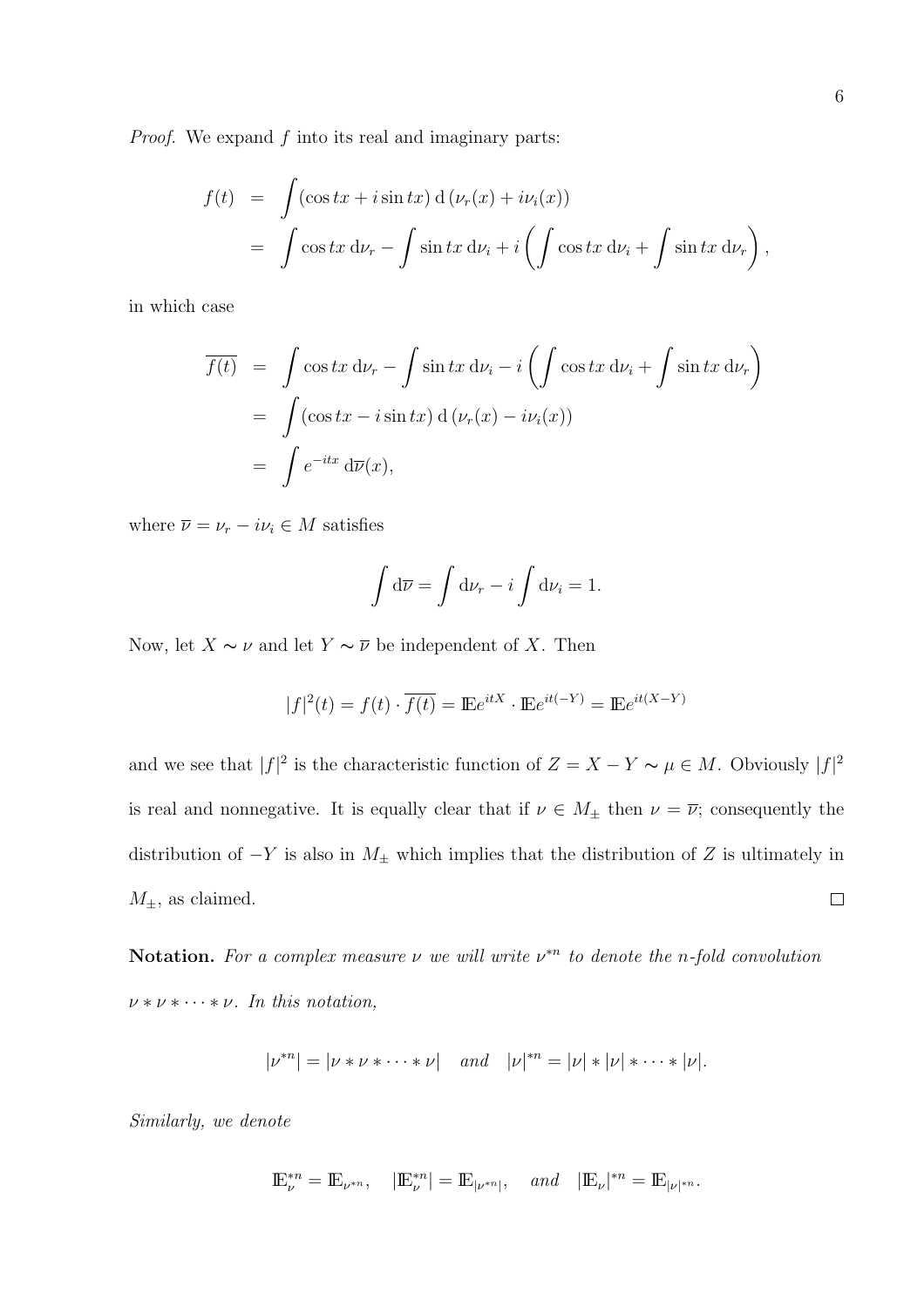*Proof.* We expand $f$ into its real and imaginary parts:

$$
\begin{aligned}
f(t) &= \int (\cos tx + i \sin tx) \, \mathrm{d}\left(\nu_r(x) + i\nu_i(x)\right) \\
&= \int \cos tx \, \mathrm{d}\nu_r - \int \sin tx \, \mathrm{d}\nu_i + i \left( \int \cos tx \, \mathrm{d}\nu_i + \int \sin tx \, \mathrm{d}\nu_r \right),
\end{aligned}
$$

in which case

$$
\begin{aligned}
\overline{f(t)} &= \int \cos tx \, \mathrm{d}\nu_r - \int \sin tx \, \mathrm{d}\nu_i - i \left( \int \cos tx \, \mathrm{d}\nu_i + \int \sin tx \, \mathrm{d}\nu_r \right) \\
&= \int (\cos tx - i \sin tx) \, \mathrm{d}\left(\nu_r(x) - i\nu_i(x)\right) \\
&= \int e^{-itx} \, \mathrm{d}\overline{\nu}(x),
\end{aligned}
$$

where $\overline{\nu} = \nu_r - i\nu_i \in M$ satisfies

$$
\int \mathrm{d}\overline{\nu} = \int \mathrm{d}\nu_r - i \int \mathrm{d}\nu_i = 1.
$$

Now, let $X \sim \nu$ and let $Y \sim \overline{\nu}$ be independent of $X$. Then

$$
|f|^2(t) = f(t) \cdot \overline{f(t)} = \mathbb{E}e^{itX} \cdot \mathbb{E}e^{it(-Y)} = \mathbb{E}e^{it(X-Y)}
$$

and we see that $|f|^2$ is the characteristic function of $Z = X - Y \sim \mu \in M$. Obviously $|f|^2$ is real and nonnegative. It is equally clear that if $\nu \in M_\pm$ then $\nu = \overline{\nu}$; consequently the distribution of $-Y$ is also in $M_\pm$ which implies that the distribution of $Z$ is ultimately in $M_\pm$, as claimed. $\square$

**Notation.** *For a complex measure $\nu$ we will write $\nu^{*n}$ to denote the $n$-fold convolution $\nu * \nu * \cdots * \nu$. In this notation,*

$$
|\nu^{*n}| = |\nu * \nu * \cdots * \nu| \quad \textit{and} \quad |\nu|^{*n} = |\nu| * |\nu| * \cdots * |\nu|.
$$

*Similarly, we denote*

$$
\mathbb{E}_\nu^{*n} = \mathbb{E}_{\nu^{*n}}, \quad |\mathbb{E}_\nu^{*n}| = \mathbb{E}_{|\nu^{*n}|}, \quad \textit{and} \quad |\mathbb{E}_\nu|^{*n} = \mathbb{E}_{|\nu|^{*n}}.
$$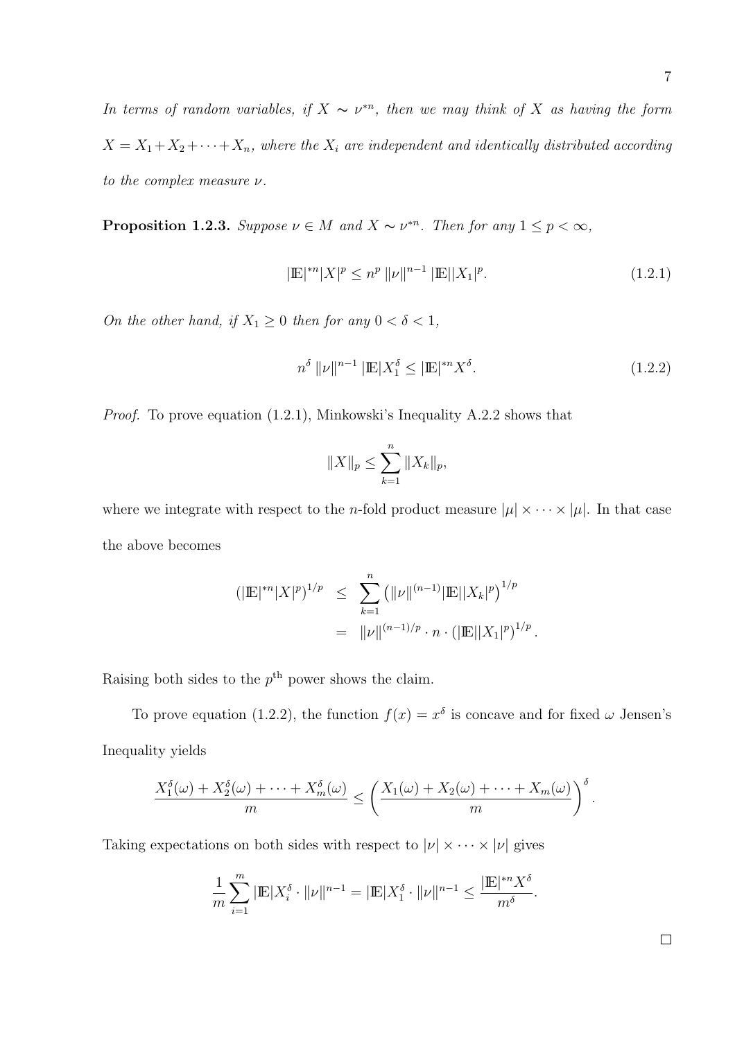*In terms of random variables, if $X \sim \nu^{*n}$, then we may think of $X$ as having the form $X = X_1 + X_2 + \cdots + X_n$, where the $X_i$ are independent and identically distributed according to the complex measure $\nu$.*

**Proposition 1.2.3.** *Suppose $\nu \in M$ and $X \sim \nu^{*n}$. Then for any $1 \leq p < \infty$,*

$$|\mathbb{E}|^{*n}|X|^p \leq n^p \, \|\nu\|^{n-1} \, |\mathbb{E}||X_1|^p. \tag{1.2.1}$$

*On the other hand, if $X_1 \geq 0$ then for any $0 < \delta < 1$,*

$$n^\delta \, \|\nu\|^{n-1} \, |\mathbb{E}|X_1^\delta \leq |\mathbb{E}|^{*n} X^\delta. \tag{1.2.2}$$

*Proof.* To prove equation (1.2.1), Minkowski's Inequality A.2.2 shows that

$$\|X\|_p \leq \sum_{k=1}^{n} \|X_k\|_p,$$

where we integrate with respect to the $n$-fold product measure $|\mu| \times \cdots \times |\mu|$. In that case the above becomes

$$\begin{aligned}
\left(|\mathbb{E}|^{*n}|X|^p\right)^{1/p} &\leq \sum_{k=1}^{n} \left(\|\nu\|^{(n-1)}|\mathbb{E}||X_k|^p\right)^{1/p} \\
&= \|\nu\|^{(n-1)/p} \cdot n \cdot \left(|\mathbb{E}||X_1|^p\right)^{1/p}.
\end{aligned}$$

Raising both sides to the $p^{\text{th}}$ power shows the claim.

To prove equation (1.2.2), the function $f(x) = x^\delta$ is concave and for fixed $\omega$ Jensen's Inequality yields

$$\frac{X_1^\delta(\omega) + X_2^\delta(\omega) + \cdots + X_m^\delta(\omega)}{m} \leq \left(\frac{X_1(\omega) + X_2(\omega) + \cdots + X_m(\omega)}{m}\right)^\delta.$$

Taking expectations on both sides with respect to $|\nu| \times \cdots \times |\nu|$ gives

$$\frac{1}{m}\sum_{i=1}^{m} |\mathbb{E}|X_i^\delta \cdot \|\nu\|^{n-1} = |\mathbb{E}|X_1^\delta \cdot \|\nu\|^{n-1} \leq \frac{|\mathbb{E}|^{*n} X^\delta}{m^\delta}.$$

$\square$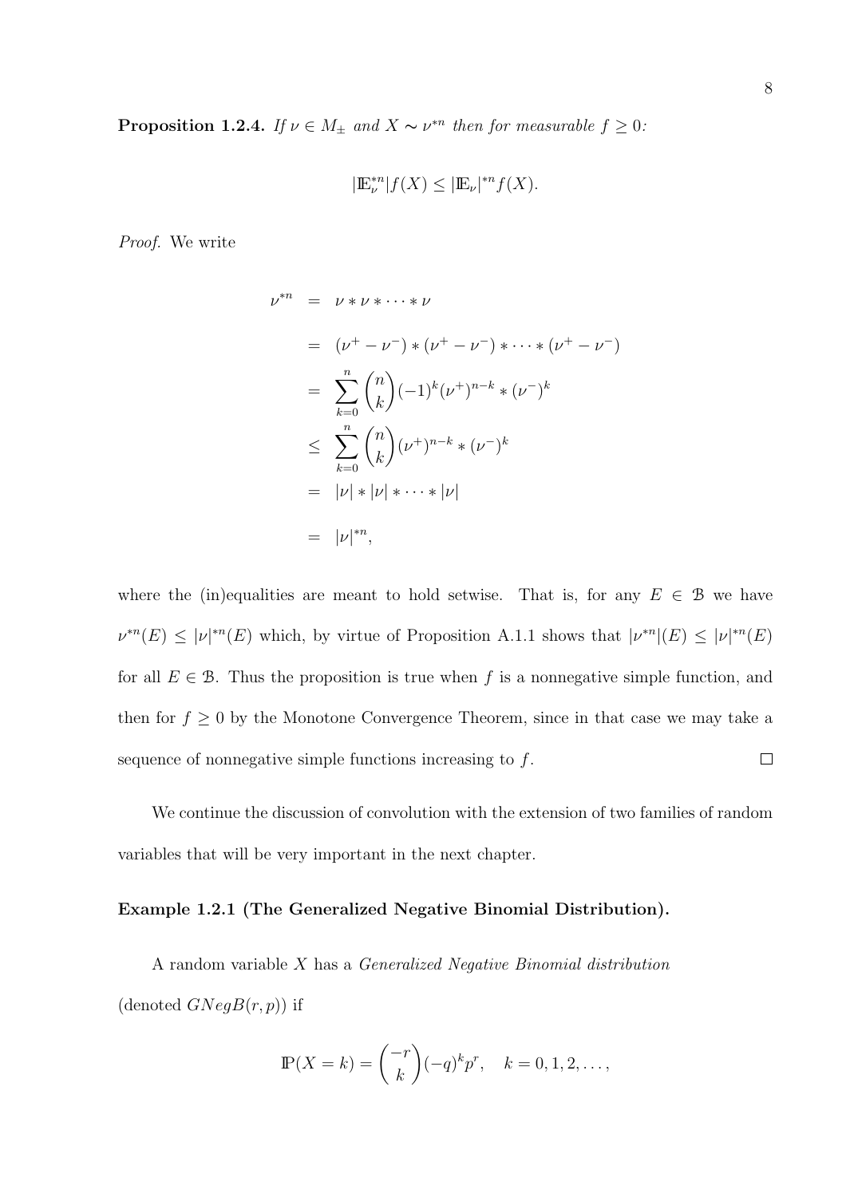**Proposition 1.2.4.** *If $\nu \in M_{\pm}$ and $X \sim \nu^{*n}$ then for measurable $f \geq 0$:*

$$|\mathbb{E}_{\nu}^{*n}| f(X) \leq |\mathbb{E}_{\nu}|^{*n} f(X).$$

*Proof.* We write

$$\begin{aligned}
\nu^{*n} &= \nu * \nu * \cdots * \nu \\
&= (\nu^{+} - \nu^{-}) * (\nu^{+} - \nu^{-}) * \cdots * (\nu^{+} - \nu^{-}) \\
&= \sum_{k=0}^{n} \binom{n}{k} (-1)^{k} (\nu^{+})^{n-k} * (\nu^{-})^{k} \\
&\leq \sum_{k=0}^{n} \binom{n}{k} (\nu^{+})^{n-k} * (\nu^{-})^{k} \\
&= |\nu| * |\nu| * \cdots * |\nu| \\
&= |\nu|^{*n},
\end{aligned}$$

where the (in)equalities are meant to hold setwise. That is, for any $E \in \mathcal{B}$ we have $\nu^{*n}(E) \leq |\nu|^{*n}(E)$ which, by virtue of Proposition A.1.1 shows that $|\nu^{*n}|(E) \leq |\nu|^{*n}(E)$ for all $E \in \mathcal{B}$. Thus the proposition is true when $f$ is a nonnegative simple function, and then for $f \geq 0$ by the Monotone Convergence Theorem, since in that case we may take a sequence of nonnegative simple functions increasing to $f$. $\square$

We continue the discussion of convolution with the extension of two families of random variables that will be very important in the next chapter.

**Example 1.2.1 (The Generalized Negative Binomial Distribution).**

A random variable $X$ has a *Generalized Negative Binomial distribution* (denoted $GNegB(r,p)$) if

$$\mathbb{P}(X = k) = \binom{-r}{k} (-q)^{k} p^{r}, \quad k = 0, 1, 2, \ldots,$$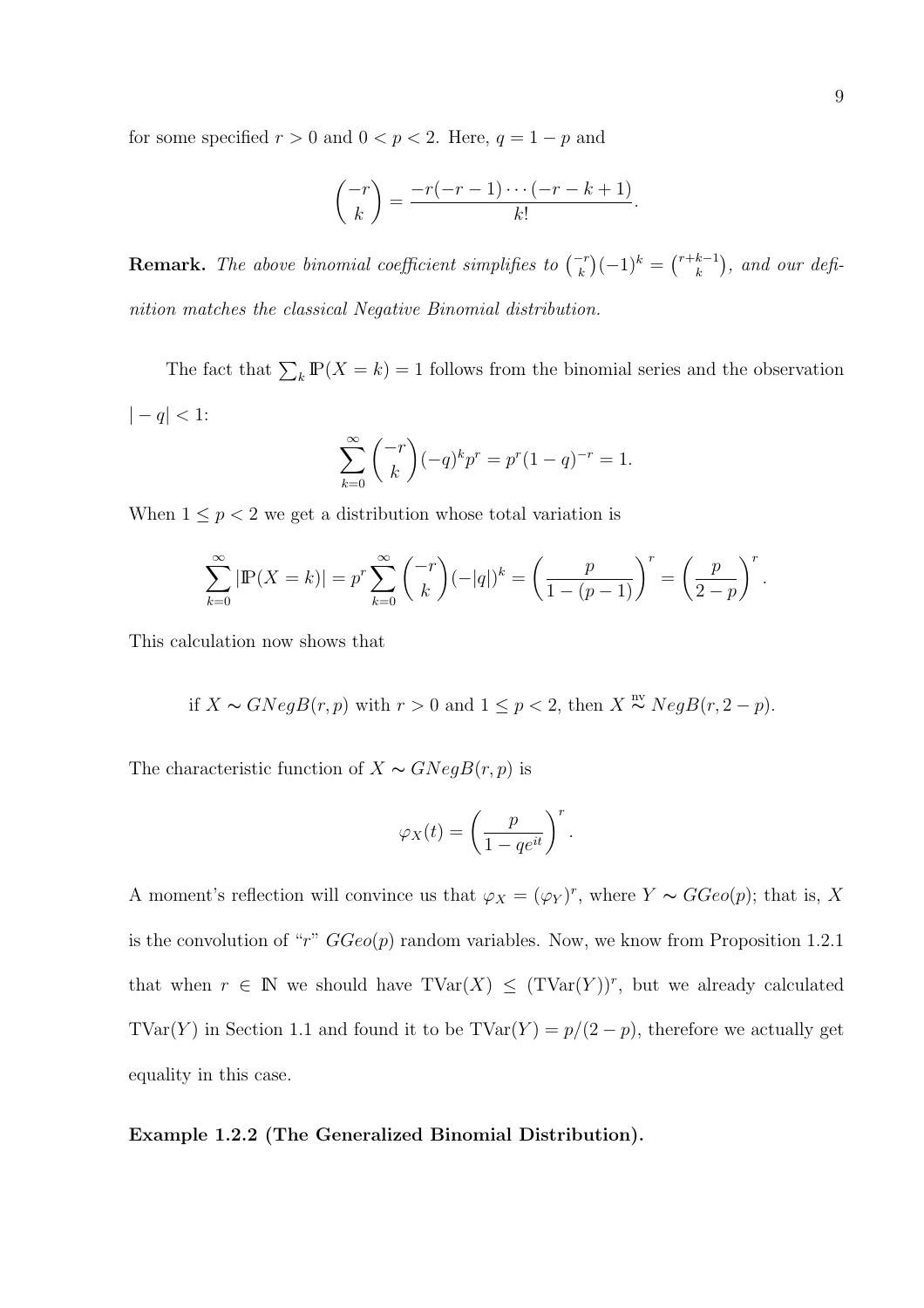for some specified $r > 0$ and $0 < p < 2$. Here, $q = 1 - p$ and

$$\binom{-r}{k} = \frac{-r(-r-1)\cdots(-r-k+1)}{k!}.$$

**Remark.** *The above binomial coefficient simplifies to* $\binom{-r}{k}(-1)^k = \binom{r+k-1}{k}$*, and our definition matches the classical Negative Binomial distribution.*

The fact that $\sum_k \mathbb{P}(X = k) = 1$ follows from the binomial series and the observation $|-q| < 1$:

$$\sum_{k=0}^{\infty} \binom{-r}{k}(-q)^k p^r = p^r(1-q)^{-r} = 1.$$

When $1 \leq p < 2$ we get a distribution whose total variation is

$$\sum_{k=0}^{\infty} |\mathbb{P}(X = k)| = p^r \sum_{k=0}^{\infty} \binom{-r}{k}(-|q|)^k = \left(\frac{p}{1-(p-1)}\right)^r = \left(\frac{p}{2-p}\right)^r.$$

This calculation now shows that

if $X \sim GNegB(r, p)$ with $r > 0$ and $1 \leq p < 2$, then $X \overset{\text{nv}}{\sim} NegB(r, 2-p)$.

The characteristic function of $X \sim GNegB(r, p)$ is

$$\varphi_X(t) = \left(\frac{p}{1 - qe^{it}}\right)^r.$$

A moment's reflection will convince us that $\varphi_X = (\varphi_Y)^r$, where $Y \sim GGeo(p)$; that is, $X$ is the convolution of "$r$" $GGeo(p)$ random variables. Now, we know from Proposition 1.2.1 that when $r \in \mathbb{N}$ we should have $\text{TVar}(X) \leq (\text{TVar}(Y))^r$, but we already calculated $\text{TVar}(Y)$ in Section 1.1 and found it to be $\text{TVar}(Y) = p/(2-p)$, therefore we actually get equality in this case.

**Example 1.2.2 (The Generalized Binomial Distribution).**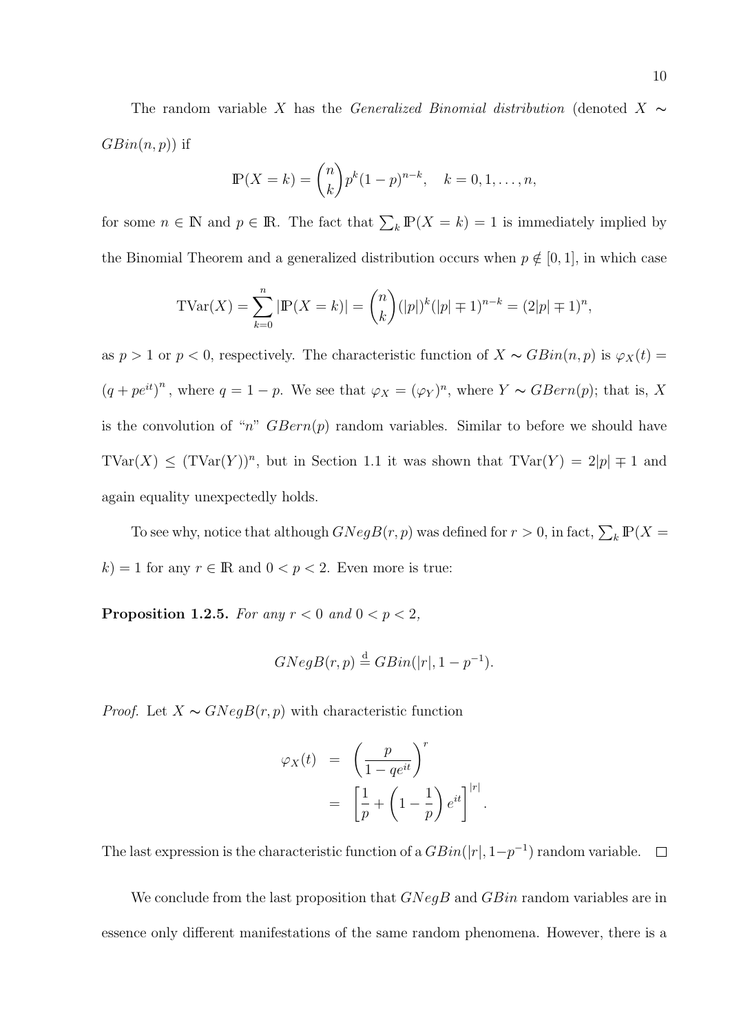The random variable $X$ has the *Generalized Binomial distribution* (denoted $X \sim GBin(n, p)$) if

$$\mathbb{P}(X = k) = \binom{n}{k} p^k (1-p)^{n-k}, \quad k = 0, 1, \ldots, n,$$

for some $n \in \mathbb{N}$ and $p \in \mathbb{R}$. The fact that $\sum_k \mathbb{P}(X = k) = 1$ is immediately implied by the Binomial Theorem and a generalized distribution occurs when $p \notin [0, 1]$, in which case

$$\text{TVar}(X) = \sum_{k=0}^{n} |\mathbb{P}(X = k)| = \binom{n}{k} (|p|)^k (|p| \mp 1)^{n-k} = (2|p| \mp 1)^n,$$

as $p > 1$ or $p < 0$, respectively. The characteristic function of $X \sim GBin(n, p)$ is $\varphi_X(t) = \left(q + pe^{it}\right)^n$, where $q = 1 - p$. We see that $\varphi_X = (\varphi_Y)^n$, where $Y \sim GBern(p)$; that is, $X$ is the convolution of "$n$" $GBern(p)$ random variables. Similar to before we should have $\text{TVar}(X) \leq (\text{TVar}(Y))^n$, but in Section 1.1 it was shown that $\text{TVar}(Y) = 2|p| \mp 1$ and again equality unexpectedly holds.

To see why, notice that although $GNegB(r, p)$ was defined for $r > 0$, in fact, $\sum_k \mathbb{P}(X = k) = 1$ for any $r \in \mathbb{R}$ and $0 < p < 2$. Even more is true:

**Proposition 1.2.5.** *For any $r < 0$ and $0 < p < 2$,*

$$GNegB(r, p) \stackrel{\text{d}}{=} GBin(|r|, 1 - p^{-1}).$$

*Proof.* Let $X \sim GNegB(r, p)$ with characteristic function

$$\begin{aligned} \varphi_X(t) &= \left(\frac{p}{1 - qe^{it}}\right)^r \\ &= \left[\frac{1}{p} + \left(1 - \frac{1}{p}\right) e^{it}\right]^{|r|}. \end{aligned}$$

The last expression is the characteristic function of a $GBin(|r|, 1-p^{-1})$ random variable. $\square$

We conclude from the last proposition that $GNegB$ and $GBin$ random variables are in essence only different manifestations of the same random phenomena. However, there is a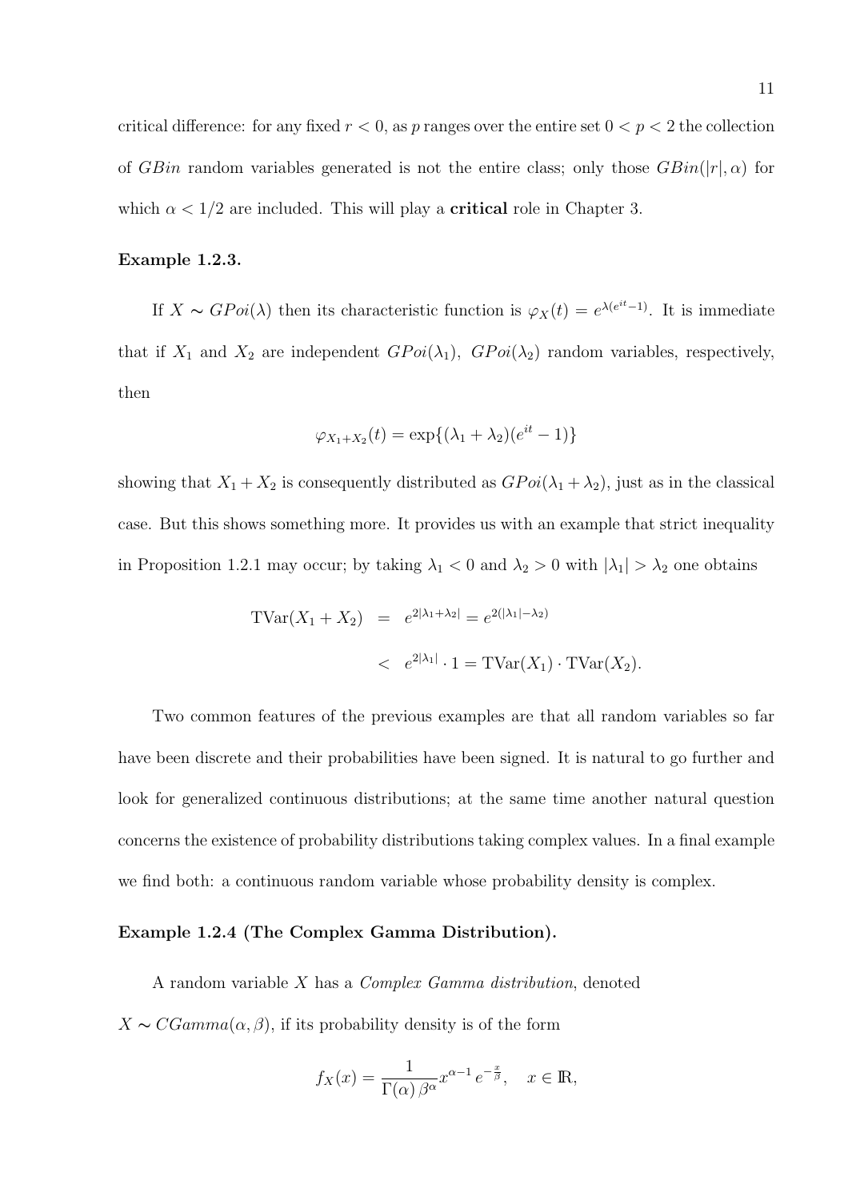critical difference: for any fixed $r < 0$, as $p$ ranges over the entire set $0 < p < 2$ the collection of $GBin$ random variables generated is not the entire class; only those $GBin(|r|, \alpha)$ for which $\alpha < 1/2$ are included. This will play a **critical** role in Chapter 3.

**Example 1.2.3.**

If $X \sim GPoi(\lambda)$ then its characteristic function is $\varphi_X(t) = e^{\lambda(e^{it}-1)}$. It is immediate that if $X_1$ and $X_2$ are independent $GPoi(\lambda_1)$, $GPoi(\lambda_2)$ random variables, respectively, then

$$\varphi_{X_1+X_2}(t) = \exp\{(\lambda_1 + \lambda_2)(e^{it} - 1)\}$$

showing that $X_1 + X_2$ is consequently distributed as $GPoi(\lambda_1 + \lambda_2)$, just as in the classical case. But this shows something more. It provides us with an example that strict inequality in Proposition 1.2.1 may occur; by taking $\lambda_1 < 0$ and $\lambda_2 > 0$ with $|\lambda_1| > \lambda_2$ one obtains

$$\begin{aligned}
\mathrm{TVar}(X_1 + X_2) &= e^{2|\lambda_1+\lambda_2|} = e^{2(|\lambda_1|-\lambda_2)} \\
&< e^{2|\lambda_1|} \cdot 1 = \mathrm{TVar}(X_1) \cdot \mathrm{TVar}(X_2).
\end{aligned}$$

Two common features of the previous examples are that all random variables so far have been discrete and their probabilities have been signed. It is natural to go further and look for generalized continuous distributions; at the same time another natural question concerns the existence of probability distributions taking complex values. In a final example we find both: a continuous random variable whose probability density is complex.

**Example 1.2.4 (The Complex Gamma Distribution).**

A random variable $X$ has a *Complex Gamma distribution*, denoted $X \sim CGamma(\alpha, \beta)$, if its probability density is of the form

$$f_X(x) = \frac{1}{\Gamma(\alpha)\,\beta^{\alpha}} x^{\alpha-1}\, e^{-\frac{x}{\beta}}, \quad x \in \mathbb{R},$$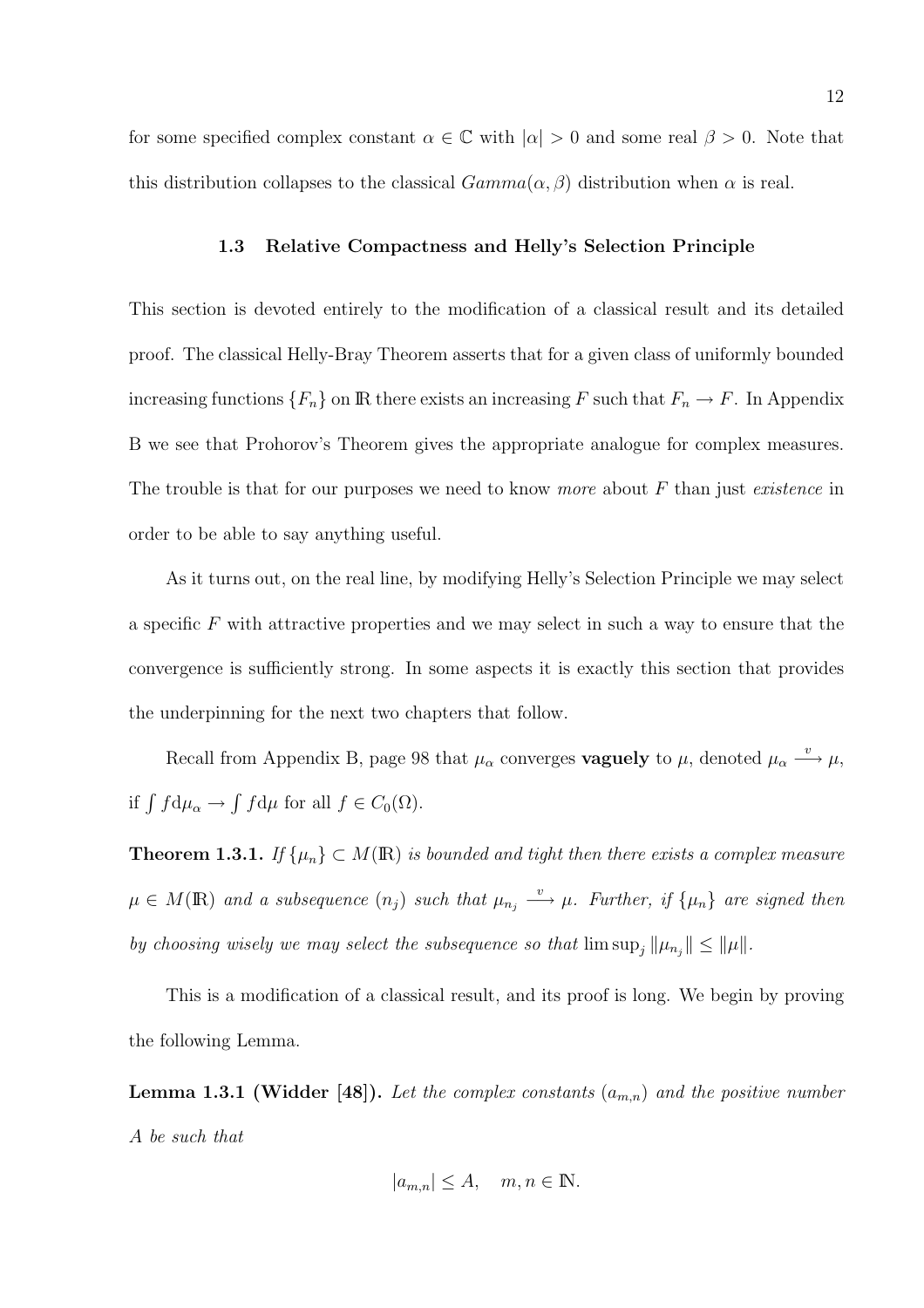for some specified complex constant $\alpha \in \mathbb{C}$ with $|\alpha| > 0$ and some real $\beta > 0$. Note that this distribution collapses to the classical $Gamma(\alpha, \beta)$ distribution when $\alpha$ is real.

### 1.3 Relative Compactness and Helly's Selection Principle

This section is devoted entirely to the modification of a classical result and its detailed proof. The classical Helly-Bray Theorem asserts that for a given class of uniformly bounded increasing functions $\{F_n\}$ on $\mathbb{R}$ there exists an increasing $F$ such that $F_n \to F$. In Appendix B we see that Prohorov's Theorem gives the appropriate analogue for complex measures. The trouble is that for our purposes we need to know *more* about $F$ than just *existence* in order to be able to say anything useful.

As it turns out, on the real line, by modifying Helly's Selection Principle we may select a specific $F$ with attractive properties and we may select in such a way to ensure that the convergence is sufficiently strong. In some aspects it is exactly this section that provides the underpinning for the next two chapters that follow.

Recall from Appendix B, page 98 that $\mu_\alpha$ converges **vaguely** to $\mu$, denoted $\mu_\alpha \xrightarrow{v} \mu$, if $\int f \mathrm{d}\mu_\alpha \to \int f \mathrm{d}\mu$ for all $f \in C_0(\Omega)$.

**Theorem 1.3.1.** *If $\{\mu_n\} \subset M(\mathbb{R})$ is bounded and tight then there exists a complex measure $\mu \in M(\mathbb{R})$ and a subsequence $(n_j)$ such that $\mu_{n_j} \xrightarrow{v} \mu$. Further, if $\{\mu_n\}$ are signed then by choosing wisely we may select the subsequence so that $\limsup_j \|\mu_{n_j}\| \leq \|\mu\|$.*

This is a modification of a classical result, and its proof is long. We begin by proving the following Lemma.

**Lemma 1.3.1 (Widder [48]).** *Let the complex constants $(a_{m,n})$ and the positive number $A$ be such that*

$$|a_{m,n}| \leq A, \quad m, n \in \mathbb{N}.$$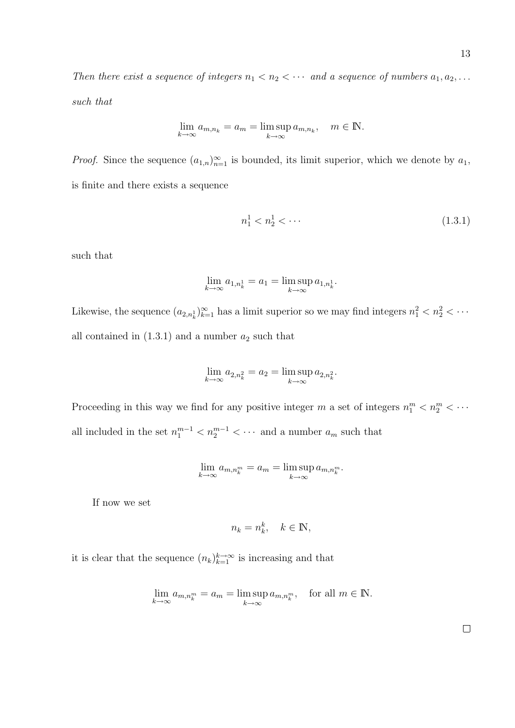*Then there exist a sequence of integers $n_1 < n_2 < \cdots$ and a sequence of numbers $a_1, a_2, \ldots$ such that*

$$\lim_{k\to\infty} a_{m,n_k} = a_m = \limsup_{k\to\infty} a_{m,n_k}, \quad m \in \mathbb{N}.$$

*Proof.* Since the sequence $(a_{1,n})_{n=1}^{\infty}$ is bounded, its limit superior, which we denote by $a_1$, is finite and there exists a sequence

$$n_1^1 < n_2^1 < \cdots \tag{1.3.1}$$

such that

$$\lim_{k\to\infty} a_{1,n_k^1} = a_1 = \limsup_{k\to\infty} a_{1,n_k^1}.$$

Likewise, the sequence $(a_{2,n_k^1})_{k=1}^{\infty}$ has a limit superior so we may find integers $n_1^2 < n_2^2 < \cdots$ all contained in (1.3.1) and a number $a_2$ such that

$$\lim_{k\to\infty} a_{2,n_k^2} = a_2 = \limsup_{k\to\infty} a_{2,n_k^2}.$$

Proceeding in this way we find for any positive integer $m$ a set of integers $n_1^m < n_2^m < \cdots$ all included in the set $n_1^{m-1} < n_2^{m-1} < \cdots$ and a number $a_m$ such that

$$\lim_{k\to\infty} a_{m,n_k^m} = a_m = \limsup_{k\to\infty} a_{m,n_k^m}.$$

If now we set

$$n_k = n_k^k, \quad k \in \mathbb{N},$$

it is clear that the sequence $(n_k)_{k=1}^{k\to\infty}$ is increasing and that

$$\lim_{k\to\infty} a_{m,n_k^m} = a_m = \limsup_{k\to\infty} a_{m,n_k^m}, \quad \text{for all } m \in \mathbb{N}.$$

$\square$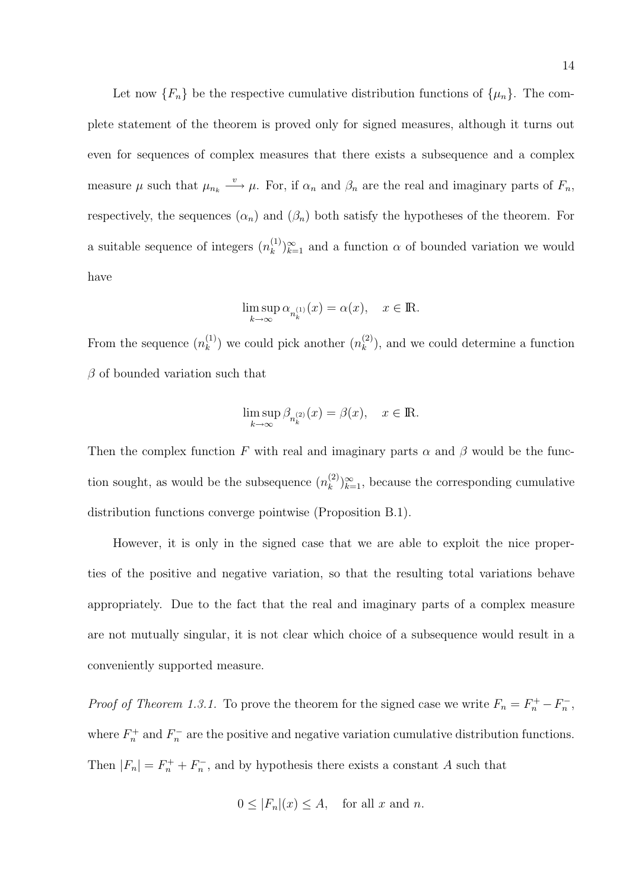Let now $\{F_n\}$ be the respective cumulative distribution functions of $\{\mu_n\}$. The complete statement of the theorem is proved only for signed measures, although it turns out even for sequences of complex measures that there exists a subsequence and a complex measure $\mu$ such that $\mu_{n_k} \xrightarrow{v} \mu$. For, if $\alpha_n$ and $\beta_n$ are the real and imaginary parts of $F_n$, respectively, the sequences $(\alpha_n)$ and $(\beta_n)$ both satisfy the hypotheses of the theorem. For a suitable sequence of integers $(n_k^{(1)})_{k=1}^{\infty}$ and a function $\alpha$ of bounded variation we would have

$$\limsup_{k\to\infty} \alpha_{n_k^{(1)}}(x) = \alpha(x), \quad x \in \mathbb{R}.$$

From the sequence $(n_k^{(1)})$ we could pick another $(n_k^{(2)})$, and we could determine a function $\beta$ of bounded variation such that

$$\limsup_{k\to\infty} \beta_{n_k^{(2)}}(x) = \beta(x), \quad x \in \mathbb{R}.$$

Then the complex function $F$ with real and imaginary parts $\alpha$ and $\beta$ would be the function sought, as would be the subsequence $(n_k^{(2)})_{k=1}^{\infty}$, because the corresponding cumulative distribution functions converge pointwise (Proposition B.1).

However, it is only in the signed case that we are able to exploit the nice properties of the positive and negative variation, so that the resulting total variations behave appropriately. Due to the fact that the real and imaginary parts of a complex measure are not mutually singular, it is not clear which choice of a subsequence would result in a conveniently supported measure.

*Proof of Theorem 1.3.1.* To prove the theorem for the signed case we write $F_n = F_n^+ - F_n^-$, where $F_n^+$ and $F_n^-$ are the positive and negative variation cumulative distribution functions. Then $|F_n| = F_n^+ + F_n^-$, and by hypothesis there exists a constant $A$ such that

$$0 \leq |F_n|(x) \leq A, \quad \text{for all } x \text{ and } n.$$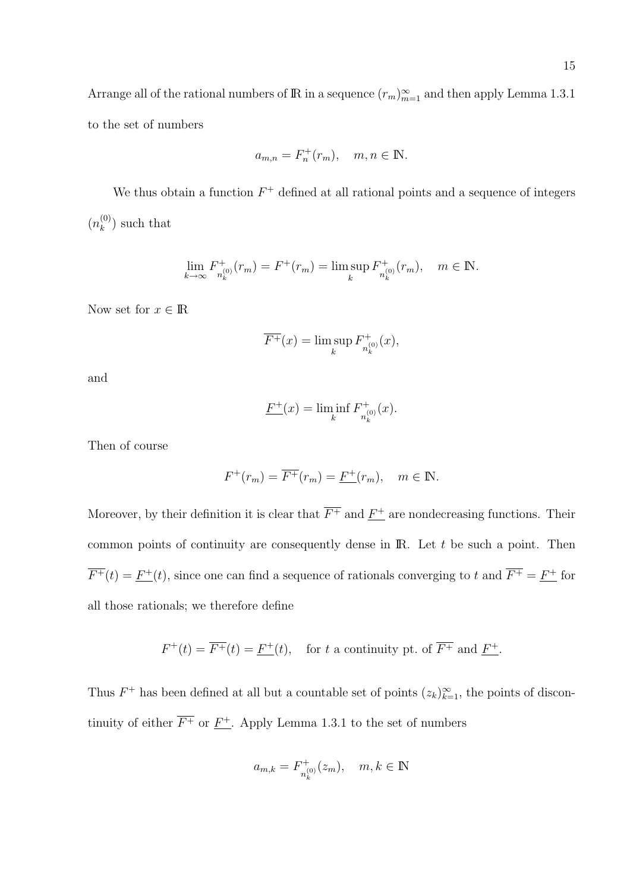Arrange all of the rational numbers of $\mathbb{R}$ in a sequence $(r_m)_{m=1}^{\infty}$ and then apply Lemma 1.3.1 to the set of numbers

$$a_{m,n} = F_n^+(r_m), \quad m, n \in \mathbb{N}.$$

We thus obtain a function $F^+$ defined at all rational points and a sequence of integers $(n_k^{(0)})$ such that

$$\lim_{k\to\infty} F^+_{n_k^{(0)}}(r_m) = F^+(r_m) = \limsup_k F^+_{n_k^{(0)}}(r_m), \quad m \in \mathbb{N}.$$

Now set for $x \in \mathbb{R}$

$$\overline{F^+}(x) = \limsup_k F^+_{n_k^{(0)}}(x),$$

and

$$\underline{F^+}(x) = \liminf_k F^+_{n_k^{(0)}}(x).$$

Then of course

$$F^+(r_m) = \overline{F^+}(r_m) = \underline{F^+}(r_m), \quad m \in \mathbb{N}.$$

Moreover, by their definition it is clear that $\overline{F^+}$ and $\underline{F^+}$ are nondecreasing functions. Their common points of continuity are consequently dense in $\mathbb{R}$. Let $t$ be such a point. Then $\overline{F^+}(t) = \underline{F^+}(t)$, since one can find a sequence of rationals converging to $t$ and $\overline{F^+} = \underline{F^+}$ for all those rationals; we therefore define

$$F^+(t) = \overline{F^+}(t) = \underline{F^+}(t), \quad \text{for } t \text{ a continuity pt. of } \overline{F^+} \text{ and } \underline{F^+}.$$

Thus $F^+$ has been defined at all but a countable set of points $(z_k)_{k=1}^{\infty}$, the points of discontinuity of either $\overline{F^+}$ or $\underline{F^+}$. Apply Lemma 1.3.1 to the set of numbers

$$a_{m,k} = F^+_{n_k^{(0)}}(z_m), \quad m, k \in \mathbb{N}$$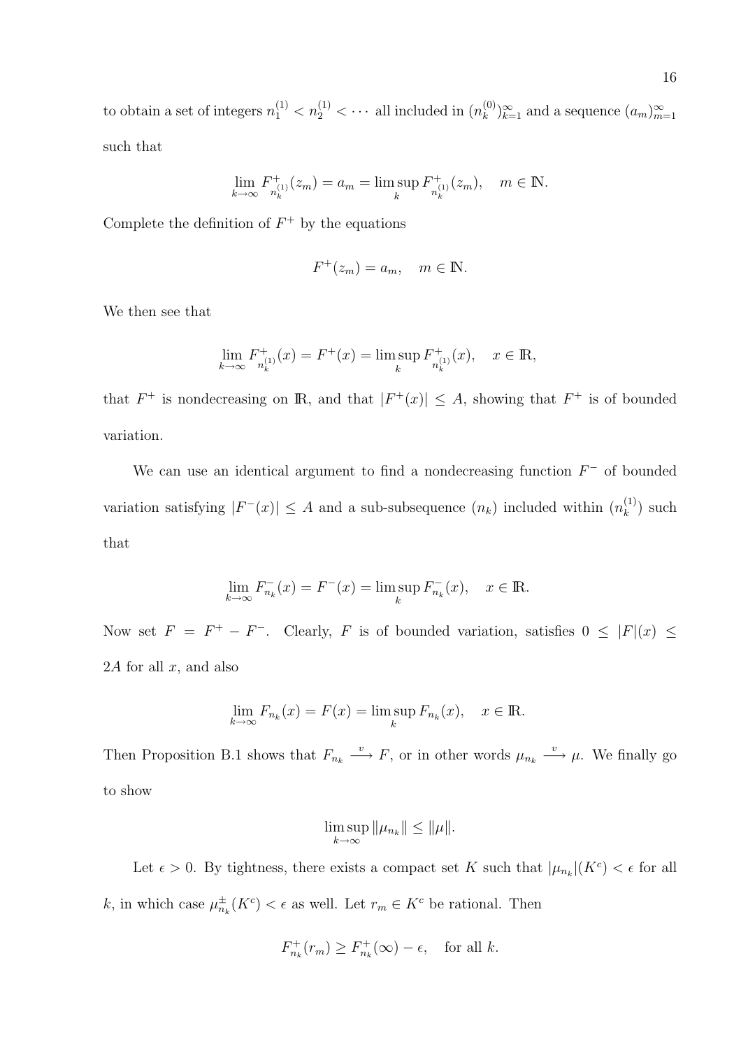to obtain a set of integers $n_1^{(1)} < n_2^{(1)} < \cdots$ all included in $(n_k^{(0)})_{k=1}^{\infty}$ and a sequence $(a_m)_{m=1}^{\infty}$ such that

$$\lim_{k\to\infty} F^+_{n_k^{(1)}}(z_m) = a_m = \limsup_k F^+_{n_k^{(1)}}(z_m), \quad m \in \mathbb{N}.$$

Complete the definition of $F^+$ by the equations

$$F^+(z_m) = a_m, \quad m \in \mathbb{N}.$$

We then see that

$$\lim_{k\to\infty} F^+_{n_k^{(1)}}(x) = F^+(x) = \limsup_k F^+_{n_k^{(1)}}(x), \quad x \in \mathbb{R},$$

that $F^+$ is nondecreasing on $\mathbb{R}$, and that $|F^+(x)| \le A$, showing that $F^+$ is of bounded variation.

We can use an identical argument to find a nondecreasing function $F^-$ of bounded variation satisfying $|F^-(x)| \le A$ and a sub-subsequence $(n_k)$ included within $(n_k^{(1)})$ such that

$$\lim_{k\to\infty} F^-_{n_k}(x) = F^-(x) = \limsup_k F^-_{n_k}(x), \quad x \in \mathbb{R}.$$

Now set $F = F^+ - F^-$. Clearly, $F$ is of bounded variation, satisfies $0 \le |F|(x) \le 2A$ for all $x$, and also

$$\lim_{k\to\infty} F_{n_k}(x) = F(x) = \limsup_k F_{n_k}(x), \quad x \in \mathbb{R}.$$

Then Proposition B.1 shows that $F_{n_k} \xrightarrow{v} F$, or in other words $\mu_{n_k} \xrightarrow{v} \mu$. We finally go to show

$$\limsup_{k\to\infty} \|\mu_{n_k}\| \le \|\mu\|.$$

Let $\epsilon > 0$. By tightness, there exists a compact set $K$ such that $|\mu_{n_k}|(K^c) < \epsilon$ for all $k$, in which case $\mu^{\pm}_{n_k}(K^c) < \epsilon$ as well. Let $r_m \in K^c$ be rational. Then

$$F^+_{n_k}(r_m) \ge F^+_{n_k}(\infty) - \epsilon, \quad \text{for all } k.$$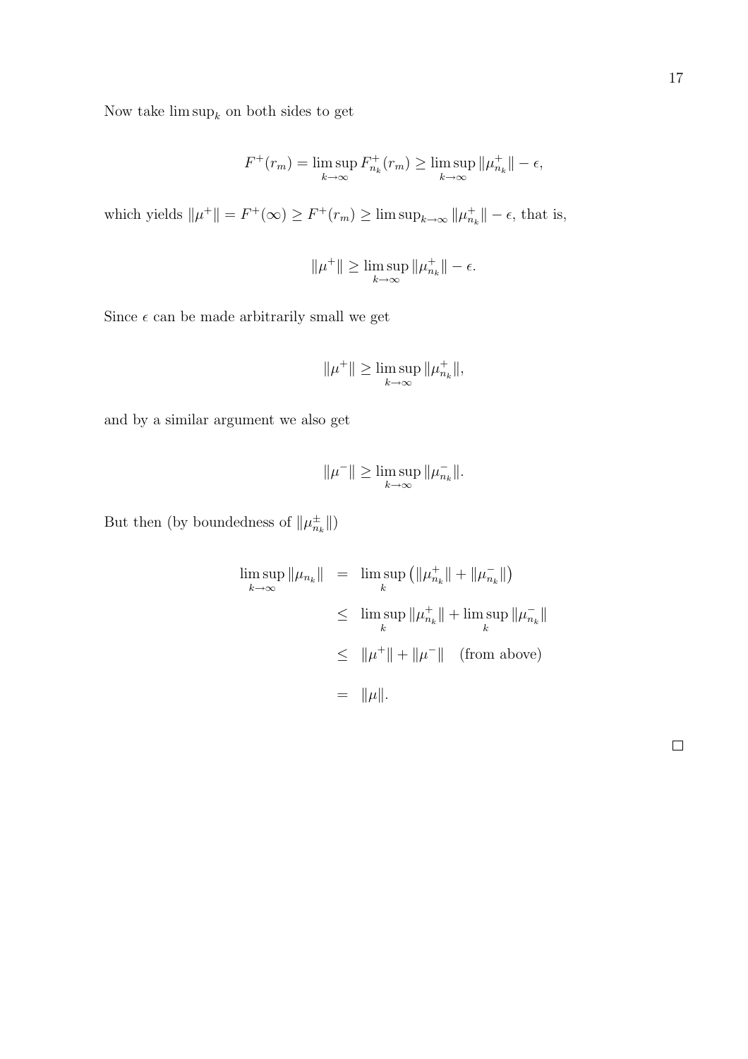Now take $\limsup_k$ on both sides to get

$$F^+(r_m) = \limsup_{k\to\infty} F^+_{n_k}(r_m) \geq \limsup_{k\to\infty} \|\mu^+_{n_k}\| - \epsilon,$$

which yields $\|\mu^+\| = F^+(\infty) \geq F^+(r_m) \geq \limsup_{k\to\infty} \|\mu^+_{n_k}\| - \epsilon$, that is,

$$\|\mu^+\| \geq \limsup_{k\to\infty} \|\mu^+_{n_k}\| - \epsilon.$$

Since $\epsilon$ can be made arbitrarily small we get

$$\|\mu^+\| \geq \limsup_{k\to\infty} \|\mu^+_{n_k}\|,$$

and by a similar argument we also get

$$\|\mu^-\| \geq \limsup_{k\to\infty} \|\mu^-_{n_k}\|.$$

But then (by boundedness of $\|\mu^\pm_{n_k}\|$)

$$\begin{aligned}
\limsup_{k\to\infty} \|\mu_{n_k}\| &= \limsup_k \left(\|\mu^+_{n_k}\| + \|\mu^-_{n_k}\|\right) \\
&\leq \limsup_k \|\mu^+_{n_k}\| + \limsup_k \|\mu^-_{n_k}\| \\
&\leq \|\mu^+\| + \|\mu^-\| \quad \text{(from above)} \\
&= \|\mu\|.
\end{aligned}$$

□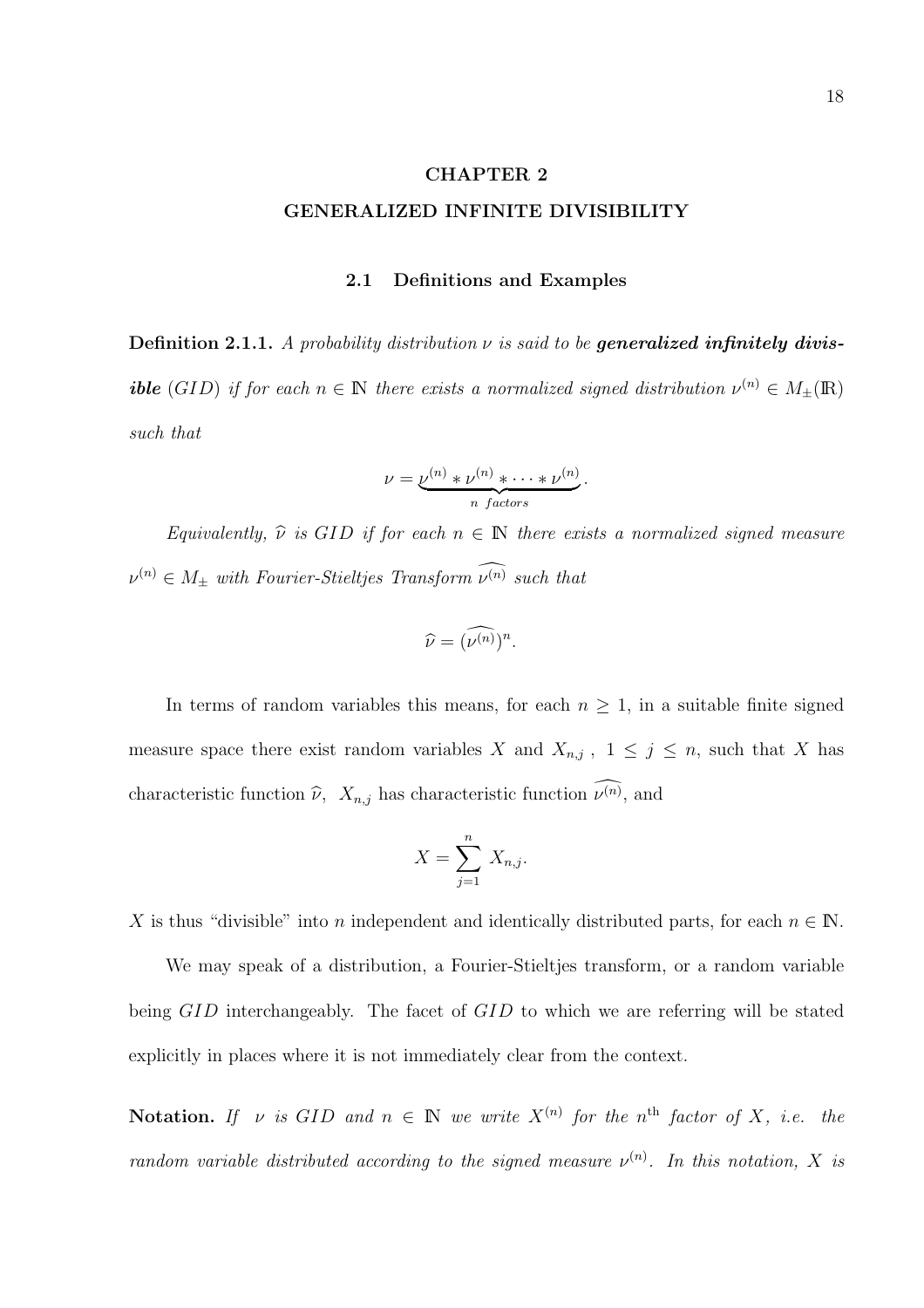# CHAPTER 2

# GENERALIZED INFINITE DIVISIBILITY

## 2.1 Definitions and Examples

**Definition 2.1.1.** *A probability distribution $\nu$ is said to be* ***generalized infinitely divisible*** *(GID) if for each $n \in \mathbb{N}$ there exists a normalized signed distribution $\nu^{(n)} \in M_{\pm}(\mathbb{R})$ such that*

$$\nu = \underbrace{\nu^{(n)} * \nu^{(n)} * \cdots * \nu^{(n)}}_{n \ factors}.$$

*Equivalently, $\widehat{\nu}$ is GID if for each $n \in \mathbb{N}$ there exists a normalized signed measure $\nu^{(n)} \in M_{\pm}$ with Fourier-Stieltjes Transform $\widehat{\nu^{(n)}}$ such that*

$$\widehat{\nu} = (\widehat{\nu^{(n)}})^n.$$

In terms of random variables this means, for each $n \geq 1$, in a suitable finite signed measure space there exist random variables $X$ and $X_{n,j}$ , $1 \leq j \leq n$, such that $X$ has characteristic function $\widehat{\nu}$, $X_{n,j}$ has characteristic function $\widehat{\nu^{(n)}}$, and

$$X = \sum_{j=1}^{n} X_{n,j}.$$

$X$ is thus "divisible" into $n$ independent and identically distributed parts, for each $n \in \mathbb{N}$.

We may speak of a distribution, a Fourier-Stieltjes transform, or a random variable being $GID$ interchangeably. The facet of $GID$ to which we are referring will be stated explicitly in places where it is not immediately clear from the context.

**Notation.** *If $\nu$ is GID and $n \in \mathbb{N}$ we write $X^{(n)}$ for the $n^{\text{th}}$ factor of $X$, i.e. the random variable distributed according to the signed measure $\nu^{(n)}$. In this notation, $X$ is*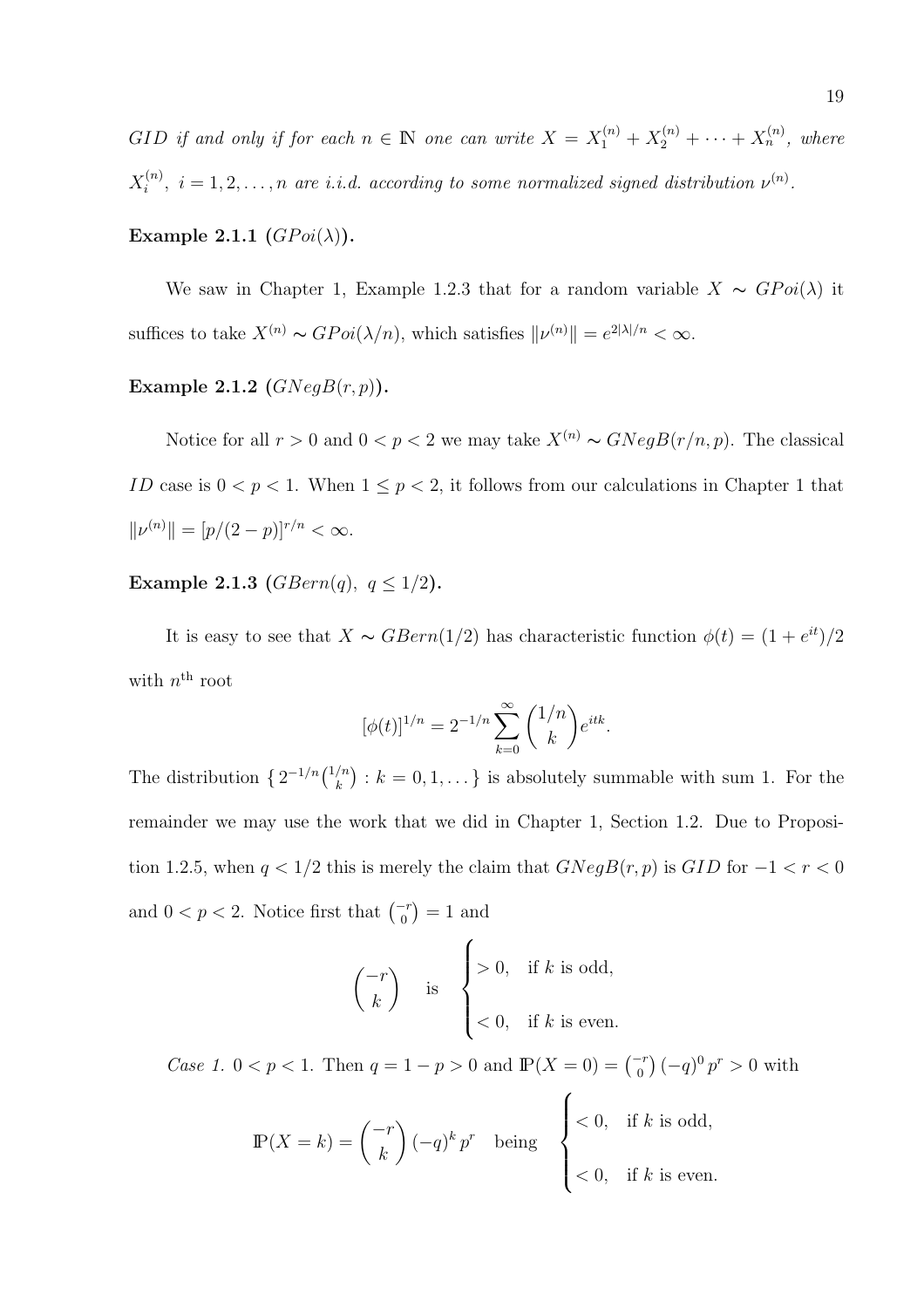*GID if and only if for each $n \in \mathbb{N}$ one can write $X = X_1^{(n)} + X_2^{(n)} + \cdots + X_n^{(n)}$, where $X_i^{(n)}$, $i = 1, 2, \ldots, n$ are i.i.d. according to some normalized signed distribution $\nu^{(n)}$.*

**Example 2.1.1 ($GPoi(\lambda)$).**

We saw in Chapter 1, Example 1.2.3 that for a random variable $X \sim GPoi(\lambda)$ it suffices to take $X^{(n)} \sim GPoi(\lambda/n)$, which satisfies $\|\nu^{(n)}\| = e^{2|\lambda|/n} < \infty$.

**Example 2.1.2 ($GNegB(r, p)$).**

Notice for all $r > 0$ and $0 < p < 2$ we may take $X^{(n)} \sim GNegB(r/n, p)$. The classical $ID$ case is $0 < p < 1$. When $1 \leq p < 2$, it follows from our calculations in Chapter 1 that $\|\nu^{(n)}\| = [p/(2-p)]^{r/n} < \infty$.

**Example 2.1.3 ($GBern(q)$, $q \leq 1/2$).**

It is easy to see that $X \sim GBern(1/2)$ has characteristic function $\phi(t) = (1 + e^{it})/2$ with $n^{\text{th}}$ root

$$[\phi(t)]^{1/n} = 2^{-1/n} \sum_{k=0}^{\infty} \binom{1/n}{k} e^{itk}.$$

The distribution $\{\, 2^{-1/n} \binom{1/n}{k} : k = 0, 1, \ldots \}$ is absolutely summable with sum 1. For the remainder we may use the work that we did in Chapter 1, Section 1.2. Due to Proposition 1.2.5, when $q < 1/2$ this is merely the claim that $GNegB(r, p)$ is $GID$ for $-1 < r < 0$ and $0 < p < 2$. Notice first that $\binom{-r}{0} = 1$ and

$$\binom{-r}{k} \quad \text{is} \quad \begin{cases} > 0, & \text{if } k \text{ is odd,} \\ < 0, & \text{if } k \text{ is even.} \end{cases}$$

*Case 1.* $0 < p < 1$. Then $q = 1 - p > 0$ and $\mathbb{P}(X = 0) = \binom{-r}{0} (-q)^0 p^r > 0$ with

$$\mathbb{P}(X = k) = \binom{-r}{k} (-q)^k p^r \quad \text{being} \quad \begin{cases} < 0, & \text{if } k \text{ is odd,} \\ < 0, & \text{if } k \text{ is even.} \end{cases}$$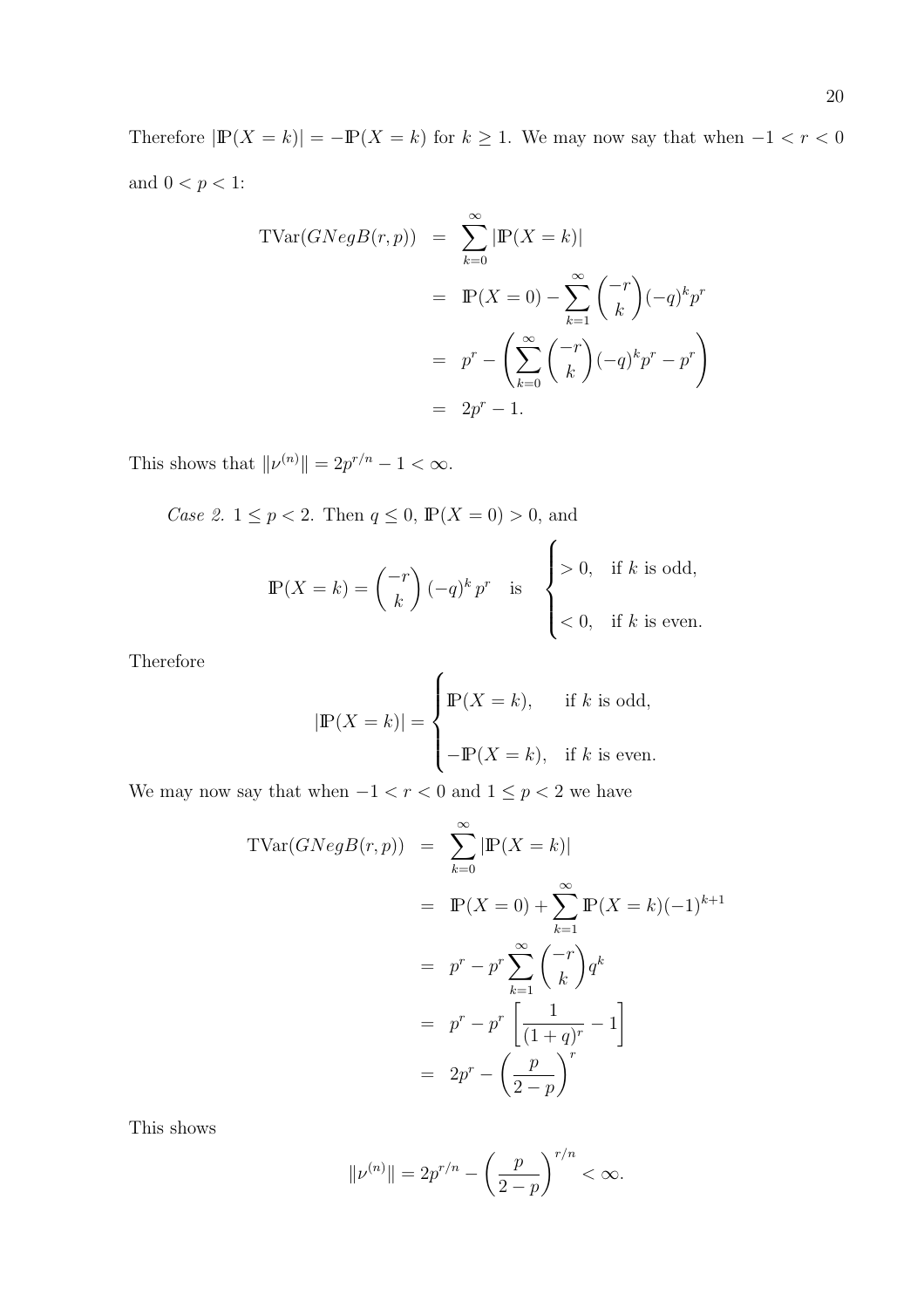Therefore $|\mathbb{P}(X = k)| = -\mathbb{P}(X = k)$ for $k \geq 1$. We may now say that when $-1 < r < 0$ and $0 < p < 1$:

$$
\begin{aligned}
\text{TVar}(GNegB(r,p)) &= \sum_{k=0}^{\infty} |\mathbb{P}(X = k)| \\
&= \mathbb{P}(X = 0) - \sum_{k=1}^{\infty} \binom{-r}{k} (-q)^k p^r \\
&= p^r - \left( \sum_{k=0}^{\infty} \binom{-r}{k} (-q)^k p^r - p^r \right) \\
&= 2p^r - 1.
\end{aligned}
$$

This shows that $\|\nu^{(n)}\| = 2p^{r/n} - 1 < \infty$.

*Case 2.* $1 \leq p < 2$. Then $q \leq 0$, $\mathbb{P}(X = 0) > 0$, and

$$
\mathbb{P}(X = k) = \binom{-r}{k} (-q)^k \, p^r \quad \text{is} \quad \begin{cases} > 0, & \text{if } k \text{ is odd,} \\ < 0, & \text{if } k \text{ is even.} \end{cases}
$$

Therefore

$$
|\mathbb{P}(X = k)| = \begin{cases} \mathbb{P}(X = k), & \text{if } k \text{ is odd,} \\ -\mathbb{P}(X = k), & \text{if } k \text{ is even.} \end{cases}
$$

We may now say that when $-1 < r < 0$ and $1 \leq p < 2$ we have

$$
\begin{aligned}
\text{TVar}(GNegB(r,p)) &= \sum_{k=0}^{\infty} |\mathbb{P}(X = k)| \\
&= \mathbb{P}(X = 0) + \sum_{k=1}^{\infty} \mathbb{P}(X = k)(-1)^{k+1} \\
&= p^r - p^r \sum_{k=1}^{\infty} \binom{-r}{k} q^k \\
&= p^r - p^r \left[ \frac{1}{(1+q)^r} - 1 \right] \\
&= 2p^r - \left( \frac{p}{2-p} \right)^r
\end{aligned}
$$

This shows

$$
\|\nu^{(n)}\| = 2p^{r/n} - \left( \frac{p}{2-p} \right)^{r/n} < \infty.
$$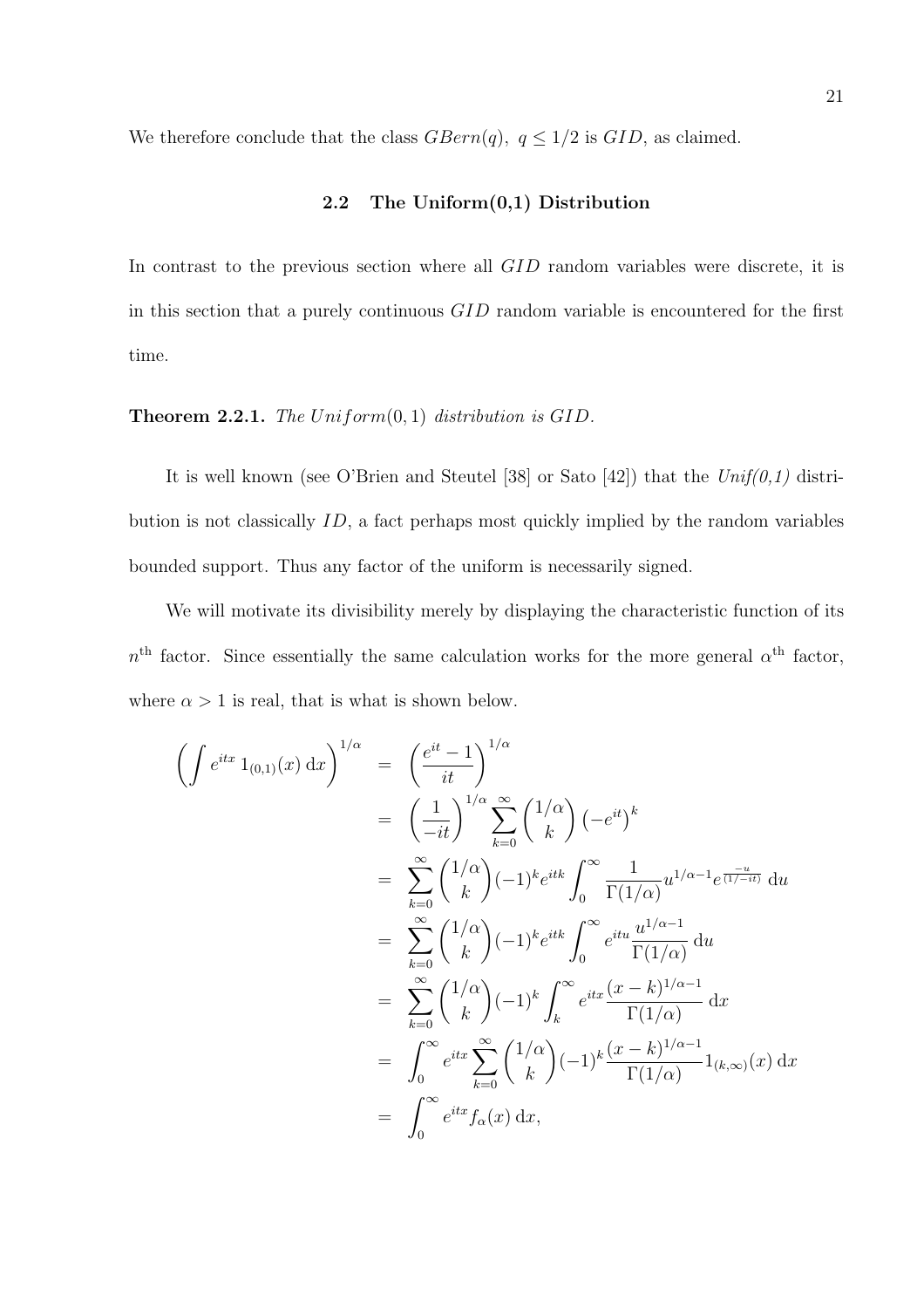We therefore conclude that the class $GBern(q),\ q \leq 1/2$ is $GID$, as claimed.

## 2.2 The Uniform(0,1) Distribution

In contrast to the previous section where all $GID$ random variables were discrete, it is in this section that a purely continuous $GID$ random variable is encountered for the first time.

**Theorem 2.2.1.** *The $Uniform(0,1)$ distribution is $GID$.*

It is well known (see O'Brien and Steutel [38] or Sato [42]) that the *Unif(0,1)* distribution is not classically $ID$, a fact perhaps most quickly implied by the random variables bounded support. Thus any factor of the uniform is necessarily signed.

We will motivate its divisibility merely by displaying the characteristic function of its $n^{\text{th}}$ factor. Since essentially the same calculation works for the more general $\alpha^{\text{th}}$ factor, where $\alpha > 1$ is real, that is what is shown below.

$$
\begin{aligned}
\left( \int e^{itx}\, 1_{(0,1)}(x)\, \mathrm{d}x \right)^{1/\alpha} &= \left( \frac{e^{it}-1}{it} \right)^{1/\alpha} \\
&= \left( \frac{1}{-it} \right)^{1/\alpha} \sum_{k=0}^{\infty} \binom{1/\alpha}{k} \left(-e^{it}\right)^{k} \\
&= \sum_{k=0}^{\infty} \binom{1/\alpha}{k} (-1)^k e^{itk} \int_0^{\infty} \frac{1}{\Gamma(1/\alpha)} u^{1/\alpha - 1} e^{\frac{-u}{(1/-it)}}\, \mathrm{d}u \\
&= \sum_{k=0}^{\infty} \binom{1/\alpha}{k} (-1)^k e^{itk} \int_0^{\infty} e^{itu} \frac{u^{1/\alpha-1}}{\Gamma(1/\alpha)}\, \mathrm{d}u \\
&= \sum_{k=0}^{\infty} \binom{1/\alpha}{k} (-1)^k \int_k^{\infty} e^{itx} \frac{(x-k)^{1/\alpha-1}}{\Gamma(1/\alpha)}\, \mathrm{d}x \\
&= \int_0^{\infty} e^{itx} \sum_{k=0}^{\infty} \binom{1/\alpha}{k} (-1)^k \frac{(x-k)^{1/\alpha-1}}{\Gamma(1/\alpha)} 1_{(k,\infty)}(x)\, \mathrm{d}x \\
&= \int_0^{\infty} e^{itx} f_{\alpha}(x)\, \mathrm{d}x,
\end{aligned}
$$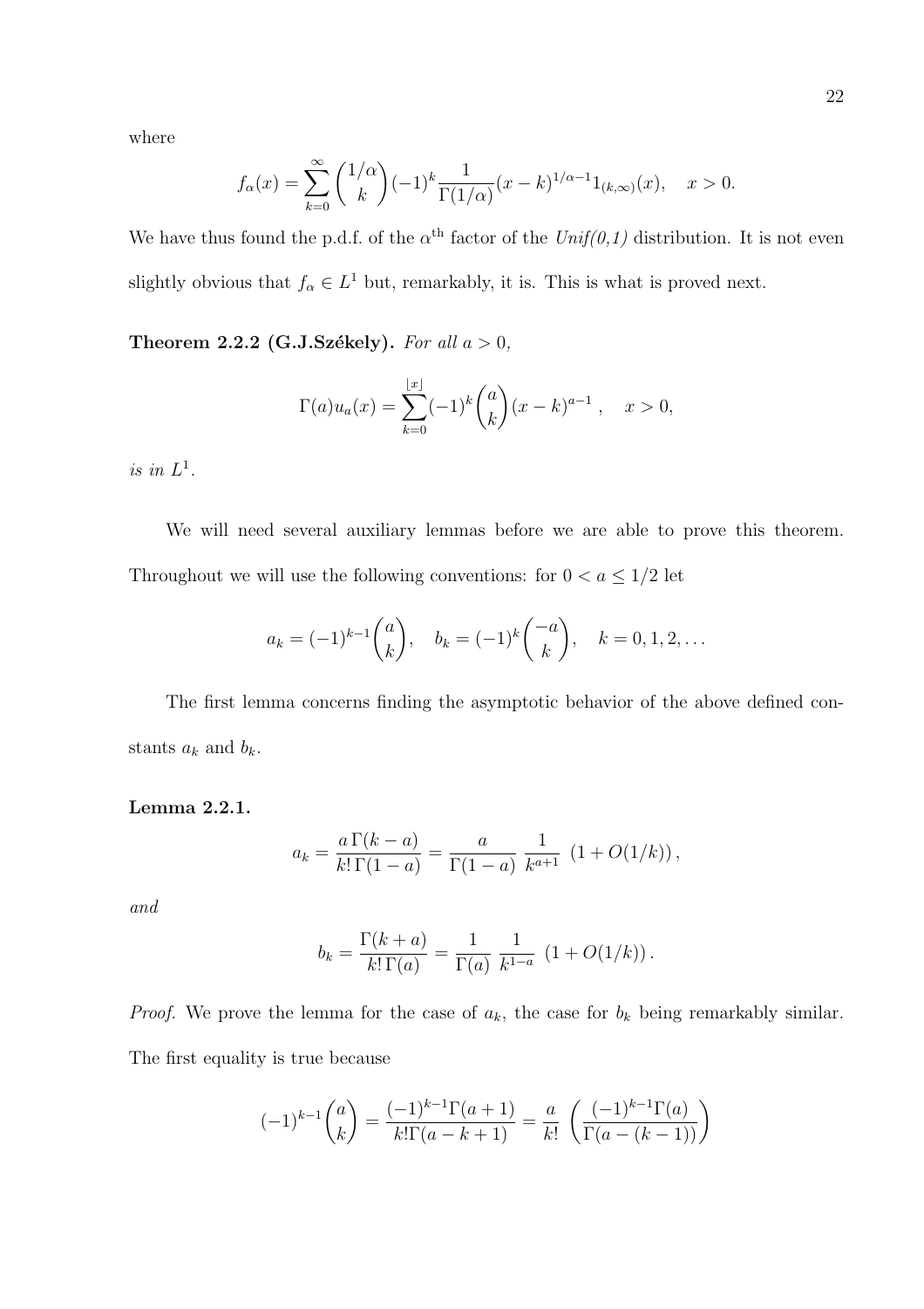where

$$f_\alpha(x) = \sum_{k=0}^{\infty} \binom{1/\alpha}{k} (-1)^k \frac{1}{\Gamma(1/\alpha)} (x-k)^{1/\alpha - 1} 1_{(k,\infty)}(x), \quad x > 0.$$

We have thus found the p.d.f. of the $\alpha^{\text{th}}$ factor of the *Unif(0,1)* distribution. It is not even slightly obvious that $f_\alpha \in L^1$ but, remarkably, it is. This is what is proved next.

**Theorem 2.2.2 (G.J.Székely).** *For all $a > 0$,*

$$\Gamma(a) u_a(x) = \sum_{k=0}^{\lfloor x \rfloor} (-1)^k \binom{a}{k} (x-k)^{a-1}, \quad x > 0,$$

*is in $L^1$.*

We will need several auxiliary lemmas before we are able to prove this theorem. Throughout we will use the following conventions: for $0 < a \le 1/2$ let

$$a_k = (-1)^{k-1} \binom{a}{k}, \quad b_k = (-1)^k \binom{-a}{k}, \quad k = 0, 1, 2, \ldots$$

The first lemma concerns finding the asymptotic behavior of the above defined constants $a_k$ and $b_k$.

**Lemma 2.2.1.**

$$a_k = \frac{a\,\Gamma(k-a)}{k!\,\Gamma(1-a)} = \frac{a}{\Gamma(1-a)} \; \frac{1}{k^{a+1}} \; (1 + O(1/k)),$$

*and*

$$b_k = \frac{\Gamma(k+a)}{k!\,\Gamma(a)} = \frac{1}{\Gamma(a)} \; \frac{1}{k^{1-a}} \; (1 + O(1/k)).$$

*Proof.* We prove the lemma for the case of $a_k$, the case for $b_k$ being remarkably similar. The first equality is true because

$$(-1)^{k-1} \binom{a}{k} = \frac{(-1)^{k-1} \Gamma(a+1)}{k! \Gamma(a-k+1)} = \frac{a}{k!} \left( \frac{(-1)^{k-1} \Gamma(a)}{\Gamma(a-(k-1))} \right)$$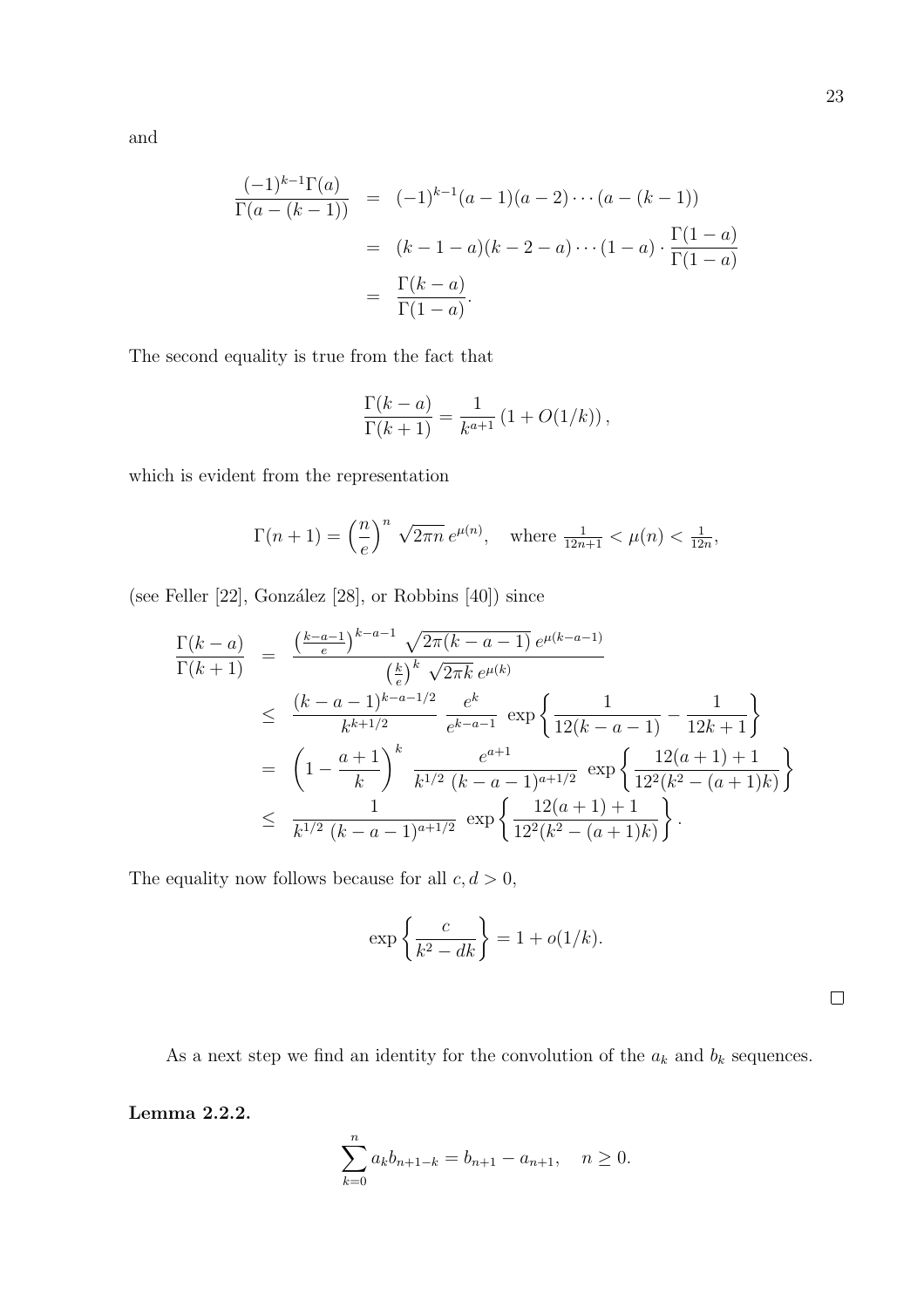and

$$
\begin{aligned}
\frac{(-1)^{k-1}\Gamma(a)}{\Gamma(a-(k-1))} &= (-1)^{k-1}(a-1)(a-2)\cdots(a-(k-1)) \\
&= (k-1-a)(k-2-a)\cdots(1-a)\cdot\frac{\Gamma(1-a)}{\Gamma(1-a)} \\
&= \frac{\Gamma(k-a)}{\Gamma(1-a)}.
\end{aligned}
$$

The second equality is true from the fact that

$$
\frac{\Gamma(k-a)}{\Gamma(k+1)} = \frac{1}{k^{a+1}}\left(1+O(1/k)\right),
$$

which is evident from the representation

$$
\Gamma(n+1) = \left(\frac{n}{e}\right)^n \sqrt{2\pi n}\, e^{\mu(n)}, \quad \text{where } \tfrac{1}{12n+1} < \mu(n) < \tfrac{1}{12n},
$$

(see Feller [22], González [28], or Robbins [40]) since

$$
\begin{aligned}
\frac{\Gamma(k-a)}{\Gamma(k+1)} &= \frac{\left(\frac{k-a-1}{e}\right)^{k-a-1}\sqrt{2\pi(k-a-1)}\, e^{\mu(k-a-1)}}{\left(\frac{k}{e}\right)^k \sqrt{2\pi k}\, e^{\mu(k)}} \\
&\leq \frac{(k-a-1)^{k-a-1/2}}{k^{k+1/2}}\;\frac{e^k}{e^{k-a-1}}\;\exp\left\{\frac{1}{12(k-a-1)} - \frac{1}{12k+1}\right\} \\
&= \left(1-\frac{a+1}{k}\right)^k \;\frac{e^{a+1}}{k^{1/2}\,(k-a-1)^{a+1/2}}\;\exp\left\{\frac{12(a+1)+1}{12^2(k^2-(a+1)k)}\right\} \\
&\leq \frac{1}{k^{1/2}\,(k-a-1)^{a+1/2}}\;\exp\left\{\frac{12(a+1)+1}{12^2(k^2-(a+1)k)}\right\}.
\end{aligned}
$$

The equality now follows because for all $c, d > 0$,

$$
\exp\left\{\frac{c}{k^2-dk}\right\} = 1 + o(1/k).
$$

□

As a next step we find an identity for the convolution of the $a_k$ and $b_k$ sequences.

**Lemma 2.2.2.**

$$
\sum_{k=0}^{n} a_k b_{n+1-k} = b_{n+1} - a_{n+1}, \quad n \geq 0.
$$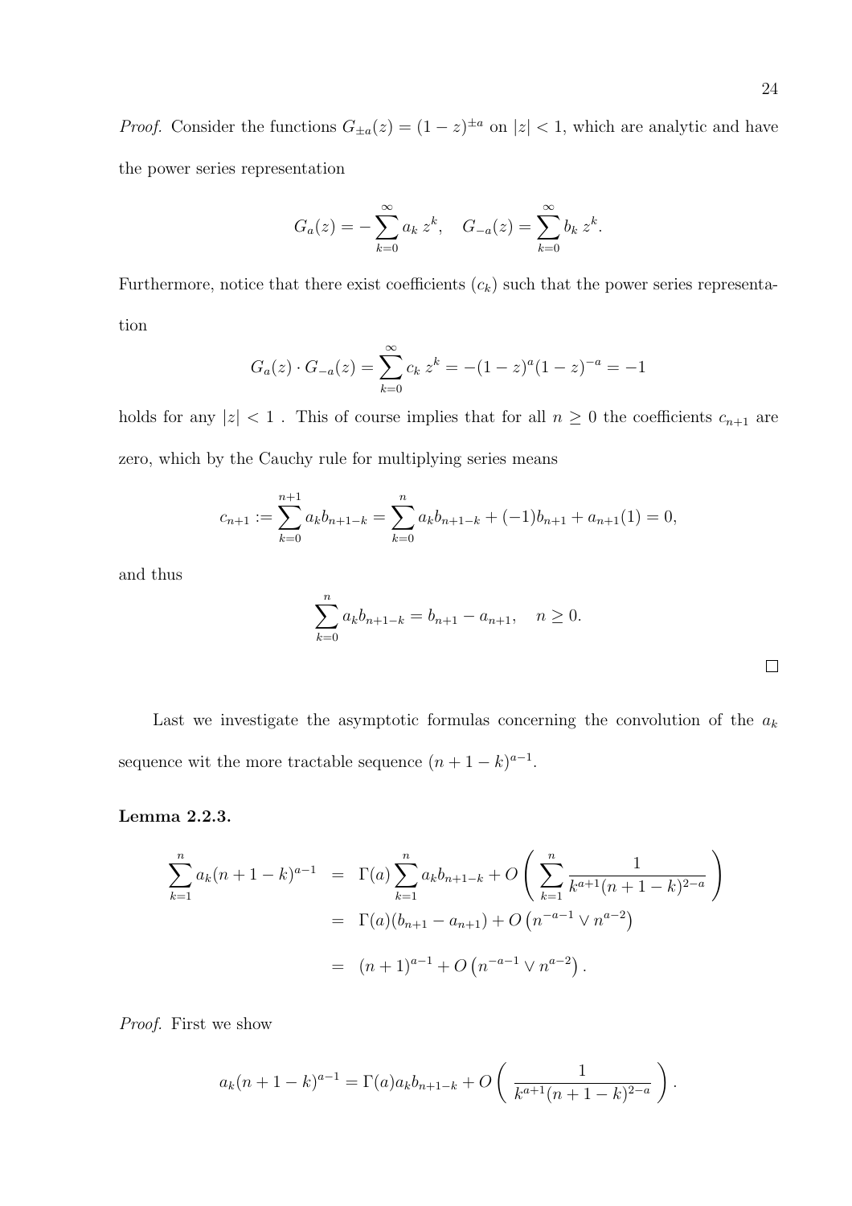*Proof.* Consider the functions $G_{\pm a}(z) = (1-z)^{\pm a}$ on $|z| < 1$, which are analytic and have the power series representation

$$G_a(z) = -\sum_{k=0}^{\infty} a_k \, z^k, \quad G_{-a}(z) = \sum_{k=0}^{\infty} b_k \, z^k.$$

Furthermore, notice that there exist coefficients $(c_k)$ such that the power series representation

$$G_a(z) \cdot G_{-a}(z) = \sum_{k=0}^{\infty} c_k \, z^k = -(1-z)^a (1-z)^{-a} = -1$$

holds for any $|z| < 1$ . This of course implies that for all $n \geq 0$ the coefficients $c_{n+1}$ are zero, which by the Cauchy rule for multiplying series means

$$c_{n+1} := \sum_{k=0}^{n+1} a_k b_{n+1-k} = \sum_{k=0}^{n} a_k b_{n+1-k} + (-1) b_{n+1} + a_{n+1}(1) = 0,$$

and thus

$$\sum_{k=0}^{n} a_k b_{n+1-k} = b_{n+1} - a_{n+1}, \quad n \geq 0.$$

$\square$

Last we investigate the asymptotic formulas concerning the convolution of the $a_k$ sequence wit the more tractable sequence $(n+1-k)^{a-1}$.

**Lemma 2.2.3.**

$$\begin{aligned}
\sum_{k=1}^{n} a_k (n+1-k)^{a-1} &= \Gamma(a) \sum_{k=1}^{n} a_k b_{n+1-k} + O\left( \sum_{k=1}^{n} \frac{1}{k^{a+1}(n+1-k)^{2-a}} \right) \\
&= \Gamma(a)(b_{n+1} - a_{n+1}) + O\left(n^{-a-1} \vee n^{a-2}\right) \\
&= (n+1)^{a-1} + O\left(n^{-a-1} \vee n^{a-2}\right).
\end{aligned}$$

*Proof.* First we show

$$a_k (n+1-k)^{a-1} = \Gamma(a) a_k b_{n+1-k} + O\left( \frac{1}{k^{a+1}(n+1-k)^{2-a}} \right).$$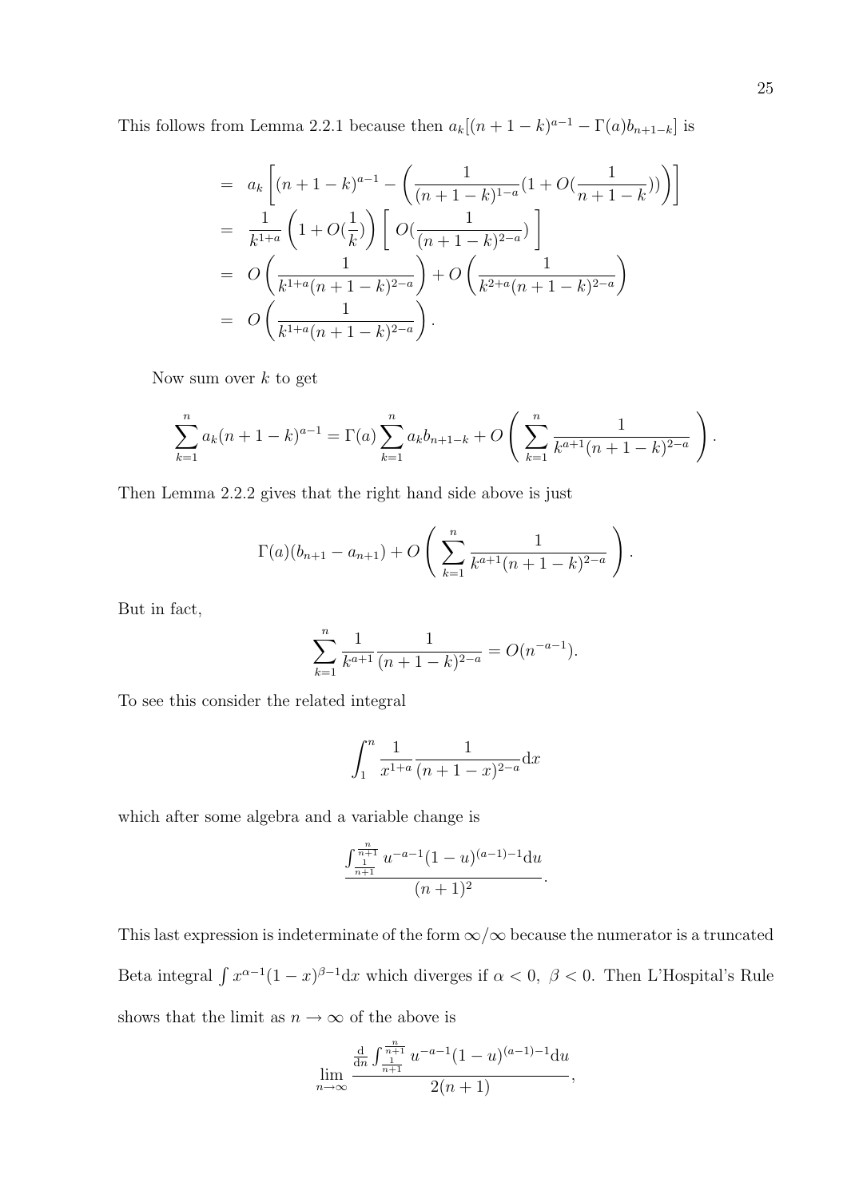This follows from Lemma 2.2.1 because then $a_k[(n+1-k)^{a-1} - \Gamma(a)b_{n+1-k}]$ is

$$
\begin{aligned}
&= a_k\left[(n+1-k)^{a-1} - \left(\frac{1}{(n+1-k)^{1-a}}(1+O(\frac{1}{n+1-k}))\right)\right] \\
&= \frac{1}{k^{1+a}}\left(1+O(\frac{1}{k})\right)\left[\ O(\frac{1}{(n+1-k)^{2-a}})\ \right] \\
&= O\left(\frac{1}{k^{1+a}(n+1-k)^{2-a}}\right) + O\left(\frac{1}{k^{2+a}(n+1-k)^{2-a}}\right) \\
&= O\left(\frac{1}{k^{1+a}(n+1-k)^{2-a}}\right).
\end{aligned}
$$

Now sum over $k$ to get

$$
\sum_{k=1}^{n} a_k(n+1-k)^{a-1} = \Gamma(a)\sum_{k=1}^{n} a_k b_{n+1-k} + O\left(\sum_{k=1}^{n}\frac{1}{k^{a+1}(n+1-k)^{2-a}}\right).
$$

Then Lemma 2.2.2 gives that the right hand side above is just

$$
\Gamma(a)(b_{n+1} - a_{n+1}) + O\left(\sum_{k=1}^{n}\frac{1}{k^{a+1}(n+1-k)^{2-a}}\right).
$$

But in fact,

$$
\sum_{k=1}^{n}\frac{1}{k^{a+1}}\frac{1}{(n+1-k)^{2-a}} = O(n^{-a-1}).
$$

To see this consider the related integral

$$
\int_1^n \frac{1}{x^{1+a}}\frac{1}{(n+1-x)^{2-a}}\mathrm{d}x
$$

which after some algebra and a variable change is

$$
\frac{\int_{\frac{1}{n+1}}^{\frac{n}{n+1}} u^{-a-1}(1-u)^{(a-1)-1}\mathrm{d}u}{(n+1)^2}.
$$

This last expression is indeterminate of the form $\infty/\infty$ because the numerator is a truncated Beta integral $\int x^{\alpha-1}(1-x)^{\beta-1}\mathrm{d}x$ which diverges if $\alpha < 0,\ \beta < 0$. Then L'Hospital's Rule shows that the limit as $n \to \infty$ of the above is

$$
\lim_{n\to\infty}\frac{\frac{\mathrm{d}}{\mathrm{d}n}\int_{\frac{1}{n+1}}^{\frac{n}{n+1}} u^{-a-1}(1-u)^{(a-1)-1}\mathrm{d}u}{2(n+1)},
$$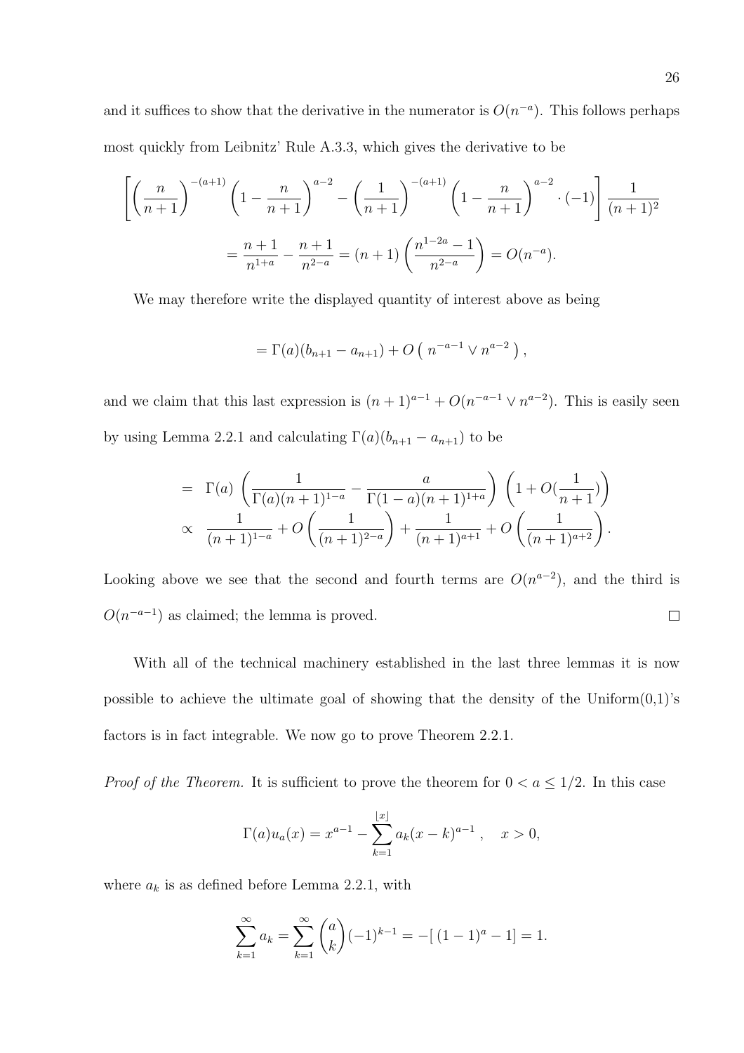and it suffices to show that the derivative in the numerator is $O(n^{-a})$. This follows perhaps most quickly from Leibnitz' Rule A.3.3, which gives the derivative to be

$$\left[\left(\frac{n}{n+1}\right)^{-(a+1)}\left(1-\frac{n}{n+1}\right)^{a-2}-\left(\frac{1}{n+1}\right)^{-(a+1)}\left(1-\frac{n}{n+1}\right)^{a-2}\cdot(-1)\right]\frac{1}{(n+1)^2}$$

$$=\frac{n+1}{n^{1+a}}-\frac{n+1}{n^{2-a}}=(n+1)\left(\frac{n^{1-2a}-1}{n^{2-a}}\right)=O(n^{-a}).$$

We may therefore write the displayed quantity of interest above as being

$$=\Gamma(a)(b_{n+1}-a_{n+1})+O\left(\, n^{-a-1}\vee n^{a-2}\,\right),$$

and we claim that this last expression is $(n+1)^{a-1}+O(n^{-a-1}\vee n^{a-2})$. This is easily seen by using Lemma 2.2.1 and calculating $\Gamma(a)(b_{n+1}-a_{n+1})$ to be

$$\begin{aligned}
&= \Gamma(a)\,\left(\frac{1}{\Gamma(a)(n+1)^{1-a}}-\frac{a}{\Gamma(1-a)(n+1)^{1+a}}\right)\,\left(1+O(\frac{1}{n+1})\right)\\
&\propto \frac{1}{(n+1)^{1-a}}+O\left(\frac{1}{(n+1)^{2-a}}\right)+\frac{1}{(n+1)^{a+1}}+O\left(\frac{1}{(n+1)^{a+2}}\right).
\end{aligned}$$

Looking above we see that the second and fourth terms are $O(n^{a-2})$, and the third is $O(n^{-a-1})$ as claimed; the lemma is proved. $\square$

With all of the technical machinery established in the last three lemmas it is now possible to achieve the ultimate goal of showing that the density of the Uniform(0,1)'s factors is in fact integrable. We now go to prove Theorem 2.2.1.

*Proof of the Theorem.* It is sufficient to prove the theorem for $0<a\le 1/2$. In this case

$$\Gamma(a)u_a(x)=x^{a-1}-\sum_{k=1}^{\lfloor x\rfloor}a_k(x-k)^{a-1}\,,\quad x>0,$$

where $a_k$ is as defined before Lemma 2.2.1, with

$$\sum_{k=1}^{\infty}a_k=\sum_{k=1}^{\infty}\binom{a}{k}(-1)^{k-1}=-[\,(1-1)^a-1]=1.$$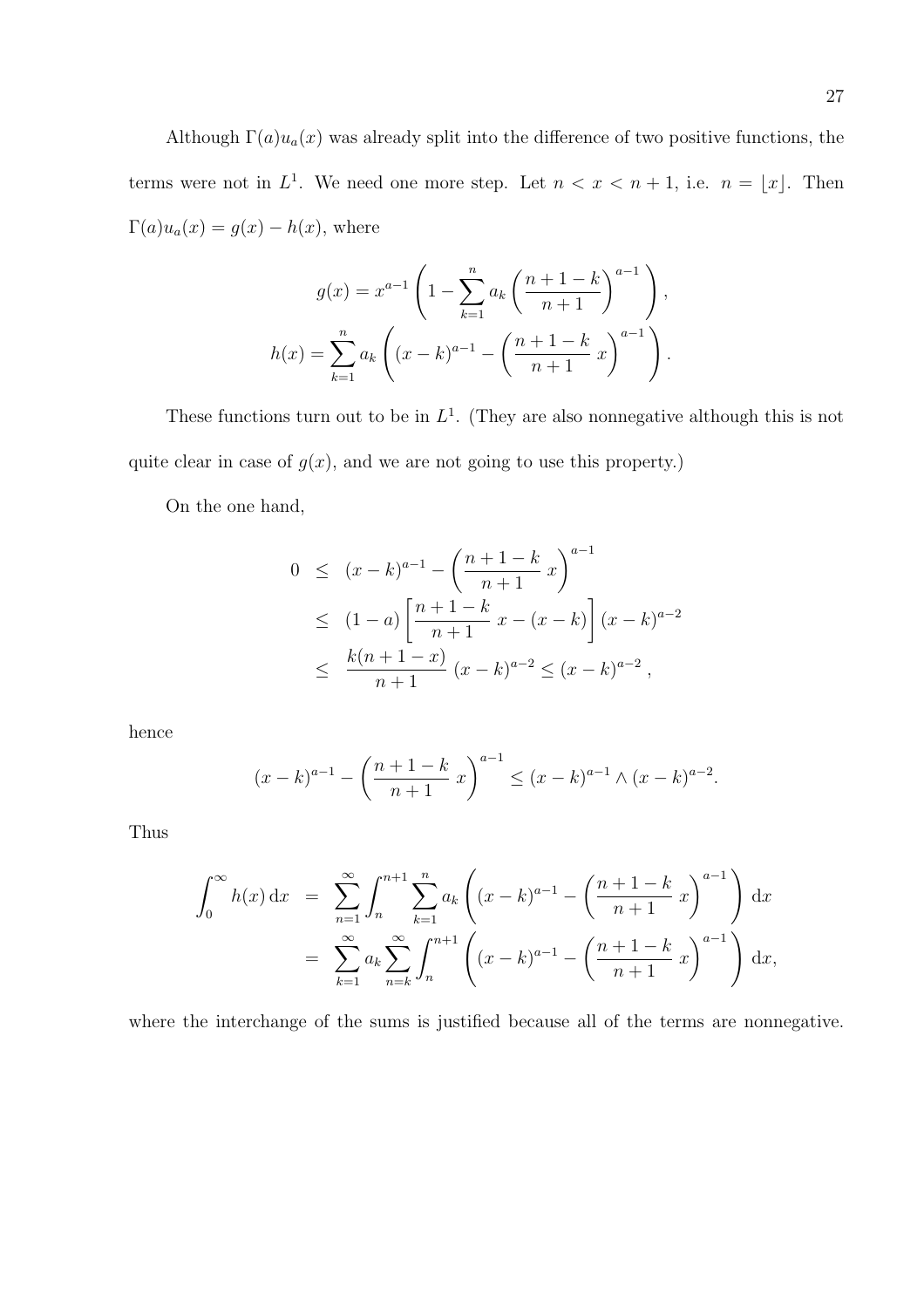Although $\Gamma(a)u_a(x)$ was already split into the difference of two positive functions, the terms were not in $L^1$. We need one more step. Let $n < x < n+1$, i.e. $n = \lfloor x \rfloor$. Then $\Gamma(a)u_a(x) = g(x) - h(x)$, where

$$g(x) = x^{a-1}\left(1 - \sum_{k=1}^{n} a_k \left(\frac{n+1-k}{n+1}\right)^{a-1}\right),$$
$$h(x) = \sum_{k=1}^{n} a_k \left((x-k)^{a-1} - \left(\frac{n+1-k}{n+1}\,x\right)^{a-1}\right).$$

These functions turn out to be in $L^1$. (They are also nonnegative although this is not quite clear in case of $g(x)$, and we are not going to use this property.)

On the one hand,

$$\begin{aligned}
0 &\leq (x-k)^{a-1} - \left(\frac{n+1-k}{n+1}\,x\right)^{a-1} \\
&\leq (1-a)\left[\frac{n+1-k}{n+1}\,x - (x-k)\right](x-k)^{a-2} \\
&\leq \frac{k(n+1-x)}{n+1}\,(x-k)^{a-2} \leq (x-k)^{a-2}\,,
\end{aligned}$$

hence

$$(x-k)^{a-1} - \left(\frac{n+1-k}{n+1}\,x\right)^{a-1} \leq (x-k)^{a-1} \wedge (x-k)^{a-2}.$$

Thus

$$\begin{aligned}
\int_0^\infty h(x)\,\mathrm{d}x &= \sum_{n=1}^{\infty} \int_n^{n+1} \sum_{k=1}^{n} a_k \left((x-k)^{a-1} - \left(\frac{n+1-k}{n+1}\,x\right)^{a-1}\right)\mathrm{d}x \\
&= \sum_{k=1}^{\infty} a_k \sum_{n=k}^{\infty} \int_n^{n+1} \left((x-k)^{a-1} - \left(\frac{n+1-k}{n+1}\,x\right)^{a-1}\right)\mathrm{d}x,
\end{aligned}$$

where the interchange of the sums is justified because all of the terms are nonnegative.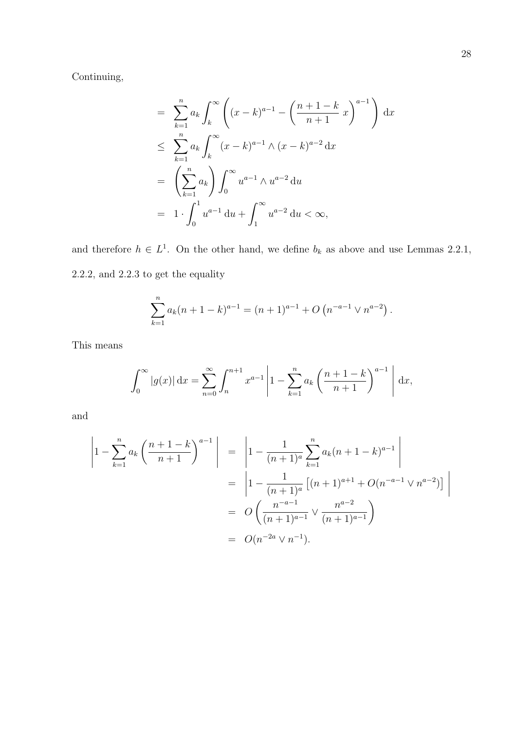Continuing,

$$
\begin{aligned}
&= \sum_{k=1}^{n} a_k \int_k^\infty \left( (x-k)^{a-1} - \left( \frac{n+1-k}{n+1}\, x \right)^{a-1} \right) \mathrm{d}x \\
&\le \sum_{k=1}^{n} a_k \int_k^\infty (x-k)^{a-1} \wedge (x-k)^{a-2}\, \mathrm{d}x \\
&= \left( \sum_{k=1}^{n} a_k \right) \int_0^\infty u^{a-1} \wedge u^{a-2}\, \mathrm{d}u \\
&= 1 \cdot \int_0^1 u^{a-1}\, \mathrm{d}u + \int_1^\infty u^{a-2}\, \mathrm{d}u < \infty,
\end{aligned}
$$

and therefore $h \in L^1$. On the other hand, we define $b_k$ as above and use Lemmas 2.2.1, 2.2.2, and 2.2.3 to get the equality

$$
\sum_{k=1}^{n} a_k (n+1-k)^{a-1} = (n+1)^{a-1} + O\left(n^{-a-1} \vee n^{a-2}\right).
$$

This means

$$
\int_0^\infty |g(x)|\, \mathrm{d}x = \sum_{n=0}^{\infty} \int_n^{n+1} x^{a-1} \left| 1 - \sum_{k=1}^{n} a_k \left( \frac{n+1-k}{n+1} \right)^{a-1} \right| \mathrm{d}x,
$$

and

$$
\begin{aligned}
\left| 1 - \sum_{k=1}^{n} a_k \left( \frac{n+1-k}{n+1} \right)^{a-1} \right| &= \left| 1 - \frac{1}{(n+1)^a} \sum_{k=1}^{n} a_k (n+1-k)^{a-1} \right| \\
&= \left| 1 - \frac{1}{(n+1)^a} \left[ (n+1)^{a+1} + O(n^{-a-1} \vee n^{a-2}) \right] \right| \\
&= O\left( \frac{n^{-a-1}}{(n+1)^{a-1}} \vee \frac{n^{a-2}}{(n+1)^{a-1}} \right) \\
&= O(n^{-2a} \vee n^{-1}).
\end{aligned}
$$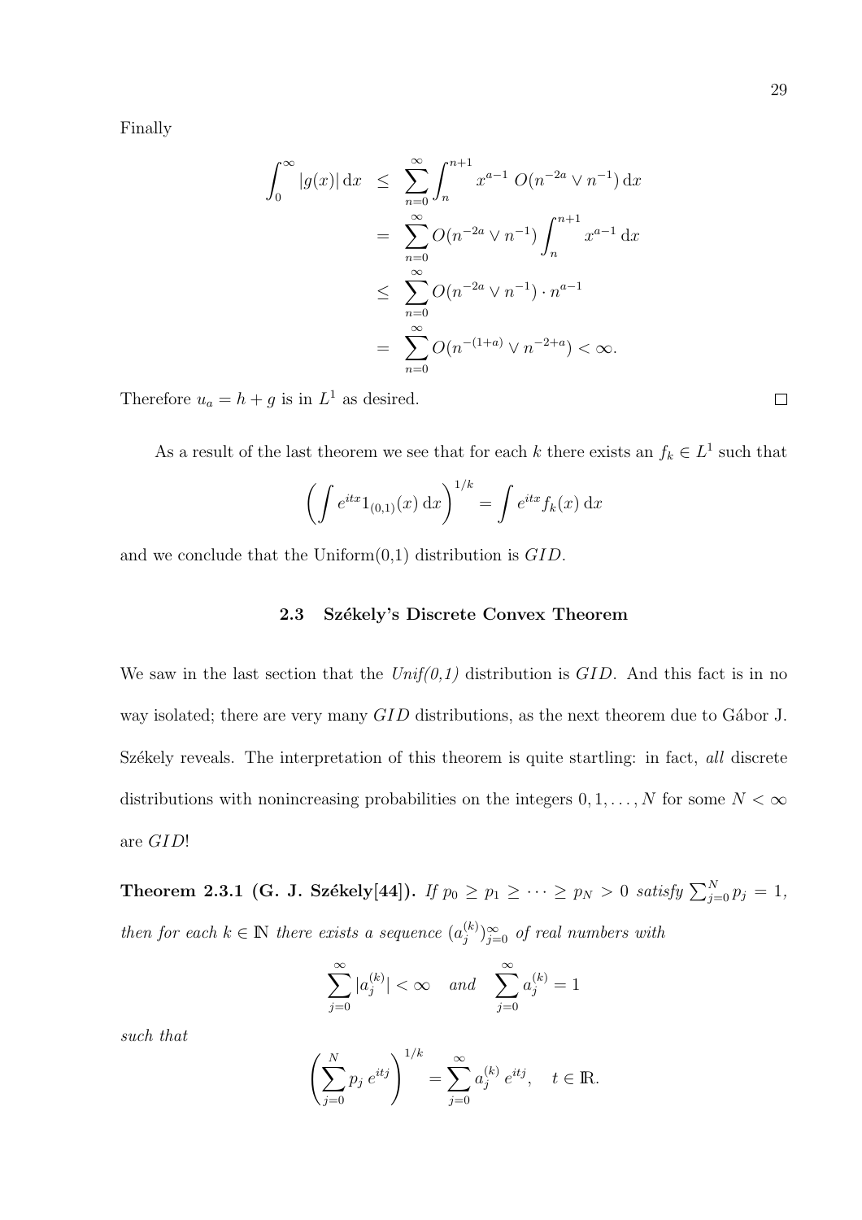Finally

$$
\begin{aligned}
\int_0^\infty |g(x)|\,\mathrm{d}x &\le \sum_{n=0}^\infty \int_n^{n+1} x^{a-1}\, O(n^{-2a} \vee n^{-1})\,\mathrm{d}x \\
&= \sum_{n=0}^\infty O(n^{-2a} \vee n^{-1}) \int_n^{n+1} x^{a-1}\,\mathrm{d}x \\
&\le \sum_{n=0}^\infty O(n^{-2a} \vee n^{-1}) \cdot n^{a-1} \\
&= \sum_{n=0}^\infty O(n^{-(1+a)} \vee n^{-2+a}) < \infty.
\end{aligned}
$$

Therefore $u_a = h + g$ is in $L^1$ as desired. □

As a result of the last theorem we see that for each $k$ there exists an $f_k \in L^1$ such that

$$
\left( \int e^{itx} 1_{(0,1)}(x)\,\mathrm{d}x \right)^{1/k} = \int e^{itx} f_k(x)\,\mathrm{d}x
$$

and we conclude that the Uniform(0,1) distribution is $GID$.

### 2.3 Székely's Discrete Convex Theorem

We saw in the last section that the *Unif(0,1)* distribution is $GID$. And this fact is in no way isolated; there are very many $GID$ distributions, as the next theorem due to Gábor J. Székely reveals. The interpretation of this theorem is quite startling: in fact, *all* discrete distributions with nonincreasing probabilities on the integers $0, 1, \ldots, N$ for some $N < \infty$ are $GID$!

**Theorem 2.3.1 (G. J. Székely[44]).** *If $p_0 \ge p_1 \ge \cdots \ge p_N > 0$ satisfy $\sum_{j=0}^N p_j = 1$, then for each $k \in \mathbb{N}$ there exists a sequence $(a_j^{(k)})_{j=0}^\infty$ of real numbers with*

$$
\sum_{j=0}^\infty |a_j^{(k)}| < \infty \quad \textit{and} \quad \sum_{j=0}^\infty a_j^{(k)} = 1
$$

*such that*

$$
\left( \sum_{j=0}^N p_j\, e^{itj} \right)^{1/k} = \sum_{j=0}^\infty a_j^{(k)}\, e^{itj}, \quad t \in \mathbb{R}.
$$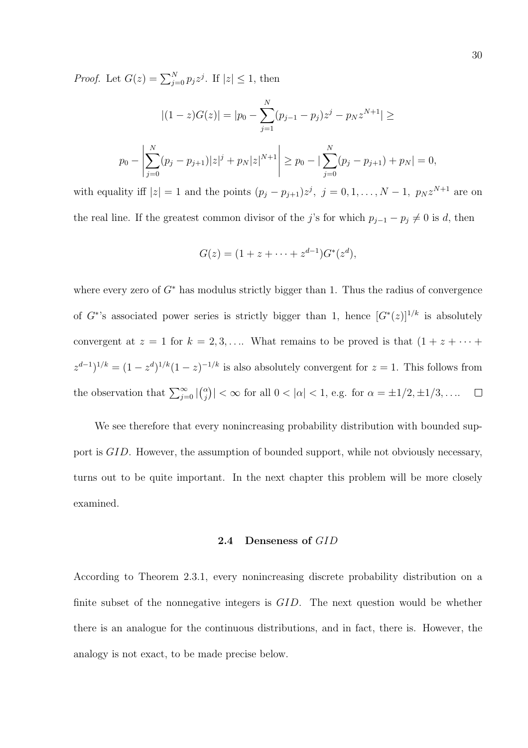*Proof.* Let $G(z) = \sum_{j=0}^{N} p_j z^j$. If $|z| \leq 1$, then

$$|(1-z)G(z)| = |p_0 - \sum_{j=1}^{N}(p_{j-1} - p_j)z^j - p_N z^{N+1}| \geq$$

$$p_0 - \left|\sum_{j=0}^{N}(p_j - p_{j+1})|z|^j + p_N|z|^{N+1}\right| \geq p_0 - |\sum_{j=0}^{N}(p_j - p_{j+1}) + p_N| = 0,$$

with equality iff $|z| = 1$ and the points $(p_j - p_{j+1})z^j,\ j = 0, 1, \ldots, N-1,\ p_N z^{N+1}$ are on the real line. If the greatest common divisor of the $j$'s for which $p_{j-1} - p_j \neq 0$ is $d$, then

$$G(z) = (1 + z + \cdots + z^{d-1})G^*(z^d),$$

where every zero of $G^*$ has modulus strictly bigger than 1. Thus the radius of convergence of $G^*$'s associated power series is strictly bigger than 1, hence $[G^*(z)]^{1/k}$ is absolutely convergent at $z = 1$ for $k = 2, 3, \ldots$. What remains to be proved is that $(1 + z + \cdots + z^{d-1})^{1/k} = (1 - z^d)^{1/k}(1 - z)^{-1/k}$ is also absolutely convergent for $z = 1$. This follows from the observation that $\sum_{j=0}^{\infty} |\binom{\alpha}{j}| < \infty$ for all $0 < |\alpha| < 1$, e.g. for $\alpha = \pm 1/2, \pm 1/3, \ldots$. $\square$

We see therefore that every nonincreasing probability distribution with bounded support is $GID$. However, the assumption of bounded support, while not obviously necessary, turns out to be quite important. In the next chapter this problem will be more closely examined.

### 2.4 Denseness of $GID$

According to Theorem 2.3.1, every nonincreasing discrete probability distribution on a finite subset of the nonnegative integers is $GID$. The next question would be whether there is an analogue for the continuous distributions, and in fact, there is. However, the analogy is not exact, to be made precise below.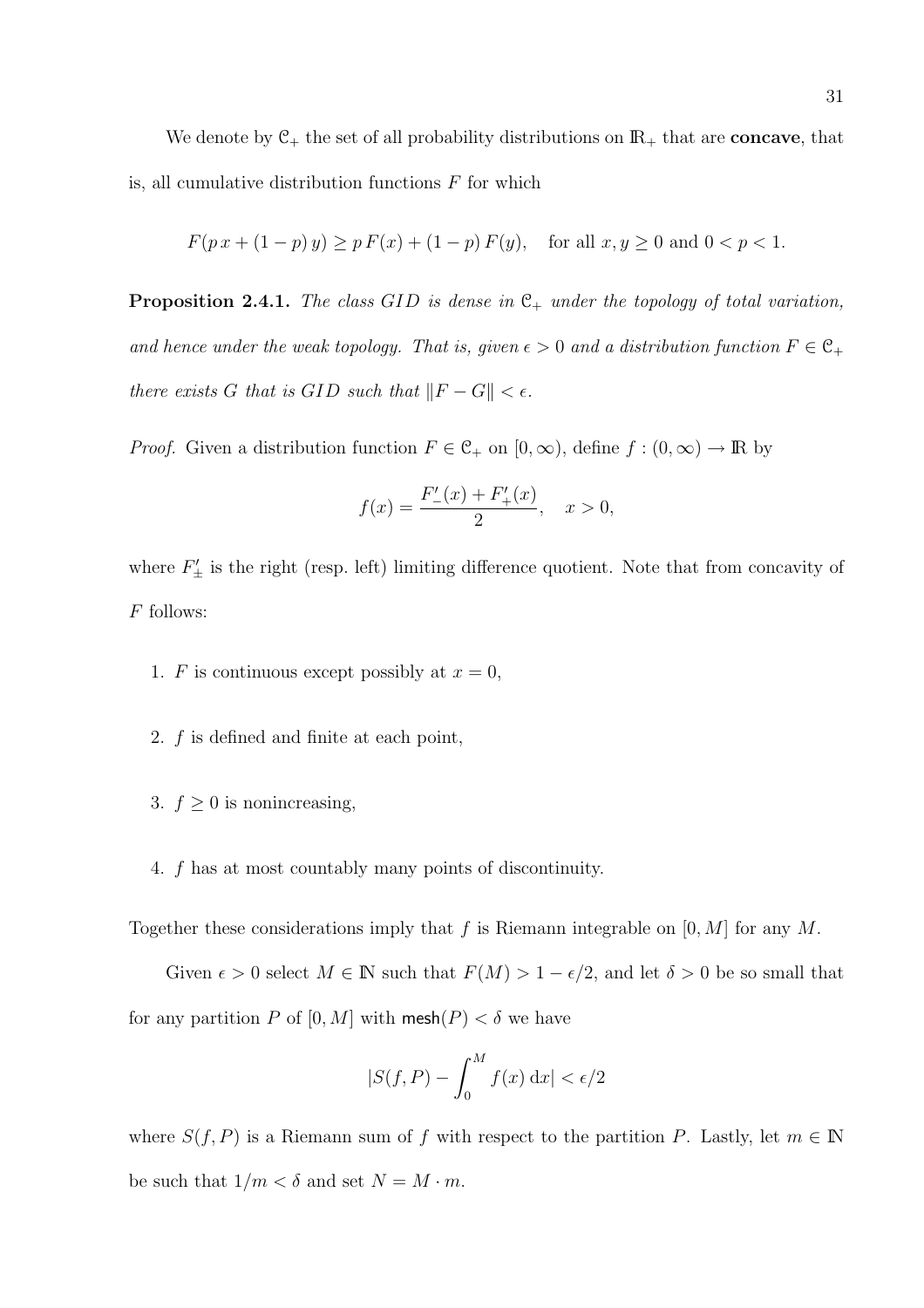We denote by $\mathcal{C}_+$ the set of all probability distributions on $\mathbb{R}_+$ that are **concave**, that is, all cumulative distribution functions $F$ for which

$$F(p\,x + (1-p)\,y) \geq p\,F(x) + (1-p)\,F(y), \quad \text{for all } x, y \geq 0 \text{ and } 0 < p < 1.$$

**Proposition 2.4.1.** *The class GID is dense in $\mathcal{C}_+$ under the topology of total variation, and hence under the weak topology. That is, given $\epsilon > 0$ and a distribution function $F \in \mathcal{C}_+$ there exists $G$ that is GID such that $\|F - G\| < \epsilon$.*

*Proof.* Given a distribution function $F \in \mathcal{C}_+$ on $[0, \infty)$, define $f : (0, \infty) \to \mathbb{R}$ by

$$f(x) = \frac{F'_-(x) + F'_+(x)}{2}, \quad x > 0,$$

where $F'_\pm$ is the right (resp. left) limiting difference quotient. Note that from concavity of $F$ follows:

1. $F$ is continuous except possibly at $x = 0$,
2. $f$ is defined and finite at each point,
3. $f \geq 0$ is nonincreasing,
4. $f$ has at most countably many points of discontinuity.

Together these considerations imply that $f$ is Riemann integrable on $[0, M]$ for any $M$.

Given $\epsilon > 0$ select $M \in \mathbb{N}$ such that $F(M) > 1 - \epsilon/2$, and let $\delta > 0$ be so small that for any partition $P$ of $[0, M]$ with $\mathsf{mesh}(P) < \delta$ we have

$$|S(f, P) - \int_0^M f(x)\,\mathrm{d}x| < \epsilon/2$$

where $S(f, P)$ is a Riemann sum of $f$ with respect to the partition $P$. Lastly, let $m \in \mathbb{N}$ be such that $1/m < \delta$ and set $N = M \cdot m$.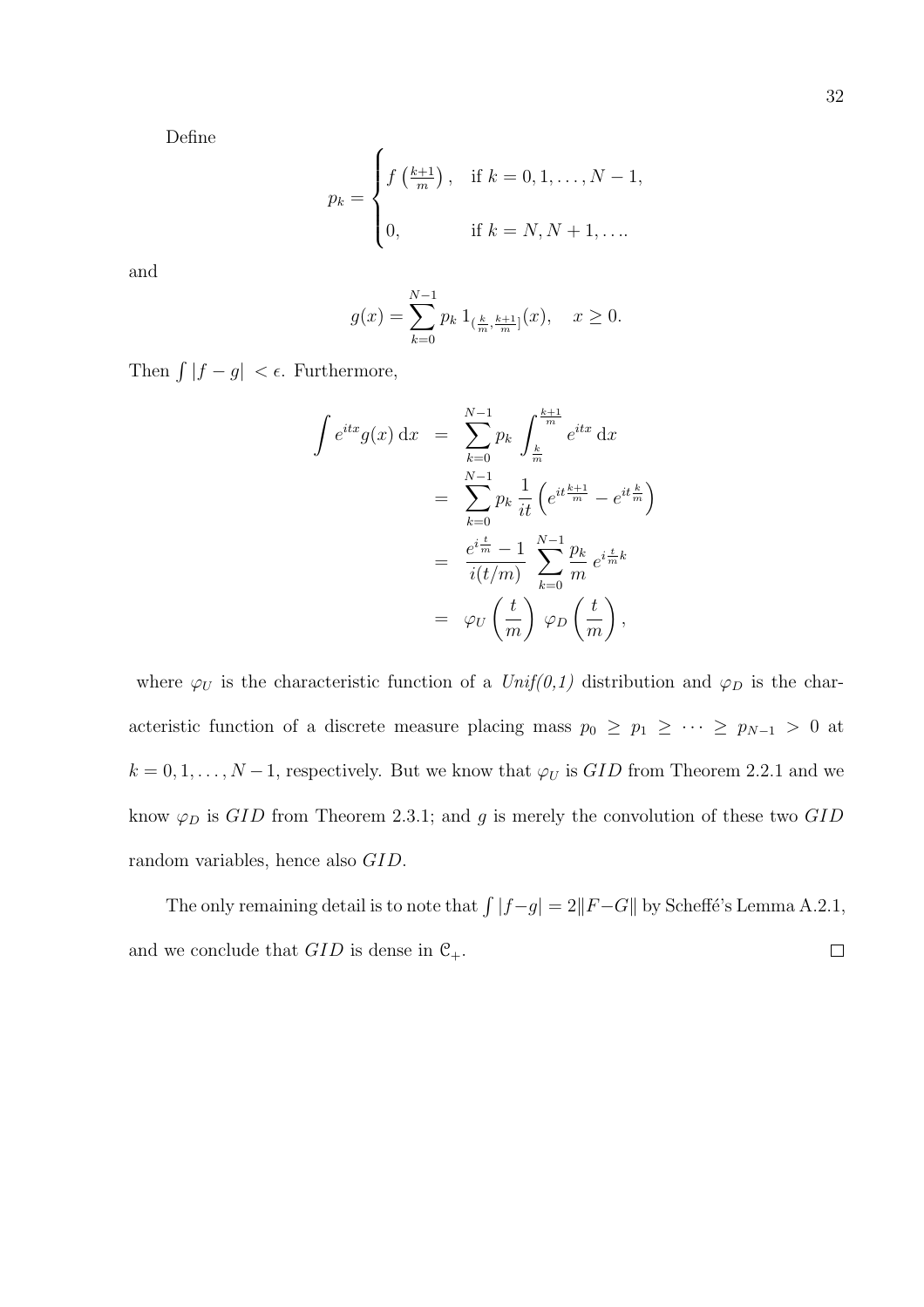Define

$$
p_k = \begin{cases} f\left(\frac{k+1}{m}\right), & \text{if } k = 0, 1, \ldots, N-1, \\ 0, & \text{if } k = N, N+1, \ldots. \end{cases}
$$

and

$$
g(x) = \sum_{k=0}^{N-1} p_k \, 1_{\left(\frac{k}{m}, \frac{k+1}{m}\right]}(x), \quad x \geq 0.
$$

Then $\int |f - g| \, < \epsilon$. Furthermore,

$$
\begin{aligned}
\int e^{itx} g(x) \, \mathrm{d}x &= \sum_{k=0}^{N-1} p_k \int_{\frac{k}{m}}^{\frac{k+1}{m}} e^{itx} \, \mathrm{d}x \\
&= \sum_{k=0}^{N-1} p_k \, \frac{1}{it} \left( e^{it\frac{k+1}{m}} - e^{it\frac{k}{m}} \right) \\
&= \frac{e^{i\frac{t}{m}} - 1}{i(t/m)} \sum_{k=0}^{N-1} \frac{p_k}{m} \, e^{i\frac{t}{m}k} \\
&= \varphi_U\left(\frac{t}{m}\right) \, \varphi_D\left(\frac{t}{m}\right),
\end{aligned}
$$

where $\varphi_U$ is the characteristic function of a *Unif(0,1)* distribution and $\varphi_D$ is the characteristic function of a discrete measure placing mass $p_0 \geq p_1 \geq \cdots \geq p_{N-1} > 0$ at $k = 0, 1, \ldots, N-1$, respectively. But we know that $\varphi_U$ is $GID$ from Theorem 2.2.1 and we know $\varphi_D$ is $GID$ from Theorem 2.3.1; and $g$ is merely the convolution of these two $GID$ random variables, hence also $GID$.

The only remaining detail is to note that $\int |f - g| = 2\|F - G\|$ by Scheffé's Lemma A.2.1, and we conclude that $GID$ is dense in $\mathcal{C}_+$. $\square$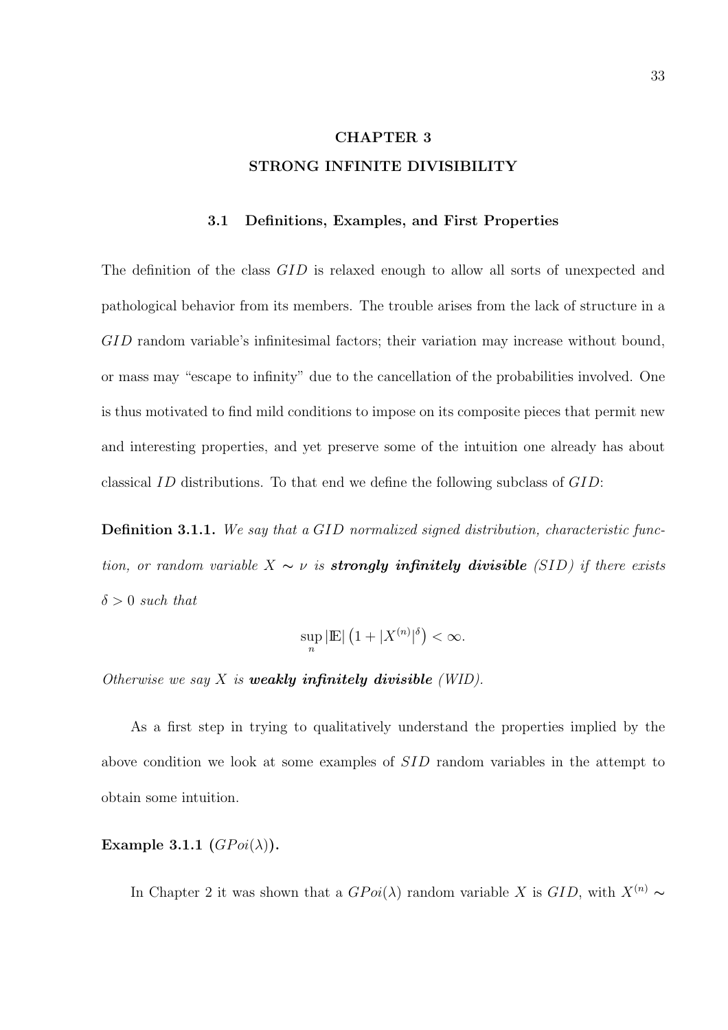# CHAPTER 3
# STRONG INFINITE DIVISIBILITY

## 3.1 Definitions, Examples, and First Properties

The definition of the class $GID$ is relaxed enough to allow all sorts of unexpected and pathological behavior from its members. The trouble arises from the lack of structure in a $GID$ random variable's infinitesimal factors; their variation may increase without bound, or mass may "escape to infinity" due to the cancellation of the probabilities involved. One is thus motivated to find mild conditions to impose on its composite pieces that permit new and interesting properties, and yet preserve some of the intuition one already has about classical $ID$ distributions. To that end we define the following subclass of $GID$:

**Definition 3.1.1.** *We say that a $GID$ normalized signed distribution, characteristic function, or random variable $X \sim \nu$ is **strongly infinitely divisible** ($SID$) if there exists $\delta > 0$ such that*

$$\sup_n |\mathbb{E}| \left(1 + |X^{(n)}|^{\delta}\right) < \infty.$$

*Otherwise we say $X$ is **weakly infinitely divisible** (WID).*

As a first step in trying to qualitatively understand the properties implied by the above condition we look at some examples of $SID$ random variables in the attempt to obtain some intuition.

**Example 3.1.1 ($GPoi(\lambda)$).**

In Chapter 2 it was shown that a $GPoi(\lambda)$ random variable $X$ is $GID$, with $X^{(n)} \sim$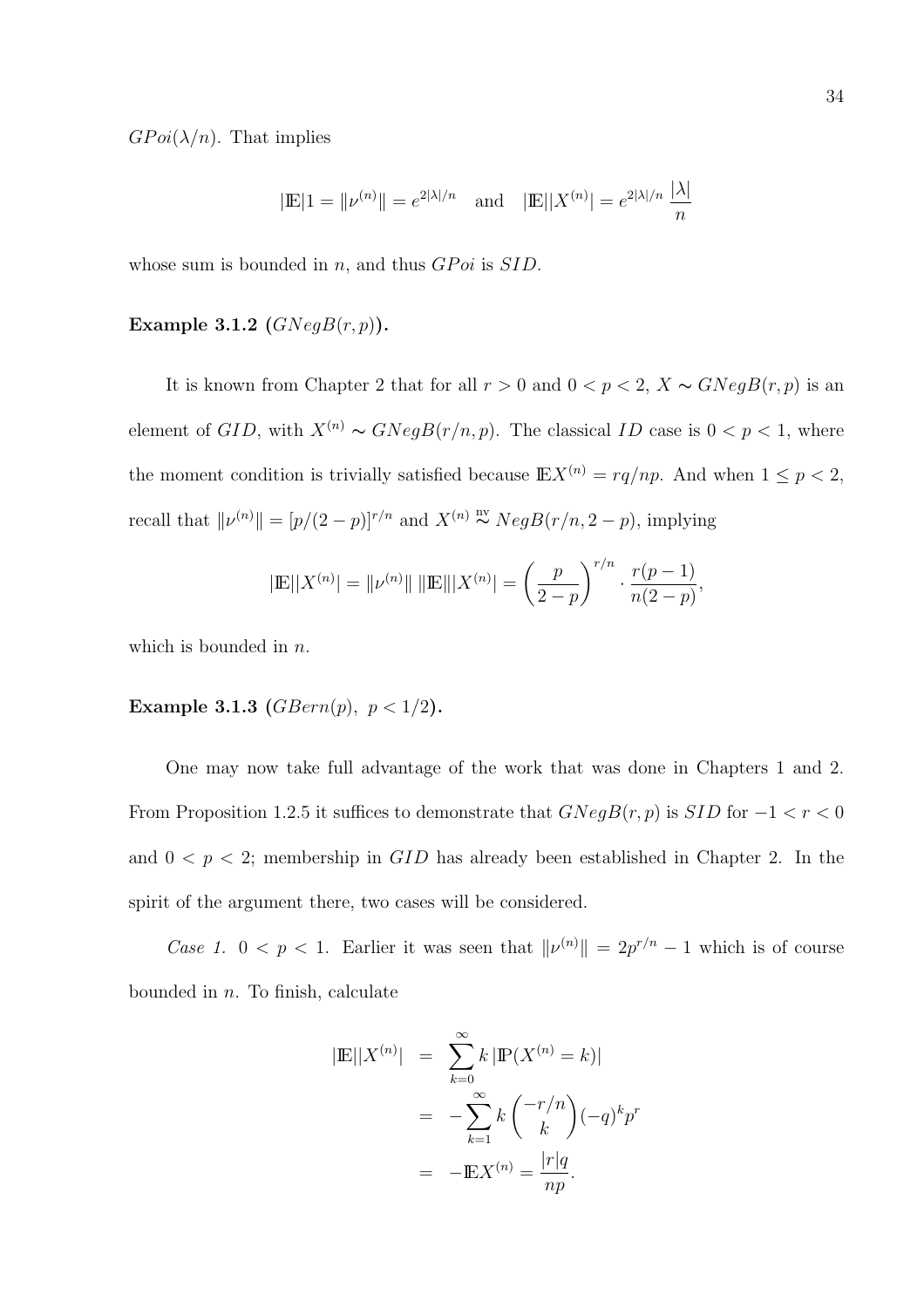$GPoi(\lambda/n)$. That implies

$$|\mathbb{E}|1 = \|\nu^{(n)}\| = e^{2|\lambda|/n} \quad \text{and} \quad |\mathbb{E}||X^{(n)}| = e^{2|\lambda|/n}\,\frac{|\lambda|}{n}$$

whose sum is bounded in $n$, and thus $GPoi$ is $SID$.

**Example 3.1.2 ($GNegB(r,p)$).**

It is known from Chapter 2 that for all $r > 0$ and $0 < p < 2$, $X \sim GNegB(r,p)$ is an element of $GID$, with $X^{(n)} \sim GNegB(r/n, p)$. The classical $ID$ case is $0 < p < 1$, where the moment condition is trivially satisfied because $\mathbb{E}X^{(n)} = rq/np$. And when $1 \leq p < 2$, recall that $\|\nu^{(n)}\| = [p/(2-p)]^{r/n}$ and $X^{(n)} \overset{\text{nv}}{\sim} NegB(r/n, 2-p)$, implying

$$|\mathbb{E}||X^{(n)}| = \|\nu^{(n)}\|\,\|\mathbb{E}\||X^{(n)}| = \left(\frac{p}{2-p}\right)^{r/n} \cdot \frac{r(p-1)}{n(2-p)},$$

which is bounded in $n$.

**Example 3.1.3 ($GBern(p),\ p < 1/2$).**

One may now take full advantage of the work that was done in Chapters 1 and 2. From Proposition 1.2.5 it suffices to demonstrate that $GNegB(r,p)$ is $SID$ for $-1 < r < 0$ and $0 < p < 2$; membership in $GID$ has already been established in Chapter 2. In the spirit of the argument there, two cases will be considered.

*Case 1.* $0 < p < 1$. Earlier it was seen that $\|\nu^{(n)}\| = 2p^{r/n} - 1$ which is of course bounded in $n$. To finish, calculate

$$\begin{aligned}
|\mathbb{E}||X^{(n)}| &= \sum_{k=0}^{\infty} k\,|\mathbb{P}(X^{(n)} = k)| \\
&= -\sum_{k=1}^{\infty} k \binom{-r/n}{k} (-q)^k p^r \\
&= -\mathbb{E}X^{(n)} = \frac{|r|q}{np}.
\end{aligned}$$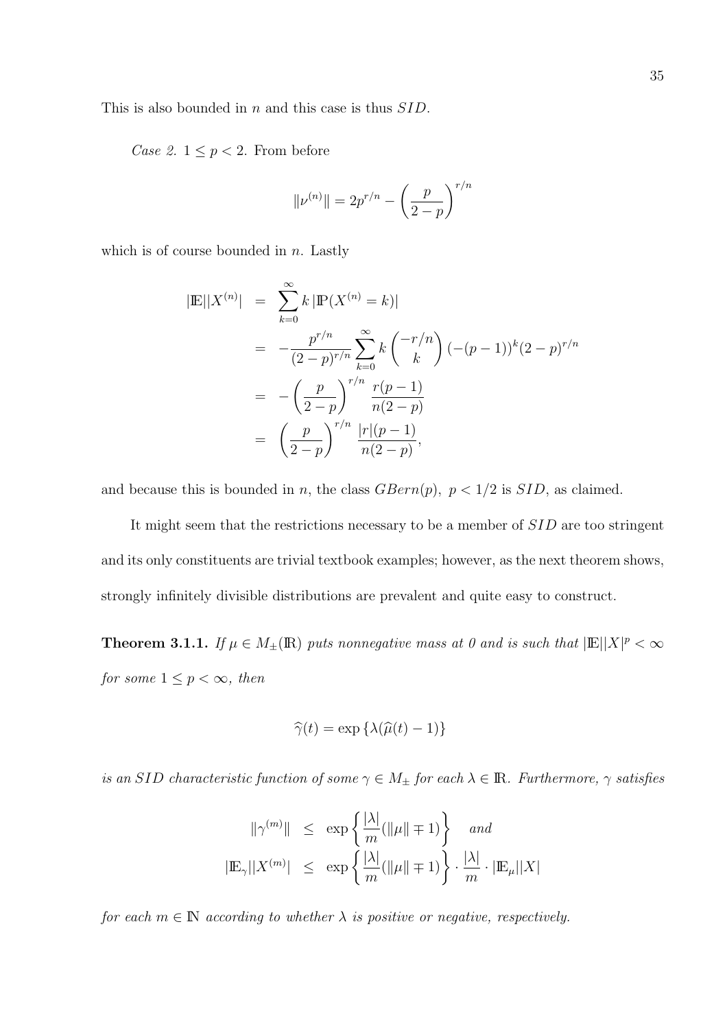This is also bounded in $n$ and this case is thus $SID$.

*Case 2.* $1 \leq p < 2$. From before

$$\|\nu^{(n)}\| = 2p^{r/n} - \left(\frac{p}{2-p}\right)^{r/n}$$

which is of course bounded in $n$. Lastly

$$
\begin{aligned}
|\mathbb{E}||X^{(n)}| &= \sum_{k=0}^{\infty} k \, |\mathbb{P}(X^{(n)} = k)| \\
&= -\frac{p^{r/n}}{(2-p)^{r/n}} \sum_{k=0}^{\infty} k \binom{-r/n}{k} (-(p-1))^k (2-p)^{r/n} \\
&= -\left(\frac{p}{2-p}\right)^{r/n} \frac{r(p-1)}{n(2-p)} \\
&= \left(\frac{p}{2-p}\right)^{r/n} \frac{|r|(p-1)}{n(2-p)},
\end{aligned}
$$

and because this is bounded in $n$, the class $GBern(p),\ p < 1/2$ is $SID$, as claimed.

It might seem that the restrictions necessary to be a member of $SID$ are too stringent and its only constituents are trivial textbook examples; however, as the next theorem shows, strongly infinitely divisible distributions are prevalent and quite easy to construct.

**Theorem 3.1.1.** *If $\mu \in M_{\pm}(\mathbb{R})$ puts nonnegative mass at 0 and is such that $|\mathbb{E}||X|^p < \infty$ for some $1 \leq p < \infty$, then*

$$\widehat{\gamma}(t) = \exp\left\{\lambda(\widehat{\mu}(t) - 1)\right\}$$

*is an $SID$ characteristic function of some $\gamma \in M_{\pm}$ for each $\lambda \in \mathbb{R}$. Furthermore, $\gamma$ satisfies*

$$
\begin{aligned}
\|\gamma^{(m)}\| &\leq \exp\left\{\frac{|\lambda|}{m}(\|\mu\| \mp 1)\right\} \quad \textit{and} \\
|\mathbb{E}_{\gamma}||X^{(m)}| &\leq \exp\left\{\frac{|\lambda|}{m}(\|\mu\| \mp 1)\right\} \cdot \frac{|\lambda|}{m} \cdot |\mathbb{E}_{\mu}||X|
\end{aligned}
$$

*for each $m \in \mathbb{N}$ according to whether $\lambda$ is positive or negative, respectively.*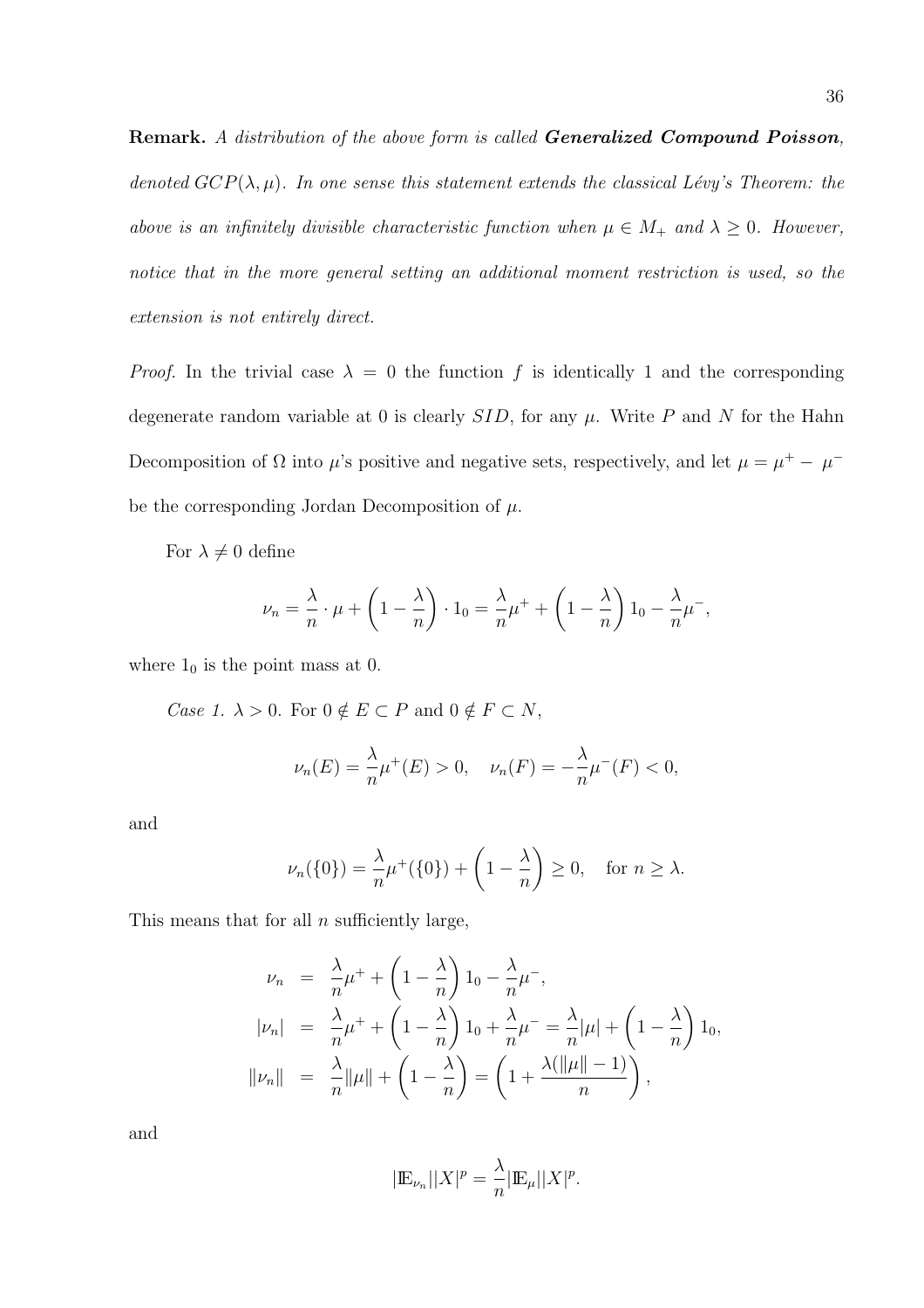**Remark.** *A distribution of the above form is called **Generalized Compound Poisson**, denoted $GCP(\lambda, \mu)$. In one sense this statement extends the classical Lévy's Theorem: the above is an infinitely divisible characteristic function when $\mu \in M_+$ and $\lambda \geq 0$. However, notice that in the more general setting an additional moment restriction is used, so the extension is not entirely direct.*

*Proof.* In the trivial case $\lambda = 0$ the function $f$ is identically 1 and the corresponding degenerate random variable at 0 is clearly $SID$, for any $\mu$. Write $P$ and $N$ for the Hahn Decomposition of $\Omega$ into $\mu$'s positive and negative sets, respectively, and let $\mu = \mu^+ - \mu^-$ be the corresponding Jordan Decomposition of $\mu$.

For $\lambda \neq 0$ define

$$\nu_n = \frac{\lambda}{n} \cdot \mu + \left(1 - \frac{\lambda}{n}\right) \cdot 1_0 = \frac{\lambda}{n}\mu^+ + \left(1 - \frac{\lambda}{n}\right) 1_0 - \frac{\lambda}{n}\mu^-,$$

where $1_0$ is the point mass at 0.

*Case 1.* $\lambda > 0$. For $0 \notin E \subset P$ and $0 \notin F \subset N$,

$$\nu_n(E) = \frac{\lambda}{n}\mu^+(E) > 0, \quad \nu_n(F) = -\frac{\lambda}{n}\mu^-(F) < 0,$$

and

$$\nu_n(\{0\}) = \frac{\lambda}{n}\mu^+(\{0\}) + \left(1 - \frac{\lambda}{n}\right) \geq 0, \quad \text{for } n \geq \lambda.$$

This means that for all $n$ sufficiently large,

$$\begin{aligned}
\nu_n &= \frac{\lambda}{n}\mu^+ + \left(1 - \frac{\lambda}{n}\right) 1_0 - \frac{\lambda}{n}\mu^-, \\
|\nu_n| &= \frac{\lambda}{n}\mu^+ + \left(1 - \frac{\lambda}{n}\right) 1_0 + \frac{\lambda}{n}\mu^- = \frac{\lambda}{n}|\mu| + \left(1 - \frac{\lambda}{n}\right) 1_0, \\
\|\nu_n\| &= \frac{\lambda}{n}\|\mu\| + \left(1 - \frac{\lambda}{n}\right) = \left(1 + \frac{\lambda(\|\mu\| - 1)}{n}\right),
\end{aligned}$$

and

$$|\mathbb{E}_{\nu_n}||X|^p = \frac{\lambda}{n}|\mathbb{E}_{\mu}||X|^p.$$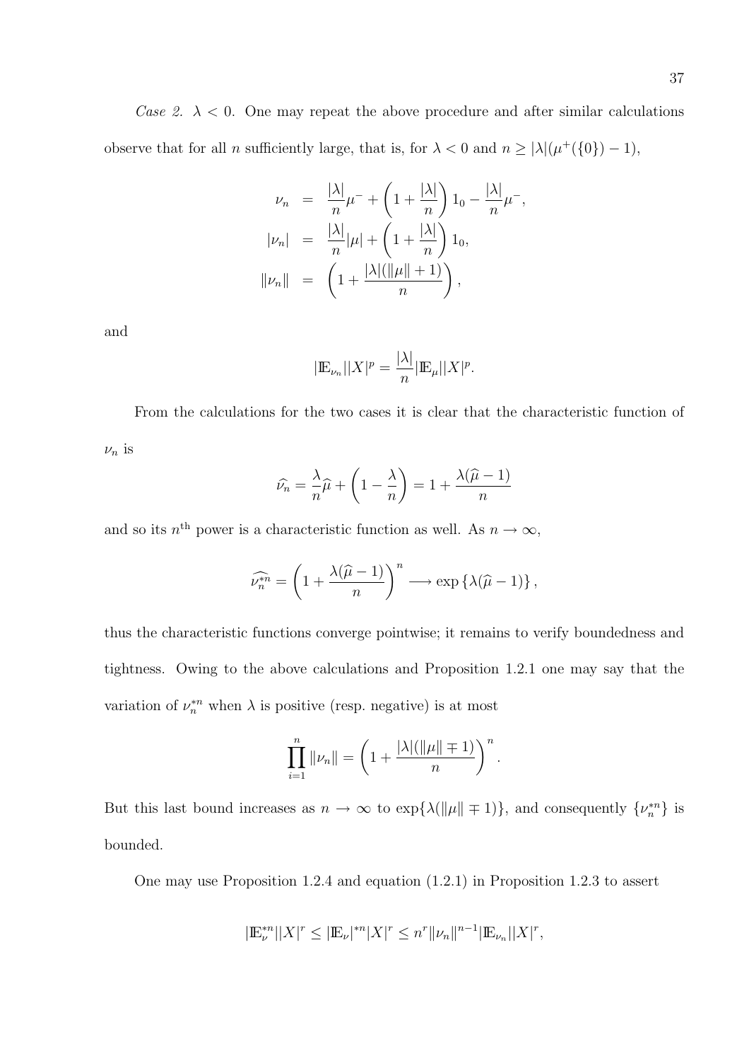*Case 2.* $\lambda < 0$. One may repeat the above procedure and after similar calculations observe that for all $n$ sufficiently large, that is, for $\lambda < 0$ and $n \geq |\lambda|(\mu^+(\{0\}) - 1)$,

$$
\begin{aligned}
\nu_n &= \frac{|\lambda|}{n}\mu^- + \left(1 + \frac{|\lambda|}{n}\right) 1_0 - \frac{|\lambda|}{n}\mu^-, \\
|\nu_n| &= \frac{|\lambda|}{n}|\mu| + \left(1 + \frac{|\lambda|}{n}\right) 1_0, \\
\|\nu_n\| &= \left(1 + \frac{|\lambda|(\|\mu\| + 1)}{n}\right),
\end{aligned}
$$

and

$$
|\mathbb{E}_{\nu_n}||X|^p = \frac{|\lambda|}{n}|\mathbb{E}_\mu||X|^p.
$$

From the calculations for the two cases it is clear that the characteristic function of $\nu_n$ is

$$
\widehat{\nu_n} = \frac{\lambda}{n}\widehat{\mu} + \left(1 - \frac{\lambda}{n}\right) = 1 + \frac{\lambda(\widehat{\mu} - 1)}{n}
$$

and so its $n^{\text{th}}$ power is a characteristic function as well. As $n \to \infty$,

$$
\widehat{\nu_n^{*n}} = \left(1 + \frac{\lambda(\widehat{\mu} - 1)}{n}\right)^n \longrightarrow \exp\left\{\lambda(\widehat{\mu} - 1)\right\},
$$

thus the characteristic functions converge pointwise; it remains to verify boundedness and tightness. Owing to the above calculations and Proposition 1.2.1 one may say that the variation of $\nu_n^{*n}$ when $\lambda$ is positive (resp. negative) is at most

$$
\prod_{i=1}^{n} \|\nu_n\| = \left(1 + \frac{|\lambda|(\|\mu\| \mp 1)}{n}\right)^n.
$$

But this last bound increases as $n \to \infty$ to $\exp\{\lambda(\|\mu\| \mp 1)\}$, and consequently $\{\nu_n^{*n}\}$ is bounded.

One may use Proposition 1.2.4 and equation (1.2.1) in Proposition 1.2.3 to assert

$$
|\mathbb{E}_\nu^{*n}||X|^r \leq |\mathbb{E}_\nu|^{*n}|X|^r \leq n^r \|\nu_n\|^{n-1} |\mathbb{E}_{\nu_n}||X|^r,
$$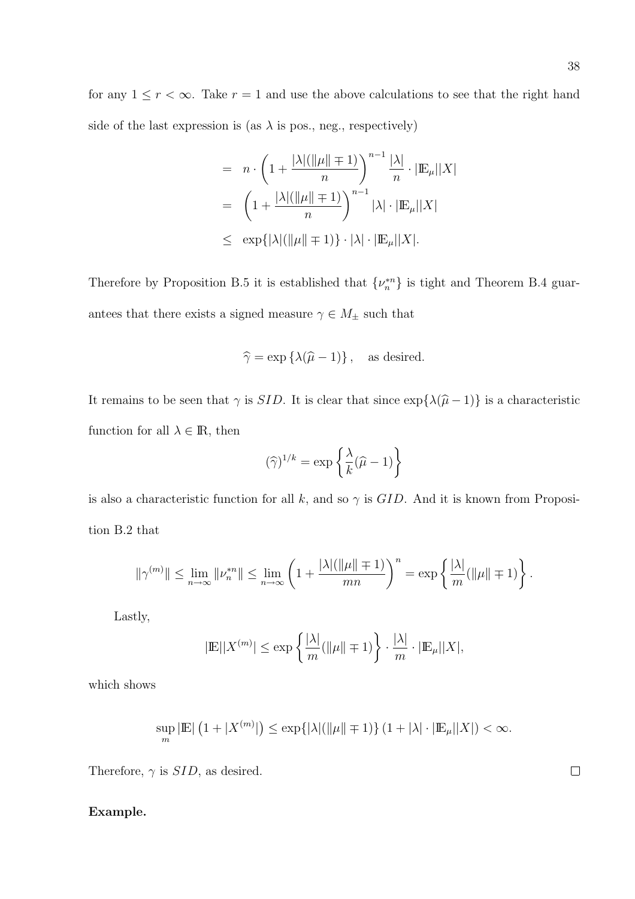for any $1 \leq r < \infty$. Take $r = 1$ and use the above calculations to see that the right hand side of the last expression is (as $\lambda$ is pos., neg., respectively)

$$
\begin{aligned}
&= n \cdot \left(1 + \frac{|\lambda|(\|\mu\| \mp 1)}{n}\right)^{n-1} \frac{|\lambda|}{n} \cdot |\mathbb{E}_\mu||X| \\
&= \left(1 + \frac{|\lambda|(\|\mu\| \mp 1)}{n}\right)^{n-1} |\lambda| \cdot |\mathbb{E}_\mu||X| \\
&\leq \exp\{|\lambda|(\|\mu\| \mp 1)\} \cdot |\lambda| \cdot |\mathbb{E}_\mu||X|.
\end{aligned}
$$

Therefore by Proposition B.5 it is established that $\{\nu_n^{*n}\}$ is tight and Theorem B.4 guarantees that there exists a signed measure $\gamma \in M_\pm$ such that

$$
\widehat{\gamma} = \exp\left\{\lambda(\widehat{\mu} - 1)\right\}, \quad \text{as desired.}
$$

It remains to be seen that $\gamma$ is *SID*. It is clear that since $\exp\{\lambda(\widehat{\mu} - 1)\}$ is a characteristic function for all $\lambda \in \mathbb{R}$, then

$$
(\widehat{\gamma})^{1/k} = \exp\left\{\frac{\lambda}{k}(\widehat{\mu} - 1)\right\}
$$

is also a characteristic function for all $k$, and so $\gamma$ is *GID*. And it is known from Proposition B.2 that

$$
\|\gamma^{(m)}\| \leq \lim_{n\to\infty} \|\nu_n^{*n}\| \leq \lim_{n\to\infty} \left(1 + \frac{|\lambda|(\|\mu\| \mp 1)}{mn}\right)^n = \exp\left\{\frac{|\lambda|}{m}(\|\mu\| \mp 1)\right\}.
$$

Lastly,

$$
|\mathbb{E}||X^{(m)}| \leq \exp\left\{\frac{|\lambda|}{m}(\|\mu\| \mp 1)\right\} \cdot \frac{|\lambda|}{m} \cdot |\mathbb{E}_\mu||X|,
$$

which shows

$$
\sup_m |\mathbb{E}|\left(1 + |X^{(m)}|\right) \leq \exp\{|\lambda|(\|\mu\| \mp 1)\}\left(1 + |\lambda| \cdot |\mathbb{E}_\mu||X|\right) < \infty.
$$

Therefore, $\gamma$ is *SID*, as desired. □

**Example.**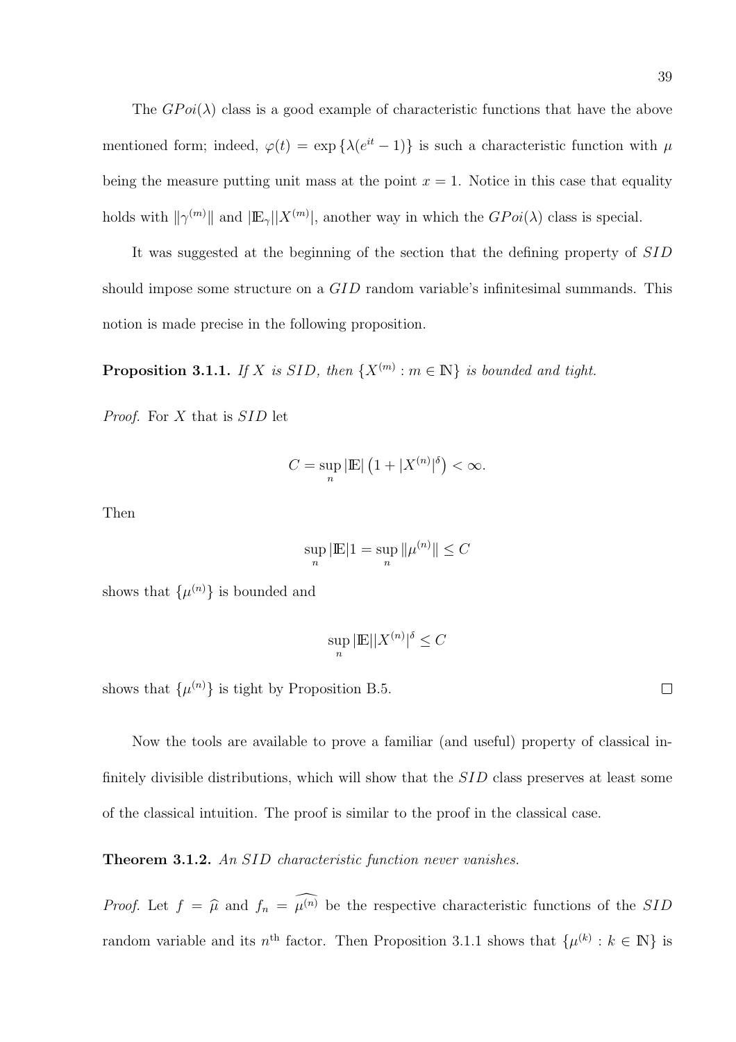The $GPoi(\lambda)$ class is a good example of characteristic functions that have the above mentioned form; indeed, $\varphi(t) = \exp\{\lambda(e^{it} - 1)\}$ is such a characteristic function with $\mu$ being the measure putting unit mass at the point $x = 1$. Notice in this case that equality holds with $\|\gamma^{(m)}\|$ and $|\mathbb{E}_\gamma||X^{(m)}|$, another way in which the $GPoi(\lambda)$ class is special.

It was suggested at the beginning of the section that the defining property of $SID$ should impose some structure on a $GID$ random variable's infinitesimal summands. This notion is made precise in the following proposition.

**Proposition 3.1.1.** *If $X$ is $SID$, then $\{X^{(m)} : m \in \mathbb{N}\}$ is bounded and tight.*

*Proof.* For $X$ that is $SID$ let

$$C = \sup_n |\mathbb{E}| \left(1 + |X^{(n)}|^\delta\right) < \infty.$$

Then

$$\sup_n |\mathbb{E}| 1 = \sup_n \|\mu^{(n)}\| \leq C$$

shows that $\{\mu^{(n)}\}$ is bounded and

$$\sup_n |\mathbb{E}||X^{(n)}|^\delta \leq C$$

shows that $\{\mu^{(n)}\}$ is tight by Proposition B.5. $\square$

Now the tools are available to prove a familiar (and useful) property of classical infinitely divisible distributions, which will show that the $SID$ class preserves at least some of the classical intuition. The proof is similar to the proof in the classical case.

**Theorem 3.1.2.** *An $SID$ characteristic function never vanishes.*

*Proof.* Let $f = \widehat{\mu}$ and $f_n = \widehat{\mu^{(n)}}$ be the respective characteristic functions of the $SID$ random variable and its $n^{\text{th}}$ factor. Then Proposition 3.1.1 shows that $\{\mu^{(k)} : k \in \mathbb{N}\}$ is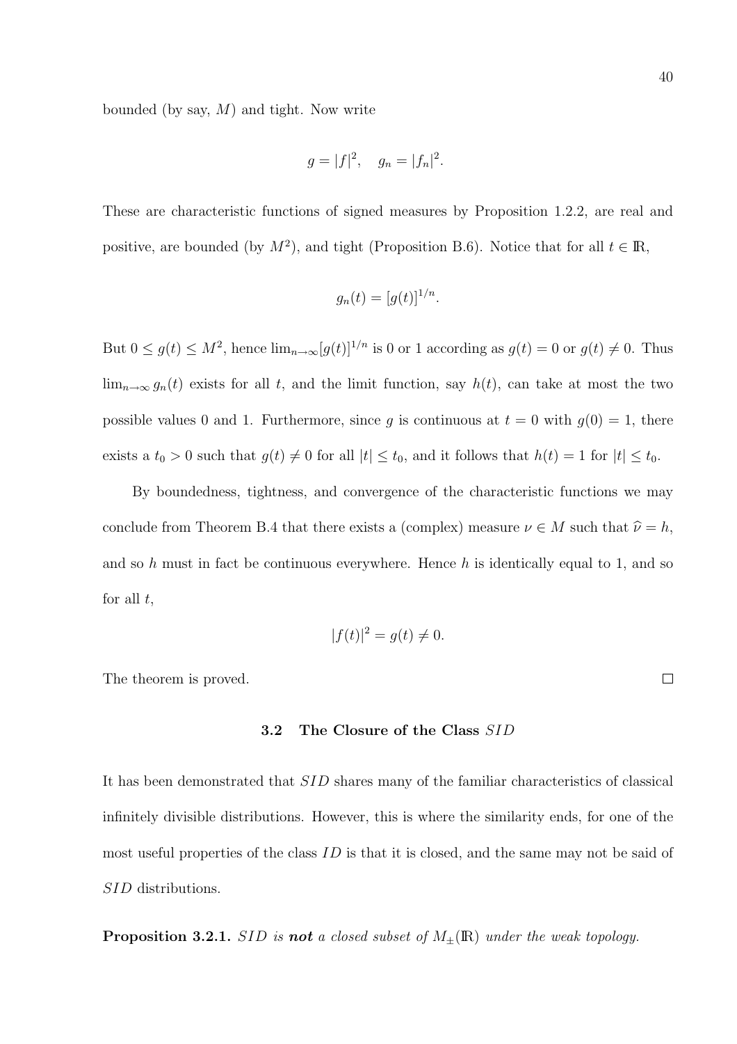bounded (by say, $M$) and tight. Now write

$$g = |f|^2, \quad g_n = |f_n|^2.$$

These are characteristic functions of signed measures by Proposition 1.2.2, are real and positive, are bounded (by $M^2$), and tight (Proposition B.6). Notice that for all $t \in \mathbb{R}$,

$$g_n(t) = [g(t)]^{1/n}.$$

But $0 \leq g(t) \leq M^2$, hence $\lim_{n\to\infty}[g(t)]^{1/n}$ is 0 or 1 according as $g(t) = 0$ or $g(t) \neq 0$. Thus $\lim_{n\to\infty} g_n(t)$ exists for all $t$, and the limit function, say $h(t)$, can take at most the two possible values 0 and 1. Furthermore, since $g$ is continuous at $t = 0$ with $g(0) = 1$, there exists a $t_0 > 0$ such that $g(t) \neq 0$ for all $|t| \leq t_0$, and it follows that $h(t) = 1$ for $|t| \leq t_0$.

By boundedness, tightness, and convergence of the characteristic functions we may conclude from Theorem B.4 that there exists a (complex) measure $\nu \in M$ such that $\widehat{\nu} = h$, and so $h$ must in fact be continuous everywhere. Hence $h$ is identically equal to 1, and so for all $t$,

$$|f(t)|^2 = g(t) \neq 0.$$

The theorem is proved. $\square$

### 3.2 The Closure of the Class $SID$

It has been demonstrated that $SID$ shares many of the familiar characteristics of classical infinitely divisible distributions. However, this is where the similarity ends, for one of the most useful properties of the class $ID$ is that it is closed, and the same may not be said of $SID$ distributions.

**Proposition 3.2.1.** *$SID$ is **not** a closed subset of $M_{\pm}(\mathbb{R})$ under the weak topology.*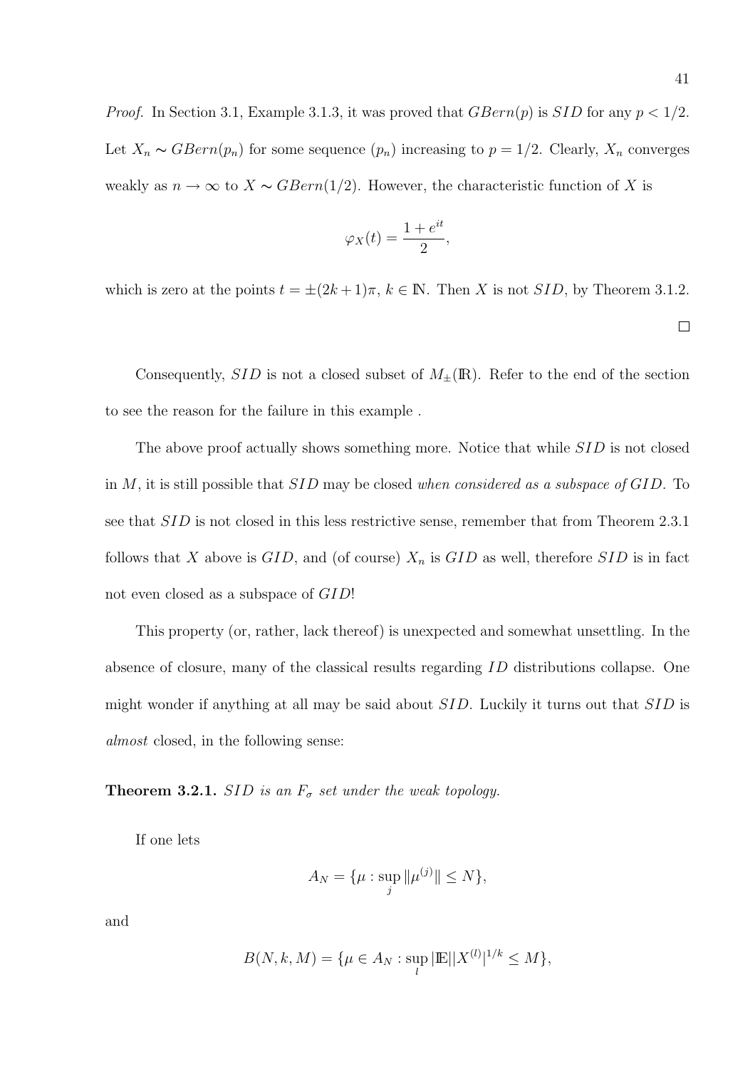*Proof.* In Section 3.1, Example 3.1.3, it was proved that $GBern(p)$ is $SID$ for any $p < 1/2$. Let $X_n \sim GBern(p_n)$ for some sequence $(p_n)$ increasing to $p = 1/2$. Clearly, $X_n$ converges weakly as $n \to \infty$ to $X \sim GBern(1/2)$. However, the characteristic function of $X$ is

$$\varphi_X(t) = \frac{1 + e^{it}}{2},$$

which zero at the points $t = \pm(2k+1)\pi$, $k \in \mathbb{N}$. Then $X$ is not $SID$, by Theorem 3.1.2. $\square$

Consequently, $SID$ is not a closed subset of $M_{\pm}(\mathbb{R})$. Refer to the end of the section to see the reason for the failure in this example .

The above proof actually shows something more. Notice that while $SID$ is not closed in $M$, it is still possible that $SID$ may be closed *when considered as a subspace of* $GID$. To see that $SID$ is not closed in this less restrictive sense, remember that from Theorem 2.3.1 follows that $X$ above is $GID$, and (of course) $X_n$ is $GID$ as well, therefore $SID$ is in fact not even closed as a subspace of $GID$!

This property (or, rather, lack thereof) is unexpected and somewhat unsettling. In the absence of closure, many of the classical results regarding $ID$ distributions collapse. One might wonder if anything at all may be said about $SID$. Luckily it turns out that $SID$ is *almost* closed, in the following sense:

**Theorem 3.2.1.** *$SID$ is an $F_\sigma$ set under the weak topology.*

If one lets

$$A_N = \{\mu : \sup_j \|\mu^{(j)}\| \leq N\},$$

and

$$B(N, k, M) = \{\mu \in A_N : \sup_l |\mathbb{E}||X^{(l)}|^{1/k} \leq M\},$$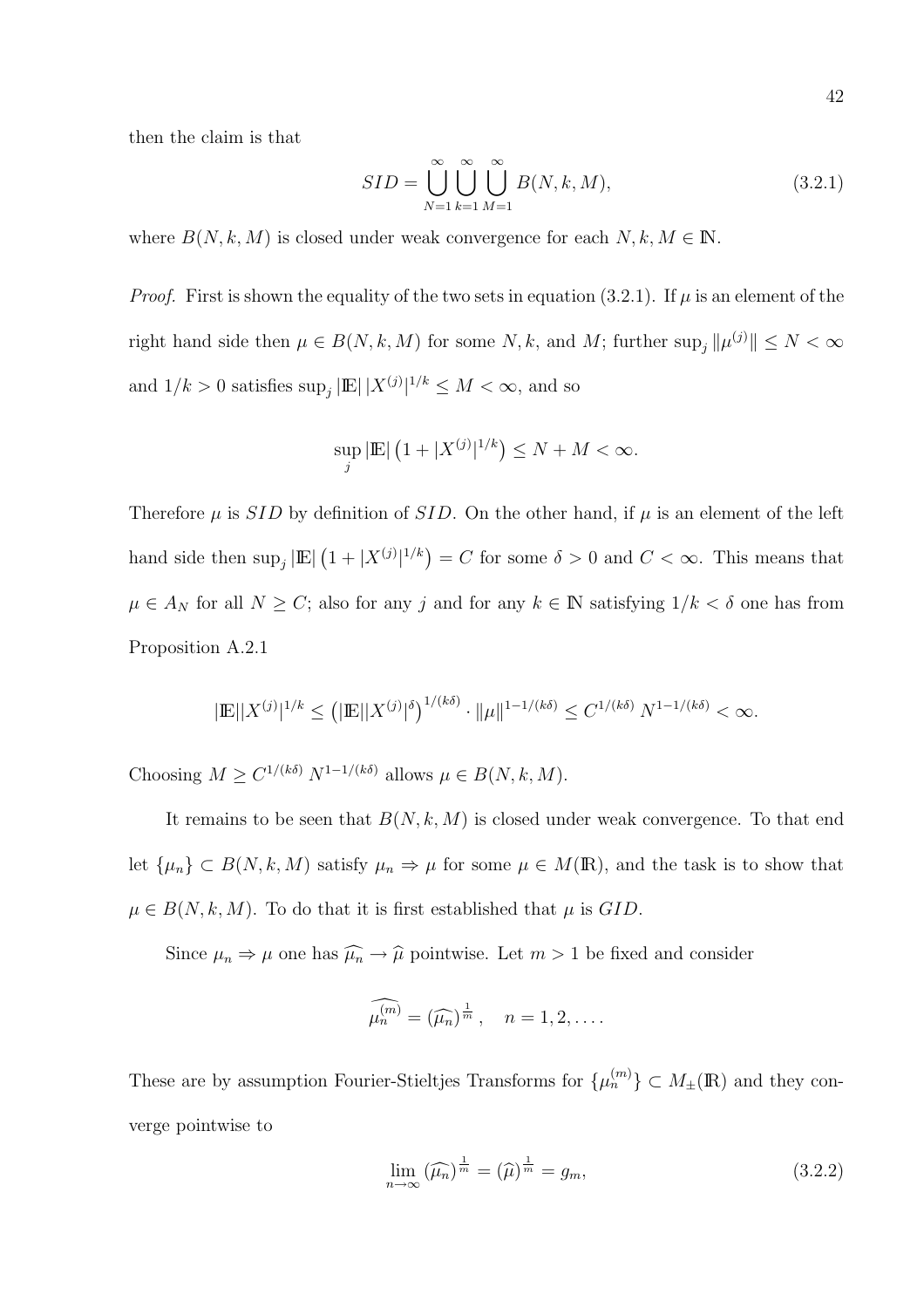then the claim is that

$$SID = \bigcup_{N=1}^{\infty} \bigcup_{k=1}^{\infty} \bigcup_{M=1}^{\infty} B(N, k, M), \tag{3.2.1}$$

where $B(N, k, M)$ is closed under weak convergence for each $N, k, M \in \mathbb{N}$.

*Proof.* First is shown the equality of the two sets in equation (3.2.1). If $\mu$ is an element of the right hand side then $\mu \in B(N, k, M)$ for some $N, k$, and $M$; further $\sup_j \|\mu^{(j)}\| \leq N < \infty$ and $1/k > 0$ satisfies $\sup_j |\mathbb{E}| \, |X^{(j)}|^{1/k} \leq M < \infty$, and so

$$\sup_j |\mathbb{E}| \left(1 + |X^{(j)}|^{1/k}\right) \leq N + M < \infty.$$

Therefore $\mu$ is $SID$ by definition of $SID$. On the other hand, if $\mu$ is an element of the left hand side then $\sup_j |\mathbb{E}| \left(1 + |X^{(j)}|^{1/k}\right) = C$ for some $\delta > 0$ and $C < \infty$. This means that $\mu \in A_N$ for all $N \geq C$; also for any $j$ and for any $k \in \mathbb{N}$ satisfying $1/k < \delta$ one has from Proposition A.2.1

$$|\mathbb{E}||X^{(j)}|^{1/k} \leq \left(|\mathbb{E}||X^{(j)}|^{\delta}\right)^{1/(k\delta)} \cdot \|\mu\|^{1-1/(k\delta)} \leq C^{1/(k\delta)} \, N^{1-1/(k\delta)} < \infty.$$

Choosing $M \geq C^{1/(k\delta)} \, N^{1-1/(k\delta)}$ allows $\mu \in B(N, k, M)$.

It remains to be seen that $B(N, k, M)$ is closed under weak convergence. To that end let $\{\mu_n\} \subset B(N, k, M)$ satisfy $\mu_n \Rightarrow \mu$ for some $\mu \in M(\mathbb{R})$, and the task is to show that $\mu \in B(N, k, M)$. To do that it is first established that $\mu$ is $GID$.

Since $\mu_n \Rightarrow \mu$ one has $\widehat{\mu_n} \to \widehat{\mu}$ pointwise. Let $m > 1$ be fixed and consider

$$\widehat{\mu_n^{(m)}} = \left(\widehat{\mu_n}\right)^{\frac{1}{m}}, \quad n = 1, 2, \ldots.$$

These are by assumption Fourier-Stieltjes Transforms for $\{\mu_n^{(m)}\} \subset M_{\pm}(\mathbb{R})$ and they converge pointwise to

$$\lim_{n \to \infty} \left(\widehat{\mu_n}\right)^{\frac{1}{m}} = \left(\widehat{\mu}\right)^{\frac{1}{m}} = g_m, \tag{3.2.2}$$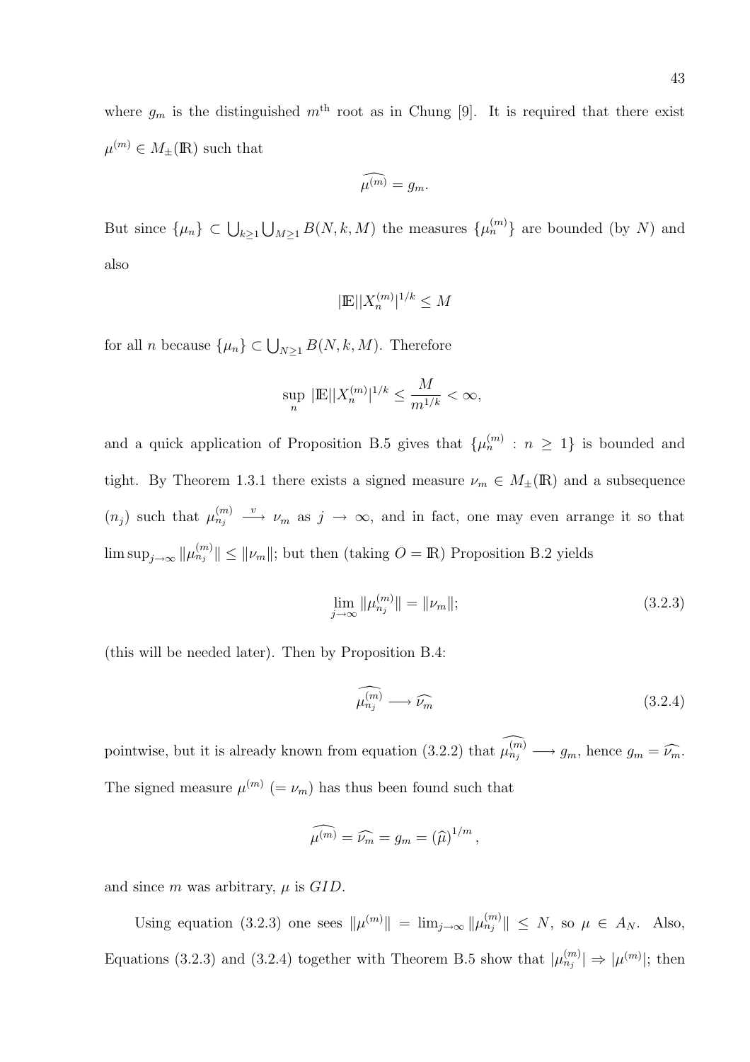where $g_m$ is the distinguished $m^{\text{th}}$ root as in Chung [9]. It is required that there exist $\mu^{(m)} \in M_{\pm}(\mathbb{R})$ such that

$$\widehat{\mu^{(m)}} = g_m.$$

But since $\{\mu_n\} \subset \bigcup_{k \geq 1} \bigcup_{M \geq 1} B(N, k, M)$ the measures $\{\mu_n^{(m)}\}$ are bounded (by $N$) and also

$$|\mathbb{E}||X_n^{(m)}|^{1/k} \leq M$$

for all $n$ because $\{\mu_n\} \subset \bigcup_{N \geq 1} B(N, k, M)$. Therefore

$$\sup_n |\mathbb{E}||X_n^{(m)}|^{1/k} \leq \frac{M}{m^{1/k}} < \infty,$$

and a quick application of Proposition B.5 gives that $\{\mu_n^{(m)} : n \geq 1\}$ is bounded and tight. By Theorem 1.3.1 there exists a signed measure $\nu_m \in M_{\pm}(\mathbb{R})$ and a subsequence $(n_j)$ such that $\mu_{n_j}^{(m)} \xrightarrow{v} \nu_m$ as $j \to \infty$, and in fact, one may even arrange it so that $\limsup_{j \to \infty} \|\mu_{n_j}^{(m)}\| \leq \|\nu_m\|$; but then (taking $O = \mathbb{R}$) Proposition B.2 yields

$$\lim_{j \to \infty} \|\mu_{n_j}^{(m)}\| = \|\nu_m\|; \tag{3.2.3}$$

(this will be needed later). Then by Proposition B.4:

$$\widehat{\mu_{n_j}^{(m)}} \longrightarrow \widehat{\nu_m} \tag{3.2.4}$$

pointwise, but it is already known from equation (3.2.2) that $\widehat{\mu_{n_j}^{(m)}} \longrightarrow g_m$, hence $g_m = \widehat{\nu_m}$. The signed measure $\mu^{(m)}$ $(= \nu_m)$ has thus been found such that

$$\widehat{\mu^{(m)}} = \widehat{\nu_m} = g_m = (\widehat{\mu})^{1/m},$$

and since $m$ was arbitrary, $\mu$ is $GID$.

Using equation (3.2.3) one sees $\|\mu^{(m)}\| = \lim_{j \to \infty} \|\mu_{n_j}^{(m)}\| \leq N$, so $\mu \in A_N$. Also, Equations (3.2.3) and (3.2.4) together with Theorem B.5 show that $|\mu_{n_j}^{(m)}| \Rightarrow |\mu^{(m)}|$; then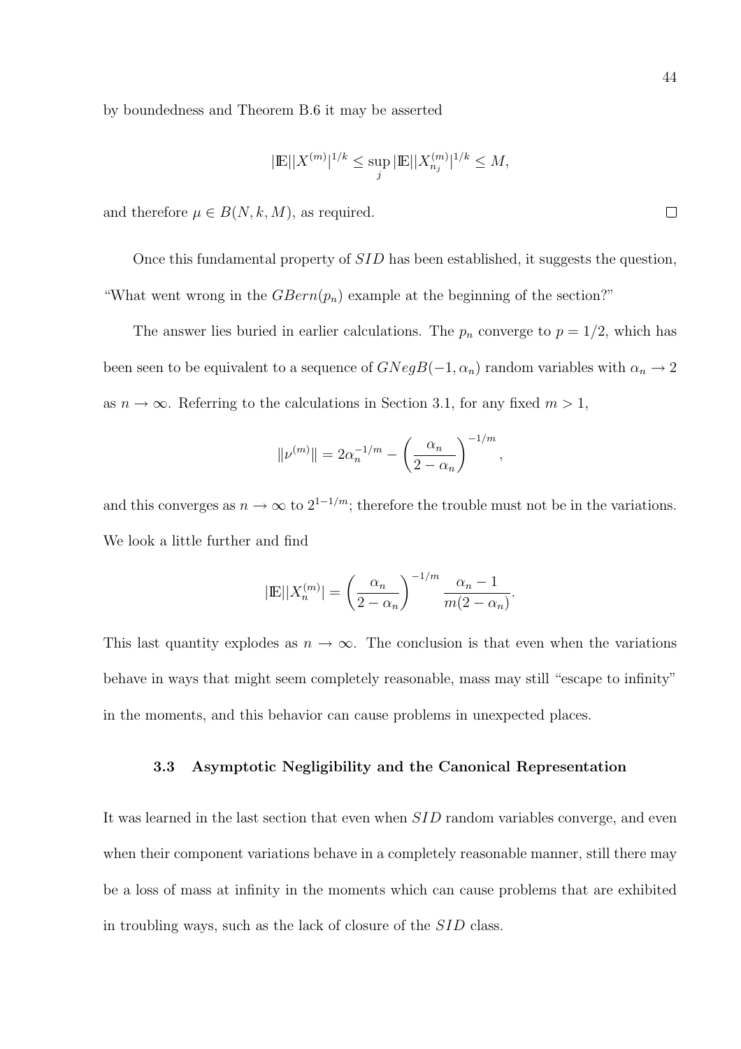by boundedness and Theorem B.6 it may be asserted

$$|\mathbb{E}||X^{(m)}|^{1/k} \leq \sup_j |\mathbb{E}||X_{n_j}^{(m)}|^{1/k} \leq M,$$

and therefore $\mu \in B(N, k, M)$, as required. $\square$

Once this fundamental property of $SID$ has been established, it suggests the question, "What went wrong in the $GBern(p_n)$ example at the beginning of the section?"

The answer lies buried in earlier calculations. The $p_n$ converge to $p = 1/2$, which has been seen to be equivalent to a sequence of $GNegB(-1, \alpha_n)$ random variables with $\alpha_n \to 2$ as $n \to \infty$. Referring to the calculations in Section 3.1, for any fixed $m > 1$,

$$\|\nu^{(m)}\| = 2\alpha_n^{-1/m} - \left(\frac{\alpha_n}{2 - \alpha_n}\right)^{-1/m},$$

and this converges as $n \to \infty$ to $2^{1-1/m}$; therefore the trouble must not be in the variations. We look a little further and find

$$|\mathbb{E}||X_n^{(m)}| = \left(\frac{\alpha_n}{2 - \alpha_n}\right)^{-1/m} \frac{\alpha_n - 1}{m(2 - \alpha_n)}.$$

This last quantity explodes as $n \to \infty$. The conclusion is that even when the variations behave in ways that might seem completely reasonable, mass may still "escape to infinity" in the moments, and this behavior can cause problems in unexpected places.

### 3.3 Asymptotic Negligibility and the Canonical Representation

It was learned in the last section that even when $SID$ random variables converge, and even when their component variations behave in a completely reasonable manner, still there may be a loss of mass at infinity in the moments which can cause problems that are exhibited in troubling ways, such as the lack of closure of the $SID$ class.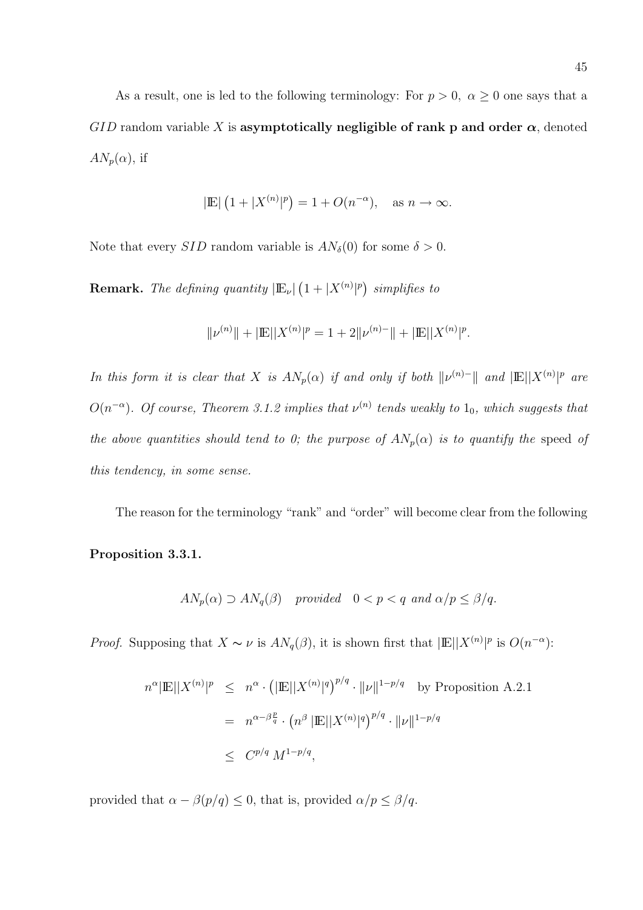As a result, one is led to the following terminology: For $p > 0,\ \alpha \geq 0$ one says that a $GID$ random variable $X$ is **asymptotically negligible of rank p and order $\boldsymbol{\alpha}$**, denoted $AN_p(\alpha)$, if

$$|\mathbb{E}|\left(1 + |X^{(n)}|^p\right) = 1 + O(n^{-\alpha}), \quad \text{as } n \to \infty.$$

Note that every $SID$ random variable is $AN_\delta(0)$ for some $\delta > 0$.

**Remark.** *The defining quantity* $|\mathbb{E}_\nu|\left(1 + |X^{(n)}|^p\right)$ *simplifies to*

$$\|\nu^{(n)}\| + |\mathbb{E}||X^{(n)}|^p = 1 + 2\|\nu^{(n)-}\| + |\mathbb{E}||X^{(n)}|^p.$$

*In this form it is clear that $X$ is $AN_p(\alpha)$ if and only if both $\|\nu^{(n)-}\|$ and $|\mathbb{E}||X^{(n)}|^p$ are $O(n^{-\alpha})$. Of course, Theorem 3.1.2 implies that $\nu^{(n)}$ tends weakly to $1_0$, which suggests that the above quantities should tend to 0; the purpose of $AN_p(\alpha)$ is to quantify the* speed *of this tendency, in some sense.*

The reason for the terminology "rank" and "order" will become clear from the following

**Proposition 3.3.1.**

$$AN_p(\alpha) \supset AN_q(\beta) \quad \textit{provided} \quad 0 < p < q \textit{ and } \alpha/p \leq \beta/q.$$

*Proof.* Supposing that $X \sim \nu$ is $AN_q(\beta)$, it is shown first that $|\mathbb{E}||X^{(n)}|^p$ is $O(n^{-\alpha})$:

$$\begin{aligned}
n^\alpha |\mathbb{E}||X^{(n)}|^p &\leq n^\alpha \cdot \left(|\mathbb{E}||X^{(n)}|^q\right)^{p/q} \cdot \|\nu\|^{1-p/q} \quad \text{by Proposition A.2.1} \\
&= n^{\alpha - \beta\frac{p}{q}} \cdot \left(n^\beta\, |\mathbb{E}||X^{(n)}|^q\right)^{p/q} \cdot \|\nu\|^{1-p/q} \\
&\leq C^{p/q}\, M^{1-p/q},
\end{aligned}$$

provided that $\alpha - \beta(p/q) \leq 0$, that is, provided $\alpha/p \leq \beta/q$.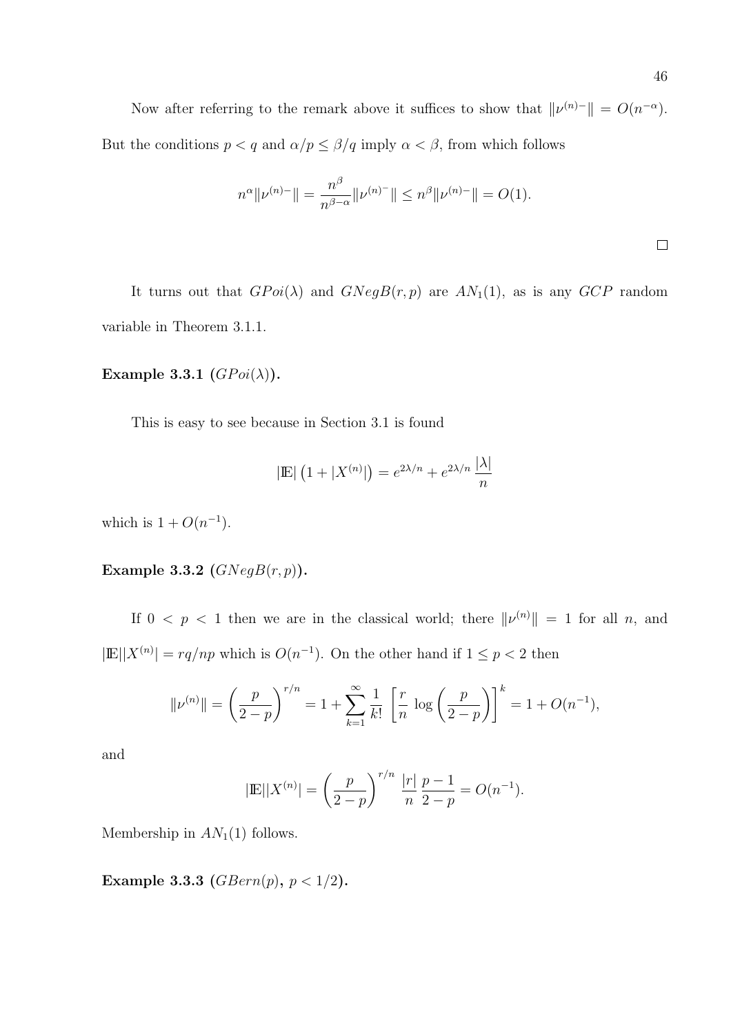Now after referring to the remark above it suffices to show that $\|\nu^{(n)-}\| = O(n^{-\alpha})$. But the conditions $p < q$ and $\alpha/p \leq \beta/q$ imply $\alpha < \beta$, from which follows

$$n^{\alpha}\|\nu^{(n)-}\| = \frac{n^{\beta}}{n^{\beta-\alpha}}\|\nu^{(n)^-}\| \leq n^{\beta}\|\nu^{(n)-}\| = O(1).$$

$\square$

It turns out that $GPoi(\lambda)$ and $GNegB(r, p)$ are $AN_1(1)$, as is any $GCP$ random variable in Theorem 3.1.1.

**Example 3.3.1 ($GPoi(\lambda)$).**

This is easy to see because in Section 3.1 is found

$$|\mathbb{E}|\left(1 + |X^{(n)}|\right) = e^{2\lambda/n} + e^{2\lambda/n}\,\frac{|\lambda|}{n}$$

which is $1 + O(n^{-1})$.

**Example 3.3.2 ($GNegB(r, p)$).**

If $0 < p < 1$ then we are in the classical world; there $\|\nu^{(n)}\| = 1$ for all $n$, and $|\mathbb{E}||X^{(n)}| = rq/np$ which is $O(n^{-1})$. On the other hand if $1 \leq p < 2$ then

$$\|\nu^{(n)}\| = \left(\frac{p}{2-p}\right)^{r/n} = 1 + \sum_{k=1}^{\infty}\frac{1}{k!}\,\left[\frac{r}{n}\,\log\left(\frac{p}{2-p}\right)\right]^k = 1 + O(n^{-1}),$$

and

$$|\mathbb{E}||X^{(n)}| = \left(\frac{p}{2-p}\right)^{r/n}\,\frac{|r|}{n}\,\frac{p-1}{2-p} = O(n^{-1}).$$

Membership in $AN_1(1)$ follows.

**Example 3.3.3 ($GBern(p)$, $p < 1/2$).**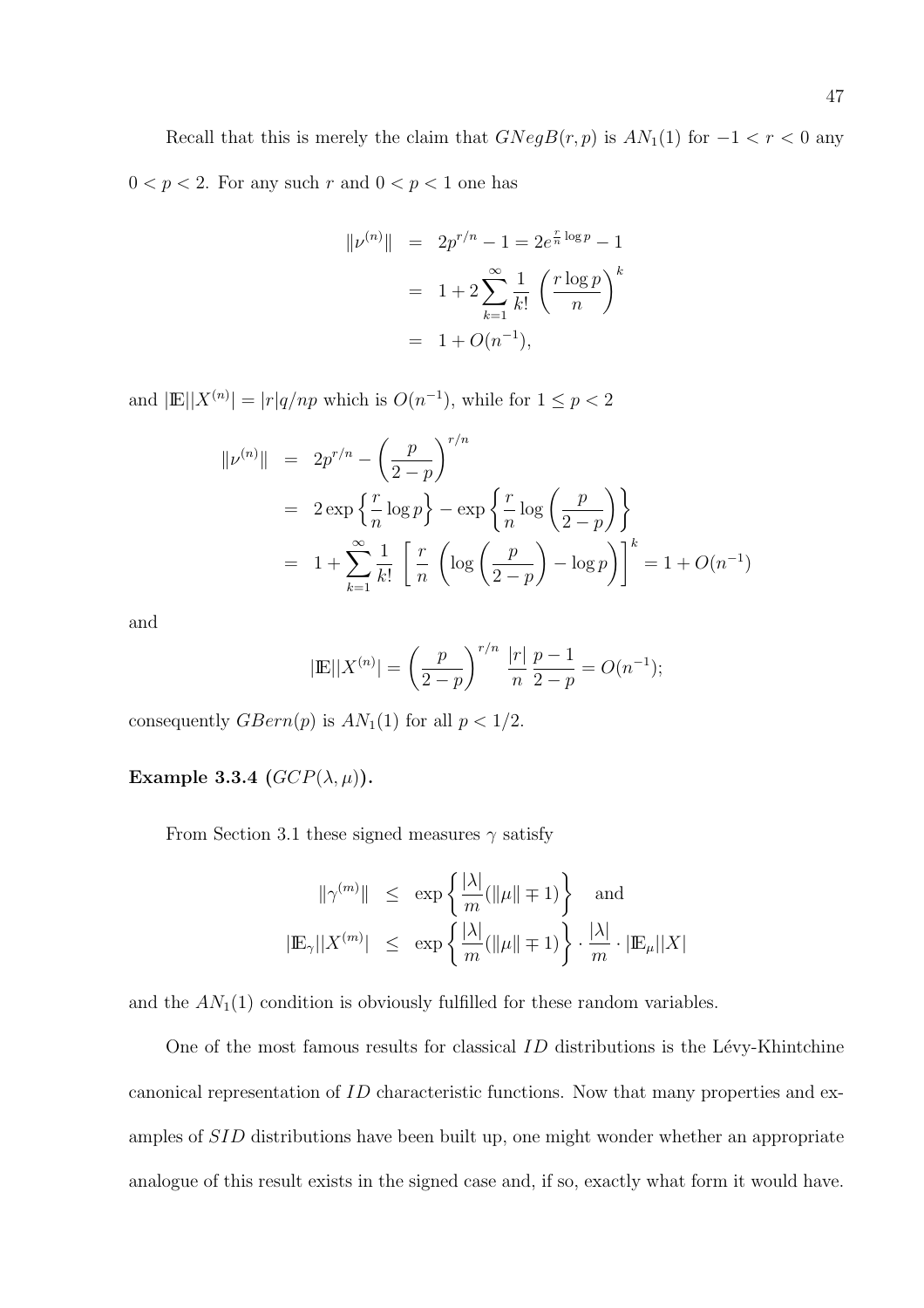Recall that this is merely the claim that $GNegB(r,p)$ is $AN_1(1)$ for $-1 < r < 0$ any $0 < p < 2$. For any such $r$ and $0 < p < 1$ one has

$$
\begin{aligned}
\|\nu^{(n)}\| &= 2p^{r/n} - 1 = 2e^{\frac{r}{n}\log p} - 1 \\
&= 1 + 2\sum_{k=1}^{\infty} \frac{1}{k!} \left( \frac{r \log p}{n} \right)^k \\
&= 1 + O(n^{-1}),
\end{aligned}
$$

and $|\mathbb{E}||X^{(n)}| = |r|q/np$ which is $O(n^{-1})$, while for $1 \le p < 2$

$$
\begin{aligned}
\|\nu^{(n)}\| &= 2p^{r/n} - \left( \frac{p}{2-p} \right)^{r/n} \\
&= 2\exp\left\{ \frac{r}{n}\log p \right\} - \exp\left\{ \frac{r}{n}\log\left( \frac{p}{2-p} \right) \right\} \\
&= 1 + \sum_{k=1}^{\infty} \frac{1}{k!} \left[ \frac{r}{n} \left( \log\left( \frac{p}{2-p} \right) - \log p \right) \right]^k = 1 + O(n^{-1})
\end{aligned}
$$

and

$$
|\mathbb{E}||X^{(n)}| = \left( \frac{p}{2-p} \right)^{r/n} \frac{|r|}{n} \frac{p-1}{2-p} = O(n^{-1});
$$

consequently $GBern(p)$ is $AN_1(1)$ for all $p < 1/2$.

**Example 3.3.4 ($GCP(\lambda, \mu)$).**

From Section 3.1 these signed measures $\gamma$ satisfy

$$
\begin{aligned}
\|\gamma^{(m)}\| &\le \exp\left\{ \frac{|\lambda|}{m}(\|\mu\| \mp 1) \right\} \quad \text{and} \\
|\mathbb{E}_\gamma||X^{(m)}| &\le \exp\left\{ \frac{|\lambda|}{m}(\|\mu\| \mp 1) \right\} \cdot \frac{|\lambda|}{m} \cdot |\mathbb{E}_\mu||X|
\end{aligned}
$$

and the $AN_1(1)$ condition is obviously fulfilled for these random variables.

One of the most famous results for classical $ID$ distributions is the Lévy-Khintchine canonical representation of $ID$ characteristic functions. Now that many properties and examples of $SID$ distributions have been built up, one might wonder whether an appropriate analogue of this result exists in the signed case and, if so, exactly what form it would have.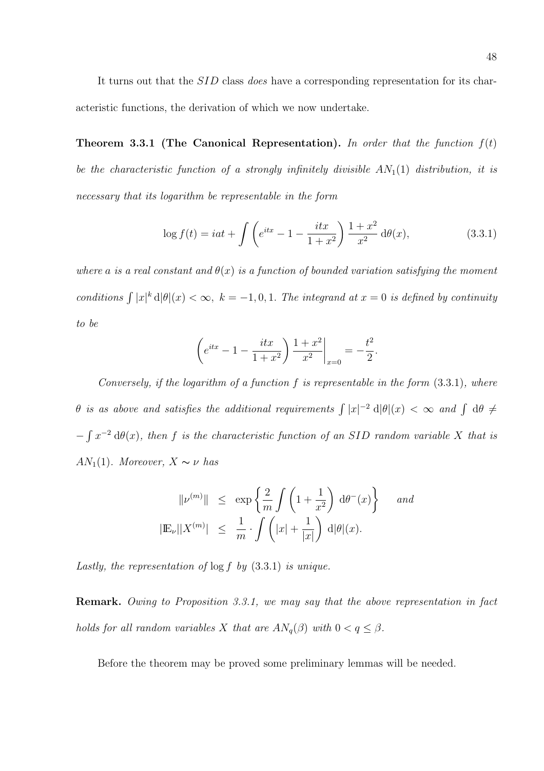It turns out that the $SID$ class *does* have a corresponding representation for its characteristic functions, the derivation of which we now undertake.

**Theorem 3.3.1 (The Canonical Representation).** *In order that the function $f(t)$ be the characteristic function of a strongly infinitely divisible $AN_1(1)$ distribution, it is necessary that its logarithm be representable in the form*

$$\log f(t) = iat + \int \left( e^{itx} - 1 - \frac{itx}{1+x^2} \right) \frac{1+x^2}{x^2} \, \mathrm{d}\theta(x), \tag{3.3.1}$$

*where $a$ is a real constant and $\theta(x)$ is a function of bounded variation satisfying the moment conditions $\int |x|^k \, \mathrm{d}|\theta|(x) < \infty, \ k = -1, 0, 1$. The integrand at $x = 0$ is defined by continuity to be*

$$\left( e^{itx} - 1 - \frac{itx}{1+x^2} \right) \frac{1+x^2}{x^2} \bigg|_{x=0} = -\frac{t^2}{2}.$$

*Conversely, if the logarithm of a function $f$ is representable in the form* (3.3.1)*, where $\theta$ is as above and satisfies the additional requirements $\int |x|^{-2} \, \mathrm{d}|\theta|(x) < \infty$ and $\int \mathrm{d}\theta \neq -\int x^{-2} \, \mathrm{d}\theta(x)$, then $f$ is the characteristic function of an $SID$ random variable $X$ that is $AN_1(1)$. Moreover, $X \sim \nu$ has*

$$\begin{aligned} \|\nu^{(m)}\| &\leq \exp\left\{ \frac{2}{m} \int \left( 1 + \frac{1}{x^2} \right) \mathrm{d}\theta^-(x) \right\} \qquad \textit{and} \\ |\mathbb{E}_\nu| |X^{(m)}| &\leq \frac{1}{m} \cdot \int \left( |x| + \frac{1}{|x|} \right) \mathrm{d}|\theta|(x). \end{aligned}$$

*Lastly, the representation of $\log f$ by* (3.3.1) *is unique.*

**Remark.** *Owing to Proposition 3.3.1, we may say that the above representation in fact holds for all random variables $X$ that are $AN_q(\beta)$ with $0 < q \leq \beta$.*

Before the theorem may be proved some preliminary lemmas will be needed.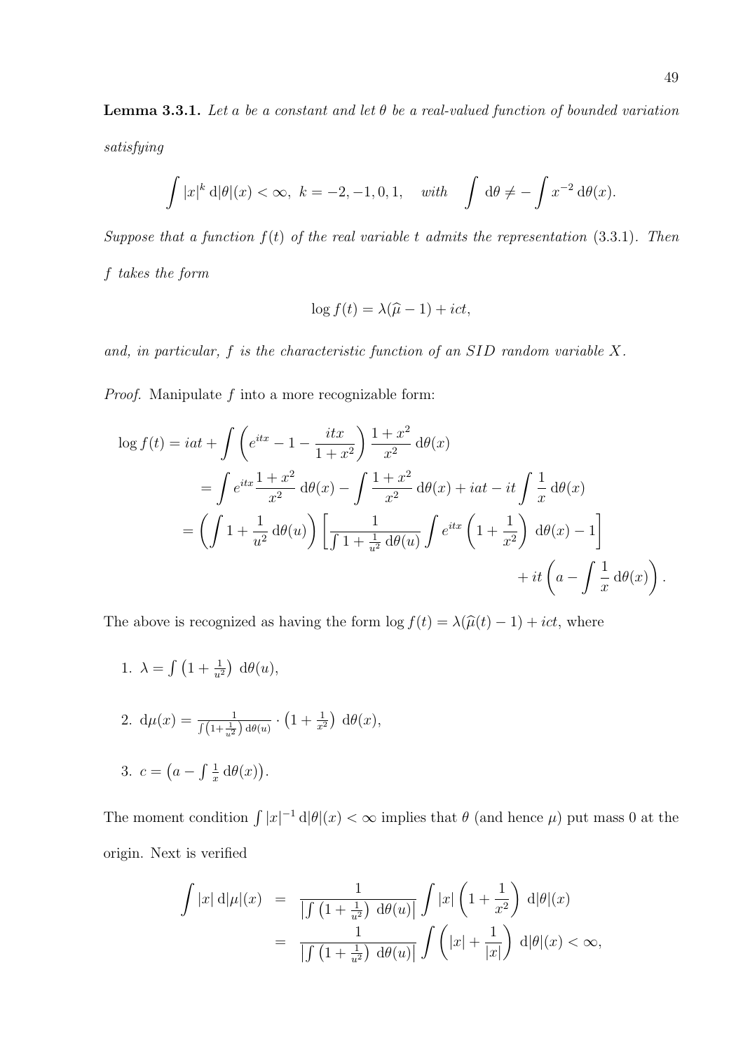**Lemma 3.3.1.** *Let $a$ be a constant and let $\theta$ be a real-valued function of bounded variation satisfying*

$$\int |x|^k \, \mathrm{d}|\theta|(x) < \infty, \; k = -2, -1, 0, 1, \quad \textit{with} \quad \int \mathrm{d}\theta \neq -\int x^{-2} \, \mathrm{d}\theta(x).$$

*Suppose that a function $f(t)$ of the real variable $t$ admits the representation (3.3.1). Then $f$ takes the form*

$$\log f(t) = \lambda(\widehat{\mu} - 1) + ict,$$

*and, in particular, $f$ is the characteristic function of an SID random variable $X$.*

*Proof.* Manipulate $f$ into a more recognizable form:

$$\begin{aligned}
\log f(t) &= iat + \int \left( e^{itx} - 1 - \frac{itx}{1+x^2} \right) \frac{1+x^2}{x^2} \, \mathrm{d}\theta(x) \\
&= \int e^{itx} \frac{1+x^2}{x^2} \, \mathrm{d}\theta(x) - \int \frac{1+x^2}{x^2} \, \mathrm{d}\theta(x) + iat - it \int \frac{1}{x} \, \mathrm{d}\theta(x) \\
&= \left( \int 1 + \frac{1}{u^2} \, \mathrm{d}\theta(u) \right) \left[ \frac{1}{\int 1 + \frac{1}{u^2} \, \mathrm{d}\theta(u)} \int e^{itx} \left( 1 + \frac{1}{x^2} \right) \, \mathrm{d}\theta(x) - 1 \right] \\
&\qquad + it \left( a - \int \frac{1}{x} \, \mathrm{d}\theta(x) \right).
\end{aligned}$$

The above is recognized as having the form $\log f(t) = \lambda(\widehat{\mu}(t) - 1) + ict$, where

1. $\lambda = \int \left(1 + \frac{1}{u^2}\right) \, \mathrm{d}\theta(u)$,

2. $\mathrm{d}\mu(x) = \frac{1}{\int \left(1 + \frac{1}{u^2}\right) \mathrm{d}\theta(u)} \cdot \left(1 + \frac{1}{x^2}\right) \, \mathrm{d}\theta(x)$,

3. $c = \left(a - \int \frac{1}{x} \, \mathrm{d}\theta(x)\right)$.

The moment condition $\int |x|^{-1} \, \mathrm{d}|\theta|(x) < \infty$ implies that $\theta$ (and hence $\mu$) put mass 0 at the origin. Next is verified

$$\begin{aligned}
\int |x| \, \mathrm{d}|\mu|(x) &= \frac{1}{\left|\int \left(1 + \frac{1}{u^2}\right) \, \mathrm{d}\theta(u)\right|} \int |x| \left(1 + \frac{1}{x^2}\right) \, \mathrm{d}|\theta|(x) \\
&= \frac{1}{\left|\int \left(1 + \frac{1}{u^2}\right) \, \mathrm{d}\theta(u)\right|} \int \left(|x| + \frac{1}{|x|}\right) \, \mathrm{d}|\theta|(x) < \infty,
\end{aligned}$$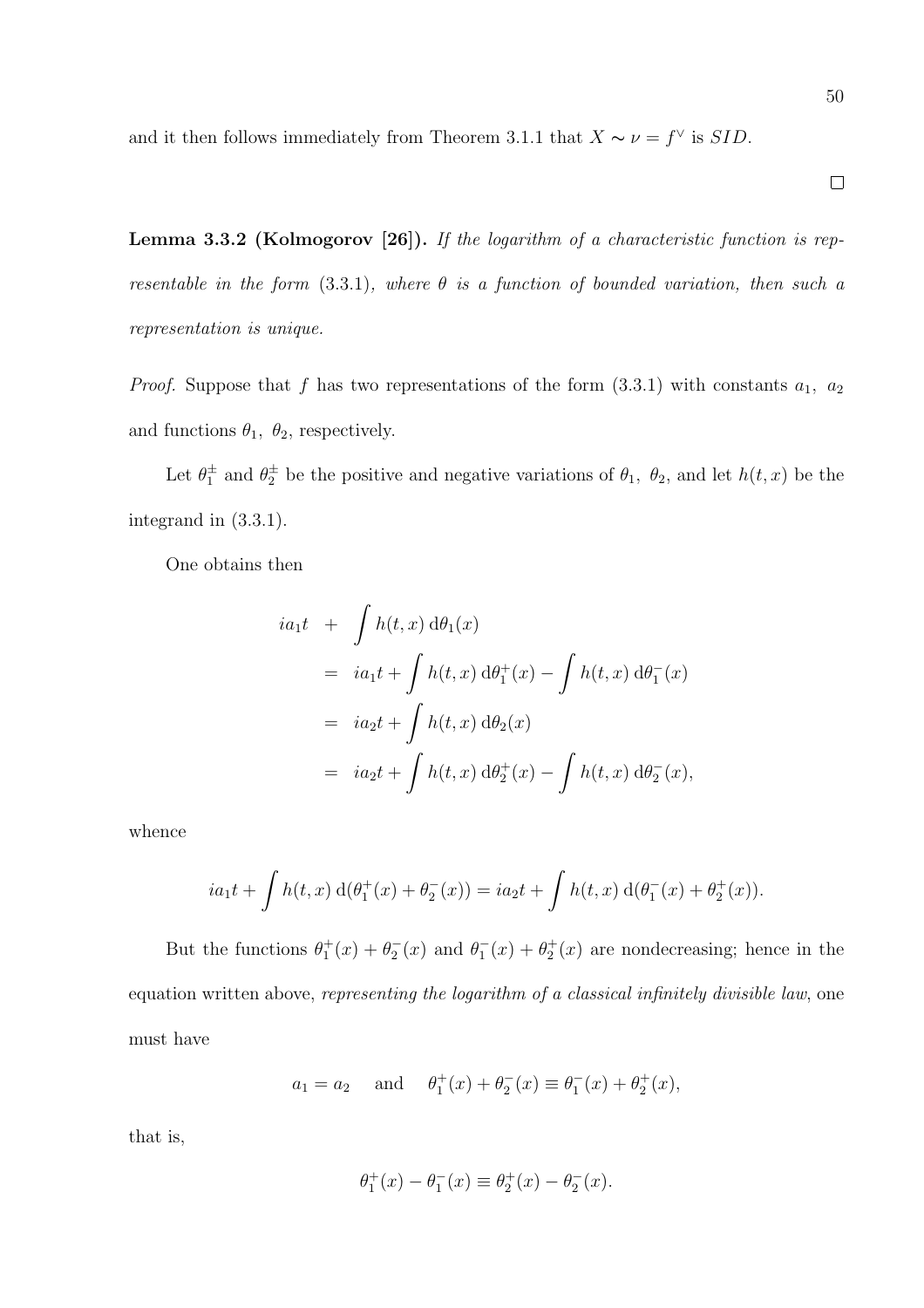and it then follows immediately from Theorem 3.1.1 that $X \sim \nu = f^{\vee}$ is $SID$.

$\square$

**Lemma 3.3.2 (Kolmogorov [26]).** *If the logarithm of a characteristic function is representable in the form (3.3.1), where $\theta$ is a function of bounded variation, then such a representation is unique.*

*Proof.* Suppose that $f$ has two representations of the form (3.3.1) with constants $a_1,\ a_2$ and functions $\theta_1,\ \theta_2$, respectively.

Let $\theta_1^{\pm}$ and $\theta_2^{\pm}$ be the positive and negative variations of $\theta_1,\ \theta_2$, and let $h(t,x)$ be the integrand in (3.3.1).

One obtains then

$$
\begin{aligned}
ia_1 t \ &+ \ \int h(t,x)\,\mathrm{d}\theta_1(x) \\
&= \ ia_1 t + \int h(t,x)\,\mathrm{d}\theta_1^{+}(x) - \int h(t,x)\,\mathrm{d}\theta_1^{-}(x) \\
&= \ ia_2 t + \int h(t,x)\,\mathrm{d}\theta_2(x) \\
&= \ ia_2 t + \int h(t,x)\,\mathrm{d}\theta_2^{+}(x) - \int h(t,x)\,\mathrm{d}\theta_2^{-}(x),
\end{aligned}
$$

whence

$$
ia_1 t + \int h(t,x)\,\mathrm{d}(\theta_1^{+}(x) + \theta_2^{-}(x)) = ia_2 t + \int h(t,x)\,\mathrm{d}(\theta_1^{-}(x) + \theta_2^{+}(x)).
$$

But the functions $\theta_1^{+}(x) + \theta_2^{-}(x)$ and $\theta_1^{-}(x) + \theta_2^{+}(x)$ are nondecreasing; hence in the equation written above, *representing the logarithm of a classical infinitely divisible law*, one must have

$$
a_1 = a_2 \quad \text{ and } \quad \theta_1^{+}(x) + \theta_2^{-}(x) \equiv \theta_1^{-}(x) + \theta_2^{+}(x),
$$

that is,

$$
\theta_1^{+}(x) - \theta_1^{-}(x) \equiv \theta_2^{+}(x) - \theta_2^{-}(x).
$$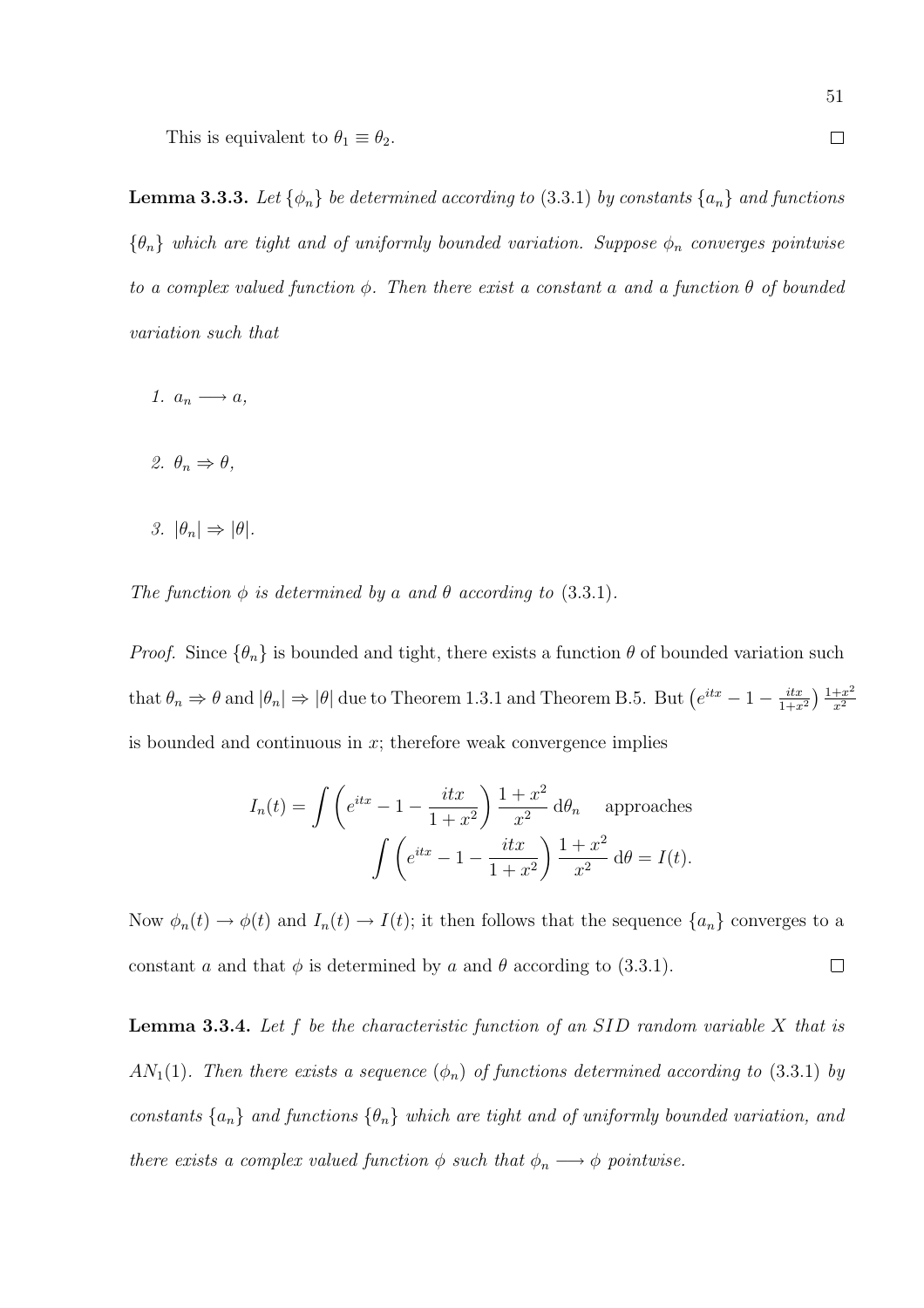This is equivalent to $\theta_1 \equiv \theta_2$. □

**Lemma 3.3.3.** *Let $\{\phi_n\}$ be determined according to* (3.3.1) *by constants $\{a_n\}$ and functions $\{\theta_n\}$ which are tight and of uniformly bounded variation. Suppose $\phi_n$ converges pointwise to a complex valued function $\phi$. Then there exist a constant $a$ and a function $\theta$ of bounded variation such that*

1. $a_n \longrightarrow a$,
2. $\theta_n \Rightarrow \theta$,
3. $|\theta_n| \Rightarrow |\theta|$.

*The function $\phi$ is determined by $a$ and $\theta$ according to* (3.3.1).

*Proof.* Since $\{\theta_n\}$ is bounded and tight, there exists a function $\theta$ of bounded variation such that $\theta_n \Rightarrow \theta$ and $|\theta_n| \Rightarrow |\theta|$ due to Theorem 1.3.1 and Theorem B.5. But $\left(e^{itx} - 1 - \frac{itx}{1+x^2}\right)\frac{1+x^2}{x^2}$ is bounded and continuous in $x$; therefore weak convergence implies

$$I_n(t) = \int \left(e^{itx} - 1 - \frac{itx}{1+x^2}\right) \frac{1+x^2}{x^2} \, \mathrm{d}\theta_n \quad \text{approaches}$$
$$\int \left(e^{itx} - 1 - \frac{itx}{1+x^2}\right) \frac{1+x^2}{x^2} \, \mathrm{d}\theta = I(t).$$

Now $\phi_n(t) \to \phi(t)$ and $I_n(t) \to I(t)$; it then follows that the sequence $\{a_n\}$ converges to a constant $a$ and that $\phi$ is determined by $a$ and $\theta$ according to (3.3.1). □

**Lemma 3.3.4.** *Let $f$ be the characteristic function of an SID random variable $X$ that is $AN_1(1)$. Then there exists a sequence $(\phi_n)$ of functions determined according to* (3.3.1) *by constants $\{a_n\}$ and functions $\{\theta_n\}$ which are tight and of uniformly bounded variation, and there exists a complex valued function $\phi$ such that $\phi_n \longrightarrow \phi$ pointwise.*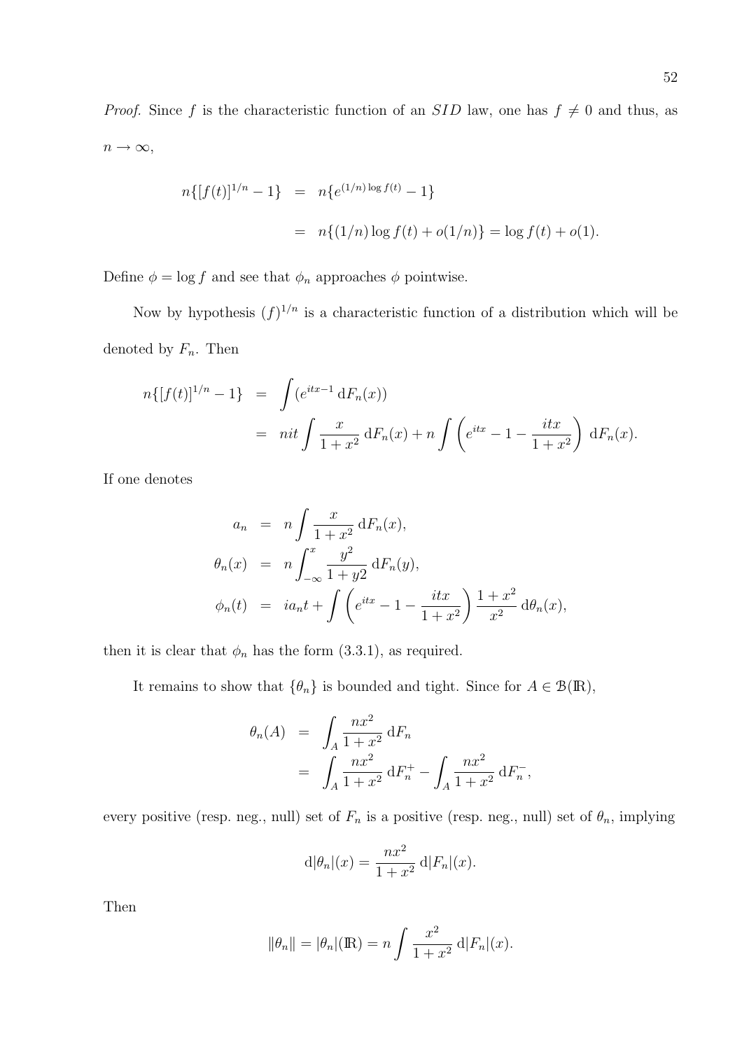*Proof.* Since $f$ is the characteristic function of an $SID$ law, one has $f \neq 0$ and thus, as $n \to \infty$,

$$
\begin{aligned}
n\{[f(t)]^{1/n} - 1\} &= n\{e^{(1/n)\log f(t)} - 1\} \\
&= n\{(1/n)\log f(t) + o(1/n)\} = \log f(t) + o(1).
\end{aligned}
$$

Define $\phi = \log f$ and see that $\phi_n$ approaches $\phi$ pointwise.

Now by hypothesis $(f)^{1/n}$ is a characteristic function of a distribution which will be denoted by $F_n$. Then

$$
\begin{aligned}
n\{[f(t)]^{1/n} - 1\} &= \int (e^{itx-1} \, \mathrm{d}F_n(x)) \\
&= nit \int \frac{x}{1+x^2} \, \mathrm{d}F_n(x) + n \int \left( e^{itx} - 1 - \frac{itx}{1+x^2} \right) \mathrm{d}F_n(x).
\end{aligned}
$$

If one denotes

$$
\begin{aligned}
a_n &= n \int \frac{x}{1+x^2} \, \mathrm{d}F_n(x), \\
\theta_n(x) &= n \int_{-\infty}^{x} \frac{y^2}{1+y2} \, \mathrm{d}F_n(y), \\
\phi_n(t) &= ia_n t + \int \left( e^{itx} - 1 - \frac{itx}{1+x^2} \right) \frac{1+x^2}{x^2} \, \mathrm{d}\theta_n(x),
\end{aligned}
$$

then it is clear that $\phi_n$ has the form (3.3.1), as required.

It remains to show that $\{\theta_n\}$ is bounded and tight. Since for $A \in \mathcal{B}(\mathbb{R})$,

$$
\begin{aligned}
\theta_n(A) &= \int_A \frac{nx^2}{1+x^2} \, \mathrm{d}F_n \\
&= \int_A \frac{nx^2}{1+x^2} \, \mathrm{d}F_n^{+} - \int_A \frac{nx^2}{1+x^2} \, \mathrm{d}F_n^{-},
\end{aligned}
$$

every positive (resp. neg., null) set of $F_n$ is a positive (resp. neg., null) set of $\theta_n$, implying

$$
\mathrm{d}|\theta_n|(x) = \frac{nx^2}{1+x^2} \, \mathrm{d}|F_n|(x).
$$

Then

$$
\|\theta_n\| = |\theta_n|(\mathbb{R}) = n \int \frac{x^2}{1+x^2} \, \mathrm{d}|F_n|(x).
$$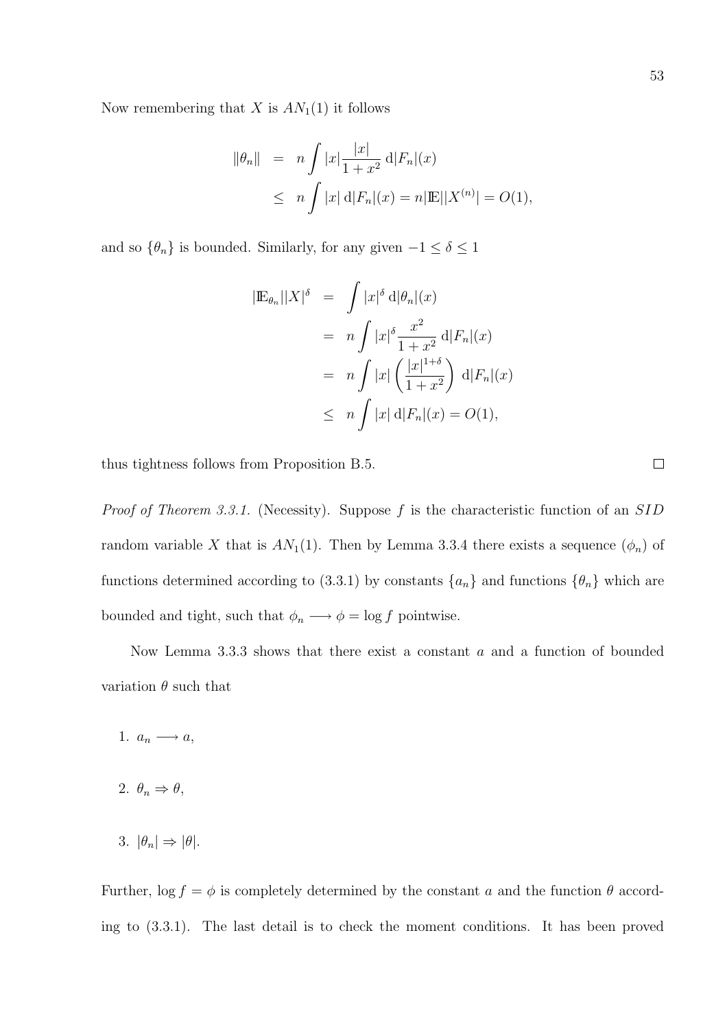Now remembering that $X$ is $AN_1(1)$ it follows

$$
\begin{aligned}
\|\theta_n\| &= n \int |x| \frac{|x|}{1+x^2} \, \mathrm{d}|F_n|(x) \\
&\leq n \int |x| \, \mathrm{d}|F_n|(x) = n|\mathbb{E}||X^{(n)}| = O(1),
\end{aligned}
$$

and so $\{\theta_n\}$ is bounded. Similarly, for any given $-1 \leq \delta \leq 1$

$$
\begin{aligned}
|\mathbb{E}_{\theta_n}||X|^\delta &= \int |x|^\delta \, \mathrm{d}|\theta_n|(x) \\
&= n \int |x|^\delta \frac{x^2}{1+x^2} \, \mathrm{d}|F_n|(x) \\
&= n \int |x| \left( \frac{|x|^{1+\delta}}{1+x^2} \right) \, \mathrm{d}|F_n|(x) \\
&\leq n \int |x| \, \mathrm{d}|F_n|(x) = O(1),
\end{aligned}
$$

thus tightness follows from Proposition B.5. □

*Proof of Theorem 3.3.1.* (Necessity). Suppose $f$ is the characteristic function of an $SID$ random variable $X$ that is $AN_1(1)$. Then by Lemma 3.3.4 there exists a sequence $(\phi_n)$ of functions determined according to (3.3.1) by constants $\{a_n\}$ and functions $\{\theta_n\}$ which are bounded and tight, such that $\phi_n \longrightarrow \phi = \log f$ pointwise.

Now Lemma 3.3.3 shows that there exist a constant $a$ and a function of bounded variation $\theta$ such that

1. $a_n \longrightarrow a$,

2. $\theta_n \Rightarrow \theta$,

3. $|\theta_n| \Rightarrow |\theta|$.

Further, $\log f = \phi$ is completely determined by the constant $a$ and the function $\theta$ according to (3.3.1). The last detail is to check the moment conditions. It has been proved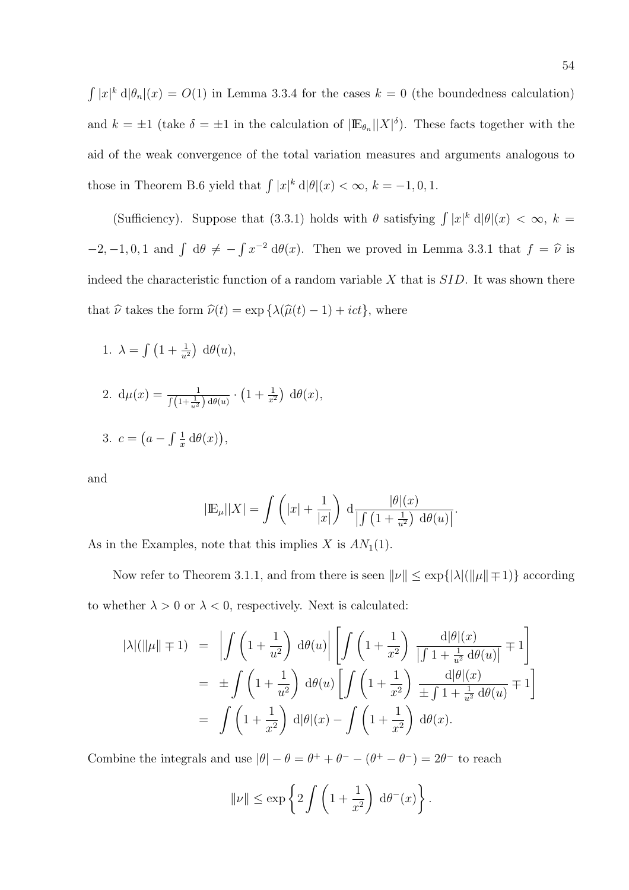$\int |x|^k \,\mathrm{d}|\theta_n|(x) = O(1)$ in Lemma 3.3.4 for the cases $k = 0$ (the boundedness calculation) and $k = \pm 1$ (take $\delta = \pm 1$ in the calculation of $|\mathbb{E}_{\theta_n}||X|^\delta$). These facts together with the aid of the weak convergence of the total variation measures and arguments analogous to those in Theorem B.6 yield that $\int |x|^k \,\mathrm{d}|\theta|(x) < \infty$, $k = -1, 0, 1$.

(Sufficiency). Suppose that (3.3.1) holds with $\theta$ satisfying $\int |x|^k \,\mathrm{d}|\theta|(x) < \infty$, $k = -2, -1, 0, 1$ and $\int \mathrm{d}\theta \neq -\int x^{-2} \,\mathrm{d}\theta(x)$. Then we proved in Lemma 3.3.1 that $f = \widehat{\nu}$ is indeed the characteristic function of a random variable $X$ that is $SID$. It was shown there that $\widehat{\nu}$ takes the form $\widehat{\nu}(t) = \exp\{\lambda(\widehat{\mu}(t) - 1) + ict\}$, where

1. $\lambda = \int \left(1 + \frac{1}{u^2}\right) \,\mathrm{d}\theta(u)$,

2. $\mathrm{d}\mu(x) = \frac{1}{\int \left(1+\frac{1}{u^2}\right) \mathrm{d}\theta(u)} \cdot \left(1 + \frac{1}{x^2}\right) \,\mathrm{d}\theta(x)$,

3. $c = \left(a - \int \frac{1}{x} \,\mathrm{d}\theta(x)\right)$,

and

$$|\mathbb{E}_\mu||X| = \int \left(|x| + \frac{1}{|x|}\right) \,\mathrm{d}\frac{|\theta|(x)}{\left|\int \left(1 + \frac{1}{u^2}\right) \,\mathrm{d}\theta(u)\right|}.$$

As in the Examples, note that this implies $X$ is $AN_1(1)$.

Now refer to Theorem 3.1.1, and from there is seen $\|\nu\| \leq \exp\{|\lambda|(\|\mu\| \mp 1)\}$ according to whether $\lambda > 0$ or $\lambda < 0$, respectively. Next is calculated:

$$\begin{aligned}
|\lambda|(\|\mu\| \mp 1) &= \left|\int \left(1 + \frac{1}{u^2}\right) \,\mathrm{d}\theta(u)\right| \left[\int \left(1 + \frac{1}{x^2}\right) \frac{\mathrm{d}|\theta|(x)}{\left|\int 1 + \frac{1}{u^2} \,\mathrm{d}\theta(u)\right|} \mp 1\right] \\
&= \pm \int \left(1 + \frac{1}{u^2}\right) \,\mathrm{d}\theta(u) \left[\int \left(1 + \frac{1}{x^2}\right) \frac{\mathrm{d}|\theta|(x)}{\pm \int 1 + \frac{1}{u^2} \,\mathrm{d}\theta(u)} \mp 1\right] \\
&= \int \left(1 + \frac{1}{x^2}\right) \,\mathrm{d}|\theta|(x) - \int \left(1 + \frac{1}{x^2}\right) \,\mathrm{d}\theta(x).
\end{aligned}$$

Combine the integrals and use $|\theta| - \theta = \theta^+ + \theta^- - (\theta^+ - \theta^-) = 2\theta^-$ to reach

$$\|\nu\| \leq \exp\left\{2 \int \left(1 + \frac{1}{x^2}\right) \,\mathrm{d}\theta^-(x)\right\}.$$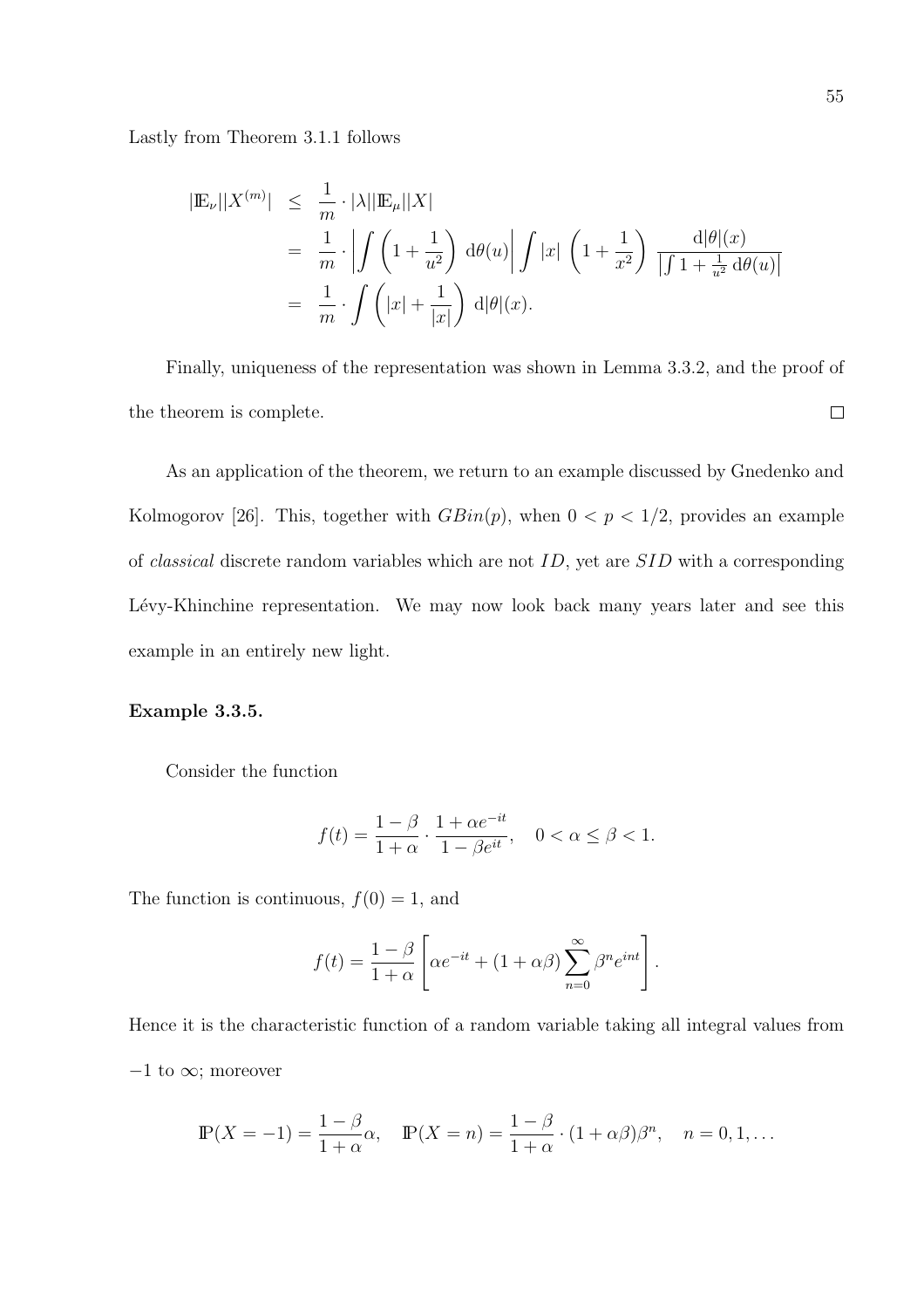Lastly from Theorem 3.1.1 follows

$$
\begin{aligned}
|\mathbb{E}_\nu||X^{(m)}| &\leq \frac{1}{m}\cdot|\lambda||\mathbb{E}_\mu||X| \\
&= \frac{1}{m}\cdot\left|\int\left(1+\frac{1}{u^2}\right)\,\mathrm{d}\theta(u)\right|\int|x|\,\left(1+\frac{1}{x^2}\right)\,\frac{\mathrm{d}|\theta|(x)}{\left|\int 1+\frac{1}{u^2}\,\mathrm{d}\theta(u)\right|} \\
&= \frac{1}{m}\cdot\int\left(|x|+\frac{1}{|x|}\right)\,\mathrm{d}|\theta|(x).
\end{aligned}
$$

Finally, uniqueness of the representation was shown in Lemma 3.3.2, and the proof of the theorem is complete. □

As an application of the theorem, we return to an example discussed by Gnedenko and Kolmogorov [26]. This, together with $GBin(p)$, when $0 < p < 1/2$, provides an example of *classical* discrete random variables which are not $ID$, yet are $SID$ with a corresponding Lévy-Khinchine representation. We may now look back many years later and see this example in an entirely new light.

**Example 3.3.5.**

Consider the function

$$
f(t) = \frac{1-\beta}{1+\alpha}\cdot\frac{1+\alpha e^{-it}}{1-\beta e^{it}}, \quad 0 < \alpha \leq \beta < 1.
$$

The function is continuous, $f(0) = 1$, and

$$
f(t) = \frac{1-\beta}{1+\alpha}\left[\alpha e^{-it} + (1+\alpha\beta)\sum_{n=0}^{\infty}\beta^n e^{int}\right].
$$

Hence it is the characteristic function of a random variable taking all integral values from $-1$ to $\infty$; moreover

$$
\mathbb{P}(X=-1) = \frac{1-\beta}{1+\alpha}\alpha, \quad \mathbb{P}(X=n) = \frac{1-\beta}{1+\alpha}\cdot(1+\alpha\beta)\beta^n, \quad n = 0, 1, \ldots
$$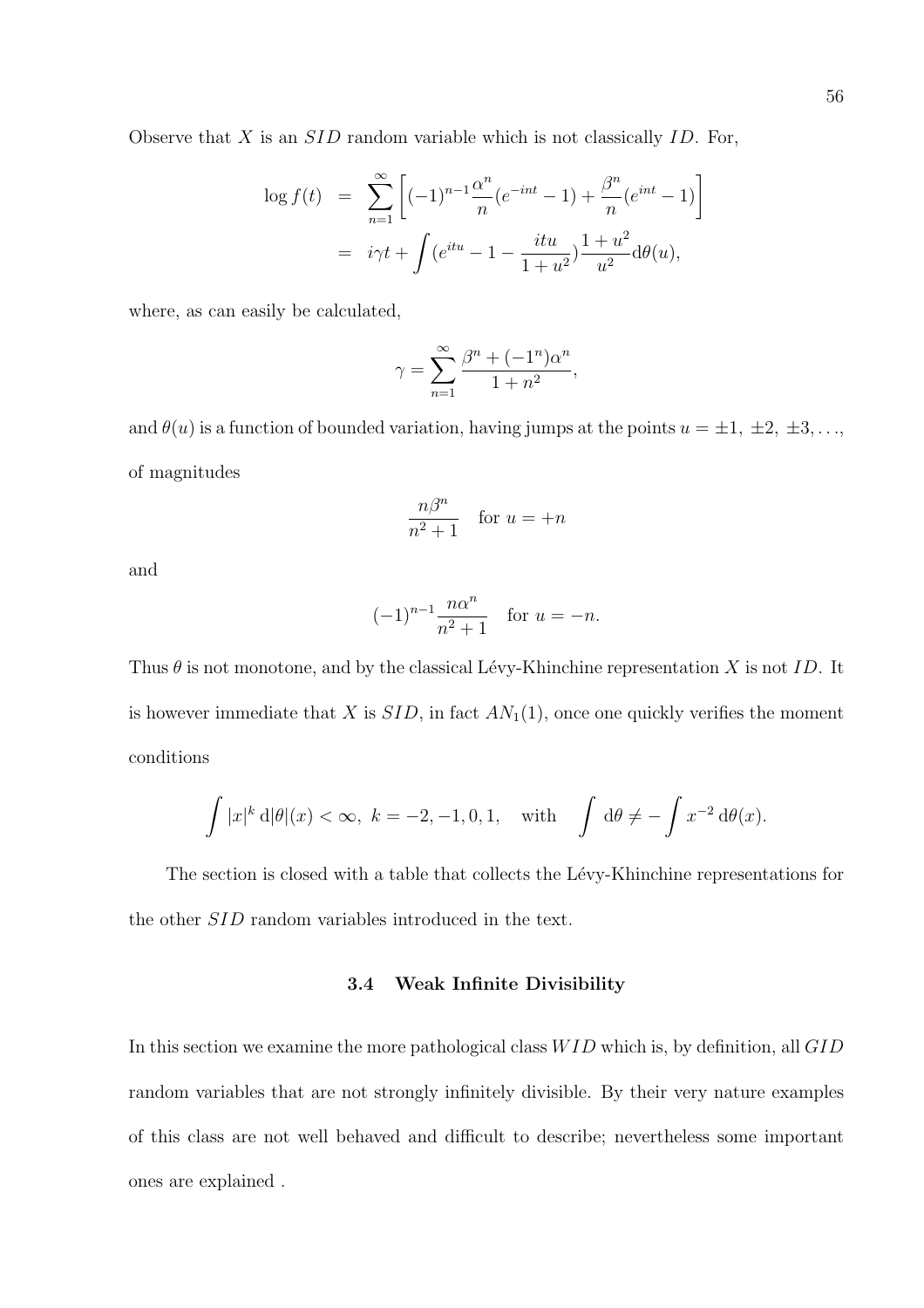Observe that $X$ is an $SID$ random variable which is not classically $ID$. For,

$$
\begin{aligned}
\log f(t) &= \sum_{n=1}^{\infty} \left[ (-1)^{n-1} \frac{\alpha^n}{n} (e^{-int} - 1) + \frac{\beta^n}{n} (e^{int} - 1) \right] \\
&= i\gamma t + \int (e^{itu} - 1 - \frac{itu}{1+u^2}) \frac{1+u^2}{u^2} \mathrm{d}\theta(u),
\end{aligned}
$$

where, as can easily be calculated,

$$
\gamma = \sum_{n=1}^{\infty} \frac{\beta^n + (-1^n)\alpha^n}{1+n^2},
$$

and $\theta(u)$ is a function of bounded variation, having jumps at the points $u = \pm 1, \pm 2, \pm 3, \ldots$, of magnitudes

$$
\frac{n\beta^n}{n^2+1} \quad \text{for } u = +n
$$

and

$$
(-1)^{n-1} \frac{n\alpha^n}{n^2+1} \quad \text{for } u = -n.
$$

Thus $\theta$ is not monotone, and by the classical Lévy-Khinchine representation $X$ is not $ID$. It is however immediate that $X$ is $SID$, in fact $AN_1(1)$, once one quickly verifies the moment conditions

$$
\int |x|^k \, \mathrm{d}|\theta|(x) < \infty, \ k = -2, -1, 0, 1, \quad \text{with} \quad \int \mathrm{d}\theta \neq -\int x^{-2} \, \mathrm{d}\theta(x).
$$

The section is closed with a table that collects the Lévy-Khinchine representations for the other $SID$ random variables introduced in the text.

### 3.4 Weak Infinite Divisibility

In this section we examine the more pathological class $WID$ which is, by definition, all $GID$ random variables that are not strongly infinitely divisible. By their very nature examples of this class are not well behaved and difficult to describe; nevertheless some important ones are explained .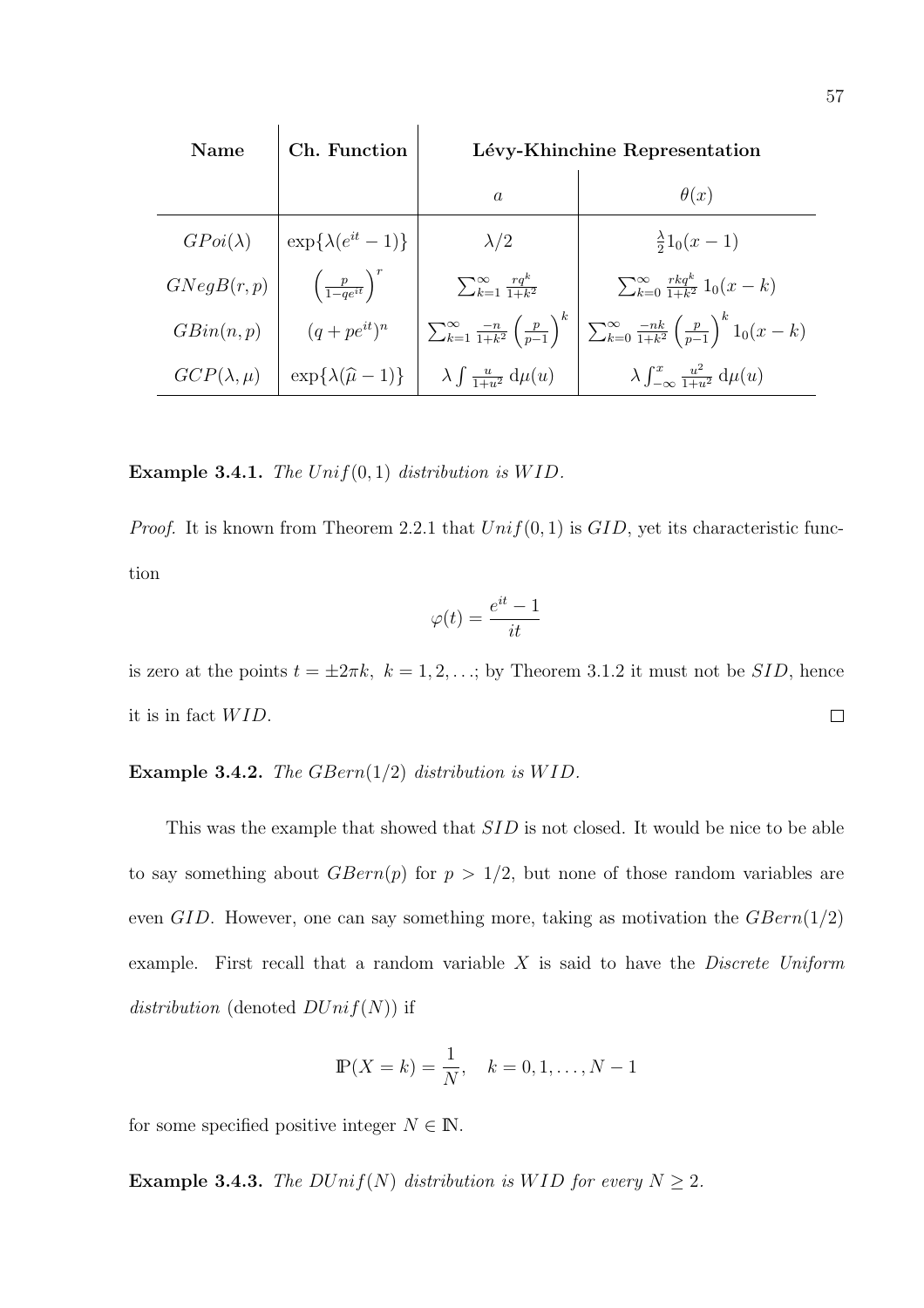| Name | Ch. Function | Lévy-Khinchine Representation | |
|---|---|---|---|
| | | $a$ | $\theta(x)$ |
| $GPoi(\lambda)$ | $\exp\{\lambda(e^{it}-1)\}$ | $\lambda/2$ | $\frac{\lambda}{2}1_0(x-1)$ |
| $GNegB(r,p)$ | $\left(\frac{p}{1-qe^{it}}\right)^r$ | $\sum_{k=1}^{\infty}\frac{rq^k}{1+k^2}$ | $\sum_{k=0}^{\infty}\frac{rkq^k}{1+k^2}\,1_0(x-k)$ |
| $GBin(n,p)$ | $(q+pe^{it})^n$ | $\sum_{k=1}^{\infty}\frac{-n}{1+k^2}\left(\frac{p}{p-1}\right)^k$ | $\sum_{k=0}^{\infty}\frac{-nk}{1+k^2}\left(\frac{p}{p-1}\right)^k 1_0(x-k)$ |
| $GCP(\lambda,\mu)$ | $\exp\{\lambda(\widehat{\mu}-1)\}$ | $\lambda\int\frac{u}{1+u^2}\,\mathrm{d}\mu(u)$ | $\lambda\int_{-\infty}^{x}\frac{u^2}{1+u^2}\,\mathrm{d}\mu(u)$ |

**Example 3.4.1.** *The $Unif(0,1)$ distribution is $WID$.*

*Proof.* It is known from Theorem 2.2.1 that $Unif(0,1)$ is $GID$, yet its characteristic function

$$\varphi(t) = \frac{e^{it}-1}{it}$$

is zero at the points $t = \pm 2\pi k,\ k = 1, 2, \ldots$; by Theorem 3.1.2 it must not be $SID$, hence it is in fact $WID$. $\square$

**Example 3.4.2.** *The $GBern(1/2)$ distribution is $WID$.*

This was the example that showed that $SID$ is not closed. It would be nice to be able to say something about $GBern(p)$ for $p > 1/2$, but none of those random variables are even $GID$. However, one can say something more, taking as motivation the $GBern(1/2)$ example. First recall that a random variable $X$ is said to have the *Discrete Uniform distribution* (denoted $DUnif(N)$) if

$$\mathbb{P}(X = k) = \frac{1}{N}, \quad k = 0, 1, \ldots, N-1$$

for some specified positive integer $N \in \mathbb{N}$.

**Example 3.4.3.** *The $DUnif(N)$ distribution is $WID$ for every $N \geq 2$.*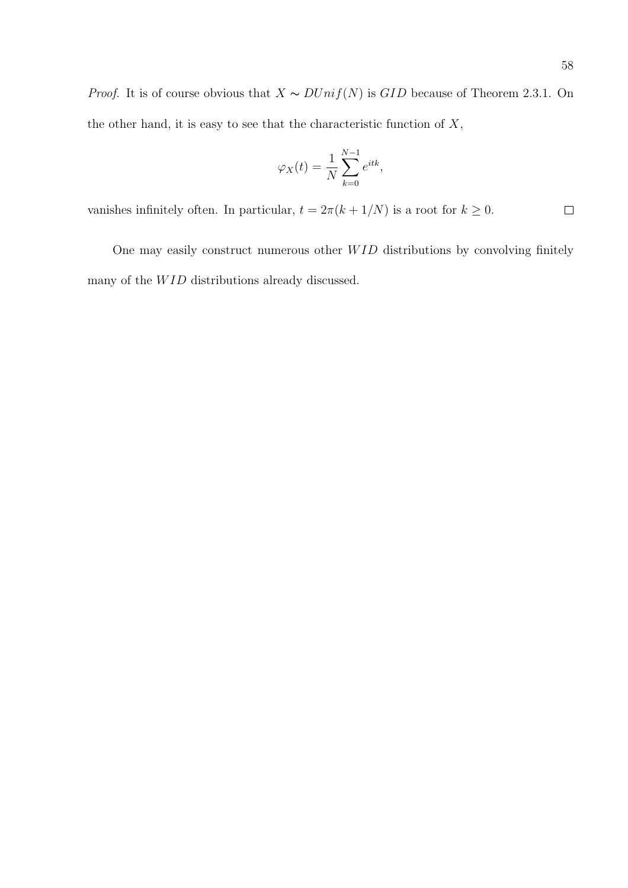*Proof.* It is of course obvious that $X \sim DUnif(N)$ is $GID$ because of Theorem 2.3.1. On the other hand, it is easy to see that the characteristic function of $X$,

$$\varphi_X(t) = \frac{1}{N} \sum_{k=0}^{N-1} e^{itk},$$

vanishes infinitely often. In particular, $t = 2\pi(k + 1/N)$ is a root for $k \geq 0$. $\square$

One may easily construct numerous other $WID$ distributions by convolving finitely many of the $WID$ distributions already discussed.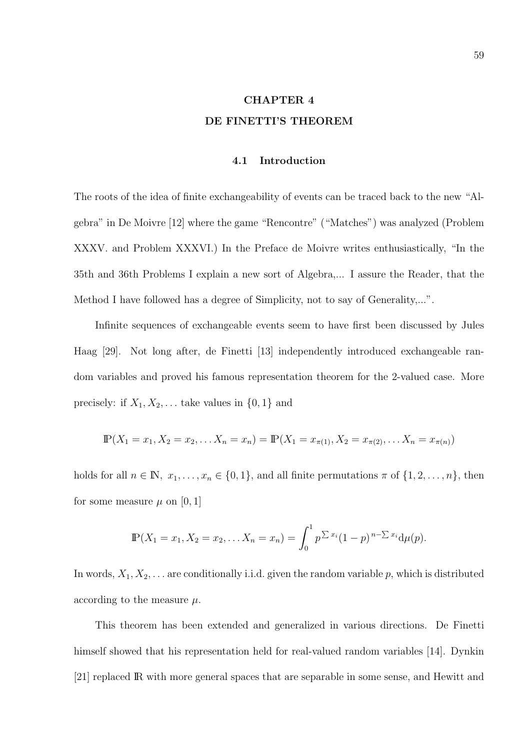# CHAPTER 4
# DE FINETTI'S THEOREM

## 4.1 Introduction

The roots of the idea of finite exchangeability of events can be traced back to the new "Algebra" in De Moivre [12] where the game "Rencontre" ("Matches") was analyzed (Problem XXXV. and Problem XXXVI.) In the Preface de Moivre writes enthusiastically, "In the 35th and 36th Problems I explain a new sort of Algebra,... I assure the Reader, that the Method I have followed has a degree of Simplicity, not to say of Generality,...".

Infinite sequences of exchangeable events seem to have first been discussed by Jules Haag [29]. Not long after, de Finetti [13] independently introduced exchangeable random variables and proved his famous representation theorem for the 2-valued case. More precisely: if $X_1, X_2, \dots$ take values in $\{0, 1\}$ and

$$\mathbb{P}(X_1 = x_1, X_2 = x_2, \dots X_n = x_n) = \mathbb{P}(X_1 = x_{\pi(1)}, X_2 = x_{\pi(2)}, \dots X_n = x_{\pi(n)})$$

holds for all $n \in \mathbb{N}$, $x_1, \dots, x_n \in \{0, 1\}$, and all finite permutations $\pi$ of $\{1, 2, \dots, n\}$, then for some measure $\mu$ on $[0, 1]$

$$\mathbb{P}(X_1 = x_1, X_2 = x_2, \dots X_n = x_n) = \int_0^1 p^{\sum x_i}(1-p)^{n-\sum x_i} \mathrm{d}\mu(p).$$

In words, $X_1, X_2, \dots$ are conditionally i.i.d. given the random variable $p$, which is distributed according to the measure $\mu$.

This theorem has been extended and generalized in various directions. De Finetti himself showed that his representation held for real-valued random variables [14]. Dynkin [21] replaced $\mathbb{R}$ with more general spaces that are separable in some sense, and Hewitt and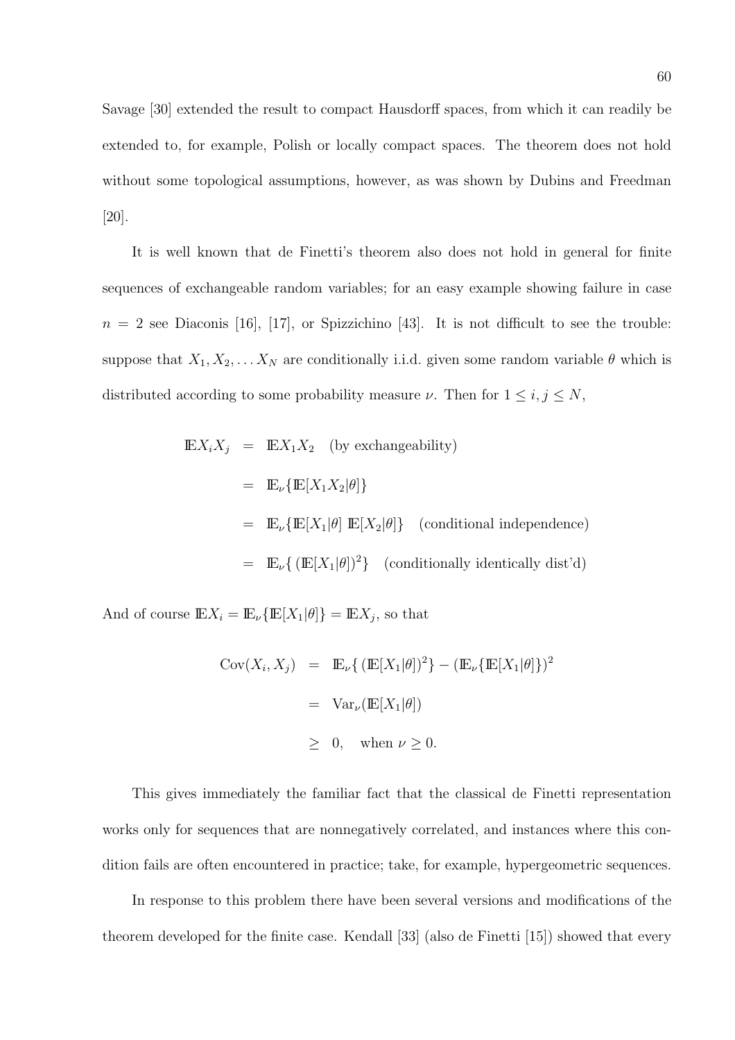Savage [30] extended the result to compact Hausdorff spaces, from which it can readily be extended to, for example, Polish or locally compact spaces. The theorem does not hold without some topological assumptions, however, as was shown by Dubins and Freedman [20].

It is well known that de Finetti's theorem also does not hold in general for finite sequences of exchangeable random variables; for an easy example showing failure in case $n = 2$ see Diaconis [16], [17], or Spizzichino [43]. It is not difficult to see the trouble: suppose that $X_1, X_2, \ldots X_N$ are conditionally i.i.d. given some random variable $\theta$ which is distributed according to some probability measure $\nu$. Then for $1 \leq i, j \leq N$,

$$
\begin{aligned}
\mathbb{E}X_i X_j &= \mathbb{E}X_1 X_2 \quad \text{(by exchangeability)} \\
&= \mathbb{E}_\nu\{\mathbb{E}[X_1 X_2 | \theta]\} \\
&= \mathbb{E}_\nu\{\mathbb{E}[X_1 | \theta]\ \mathbb{E}[X_2 | \theta]\} \quad \text{(conditional independence)} \\
&= \mathbb{E}_\nu\{\,(\mathbb{E}[X_1 | \theta])^2\} \quad \text{(conditionally identically dist'd)}
\end{aligned}
$$

And of course $\mathbb{E}X_i = \mathbb{E}_\nu\{\mathbb{E}[X_1|\theta]\} = \mathbb{E}X_j$, so that

$$
\begin{aligned}
\operatorname{Cov}(X_i, X_j) &= \mathbb{E}_\nu\{\,(\mathbb{E}[X_1|\theta])^2\} - (\mathbb{E}_\nu\{\mathbb{E}[X_1|\theta]\})^2 \\
&= \operatorname{Var}_\nu(\mathbb{E}[X_1|\theta]) \\
&\geq 0, \quad \text{when } \nu \geq 0.
\end{aligned}
$$

This gives immediately the familiar fact that the classical de Finetti representation works only for sequences that are nonnegatively correlated, and instances where this condition fails are often encountered in practice; take, for example, hypergeometric sequences.

In response to this problem there have been several versions and modifications of the theorem developed for the finite case. Kendall [33] (also de Finetti [15]) showed that every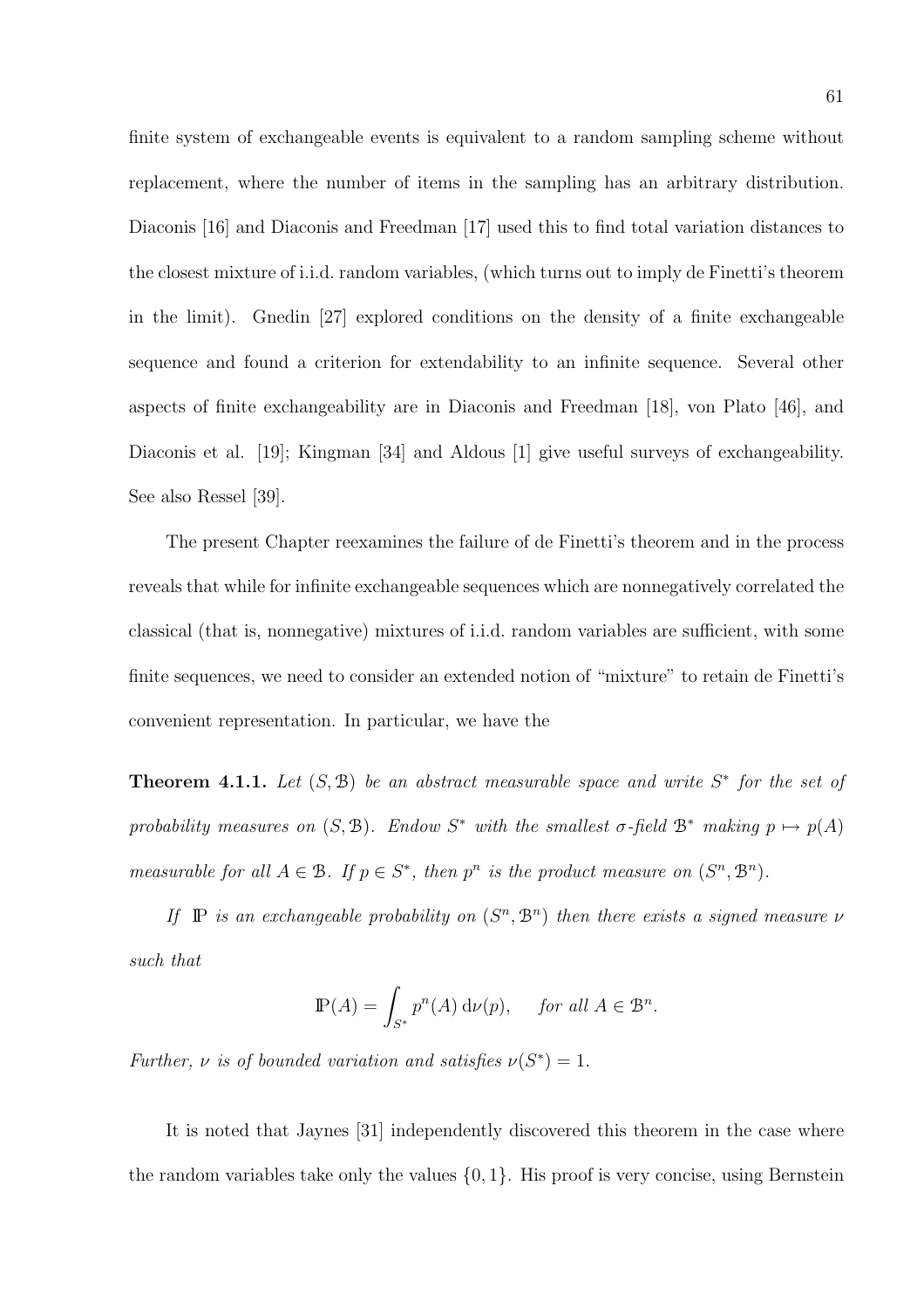finite system of exchangeable events is equivalent to a random sampling scheme without replacement, where the number of items in the sampling has an arbitrary distribution. Diaconis [16] and Diaconis and Freedman [17] used this to find total variation distances to the closest mixture of i.i.d. random variables, (which turns out to imply de Finetti's theorem in the limit). Gnedin [27] explored conditions on the density of a finite exchangeable sequence and found a criterion for extendability to an infinite sequence. Several other aspects of finite exchangeability are in Diaconis and Freedman [18], von Plato [46], and Diaconis et al. [19]; Kingman [34] and Aldous [1] give useful surveys of exchangeability. See also Ressel [39].

The present Chapter reexamines the failure of de Finetti's theorem and in the process reveals that while for infinite exchangeable sequences which are nonnegatively correlated the classical (that is, nonnegative) mixtures of i.i.d. random variables are sufficient, with some finite sequences, we need to consider an extended notion of "mixture" to retain de Finetti's convenient representation. In particular, we have the

**Theorem 4.1.1.** *Let $(S, \mathcal{B})$ be an abstract measurable space and write $S^*$ for the set of probability measures on $(S, \mathcal{B})$. Endow $S^*$ with the smallest $\sigma$-field $\mathcal{B}^*$ making $p \mapsto p(A)$ measurable for all $A \in \mathcal{B}$. If $p \in S^*$, then $p^n$ is the product measure on $(S^n, \mathcal{B}^n)$.*

*If $\mathbb{P}$ is an exchangeable probability on $(S^n, \mathcal{B}^n)$ then there exists a signed measure $\nu$ such that*

$$\mathbb{P}(A) = \int_{S^*} p^n(A) \, \mathrm{d}\nu(p), \quad \text{for all } A \in \mathcal{B}^n.$$

*Further, $\nu$ is of bounded variation and satisfies $\nu(S^*) = 1$.*

It is noted that Jaynes [31] independently discovered this theorem in the case where the random variables take only the values $\{0, 1\}$. His proof is very concise, using Bernstein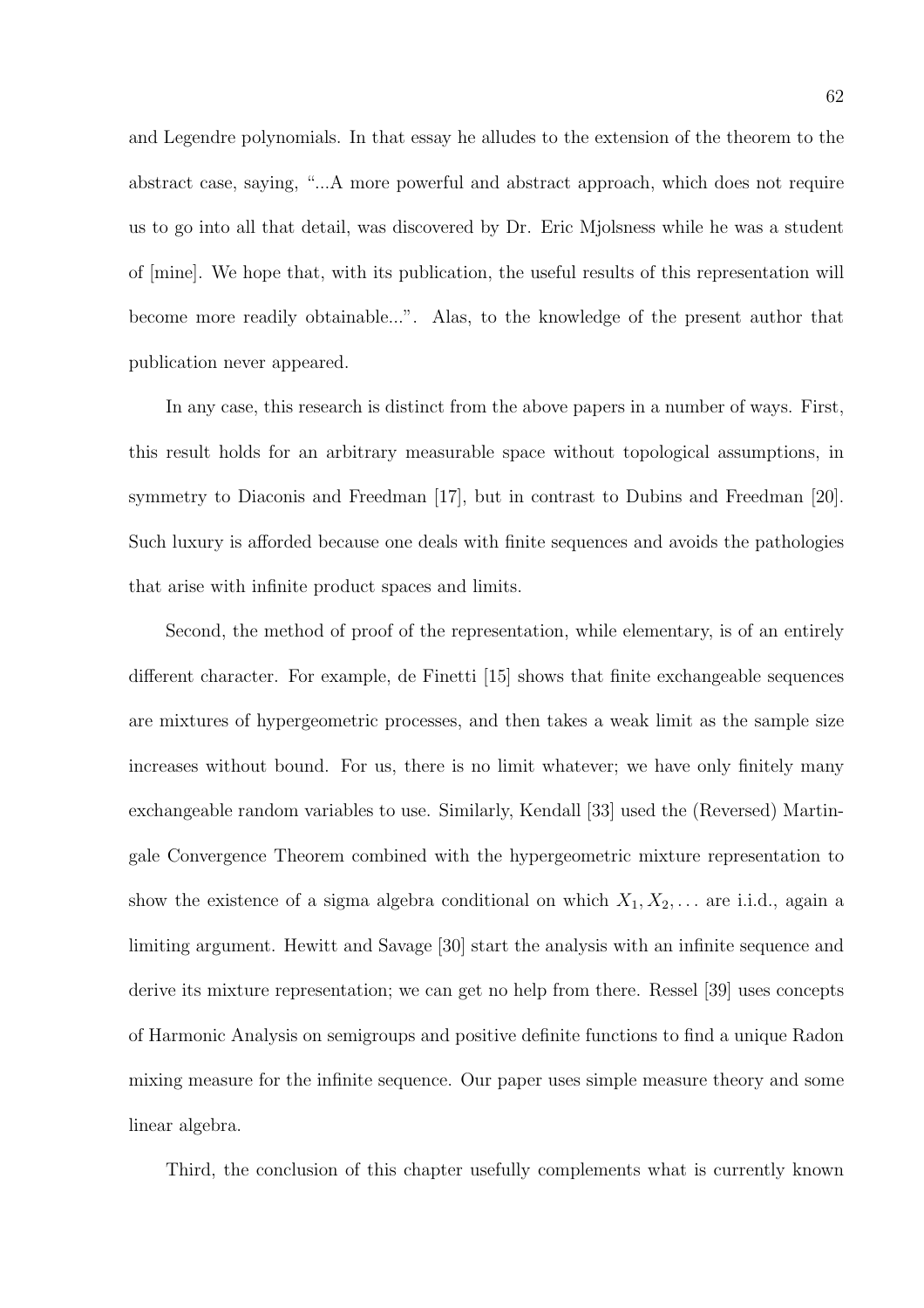and Legendre polynomials. In that essay he alludes to the extension of the theorem to the abstract case, saying, "...A more powerful and abstract approach, which does not require us to go into all that detail, was discovered by Dr. Eric Mjolsness while he was a student of [mine]. We hope that, with its publication, the useful results of this representation will become more readily obtainable...". Alas, to the knowledge of the present author that publication never appeared.

In any case, this research is distinct from the above papers in a number of ways. First, this result holds for an arbitrary measurable space without topological assumptions, in symmetry to Diaconis and Freedman [17], but in contrast to Dubins and Freedman [20]. Such luxury is afforded because one deals with finite sequences and avoids the pathologies that arise with infinite product spaces and limits.

Second, the method of proof of the representation, while elementary, is of an entirely different character. For example, de Finetti [15] shows that finite exchangeable sequences are mixtures of hypergeometric processes, and then takes a weak limit as the sample size increases without bound. For us, there is no limit whatever; we have only finitely many exchangeable random variables to use. Similarly, Kendall [33] used the (Reversed) Martingale Convergence Theorem combined with the hypergeometric mixture representation to show the existence of a sigma algebra conditional on which $X_1, X_2, \ldots$ are i.i.d., again a limiting argument. Hewitt and Savage [30] start the analysis with an infinite sequence and derive its mixture representation; we can get no help from there. Ressel [39] uses concepts of Harmonic Analysis on semigroups and positive definite functions to find a unique Radon mixing measure for the infinite sequence. Our paper uses simple measure theory and some linear algebra.

Third, the conclusion of this chapter usefully complements what is currently known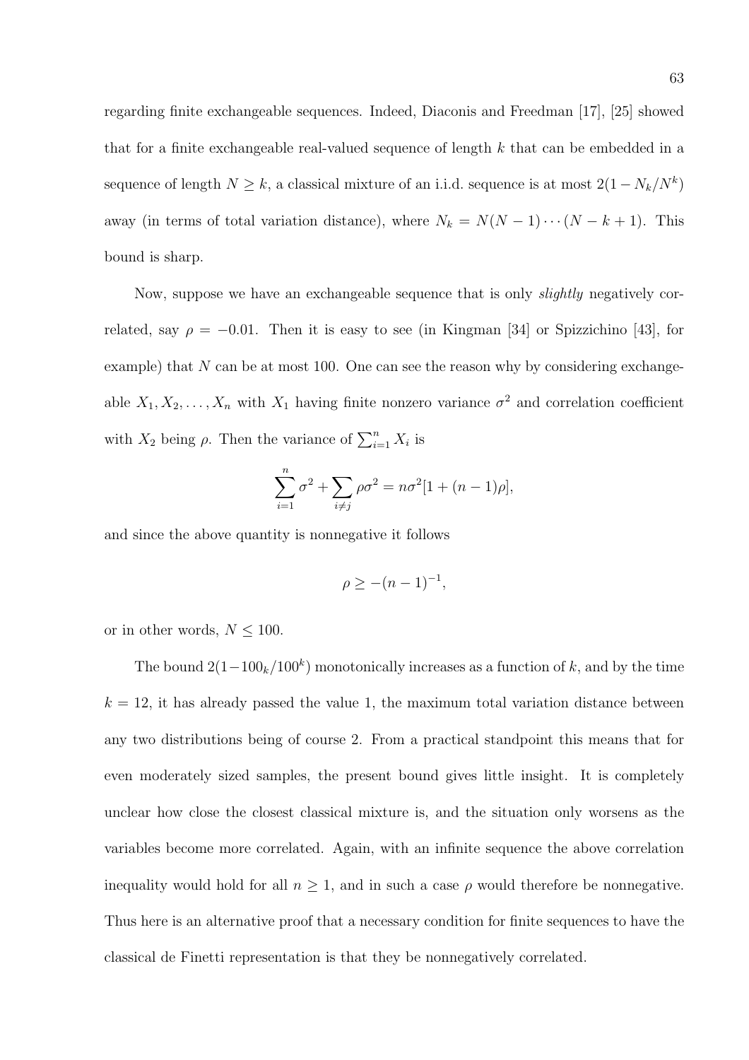regarding finite exchangeable sequences. Indeed, Diaconis and Freedman [17], [25] showed that for a finite exchangeable real-valued sequence of length $k$ that can be embedded in a sequence of length $N \geq k$, a classical mixture of an i.i.d. sequence is at most $2(1 - N_k/N^k)$ away (in terms of total variation distance), where $N_k = N(N-1)\cdots(N-k+1)$. This bound is sharp.

Now, suppose we have an exchangeable sequence that is only *slightly* negatively correlated, say $\rho = -0.01$. Then it is easy to see (in Kingman [34] or Spizzichino [43], for example) that $N$ can be at most 100. One can see the reason why by considering exchangeable $X_1, X_2, \ldots, X_n$ with $X_1$ having finite nonzero variance $\sigma^2$ and correlation coefficient with $X_2$ being $\rho$. Then the variance of $\sum_{i=1}^{n} X_i$ is

$$\sum_{i=1}^{n} \sigma^2 + \sum_{i \neq j} \rho \sigma^2 = n\sigma^2[1 + (n-1)\rho],$$

and since the above quantity is nonnegative it follows

$$\rho \geq -(n-1)^{-1},$$

or in other words, $N \leq 100$.

The bound $2(1 - 100_k/100^k)$ monotonically increases as a function of $k$, and by the time $k = 12$, it has already passed the value 1, the maximum total variation distance between any two distributions being of course 2. From a practical standpoint this means that for even moderately sized samples, the present bound gives little insight. It is completely unclear how close the closest classical mixture is, and the situation only worsens as the variables become more correlated. Again, with an infinite sequence the above correlation inequality would hold for all $n \geq 1$, and in such a case $\rho$ would therefore be nonnegative. Thus here is an alternative proof that a necessary condition for finite sequences to have the classical de Finetti representation is that they be nonnegatively correlated.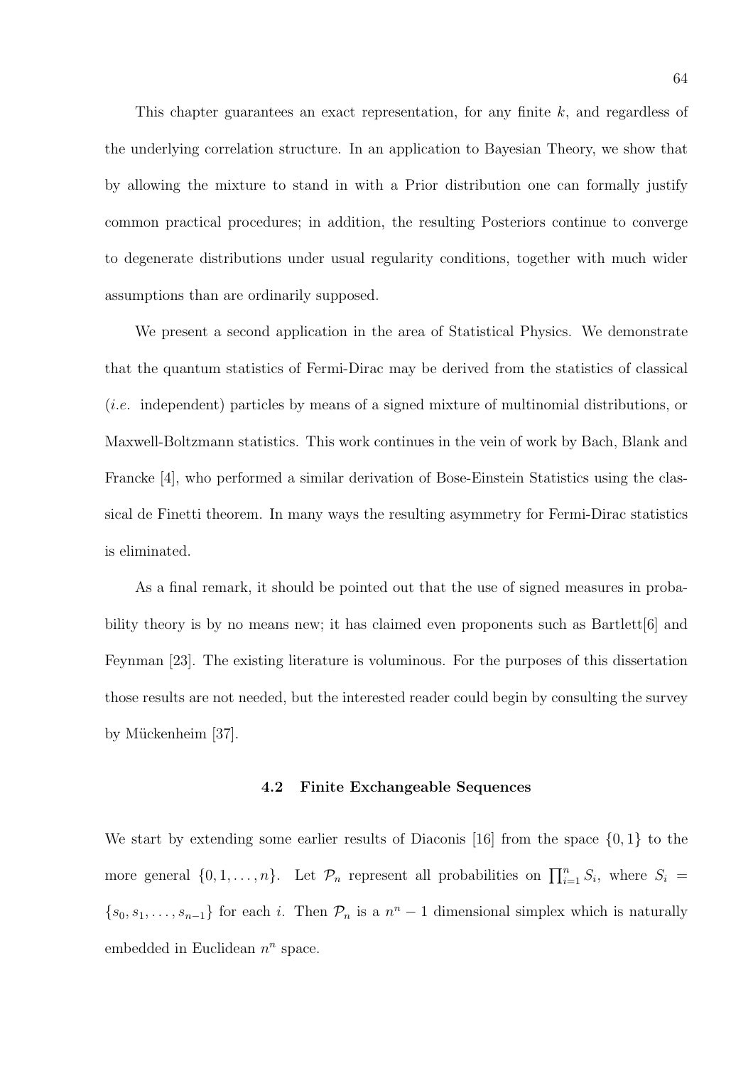This chapter guarantees an exact representation, for any finite $k$, and regardless of the underlying correlation structure. In an application to Bayesian Theory, we show that by allowing the mixture to stand in with a Prior distribution one can formally justify common practical procedures; in addition, the resulting Posteriors continue to converge to degenerate distributions under usual regularity conditions, together with much wider assumptions than are ordinarily supposed.

We present a second application in the area of Statistical Physics. We demonstrate that the quantum statistics of Fermi-Dirac may be derived from the statistics of classical (*i.e.* independent) particles by means of a signed mixture of multinomial distributions, or Maxwell-Boltzmann statistics. This work continues in the vein of work by Bach, Blank and Francke [4], who performed a similar derivation of Bose-Einstein Statistics using the classical de Finetti theorem. In many ways the resulting asymmetry for Fermi-Dirac statistics is eliminated.

As a final remark, it should be pointed out that the use of signed measures in probability theory is by no means new; it has claimed even proponents such as Bartlett[6] and Feynman [23]. The existing literature is voluminous. For the purposes of this dissertation those results are not needed, but the interested reader could begin by consulting the survey by Mückenheim [37].

### 4.2 Finite Exchangeable Sequences

We start by extending some earlier results of Diaconis [16] from the space $\{0, 1\}$ to the more general $\{0, 1, \ldots, n\}$. Let $\mathcal{P}_n$ represent all probabilities on $\prod_{i=1}^{n} S_i$, where $S_i = \{s_0, s_1, \ldots, s_{n-1}\}$ for each $i$. Then $\mathcal{P}_n$ is a $n^n - 1$ dimensional simplex which is naturally embedded in Euclidean $n^n$ space.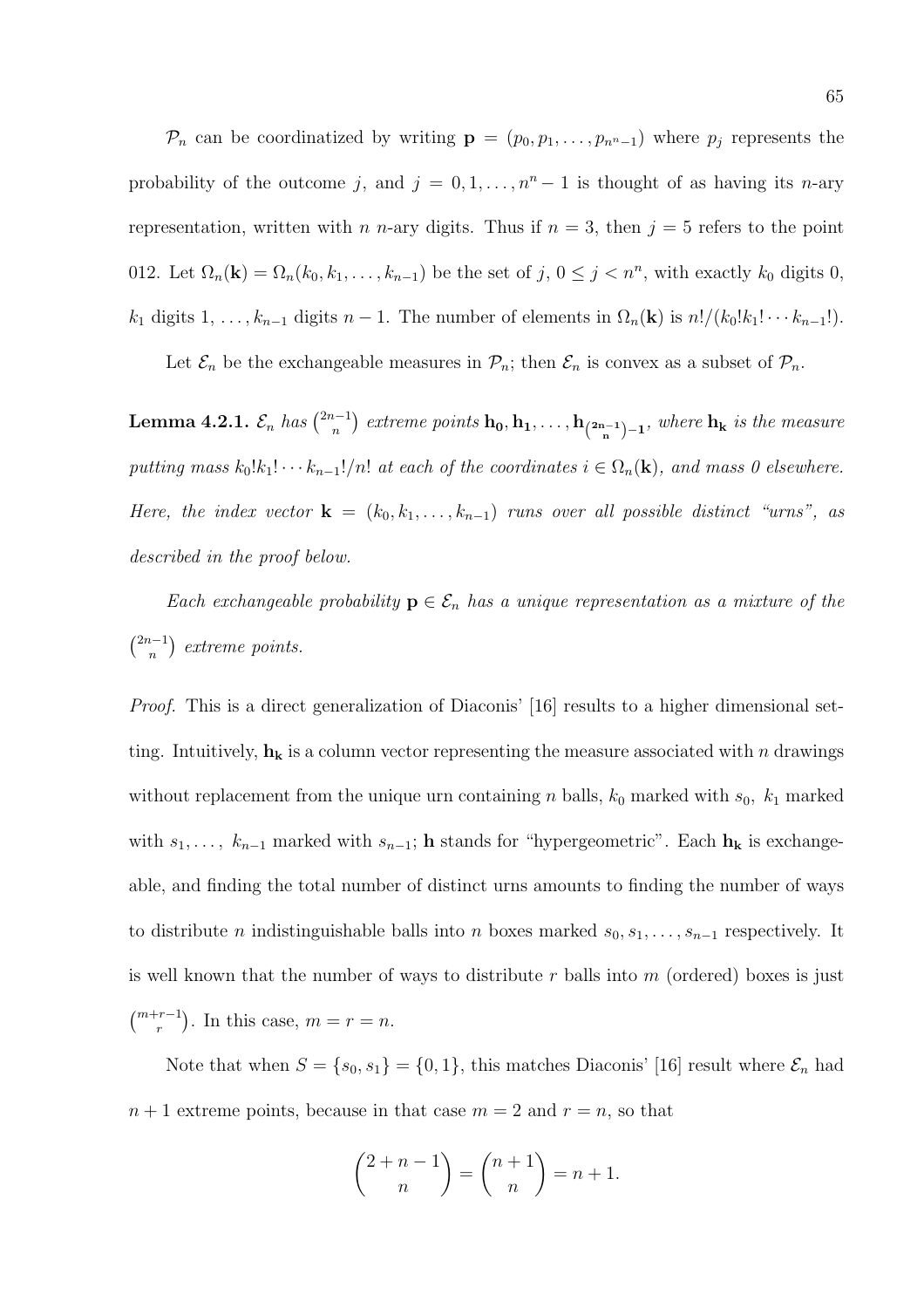$\mathcal{P}_n$ can be coordinatized by writing $\mathbf{p} = (p_0, p_1, \ldots, p_{n^n-1})$ where $p_j$ represents the probability of the outcome $j$, and $j = 0, 1, \ldots, n^n - 1$ is thought of as having its $n$-ary representation, written with $n$ $n$-ary digits. Thus if $n = 3$, then $j = 5$ refers to the point 012. Let $\Omega_n(\mathbf{k}) = \Omega_n(k_0, k_1, \ldots, k_{n-1})$ be the set of $j$, $0 \leq j < n^n$, with exactly $k_0$ digits 0, $k_1$ digits 1, $\ldots$, $k_{n-1}$ digits $n-1$. The number of elements in $\Omega_n(\mathbf{k})$ is $n!/(k_0!k_1! \cdots k_{n-1}!)$.

Let $\mathcal{E}_n$ be the exchangeable measures in $\mathcal{P}_n$; then $\mathcal{E}_n$ is convex as a subset of $\mathcal{P}_n$.

**Lemma 4.2.1.** *$\mathcal{E}_n$ has $\binom{2n-1}{n}$ extreme points $\mathbf{h_0}, \mathbf{h_1}, \ldots, \mathbf{h}_{\binom{\mathbf{2n-1}}{\mathbf{n}}-\mathbf{1}}$, where $\mathbf{h_k}$ is the measure putting mass $k_0!k_1! \cdots k_{n-1}!/n!$ at each of the coordinates $i \in \Omega_n(\mathbf{k})$, and mass 0 elsewhere. Here, the index vector $\mathbf{k} = (k_0, k_1, \ldots, k_{n-1})$ runs over all possible distinct "urns", as described in the proof below.*

*Each exchangeable probability $\mathbf{p} \in \mathcal{E}_n$ has a unique representation as a mixture of the $\binom{2n-1}{n}$ extreme points.*

*Proof.* This is a direct generalization of Diaconis' [16] results to a higher dimensional setting. Intuitively, $\mathbf{h_k}$ is a column vector representing the measure associated with $n$ drawings without replacement from the unique urn containing $n$ balls, $k_0$ marked with $s_0$, $k_1$ marked with $s_1, \ldots,$ $k_{n-1}$ marked with $s_{n-1}$; $\mathbf{h}$ stands for "hypergeometric". Each $\mathbf{h_k}$ is exchangeable, and finding the total number of distinct urns amounts to finding the number of ways to distribute $n$ indistinguishable balls into $n$ boxes marked $s_0, s_1, \ldots, s_{n-1}$ respectively. It is well known that the number of ways to distribute $r$ balls into $m$ (ordered) boxes is just $\binom{m+r-1}{r}$. In this case, $m = r = n$.

Note that when $S = \{s_0, s_1\} = \{0, 1\}$, this matches Diaconis' [16] result where $\mathcal{E}_n$ had $n+1$ extreme points, because in that case $m = 2$ and $r = n$, so that

$$\binom{2+n-1}{n} = \binom{n+1}{n} = n+1.$$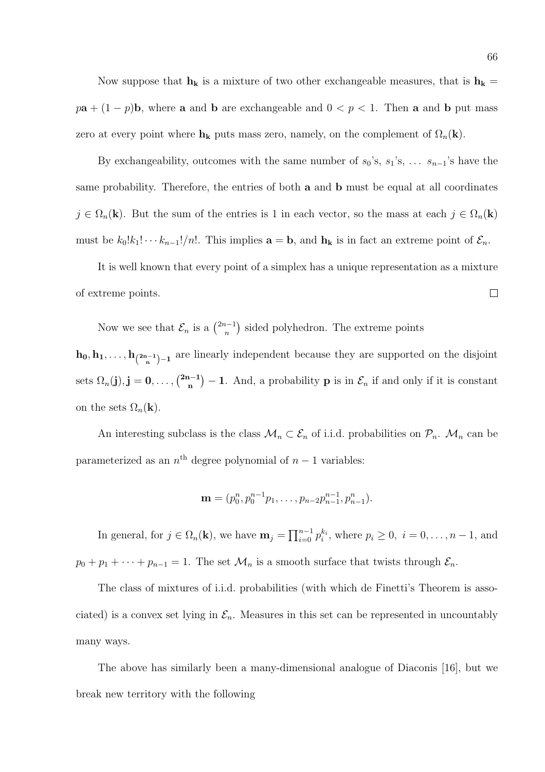Now suppose that $\mathbf{h_k}$ is a mixture of two other exchangeable measures, that is $\mathbf{h_k} = p\mathbf{a} + (1-p)\mathbf{b}$, where $\mathbf{a}$ and $\mathbf{b}$ are exchangeable and $0 < p < 1$. Then $\mathbf{a}$ and $\mathbf{b}$ put mass zero at every point where $\mathbf{h_k}$ puts mass zero, namely, on the complement of $\Omega_n(\mathbf{k})$.

By exchangeability, outcomes with the same number of $s_0$'s, $s_1$'s, $\ldots$ $s_{n-1}$'s have the same probability. Therefore, the entries of both $\mathbf{a}$ and $\mathbf{b}$ must be equal at all coordinates $j \in \Omega_n(\mathbf{k})$. But the sum of the entries is 1 in each vector, so the mass at each $j \in \Omega_n(\mathbf{k})$ must be $k_0!k_1! \cdots k_{n-1}!/n!$. This implies $\mathbf{a} = \mathbf{b}$, and $\mathbf{h_k}$ is in fact an extreme point of $\mathcal{E}_n$.

It is well known that every point of a simplex has a unique representation as a mixture of extreme points. $\square$

Now we see that $\mathcal{E}_n$ is a $\binom{2n-1}{n}$ sided polyhedron. The extreme points $\mathbf{h_0}, \mathbf{h_1}, \ldots, \mathbf{h}_{\binom{\mathbf{2n-1}}{\mathbf{n}}-\mathbf{1}}$ are linearly independent because they are supported on the disjoint sets $\Omega_n(\mathbf{j}), \mathbf{j} = \mathbf{0}, \ldots, \binom{\mathbf{2n-1}}{\mathbf{n}} - \mathbf{1}$. And, a probability $\mathbf{p}$ is in $\mathcal{E}_n$ if and only if it is constant on the sets $\Omega_n(\mathbf{k})$.

An interesting subclass is the class $\mathcal{M}_n \subset \mathcal{E}_n$ of i.i.d. probabilities on $\mathcal{P}_n$. $\mathcal{M}_n$ can be parameterized as an $n^{\text{th}}$ degree polynomial of $n-1$ variables:

$$\mathbf{m} = (p_0^n, p_0^{n-1}p_1, \ldots, p_{n-2}p_{n-1}^{n-1}, p_{n-1}^n).$$

In general, for $j \in \Omega_n(\mathbf{k})$, we have $\mathbf{m}_j = \prod_{i=0}^{n-1} p_i^{k_i}$, where $p_i \geq 0, \ i = 0, \ldots, n-1$, and $p_0 + p_1 + \cdots + p_{n-1} = 1$. The set $\mathcal{M}_n$ is a smooth surface that twists through $\mathcal{E}_n$.

The class of mixtures of i.i.d. probabilities (with which de Finetti's Theorem is associated) is a convex set lying in $\mathcal{E}_n$. Measures in this set can be represented in uncountably many ways.

The above has similarly been a many-dimensional analogue of Diaconis [16], but we break new territory with the following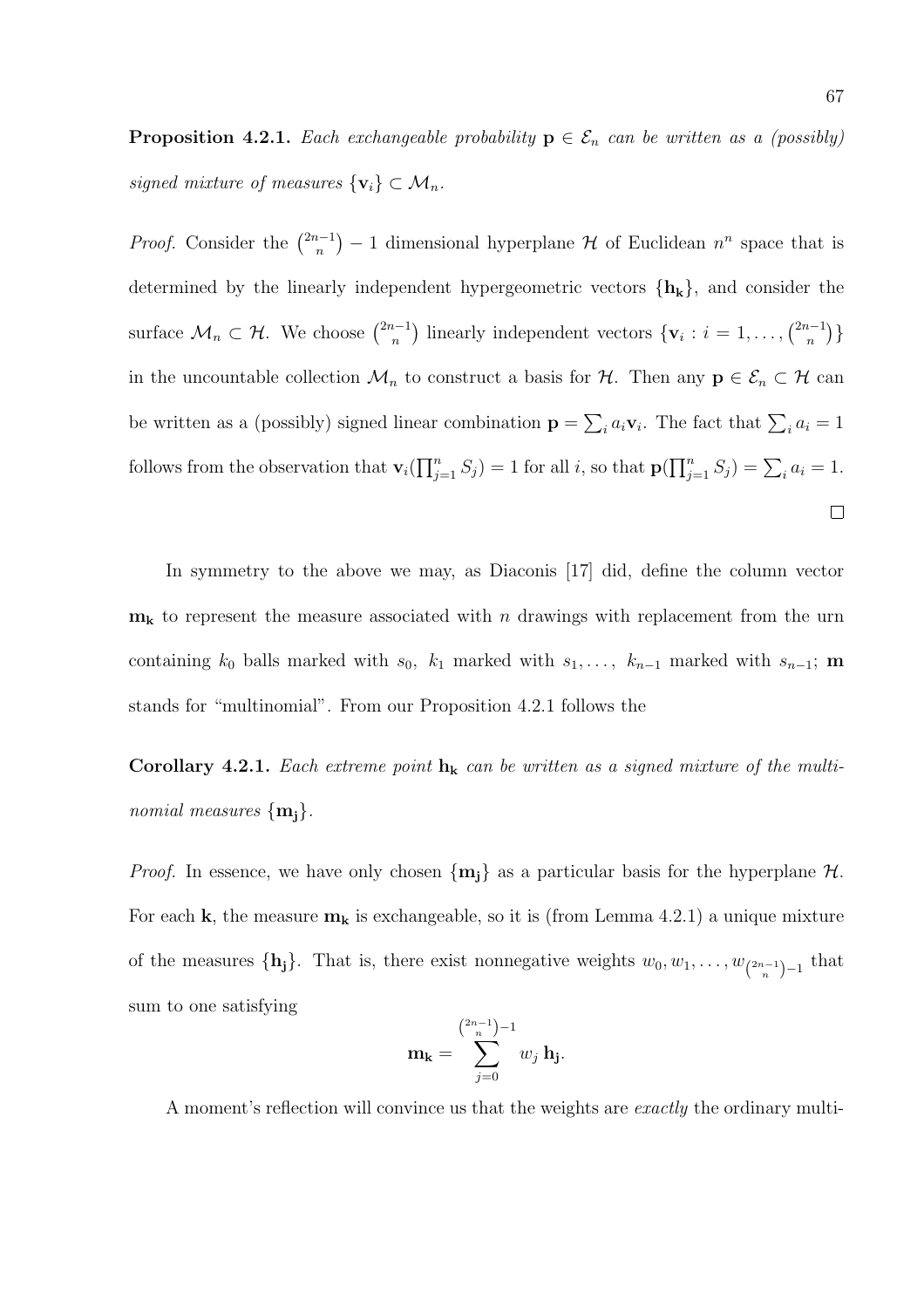**Proposition 4.2.1.** *Each exchangeable probability* $\mathbf{p} \in \mathcal{E}_n$ *can be written as a (possibly) signed mixture of measures* $\{\mathbf{v}_i\} \subset \mathcal{M}_n$.

*Proof.* Consider the $\binom{2n-1}{n} - 1$ dimensional hyperplane $\mathcal{H}$ of Euclidean $n^n$ space that is determined by the linearly independent hypergeometric vectors $\{\mathbf{h_k}\}$, and consider the surface $\mathcal{M}_n \subset \mathcal{H}$. We choose $\binom{2n-1}{n}$ linearly independent vectors $\{\mathbf{v}_i : i = 1, \ldots, \binom{2n-1}{n}\}$ in the uncountable collection $\mathcal{M}_n$ to construct a basis for $\mathcal{H}$. Then any $\mathbf{p} \in \mathcal{E}_n \subset \mathcal{H}$ can be written as a (possibly) signed linear combination $\mathbf{p} = \sum_i a_i \mathbf{v}_i$. The fact that $\sum_i a_i = 1$ follows from the observation that $\mathbf{v}_i(\prod_{j=1}^n S_j) = 1$ for all $i$, so that $\mathbf{p}(\prod_{j=1}^n S_j) = \sum_i a_i = 1$. $\square$

In symmetry to the above we may, as Diaconis [17] did, define the column vector $\mathbf{m_k}$ to represent the measure associated with $n$ drawings with replacement from the urn containing $k_0$ balls marked with $s_0$, $k_1$ marked with $s_1, \ldots,$ $k_{n-1}$ marked with $s_{n-1}$; $\mathbf{m}$ stands for "multinomial". From our Proposition 4.2.1 follows the

**Corollary 4.2.1.** *Each extreme point* $\mathbf{h_k}$ *can be written as a signed mixture of the multinomial measures* $\{\mathbf{m_j}\}$.

*Proof.* In essence, we have only chosen $\{\mathbf{m_j}\}$ as a particular basis for the hyperplane $\mathcal{H}$. For each $\mathbf{k}$, the measure $\mathbf{m_k}$ is exchangeable, so it is (from Lemma 4.2.1) a unique mixture of the measures $\{\mathbf{h_j}\}$. That is, there exist nonnegative weights $w_0, w_1, \ldots, w_{\binom{2n-1}{n}-1}$ that sum to one satisfying

$$\mathbf{m_k} = \sum_{j=0}^{\binom{2n-1}{n}-1} w_j \, \mathbf{h_j}.$$

A moment's reflection will convince us that the weights are *exactly* the ordinary multi-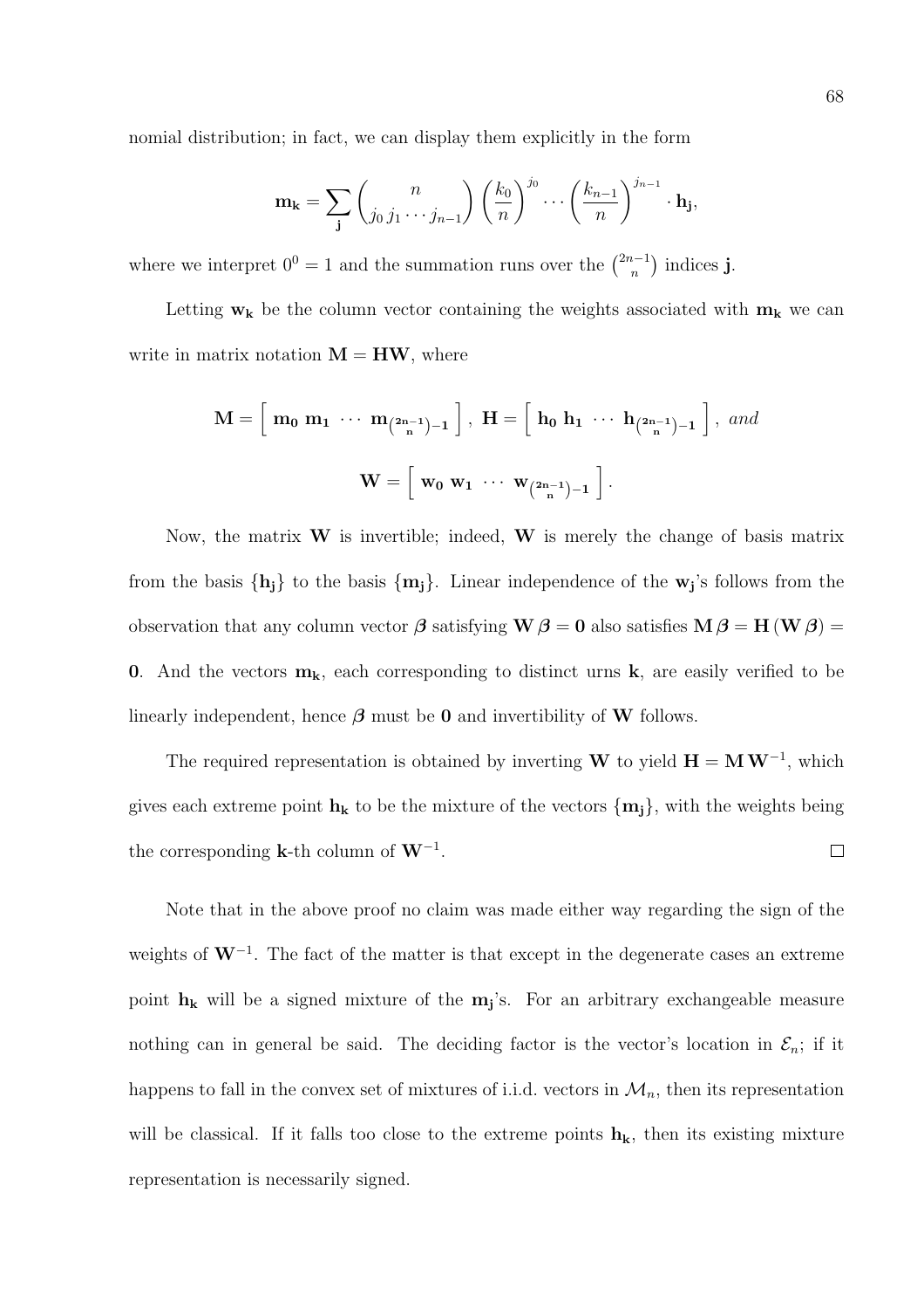nomial distribution; in fact, we can display them explicitly in the form

$$\mathbf{m_k} = \sum_{\mathbf{j}} \binom{n}{j_0\, j_1 \cdots j_{n-1}} \left(\frac{k_0}{n}\right)^{j_0} \cdots \left(\frac{k_{n-1}}{n}\right)^{j_{n-1}} \cdot \mathbf{h_j},$$

where we interpret $0^0 = 1$ and the summation runs over the $\binom{2n-1}{n}$ indices $\mathbf{j}$.

Letting $\mathbf{w_k}$ be the column vector containing the weights associated with $\mathbf{m_k}$ we can write in matrix notation $\mathbf{M} = \mathbf{H}\mathbf{W}$, where

$$\mathbf{M} = \left[\ \mathbf{m_0}\ \mathbf{m_1}\ \cdots\ \mathbf{m}_{\binom{\mathbf{2n-1}}{\mathbf{n}}-\mathbf{1}}\ \right],\ \mathbf{H} = \left[\ \mathbf{h_0}\ \mathbf{h_1}\ \cdots\ \mathbf{h}_{\binom{\mathbf{2n-1}}{\mathbf{n}}-\mathbf{1}}\ \right],\ \textit{and}$$

$$\mathbf{W} = \left[\ \mathbf{w_0}\ \mathbf{w_1}\ \cdots\ \mathbf{w}_{\binom{\mathbf{2n-1}}{\mathbf{n}}-\mathbf{1}}\ \right].$$

Now, the matrix $\mathbf{W}$ is invertible; indeed, $\mathbf{W}$ is merely the change of basis matrix from the basis $\{\mathbf{h_j}\}$ to the basis $\{\mathbf{m_j}\}$. Linear independence of the $\mathbf{w_j}$'s follows from the observation that any column vector $\boldsymbol{\beta}$ satisfying $\mathbf{W}\boldsymbol{\beta} = \mathbf{0}$ also satisfies $\mathbf{M}\boldsymbol{\beta} = \mathbf{H}(\mathbf{W}\boldsymbol{\beta}) = \mathbf{0}$. And the vectors $\mathbf{m_k}$, each corresponding to distinct urns $\mathbf{k}$, are easily verified to be linearly independent, hence $\boldsymbol{\beta}$ must be $\mathbf{0}$ and invertibility of $\mathbf{W}$ follows.

The required representation is obtained by inverting $\mathbf{W}$ to yield $\mathbf{H} = \mathbf{M}\mathbf{W}^{-1}$, which gives each extreme point $\mathbf{h_k}$ to be the mixture of the vectors $\{\mathbf{m_j}\}$, with the weights being the corresponding $\mathbf{k}$-th column of $\mathbf{W}^{-1}$. $\square$

Note that in the above proof no claim was made either way regarding the sign of the weights of $\mathbf{W}^{-1}$. The fact of the matter is that except in the degenerate cases an extreme point $\mathbf{h_k}$ will be a signed mixture of the $\mathbf{m_j}$'s. For an arbitrary exchangeable measure nothing can in general be said. The deciding factor is the vector's location in $\mathcal{E}_n$; if it happens to fall in the convex set of mixtures of i.i.d. vectors in $\mathcal{M}_n$, then its representation will be classical. If it falls too close to the extreme points $\mathbf{h_k}$, then its existing mixture representation is necessarily signed.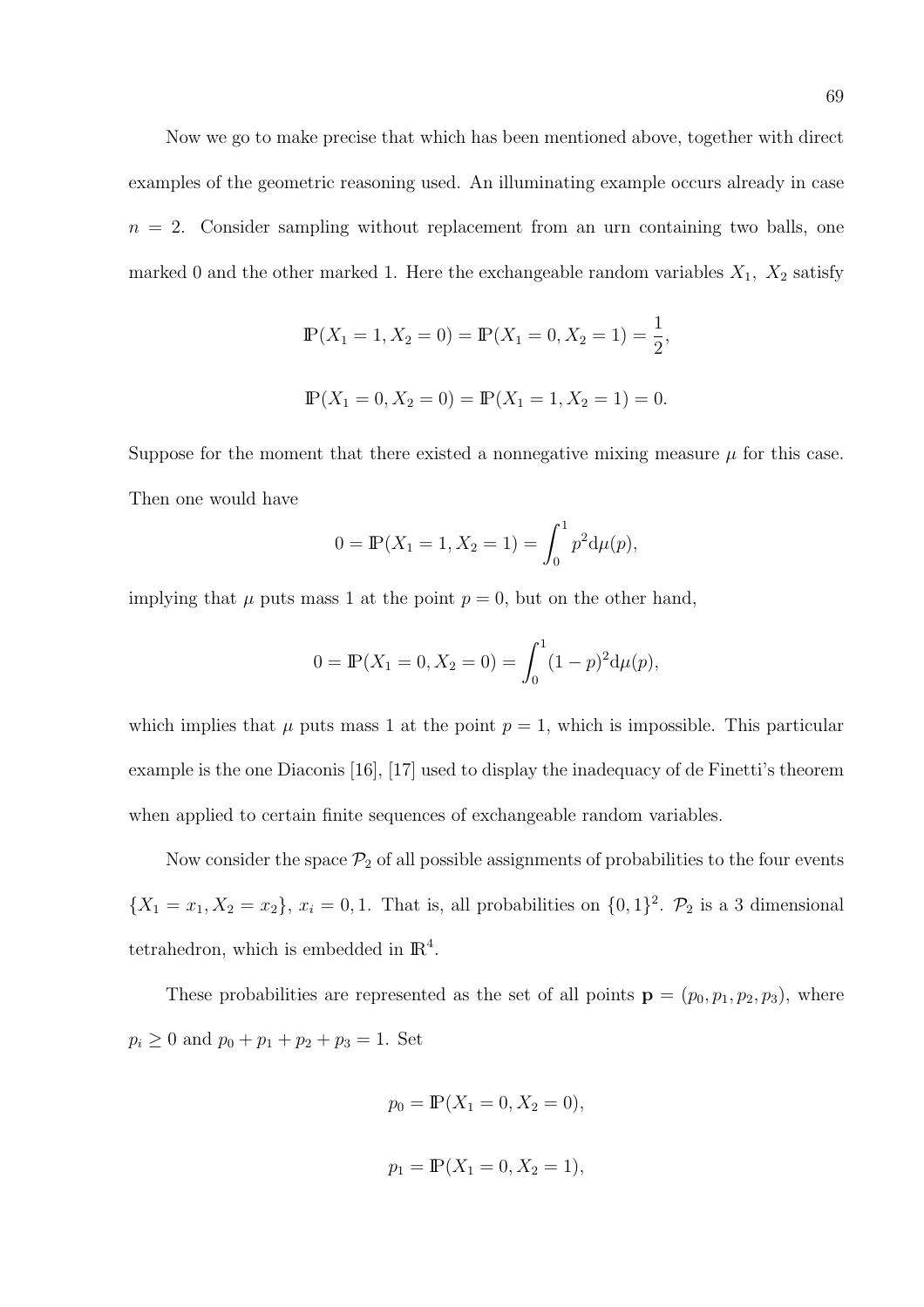Now we go to make precise that which has been mentioned above, together with direct examples of the geometric reasoning used. An illuminating example occurs already in case $n = 2$. Consider sampling without replacement from an urn containing two balls, one marked 0 and the other marked 1. Here the exchangeable random variables $X_1,\ X_2$ satisfy

$$\mathbb{P}(X_1 = 1, X_2 = 0) = \mathbb{P}(X_1 = 0, X_2 = 1) = \frac{1}{2},$$

$$\mathbb{P}(X_1 = 0, X_2 = 0) = \mathbb{P}(X_1 = 1, X_2 = 1) = 0.$$

Suppose for the moment that there existed a nonnegative mixing measure $\mu$ for this case. Then one would have

$$0 = \mathbb{P}(X_1 = 1, X_2 = 1) = \int_0^1 p^2 \mathrm{d}\mu(p),$$

implying that $\mu$ puts mass 1 at the point $p = 0$, but on the other hand,

$$0 = \mathbb{P}(X_1 = 0, X_2 = 0) = \int_0^1 (1-p)^2 \mathrm{d}\mu(p),$$

which implies that $\mu$ puts mass 1 at the point $p = 1$, which is impossible. This particular example is the one Diaconis [16], [17] used to display the inadequacy of de Finetti's theorem when applied to certain finite sequences of exchangeable random variables.

Now consider the space $\mathcal{P}_2$ of all possible assignments of probabilities to the four events $\{X_1 = x_1, X_2 = x_2\}$, $x_i = 0, 1$. That is, all probabilities on $\{0,1\}^2$. $\mathcal{P}_2$ is a 3 dimensional tetrahedron, which is embedded in $\mathbb{R}^4$.

These probabilities are represented as the set of all points $\mathbf{p} = (p_0, p_1, p_2, p_3)$, where $p_i \geq 0$ and $p_0 + p_1 + p_2 + p_3 = 1$. Set

$$p_0 = \mathbb{P}(X_1 = 0, X_2 = 0),$$

$$p_1 = \mathbb{P}(X_1 = 0, X_2 = 1),$$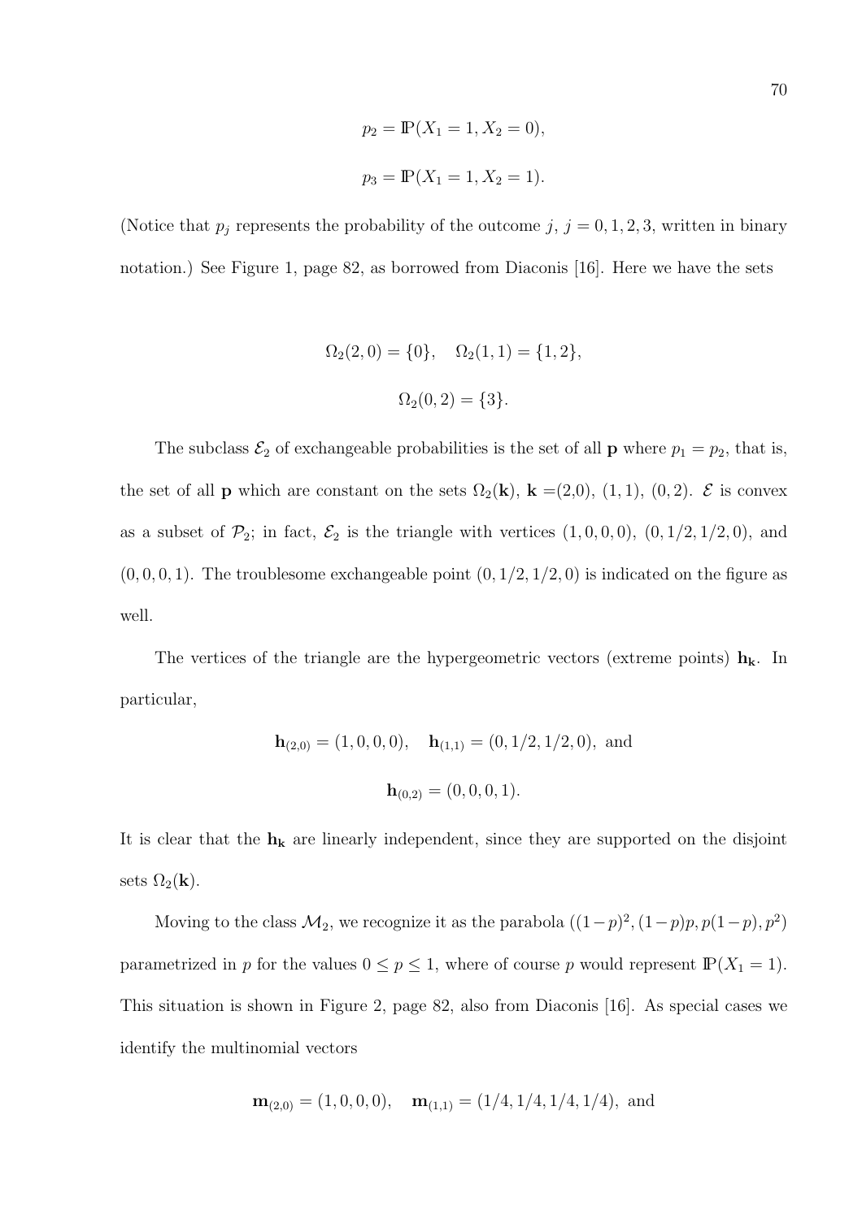$$p_2 = \mathbb{P}(X_1 = 1, X_2 = 0),$$

$$p_3 = \mathbb{P}(X_1 = 1, X_2 = 1).$$

(Notice that $p_j$ represents the probability of the outcome $j$, $j = 0, 1, 2, 3$, written in binary notation.) See Figure 1, page 82, as borrowed from Diaconis [16]. Here we have the sets

$$\Omega_2(2,0) = \{0\}, \quad \Omega_2(1,1) = \{1,2\},$$

$$\Omega_2(0,2) = \{3\}.$$

The subclass $\mathcal{E}_2$ of exchangeable probabilities is the set of all $\mathbf{p}$ where $p_1 = p_2$, that is, the set of all $\mathbf{p}$ which are constant on the sets $\Omega_2(\mathbf{k})$, $\mathbf{k}$ =(2,0), (1, 1), (0, 2). $\mathcal{E}$ is convex as a subset of $\mathcal{P}_2$; in fact, $\mathcal{E}_2$ is the triangle with vertices $(1, 0, 0, 0)$, $(0, 1/2, 1/2, 0)$, and $(0, 0, 0, 1)$. The troublesome exchangeable point $(0, 1/2, 1/2, 0)$ is indicated on the figure as well.

The vertices of the triangle are the hypergeometric vectors (extreme points) $\mathbf{h}_\mathbf{k}$. In particular,

$$\mathbf{h}_{(2,0)} = (1, 0, 0, 0), \quad \mathbf{h}_{(1,1)} = (0, 1/2, 1/2, 0), \text{ and}$$

$$\mathbf{h}_{(0,2)} = (0, 0, 0, 1).$$

It is clear that the $\mathbf{h}_\mathbf{k}$ are linearly independent, since they are supported on the disjoint sets $\Omega_2(\mathbf{k})$.

Moving to the class $\mathcal{M}_2$, we recognize it as the parabola $((1-p)^2, (1-p)p, p(1-p), p^2)$ parametrized in $p$ for the values $0 \leq p \leq 1$, where of course $p$ would represent $\mathbb{P}(X_1 = 1)$. This situation is shown in Figure 2, page 82, also from Diaconis [16]. As special cases we identify the multinomial vectors

$$\mathbf{m}_{(2,0)} = (1, 0, 0, 0), \quad \mathbf{m}_{(1,1)} = (1/4, 1/4, 1/4, 1/4), \text{ and}$$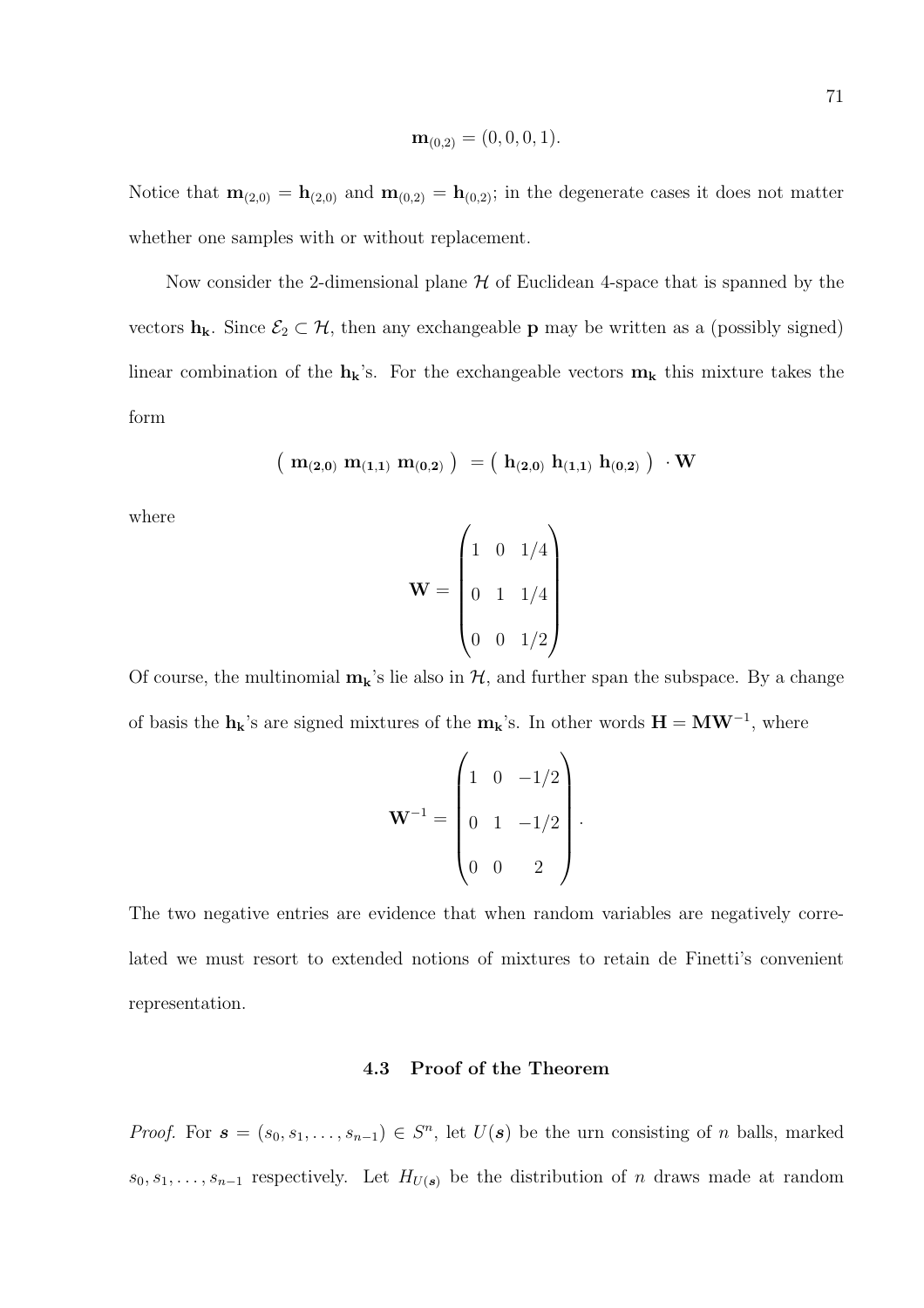$$\mathbf{m}_{(0,2)} = (0, 0, 0, 1).$$

Notice that $\mathbf{m}_{(2,0)} = \mathbf{h}_{(2,0)}$ and $\mathbf{m}_{(0,2)} = \mathbf{h}_{(0,2)}$; in the degenerate cases it does not matter whether one samples with or without replacement.

Now consider the 2-dimensional plane $\mathcal{H}$ of Euclidean 4-space that is spanned by the vectors $\mathbf{h_k}$. Since $\mathcal{E}_2 \subset \mathcal{H}$, then any exchangeable $\mathbf{p}$ may be written as a (possibly signed) linear combination of the $\mathbf{h_k}$'s. For the exchangeable vectors $\mathbf{m_k}$ this mixture takes the form

$$\left( \; \mathbf{m_{(2,0)}} \; \mathbf{m_{(1,1)}} \; \mathbf{m_{(0,2)}} \; \right) \; = \left( \; \mathbf{h_{(2,0)}} \; \mathbf{h_{(1,1)}} \; \mathbf{h_{(0,2)}} \; \right) \; \cdot \mathbf{W}$$

where

$$\mathbf{W} = \begin{pmatrix} 1 & 0 & 1/4 \\ 0 & 1 & 1/4 \\ 0 & 0 & 1/2 \end{pmatrix}$$

Of course, the multinomial $\mathbf{m_k}$'s lie also in $\mathcal{H}$, and further span the subspace. By a change of basis the $\mathbf{h_k}$'s are signed mixtures of the $\mathbf{m_k}$'s. In other words $\mathbf{H} = \mathbf{M}\mathbf{W}^{-1}$, where

$$\mathbf{W}^{-1} = \begin{pmatrix} 1 & 0 & -1/2 \\ 0 & 1 & -1/2 \\ 0 & 0 & 2 \end{pmatrix}.$$

The two negative entries are evidence that when random variables are negatively correlated we must resort to extended notions of mixtures to retain de Finetti's convenient representation.

### 4.3 Proof of the Theorem

*Proof.* For $\boldsymbol{s} = (s_0, s_1, \ldots, s_{n-1}) \in S^n$, let $U(\boldsymbol{s})$ be the urn consisting of $n$ balls, marked $s_0, s_1, \ldots, s_{n-1}$ respectively. Let $H_{U(\boldsymbol{s})}$ be the distribution of $n$ draws made at random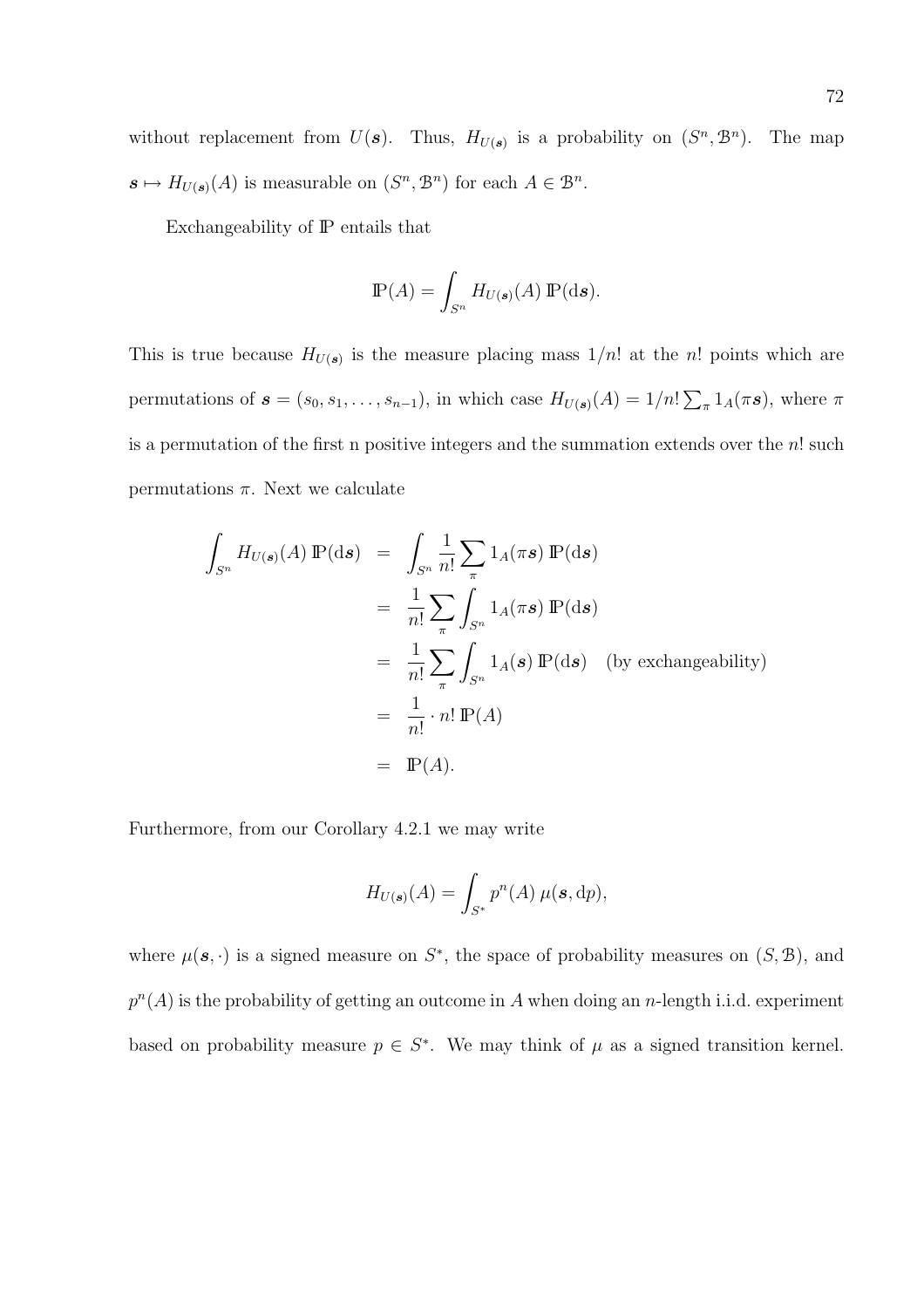without replacement from $U(\boldsymbol{s})$. Thus, $H_{U(\boldsymbol{s})}$ is a probability on $(S^n, \mathcal{B}^n)$. The map $\boldsymbol{s} \mapsto H_{U(\boldsymbol{s})}(A)$ is measurable on $(S^n, \mathcal{B}^n)$ for each $A \in \mathcal{B}^n$.

Exchangeability of $\mathbb{P}$ entails that

$$\mathbb{P}(A) = \int_{S^n} H_{U(\boldsymbol{s})}(A)\, \mathbb{P}(\mathrm{d}\boldsymbol{s}).$$

This is true because $H_{U(\boldsymbol{s})}$ is the measure placing mass $1/n!$ at the $n!$ points which are permutations of $\boldsymbol{s} = (s_0, s_1, \ldots, s_{n-1})$, in which case $H_{U(\boldsymbol{s})}(A) = 1/n! \sum_\pi 1_A(\pi \boldsymbol{s})$, where $\pi$ is a permutation of the first n positive integers and the summation extends over the $n!$ such permutations $\pi$. Next we calculate

$$\begin{aligned}
\int_{S^n} H_{U(\boldsymbol{s})}(A)\, \mathbb{P}(\mathrm{d}\boldsymbol{s}) &= \int_{S^n} \frac{1}{n!} \sum_\pi 1_A(\pi \boldsymbol{s})\, \mathbb{P}(\mathrm{d}\boldsymbol{s}) \\
&= \frac{1}{n!} \sum_\pi \int_{S^n} 1_A(\pi \boldsymbol{s})\, \mathbb{P}(\mathrm{d}\boldsymbol{s}) \\
&= \frac{1}{n!} \sum_\pi \int_{S^n} 1_A(\boldsymbol{s})\, \mathbb{P}(\mathrm{d}\boldsymbol{s}) \quad \text{(by exchangeability)} \\
&= \frac{1}{n!} \cdot n!\, \mathbb{P}(A) \\
&= \mathbb{P}(A).
\end{aligned}$$

Furthermore, from our Corollary 4.2.1 we may write

$$H_{U(\boldsymbol{s})}(A) = \int_{S^*} p^n(A)\, \mu(\boldsymbol{s}, \mathrm{d}p),$$

where $\mu(\boldsymbol{s}, \cdot)$ is a signed measure on $S^*$, the space of probability measures on $(S, \mathcal{B})$, and $p^n(A)$ is the probability of getting an outcome in $A$ when doing an $n$-length i.i.d. experiment based on probability measure $p \in S^*$. We may think of $\mu$ as a signed transition kernel.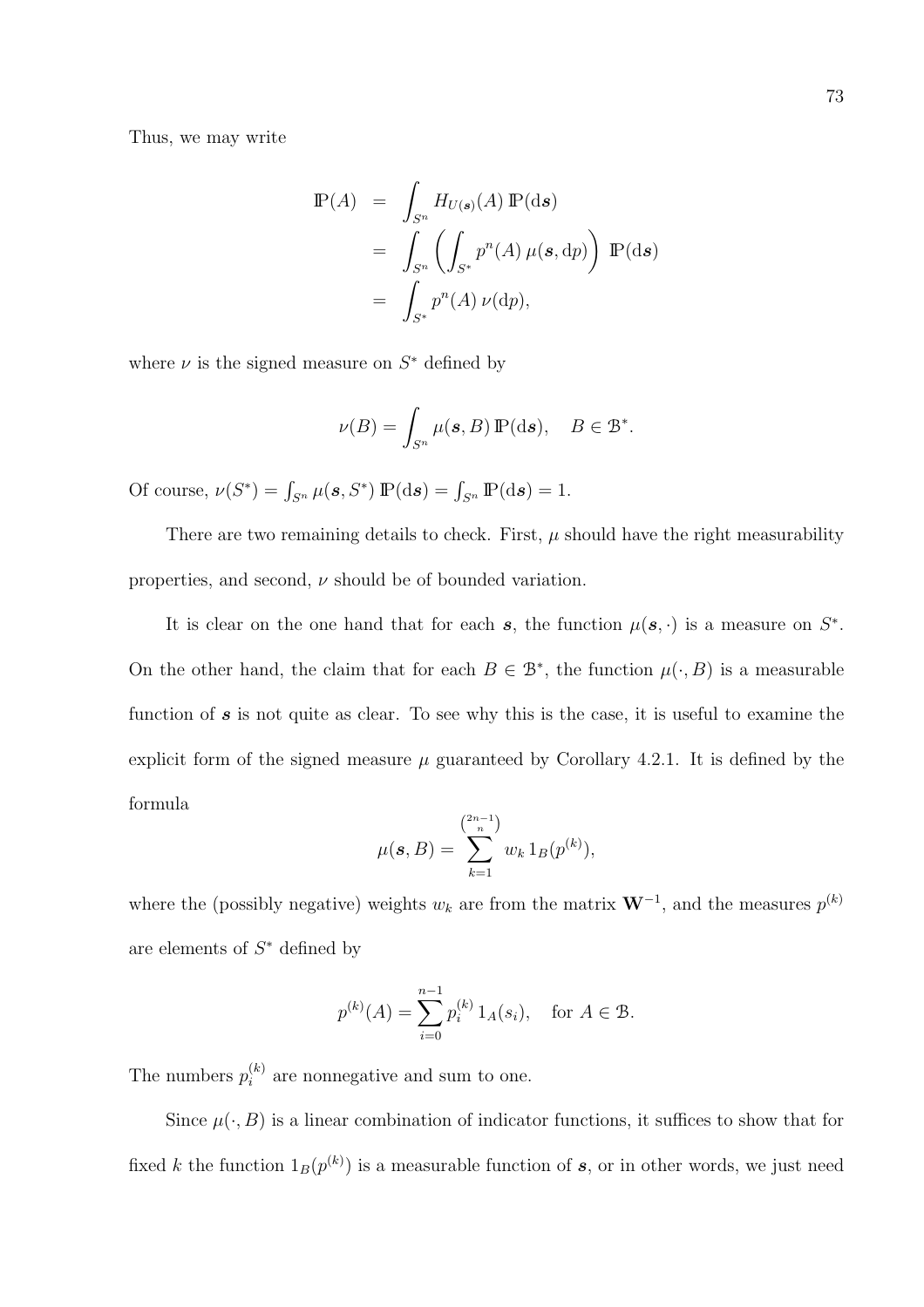Thus, we may write

$$
\begin{aligned}
\mathbb{P}(A) &= \int_{S^n} H_{U(\boldsymbol{s})}(A)\, \mathbb{P}(\mathrm{d}\boldsymbol{s}) \\
&= \int_{S^n} \left( \int_{S^*} p^n(A)\, \mu(\boldsymbol{s}, \mathrm{d}p) \right)\, \mathbb{P}(\mathrm{d}\boldsymbol{s}) \\
&= \int_{S^*} p^n(A)\, \nu(\mathrm{d}p),
\end{aligned}
$$

where $\nu$ is the signed measure on $S^*$ defined by

$$
\nu(B) = \int_{S^n} \mu(\boldsymbol{s}, B)\, \mathbb{P}(\mathrm{d}\boldsymbol{s}), \quad B \in \mathcal{B}^*.
$$

Of course, $\nu(S^*) = \int_{S^n} \mu(\boldsymbol{s}, S^*)\, \mathbb{P}(\mathrm{d}\boldsymbol{s}) = \int_{S^n} \mathbb{P}(\mathrm{d}\boldsymbol{s}) = 1$.

There are two remaining details to check. First, $\mu$ should have the right measurability properties, and second, $\nu$ should be of bounded variation.

It is clear on the one hand that for each $\boldsymbol{s}$, the function $\mu(\boldsymbol{s}, \cdot)$ is a measure on $S^*$. On the other hand, the claim that for each $B \in \mathcal{B}^*$, the function $\mu(\cdot, B)$ is a measurable function of $\boldsymbol{s}$ is not quite as clear. To see why this is the case, it is useful to examine the explicit form of the signed measure $\mu$ guaranteed by Corollary 4.2.1. It is defined by the formula

$$
\mu(\boldsymbol{s}, B) = \sum_{k=1}^{\binom{2n-1}{n}} w_k\, 1_B(p^{(k)}),
$$

where the (possibly negative) weights $w_k$ are from the matrix $\mathbf{W}^{-1}$, and the measures $p^{(k)}$ are elements of $S^*$ defined by

$$
p^{(k)}(A) = \sum_{i=0}^{n-1} p_i^{(k)}\, 1_A(s_i), \quad \text{for } A \in \mathcal{B}.
$$

The numbers $p_i^{(k)}$ are nonnegative and sum to one.

Since $\mu(\cdot, B)$ is a linear combination of indicator functions, it suffices to show that for fixed $k$ the function $1_B(p^{(k)})$ is a measurable function of $\boldsymbol{s}$, or in other words, we just need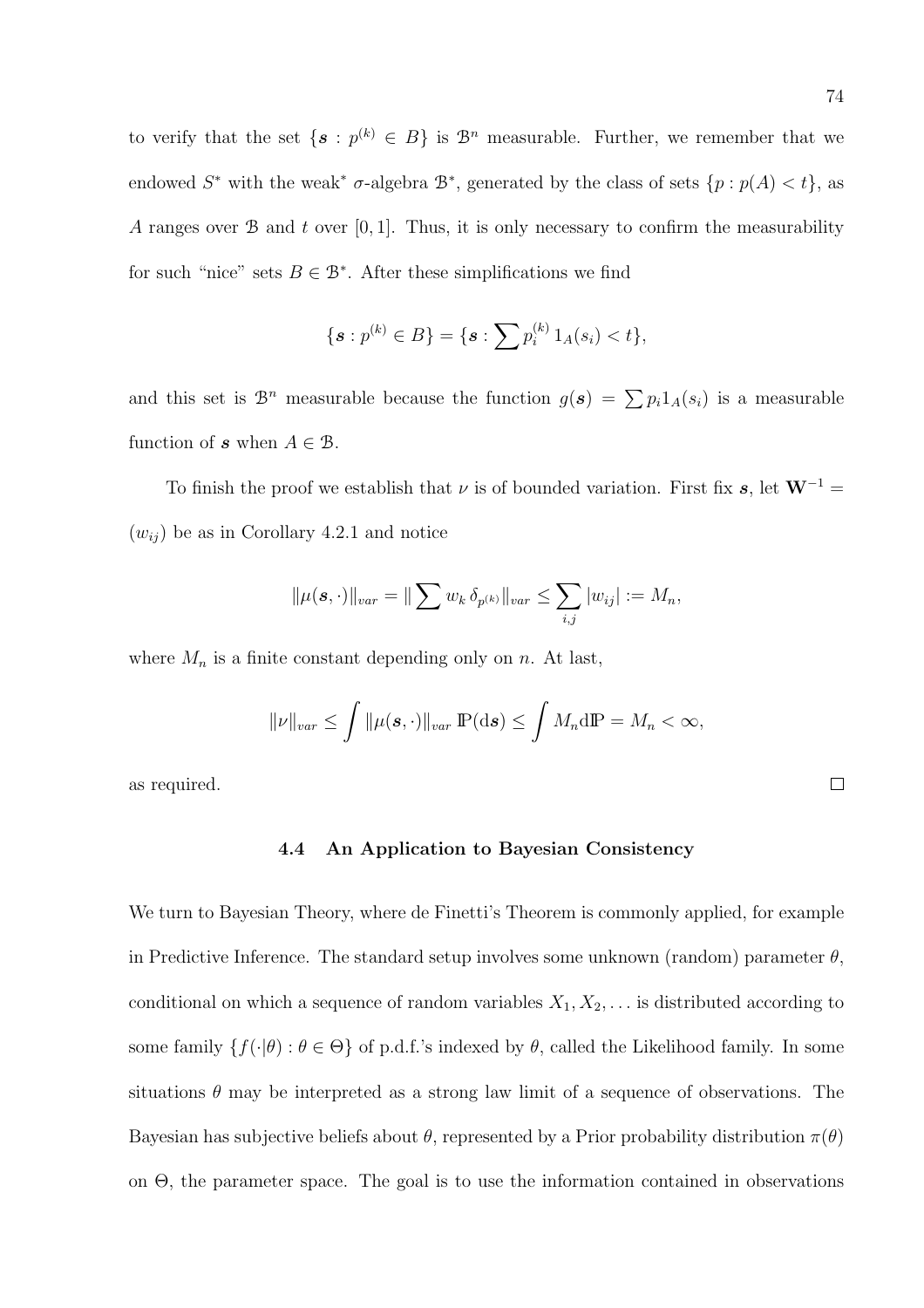to verify that the set $\{\boldsymbol{s} : p^{(k)} \in B\}$ is $\mathcal{B}^n$ measurable. Further, we remember that we endowed $S^*$ with the weak$^*$ $\sigma$-algebra $\mathcal{B}^*$, generated by the class of sets $\{p : p(A) < t\}$, as $A$ ranges over $\mathcal{B}$ and $t$ over $[0, 1]$. Thus, it is only necessary to confirm the measurability for such "nice" sets $B \in \mathcal{B}^*$. After these simplifications we find

$$\{\boldsymbol{s} : p^{(k)} \in B\} = \{\boldsymbol{s} : \sum p_i^{(k)} \, 1_A(s_i) < t\},$$

and this set is $\mathcal{B}^n$ measurable because the function $g(\boldsymbol{s}) = \sum p_i 1_A(s_i)$ is a measurable function of $\boldsymbol{s}$ when $A \in \mathcal{B}$.

To finish the proof we establish that $\nu$ is of bounded variation. First fix $\boldsymbol{s}$, let $\mathbf{W}^{-1} = (w_{ij})$ be as in Corollary 4.2.1 and notice

$$\|\mu(\boldsymbol{s}, \cdot)\|_{var} = \| \sum w_k \, \delta_{p^{(k)}} \|_{var} \leq \sum_{i,j} |w_{ij}| := M_n,$$

where $M_n$ is a finite constant depending only on $n$. At last,

$$\|\nu\|_{var} \leq \int \|\mu(\boldsymbol{s}, \cdot)\|_{var} \, \mathbb{P}(\mathrm{d}\boldsymbol{s}) \leq \int M_n \mathrm{d}\mathbb{P} = M_n < \infty,$$

as required. $\square$

### 4.4 An Application to Bayesian Consistency

We turn to Bayesian Theory, where de Finetti's Theorem is commonly applied, for example in Predictive Inference. The standard setup involves some unknown (random) parameter $\theta$, conditional on which a sequence of random variables $X_1, X_2, \ldots$ is distributed according to some family $\{f(\cdot|\theta) : \theta \in \Theta\}$ of p.d.f.'s indexed by $\theta$, called the Likelihood family. In some situations $\theta$ may be interpreted as a strong law limit of a sequence of observations. The Bayesian has subjective beliefs about $\theta$, represented by a Prior probability distribution $\pi(\theta)$ on $\Theta$, the parameter space. The goal is to use the information contained in observations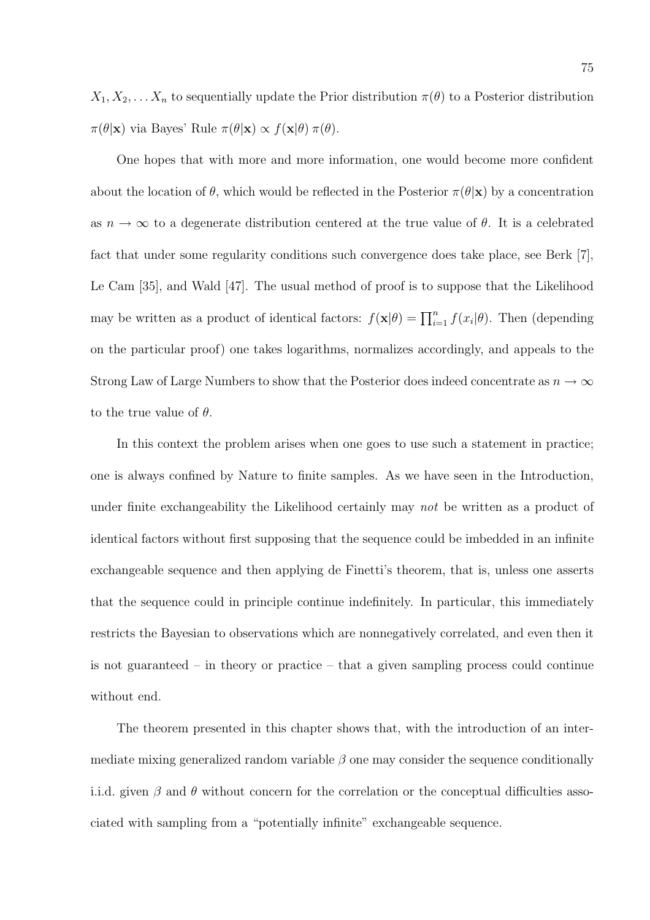$X_1, X_2, \ldots X_n$ to sequentially update the Prior distribution $\pi(\theta)$ to a Posterior distribution $\pi(\theta|\mathbf{x})$ via Bayes' Rule $\pi(\theta|\mathbf{x}) \propto f(\mathbf{x}|\theta)\,\pi(\theta)$.

One hopes that with more and more information, one would become more confident about the location of $\theta$, which would be reflected in the Posterior $\pi(\theta|\mathbf{x})$ by a concentration as $n \to \infty$ to a degenerate distribution centered at the true value of $\theta$. It is a celebrated fact that under some regularity conditions such convergence does take place, see Berk [7], Le Cam [35], and Wald [47]. The usual method of proof is to suppose that the Likelihood may be written as a product of identical factors: $f(\mathbf{x}|\theta) = \prod_{i=1}^{n} f(x_i|\theta)$. Then (depending on the particular proof) one takes logarithms, normalizes accordingly, and appeals to the Strong Law of Large Numbers to show that the Posterior does indeed concentrate as $n \to \infty$ to the true value of $\theta$.

In this context the problem arises when one goes to use such a statement in practice; one is always confined by Nature to finite samples. As we have seen in the Introduction, under finite exchangeability the Likelihood certainly may *not* be written as a product of identical factors without first supposing that the sequence could be imbedded in an infinite exchangeable sequence and then applying de Finetti's theorem, that is, unless one asserts that the sequence could in principle continue indefinitely. In particular, this immediately restricts the Bayesian to observations which are nonnegatively correlated, and even then it is not guaranteed – in theory or practice – that a given sampling process could continue without end.

The theorem presented in this chapter shows that, with the introduction of an intermediate mixing generalized random variable $\beta$ one may consider the sequence conditionally i.i.d. given $\beta$ and $\theta$ without concern for the correlation or the conceptual difficulties associated with sampling from a "potentially infinite" exchangeable sequence.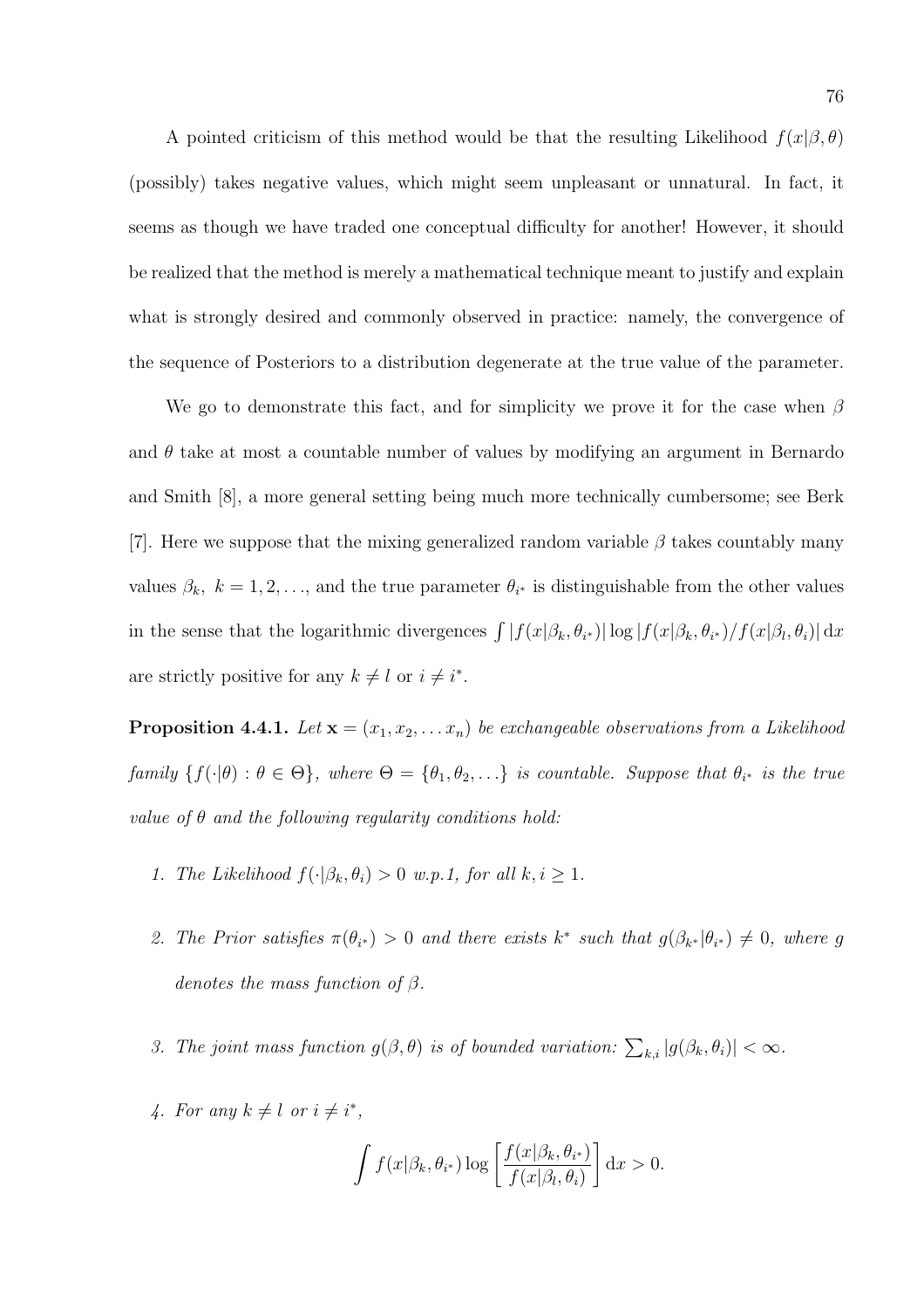A pointed criticism of this method would be that the resulting Likelihood $f(x|\beta, \theta)$ (possibly) takes negative values, which might seem unpleasant or unnatural. In fact, it seems as though we have traded one conceptual difficulty for another! However, it should be realized that the method is merely a mathematical technique meant to justify and explain what is strongly desired and commonly observed in practice: namely, the convergence of the sequence of Posteriors to a distribution degenerate at the true value of the parameter.

We go to demonstrate this fact, and for simplicity we prove it for the case when $\beta$ and $\theta$ take at most a countable number of values by modifying an argument in Bernardo and Smith [8], a more general setting being much more technically cumbersome; see Berk [7]. Here we suppose that the mixing generalized random variable $\beta$ takes countably many values $\beta_k,\ k = 1, 2, \ldots$, and the true parameter $\theta_{i^*}$ is distinguishable from the other values in the sense that the logarithmic divergences $\int |f(x|\beta_k, \theta_{i^*})| \log |f(x|\beta_k, \theta_{i^*})/f(x|\beta_l, \theta_i)| \, \mathrm{d}x$ are strictly positive for any $k \neq l$ or $i \neq i^*$.

**Proposition 4.4.1.** *Let $\mathbf{x} = (x_1, x_2, \ldots x_n)$ be exchangeable observations from a Likelihood family $\{f(\cdot|\theta) : \theta \in \Theta\}$, where $\Theta = \{\theta_1, \theta_2, \ldots\}$ is countable. Suppose that $\theta_{i^*}$ is the true value of $\theta$ and the following regularity conditions hold:*

1. *The Likelihood $f(\cdot|\beta_k, \theta_i) > 0$ w.p.1, for all $k, i \geq 1$.*

2. *The Prior satisfies $\pi(\theta_{i^*}) > 0$ and there exists $k^*$ such that $g(\beta_{k^*}|\theta_{i^*}) \neq 0$, where $g$ denotes the mass function of $\beta$.*

3. *The joint mass function $g(\beta, \theta)$ is of bounded variation: $\sum_{k,i} |g(\beta_k, \theta_i)| < \infty$.*

4. *For any $k \neq l$ or $i \neq i^*$,*

$$\int f(x|\beta_k, \theta_{i^*}) \log \left[ \frac{f(x|\beta_k, \theta_{i^*})}{f(x|\beta_l, \theta_i)} \right] \mathrm{d}x > 0.$$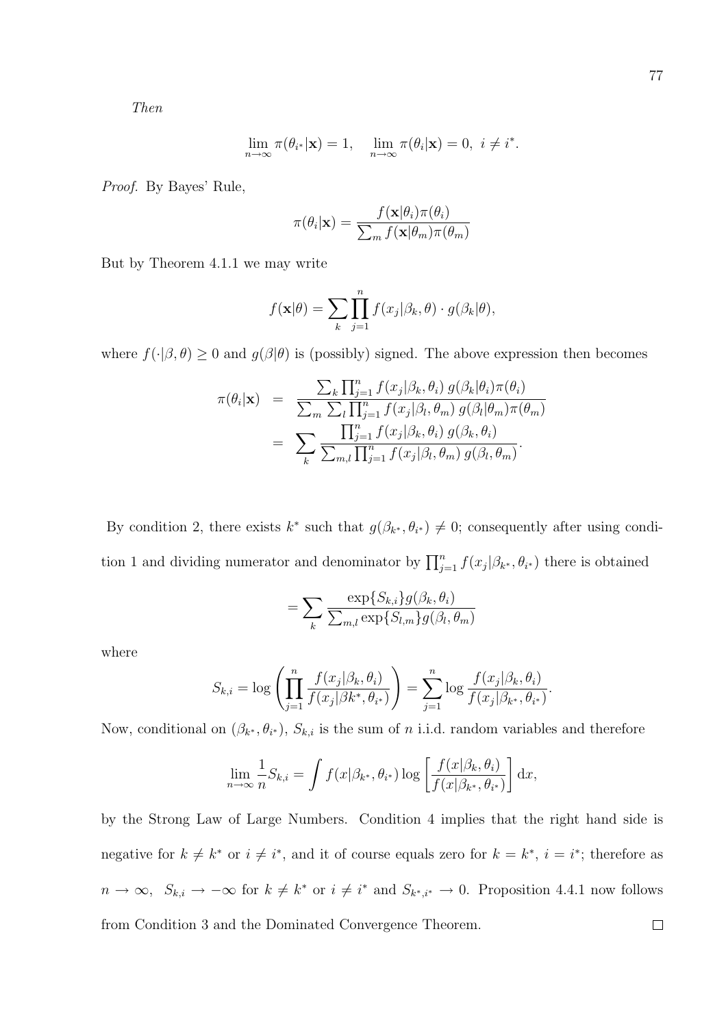*Then*

$$\lim_{n\to\infty} \pi(\theta_{i^*}|\mathbf{x}) = 1, \quad \lim_{n\to\infty} \pi(\theta_i|\mathbf{x}) = 0, \ i \neq i^*.$$

*Proof.* By Bayes' Rule,

$$\pi(\theta_i|\mathbf{x}) = \frac{f(\mathbf{x}|\theta_i)\pi(\theta_i)}{\sum_m f(\mathbf{x}|\theta_m)\pi(\theta_m)}$$

But by Theorem 4.1.1 we may write

$$f(\mathbf{x}|\theta) = \sum_k \prod_{j=1}^n f(x_j|\beta_k, \theta) \cdot g(\beta_k|\theta),$$

where $f(\cdot|\beta, \theta) \geq 0$ and $g(\beta|\theta)$ is (possibly) signed. The above expression then becomes

$$\begin{aligned}
\pi(\theta_i|\mathbf{x}) &= \frac{\sum_k \prod_{j=1}^n f(x_j|\beta_k, \theta_i)\, g(\beta_k|\theta_i)\pi(\theta_i)}{\sum_m \sum_l \prod_{j=1}^n f(x_j|\beta_l, \theta_m)\, g(\beta_l|\theta_m)\pi(\theta_m)} \\
&= \sum_k \frac{\prod_{j=1}^n f(x_j|\beta_k, \theta_i)\, g(\beta_k, \theta_i)}{\sum_{m,l} \prod_{j=1}^n f(x_j|\beta_l, \theta_m)\, g(\beta_l, \theta_m)}.
\end{aligned}$$

By condition 2, there exists $k^*$ such that $g(\beta_{k^*}, \theta_{i^*}) \neq 0$; consequently after using condition 1 and dividing numerator and denominator by $\prod_{j=1}^n f(x_j|\beta_{k^*}, \theta_{i^*})$ there is obtained

$$= \sum_k \frac{\exp\{S_{k,i}\} g(\beta_k, \theta_i)}{\sum_{m,l} \exp\{S_{l,m}\} g(\beta_l, \theta_m)}$$

where

$$S_{k,i} = \log\left(\prod_{j=1}^n \frac{f(x_j|\beta_k, \theta_i)}{f(x_j|\beta k^*, \theta_{i^*})}\right) = \sum_{j=1}^n \log \frac{f(x_j|\beta_k, \theta_i)}{f(x_j|\beta_{k^*}, \theta_{i^*})}.$$

Now, conditional on $(\beta_{k^*}, \theta_{i^*})$, $S_{k,i}$ is the sum of $n$ i.i.d. random variables and therefore

$$\lim_{n\to\infty} \frac{1}{n} S_{k,i} = \int f(x|\beta_{k^*}, \theta_{i^*}) \log\left[\frac{f(x|\beta_k, \theta_i)}{f(x|\beta_{k^*}, \theta_{i^*})}\right] \mathrm{d}x,$$

by the Strong Law of Large Numbers. Condition 4 implies that the right hand side is negative for $k \neq k^*$ or $i \neq i^*$, and it of course equals zero for $k = k^*$, $i = i^*$; therefore as $n \to \infty$, $S_{k,i} \to -\infty$ for $k \neq k^*$ or $i \neq i^*$ and $S_{k^*,i^*} \to 0$. Proposition 4.4.1 now follows from Condition 3 and the Dominated Convergence Theorem. $\square$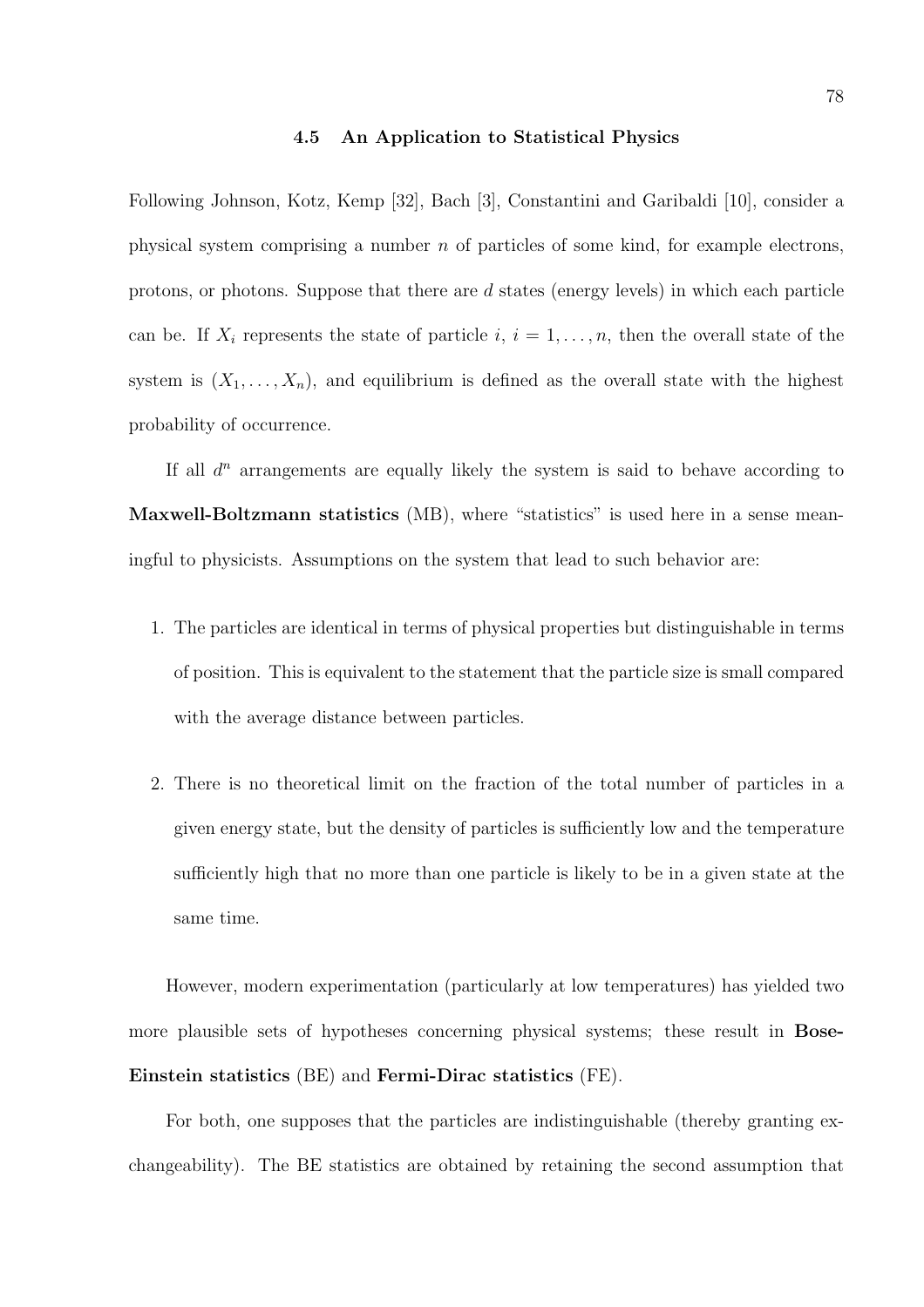### 4.5 An Application to Statistical Physics

Following Johnson, Kotz, Kemp [32], Bach [3], Constantini and Garibaldi [10], consider a physical system comprising a number $n$ of particles of some kind, for example electrons, protons, or photons. Suppose that there are $d$ states (energy levels) in which each particle can be. If $X_i$ represents the state of particle $i$, $i = 1, \ldots, n$, then the overall state of the system is $(X_1, \ldots, X_n)$, and equilibrium is defined as the overall state with the highest probability of occurrence.

If all $d^n$ arrangements are equally likely the system is said to behave according to **Maxwell-Boltzmann statistics** (MB), where "statistics" is used here in a sense meaningful to physicists. Assumptions on the system that lead to such behavior are:

1. The particles are identical in terms of physical properties but distinguishable in terms of position. This is equivalent to the statement that the particle size is small compared with the average distance between particles.

2. There is no theoretical limit on the fraction of the total number of particles in a given energy state, but the density of particles is sufficiently low and the temperature sufficiently high that no more than one particle is likely to be in a given state at the same time.

However, modern experimentation (particularly at low temperatures) has yielded two more plausible sets of hypotheses concerning physical systems; these result in **Bose-Einstein statistics** (BE) and **Fermi-Dirac statistics** (FE).

For both, one supposes that the particles are indistinguishable (thereby granting exchangeability). The BE statistics are obtained by retaining the second assumption that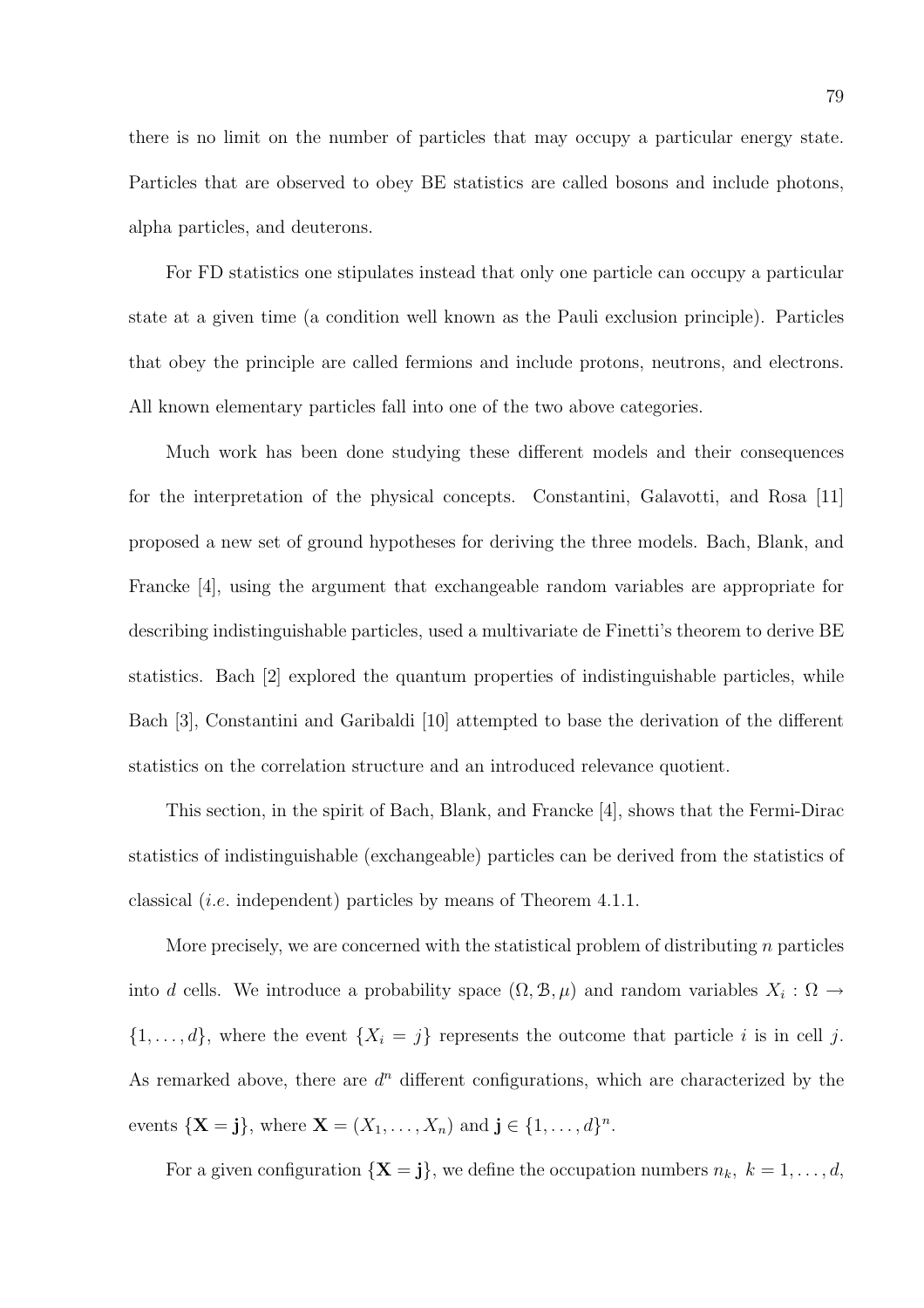there is no limit on the number of particles that may occupy a particular energy state. Particles that are observed to obey BE statistics are called bosons and include photons, alpha particles, and deuterons.

For FD statistics one stipulates instead that only one particle can occupy a particular state at a given time (a condition well known as the Pauli exclusion principle). Particles that obey the principle are called fermions and include protons, neutrons, and electrons. All known elementary particles fall into one of the two above categories.

Much work has been done studying these different models and their consequences for the interpretation of the physical concepts. Constantini, Galavotti, and Rosa [11] proposed a new set of ground hypotheses for deriving the three models. Bach, Blank, and Francke [4], using the argument that exchangeable random variables are appropriate for describing indistinguishable particles, used a multivariate de Finetti's theorem to derive BE statistics. Bach [2] explored the quantum properties of indistinguishable particles, while Bach [3], Constantini and Garibaldi [10] attempted to base the derivation of the different statistics on the correlation structure and an introduced relevance quotient.

This section, in the spirit of Bach, Blank, and Francke [4], shows that the Fermi-Dirac statistics of indistinguishable (exchangeable) particles can be derived from the statistics of classical (*i.e.* independent) particles by means of Theorem 4.1.1.

More precisely, we are concerned with the statistical problem of distributing $n$ particles into $d$ cells. We introduce a probability space $(\Omega, \mathcal{B}, \mu)$ and random variables $X_i : \Omega \to \{1, \ldots, d\}$, where the event $\{X_i = j\}$ represents the outcome that particle $i$ is in cell $j$. As remarked above, there are $d^n$ different configurations, which are characterized by the events $\{\mathbf{X} = \mathbf{j}\}$, where $\mathbf{X} = (X_1, \ldots, X_n)$ and $\mathbf{j} \in \{1, \ldots, d\}^n$.

For a given configuration $\{\mathbf{X} = \mathbf{j}\}$, we define the occupation numbers $n_k,\ k = 1, \ldots, d$,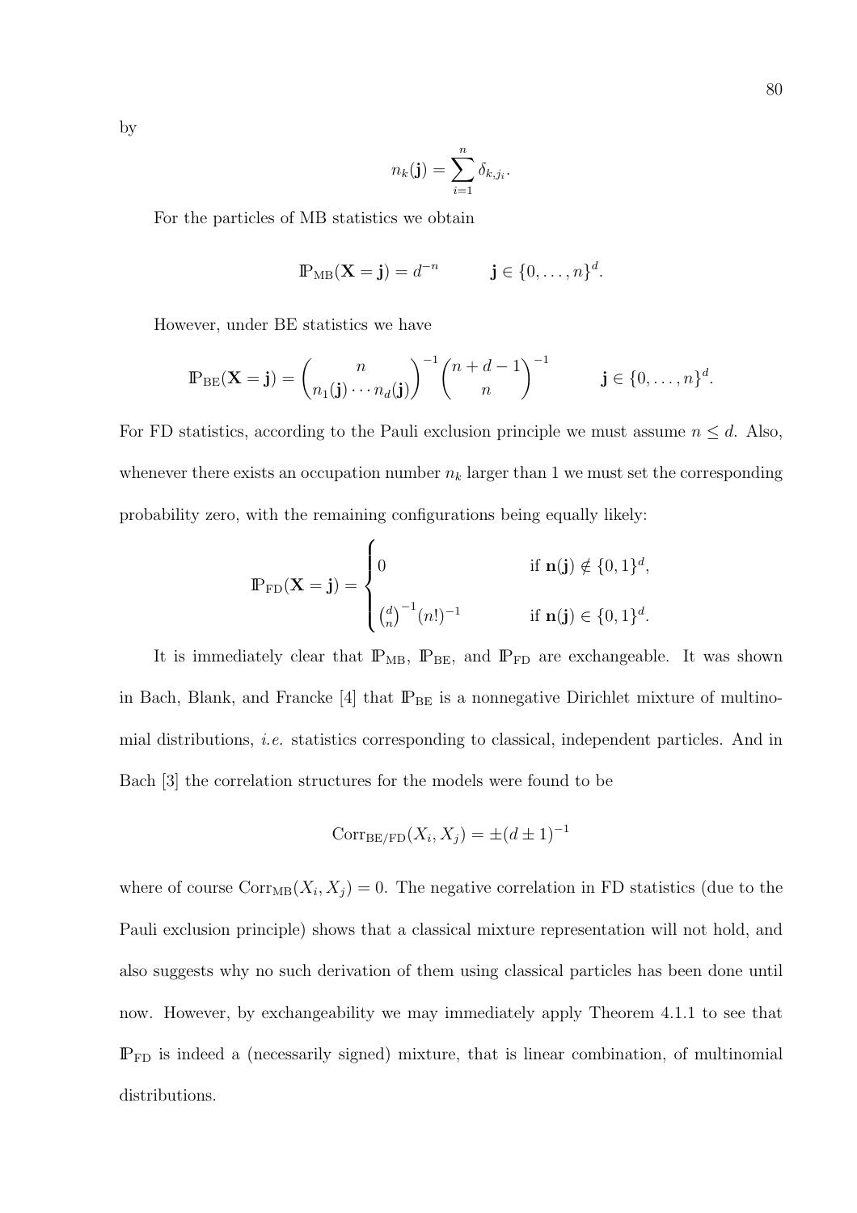by

$$n_k(\mathbf{j}) = \sum_{i=1}^{n} \delta_{k,j_i}.$$

For the particles of MB statistics we obtain

$$\mathbb{P}_{\text{MB}}(\mathbf{X} = \mathbf{j}) = d^{-n} \qquad \mathbf{j} \in \{0, \ldots, n\}^d.$$

However, under BE statistics we have

$$\mathbb{P}_{\text{BE}}(\mathbf{X} = \mathbf{j}) = \binom{n}{n_1(\mathbf{j}) \cdots n_d(\mathbf{j})}^{-1} \binom{n+d-1}{n}^{-1} \qquad \mathbf{j} \in \{0, \ldots, n\}^d.$$

For FD statistics, according to the Pauli exclusion principle we must assume $n \leq d$. Also, whenever there exists an occupation number $n_k$ larger than 1 we must set the corresponding probability zero, with the remaining configurations being equally likely:

$$\mathbb{P}_{\text{FD}}(\mathbf{X} = \mathbf{j}) = \begin{cases} 0 & \text{if } \mathbf{n}(\mathbf{j}) \notin \{0,1\}^d, \\[2ex] \binom{d}{n}^{-1} (n!)^{-1} & \text{if } \mathbf{n}(\mathbf{j}) \in \{0,1\}^d. \end{cases}$$

It is immediately clear that $\mathbb{P}_{\text{MB}}$, $\mathbb{P}_{\text{BE}}$, and $\mathbb{P}_{\text{FD}}$ are exchangeable. It was shown in Bach, Blank, and Francke [4] that $\mathbb{P}_{\text{BE}}$ is a nonnegative Dirichlet mixture of multinomial distributions, *i.e.* statistics corresponding to classical, independent particles. And in Bach [3] the correlation structures for the models were found to be

$$\text{Corr}_{\text{BE/FD}}(X_i, X_j) = \pm(d \pm 1)^{-1}$$

where of course $\text{Corr}_{\text{MB}}(X_i, X_j) = 0$. The negative correlation in FD statistics (due to the Pauli exclusion principle) shows that a classical mixture representation will not hold, and also suggests why no such derivation of them using classical particles has been done until now. However, by exchangeability we may immediately apply Theorem 4.1.1 to see that $\mathbb{P}_{\text{FD}}$ is indeed a (necessarily signed) mixture, that is linear combination, of multinomial distributions.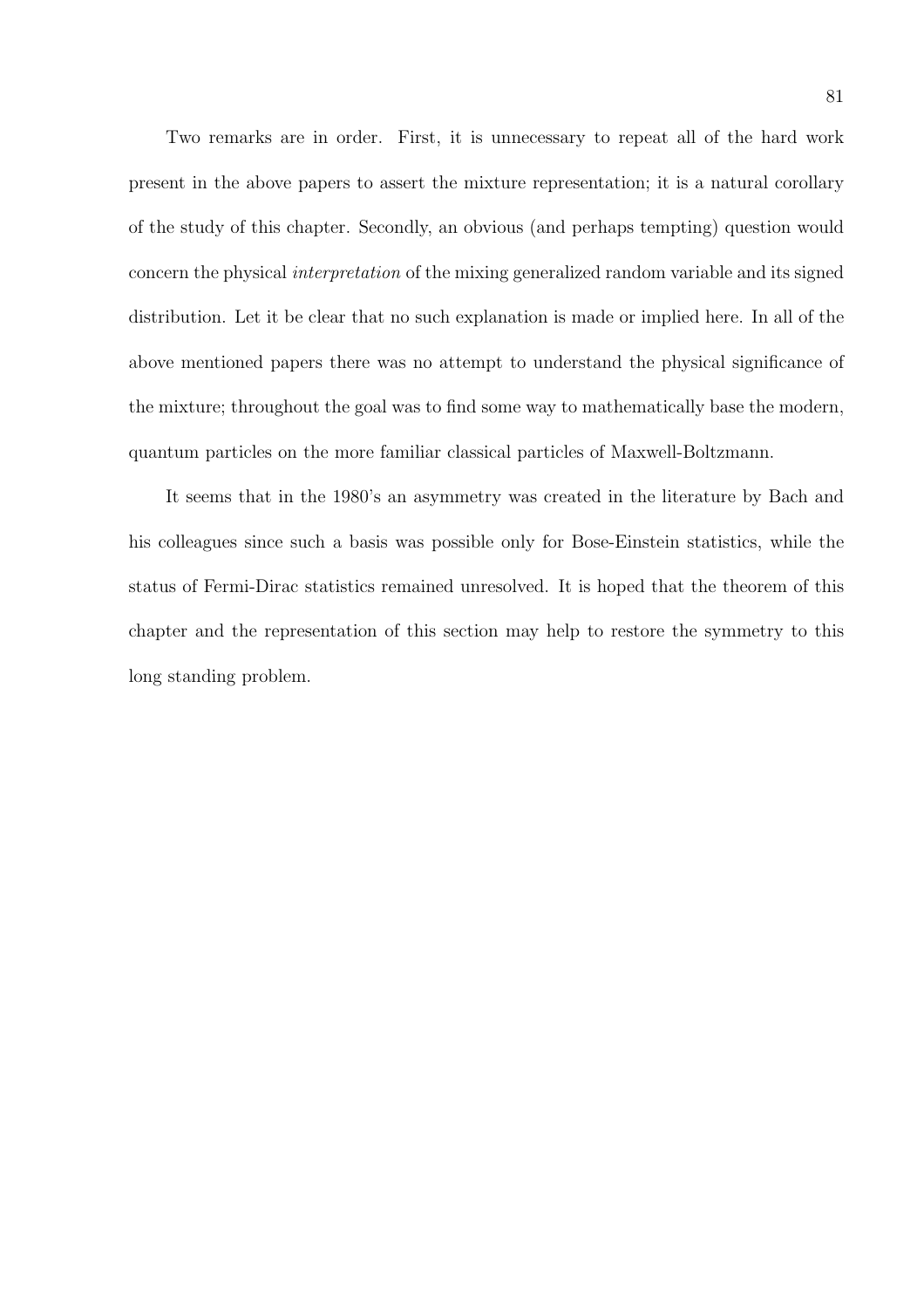Two remarks are in order. First, it is unnecessary to repeat all of the hard work present in the above papers to assert the mixture representation; it is a natural corollary of the study of this chapter. Secondly, an obvious (and perhaps tempting) question would concern the physical *interpretation* of the mixing generalized random variable and its signed distribution. Let it be clear that no such explanation is made or implied here. In all of the above mentioned papers there was no attempt to understand the physical significance of the mixture; throughout the goal was to find some way to mathematically base the modern, quantum particles on the more familiar classical particles of Maxwell-Boltzmann.

It seems that in the 1980's an asymmetry was created in the literature by Bach and his colleagues since such a basis was possible only for Bose-Einstein statistics, while the status of Fermi-Dirac statistics remained unresolved. It is hoped that the theorem of this chapter and the representation of this section may help to restore the symmetry to this long standing problem.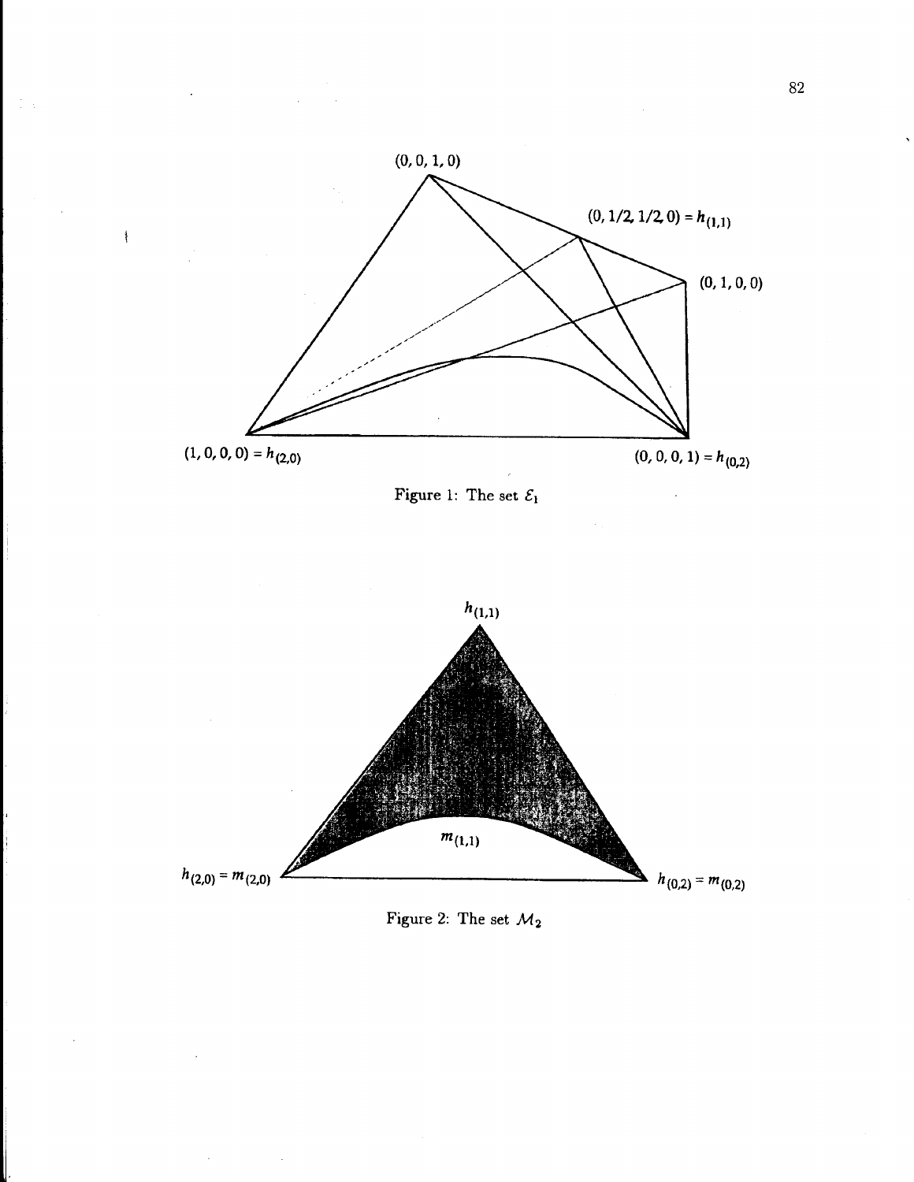Figure 1: The set $\mathcal{E}_1$

Figure 2: The set $\mathcal{M}_2$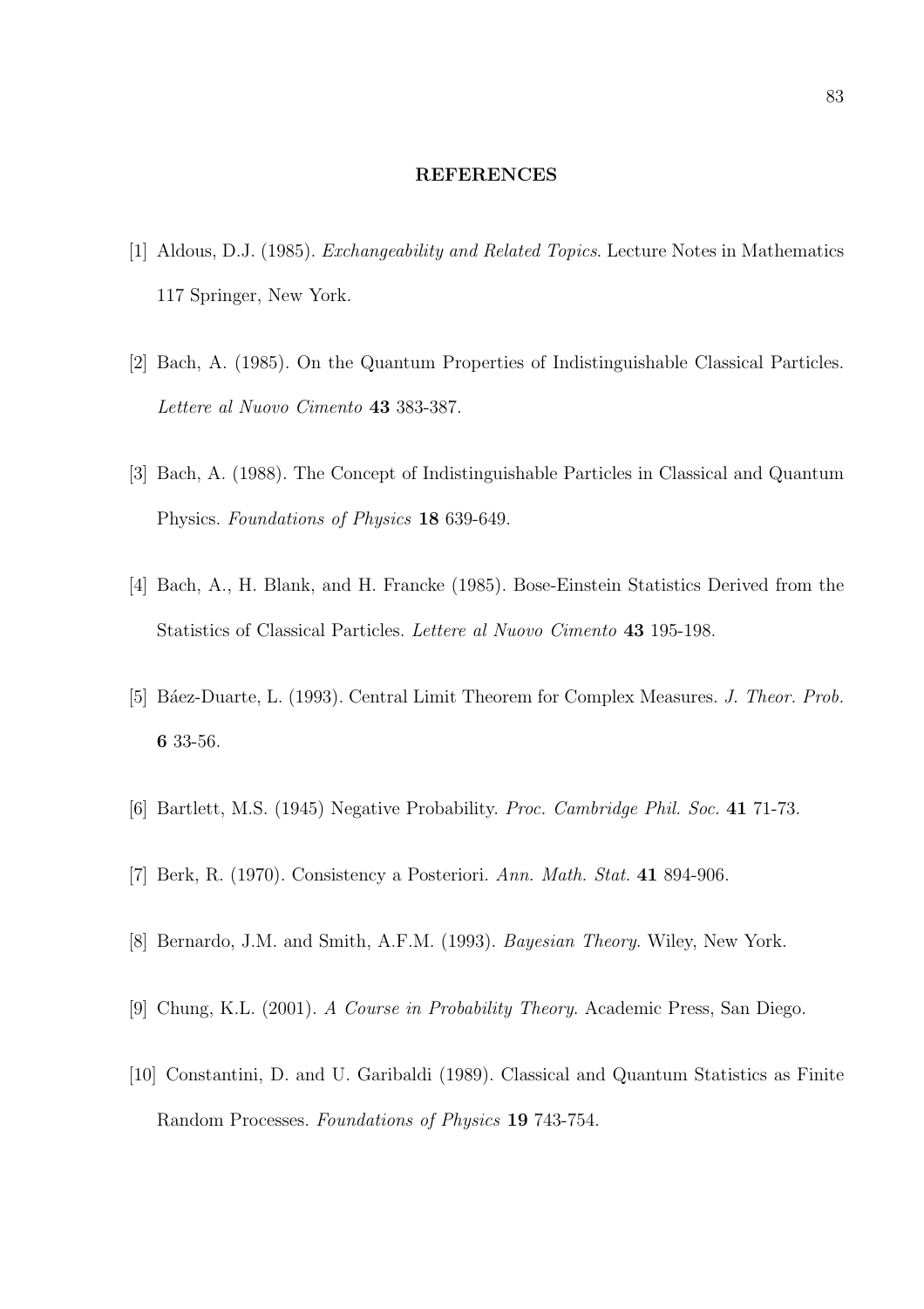## REFERENCES

[1] Aldous, D.J. (1985). *Exchangeability and Related Topics*. Lecture Notes in Mathematics 117 Springer, New York.

[2] Bach, A. (1985). On the Quantum Properties of Indistinguishable Classical Particles. *Lettere al Nuovo Cimento* **43** 383-387.

[3] Bach, A. (1988). The Concept of Indistinguishable Particles in Classical and Quantum Physics. *Foundations of Physics* **18** 639-649.

[4] Bach, A., H. Blank, and H. Francke (1985). Bose-Einstein Statistics Derived from the Statistics of Classical Particles. *Lettere al Nuovo Cimento* **43** 195-198.

[5] Báez-Duarte, L. (1993). Central Limit Theorem for Complex Measures. *J. Theor. Prob.* **6** 33-56.

[6] Bartlett, M.S. (1945) Negative Probability. *Proc. Cambridge Phil. Soc.* **41** 71-73.

[7] Berk, R. (1970). Consistency a Posteriori. *Ann. Math. Stat.* **41** 894-906.

[8] Bernardo, J.M. and Smith, A.F.M. (1993). *Bayesian Theory*. Wiley, New York.

[9] Chung, K.L. (2001). *A Course in Probability Theory*. Academic Press, San Diego.

[10] Constantini, D. and U. Garibaldi (1989). Classical and Quantum Statistics as Finite Random Processes. *Foundations of Physics* **19** 743-754.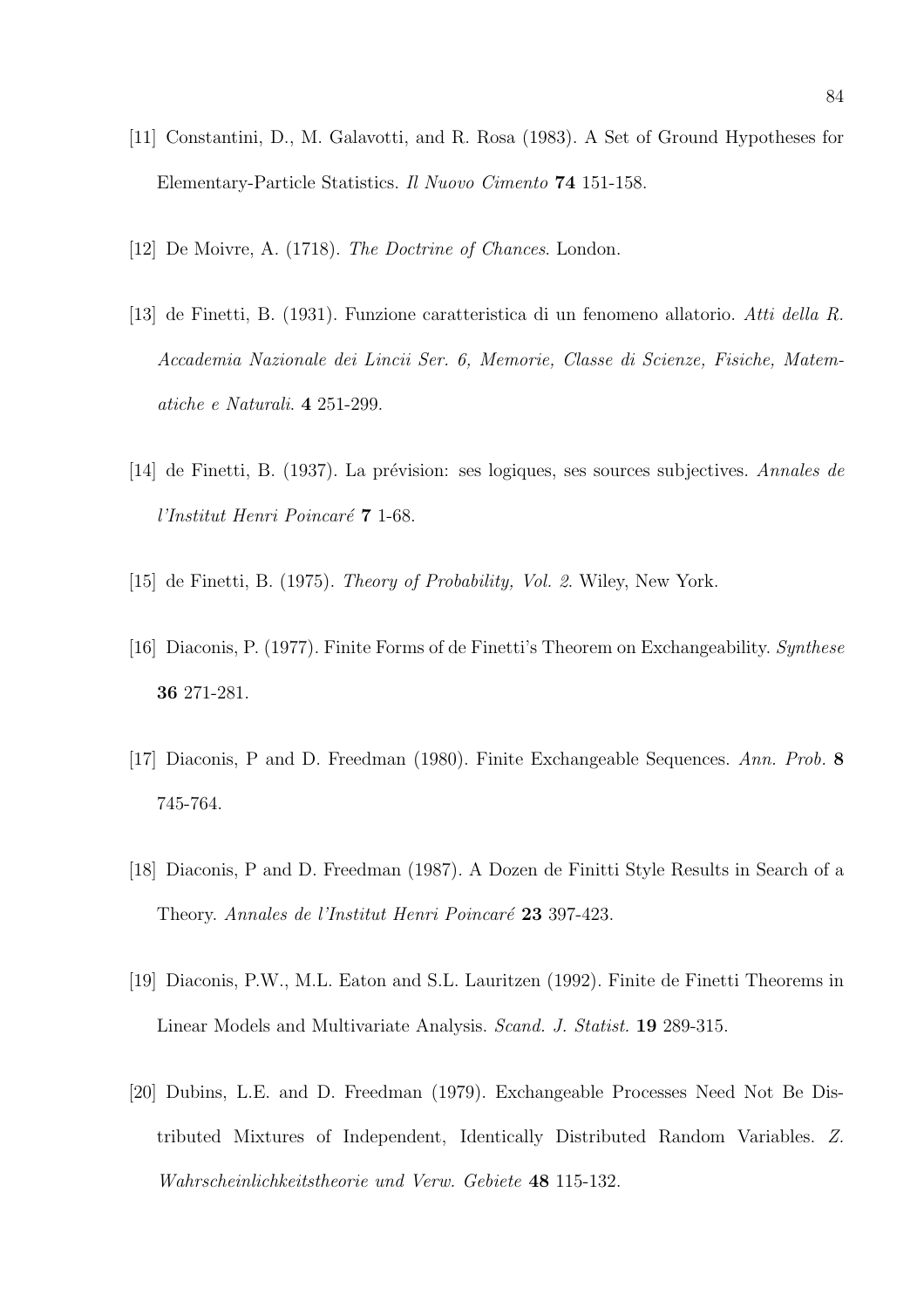[11] Constantini, D., M. Galavotti, and R. Rosa (1983). A Set of Ground Hypotheses for Elementary-Particle Statistics. *Il Nuovo Cimento* **74** 151-158.

[12] De Moivre, A. (1718). *The Doctrine of Chances*. London.

[13] de Finetti, B. (1931). Funzione caratteristica di un fenomeno allatorio. *Atti della R. Accademia Nazionale dei Lincii Ser. 6, Memorie, Classe di Scienze, Fisiche, Matematiche e Naturali*. **4** 251-299.

[14] de Finetti, B. (1937). La prévision: ses logiques, ses sources subjectives. *Annales de l'Institut Henri Poincaré* **7** 1-68.

[15] de Finetti, B. (1975). *Theory of Probability, Vol. 2*. Wiley, New York.

[16] Diaconis, P. (1977). Finite Forms of de Finetti's Theorem on Exchangeability. *Synthese* **36** 271-281.

[17] Diaconis, P and D. Freedman (1980). Finite Exchangeable Sequences. *Ann. Prob.* **8** 745-764.

[18] Diaconis, P and D. Freedman (1987). A Dozen de Finitti Style Results in Search of a Theory. *Annales de l'Institut Henri Poincaré* **23** 397-423.

[19] Diaconis, P.W., M.L. Eaton and S.L. Lauritzen (1992). Finite de Finetti Theorems in Linear Models and Multivariate Analysis. *Scand. J. Statist.* **19** 289-315.

[20] Dubins, L.E. and D. Freedman (1979). Exchangeable Processes Need Not Be Distributed Mixtures of Independent, Identically Distributed Random Variables. *Z. Wahrscheinlichkeitstheorie und Verw. Gebiete* **48** 115-132.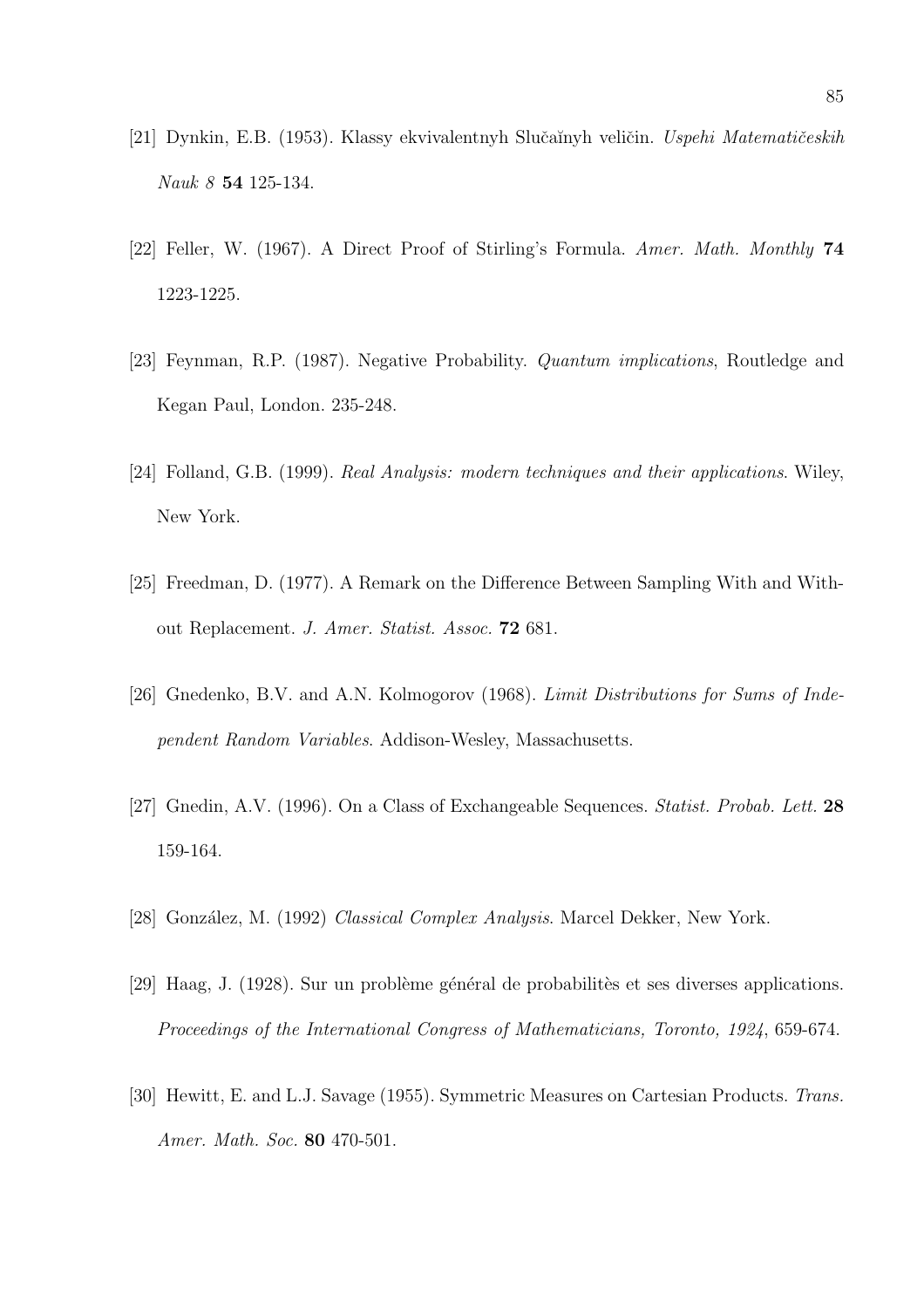[21] Dynkin, E.B. (1953). Klassy ekvivalentnyh Slučaĭnyh veličin. *Uspehi Matematičeskih Nauk 8* **54** 125-134.

[22] Feller, W. (1967). A Direct Proof of Stirling's Formula. *Amer. Math. Monthly* **74** 1223-1225.

[23] Feynman, R.P. (1987). Negative Probability. *Quantum implications*, Routledge and Kegan Paul, London. 235-248.

[24] Folland, G.B. (1999). *Real Analysis: modern techniques and their applications*. Wiley, New York.

[25] Freedman, D. (1977). A Remark on the Difference Between Sampling With and Without Replacement. *J. Amer. Statist. Assoc.* **72** 681.

[26] Gnedenko, B.V. and A.N. Kolmogorov (1968). *Limit Distributions for Sums of Independent Random Variables*. Addison-Wesley, Massachusetts.

[27] Gnedin, A.V. (1996). On a Class of Exchangeable Sequences. *Statist. Probab. Lett.* **28** 159-164.

[28] González, M. (1992) *Classical Complex Analysis*. Marcel Dekker, New York.

[29] Haag, J. (1928). Sur un problème général de probabilitès et ses diverses applications. *Proceedings of the International Congress of Mathematicians, Toronto, 1924*, 659-674.

[30] Hewitt, E. and L.J. Savage (1955). Symmetric Measures on Cartesian Products. *Trans. Amer. Math. Soc.* **80** 470-501.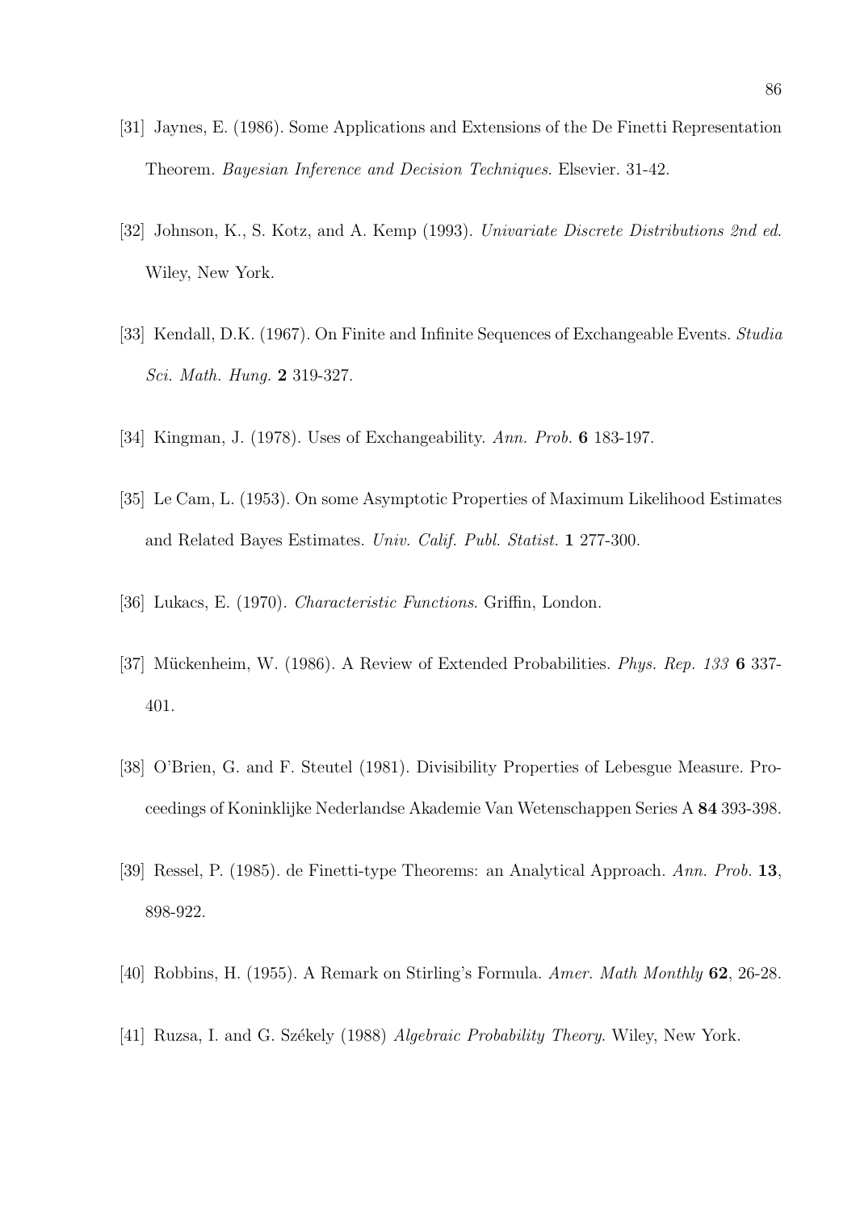[31] Jaynes, E. (1986). Some Applications and Extensions of the De Finetti Representation Theorem. *Bayesian Inference and Decision Techniques*. Elsevier. 31-42.

[32] Johnson, K., S. Kotz, and A. Kemp (1993). *Univariate Discrete Distributions 2nd ed.* Wiley, New York.

[33] Kendall, D.K. (1967). On Finite and Infinite Sequences of Exchangeable Events. *Studia Sci. Math. Hung.* **2** 319-327.

[34] Kingman, J. (1978). Uses of Exchangeability. *Ann. Prob.* **6** 183-197.

[35] Le Cam, L. (1953). On some Asymptotic Properties of Maximum Likelihood Estimates and Related Bayes Estimates. *Univ. Calif. Publ. Statist.* **1** 277-300.

[36] Lukacs, E. (1970). *Characteristic Functions*. Griffin, London.

[37] Mückenheim, W. (1986). A Review of Extended Probabilities. *Phys. Rep. 133* **6** 337-401.

[38] O'Brien, G. and F. Steutel (1981). Divisibility Properties of Lebesgue Measure. Proceedings of Koninklijke Nederlandse Akademie Van Wetenschappen Series A **84** 393-398.

[39] Ressel, P. (1985). de Finetti-type Theorems: an Analytical Approach. *Ann. Prob.* **13**, 898-922.

[40] Robbins, H. (1955). A Remark on Stirling's Formula. *Amer. Math Monthly* **62**, 26-28.

[41] Ruzsa, I. and G. Székely (1988) *Algebraic Probability Theory*. Wiley, New York.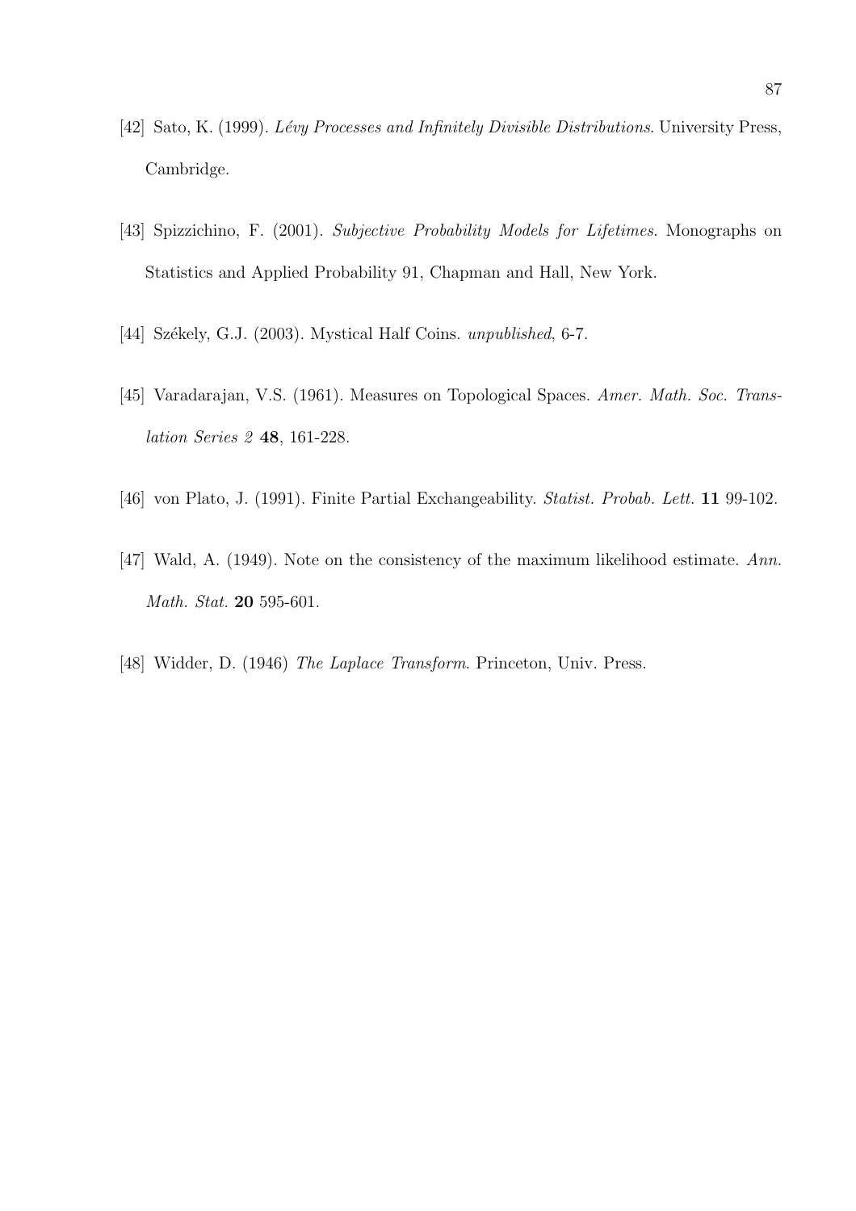[42] Sato, K. (1999). *Lévy Processes and Infinitely Divisible Distributions*. University Press, Cambridge.

[43] Spizzichino, F. (2001). *Subjective Probability Models for Lifetimes*. Monographs on Statistics and Applied Probability 91, Chapman and Hall, New York.

[44] Székely, G.J. (2003). Mystical Half Coins. *unpublished*, 6-7.

[45] Varadarajan, V.S. (1961). Measures on Topological Spaces. *Amer. Math. Soc. Translation Series 2* **48**, 161-228.

[46] von Plato, J. (1991). Finite Partial Exchangeability. *Statist. Probab. Lett.* **11** 99-102.

[47] Wald, A. (1949). Note on the consistency of the maximum likelihood estimate. *Ann. Math. Stat.* **20** 595-601.

[48] Widder, D. (1946) *The Laplace Transform*. Princeton, Univ. Press.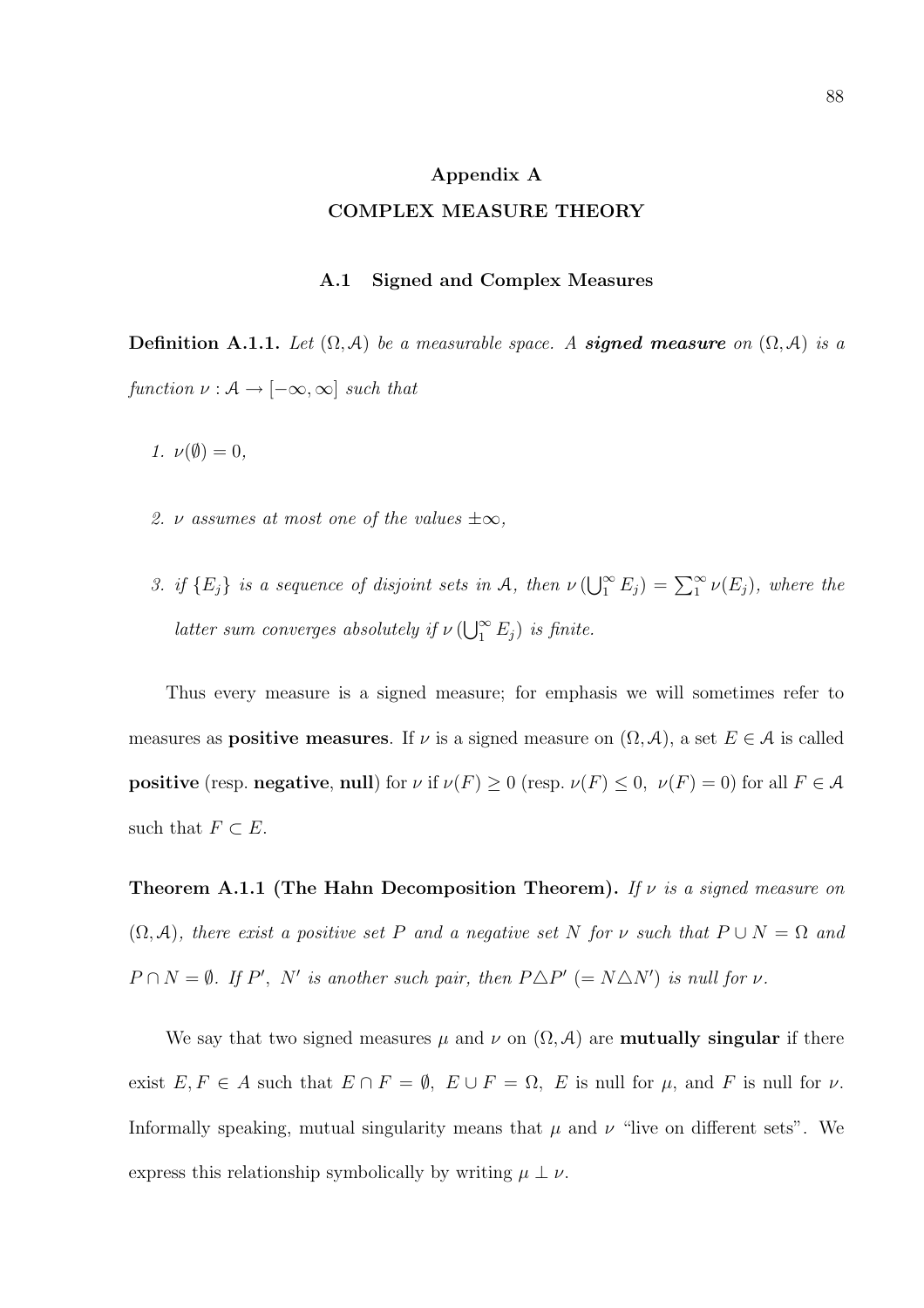# Appendix A

# COMPLEX MEASURE THEORY

## A.1 Signed and Complex Measures

**Definition A.1.1.** *Let $(\Omega, \mathcal{A})$ be a measurable space. A **signed measure** on $(\Omega, \mathcal{A})$ is a function $\nu : \mathcal{A} \to [-\infty, \infty]$ such that*

1. *$\nu(\emptyset) = 0$,*
2. *$\nu$ assumes at most one of the values $\pm\infty$,*
3. *if $\{E_j\}$ is a sequence of disjoint sets in $\mathcal{A}$, then $\nu\left(\bigcup_1^\infty E_j\right) = \sum_1^\infty \nu(E_j)$, where the latter sum converges absolutely if $\nu\left(\bigcup_1^\infty E_j\right)$ is finite.*

Thus every measure is a signed measure; for emphasis we will sometimes refer to measures as **positive measures**. If $\nu$ is a signed measure on $(\Omega, \mathcal{A})$, a set $E \in \mathcal{A}$ is called **positive** (resp. **negative**, **null**) for $\nu$ if $\nu(F) \geq 0$ (resp. $\nu(F) \leq 0$, $\nu(F) = 0$) for all $F \in \mathcal{A}$ such that $F \subset E$.

**Theorem A.1.1 (The Hahn Decomposition Theorem).** *If $\nu$ is a signed measure on $(\Omega, \mathcal{A})$, there exist a positive set $P$ and a negative set $N$ for $\nu$ such that $P \cup N = \Omega$ and $P \cap N = \emptyset$. If $P'$, $N'$ is another such pair, then $P \triangle P'$ $(= N \triangle N')$ is null for $\nu$.*

We say that two signed measures $\mu$ and $\nu$ on $(\Omega, \mathcal{A})$ are **mutually singular** if there exist $E, F \in A$ such that $E \cap F = \emptyset$, $E \cup F = \Omega$, $E$ is null for $\mu$, and $F$ is null for $\nu$. Informally speaking, mutual singularity means that $\mu$ and $\nu$ "live on different sets". We express this relationship symbolically by writing $\mu \perp \nu$.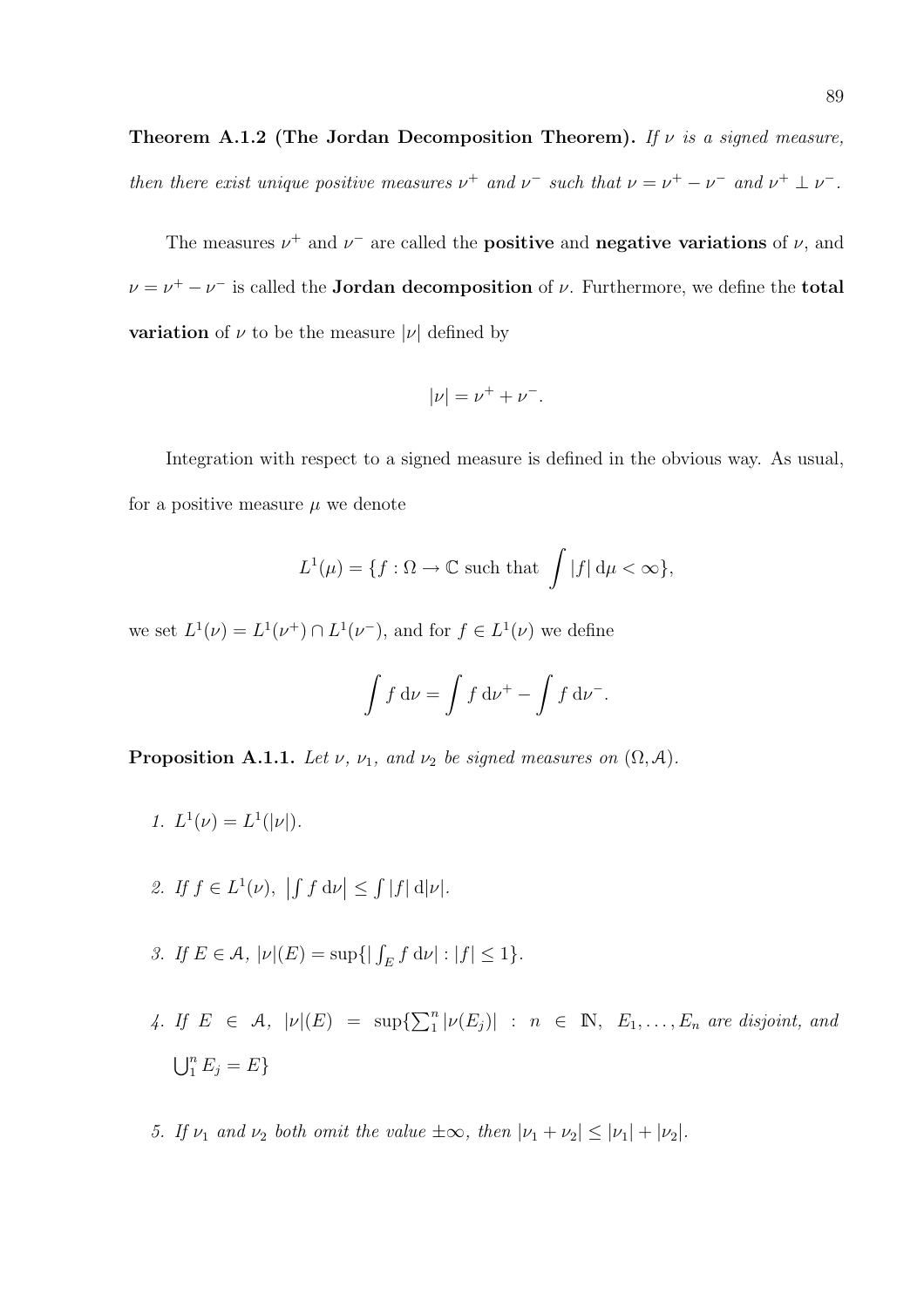**Theorem A.1.2 (The Jordan Decomposition Theorem).** *If $\nu$ is a signed measure, then there exist unique positive measures $\nu^+$ and $\nu^-$ such that $\nu = \nu^+ - \nu^-$ and $\nu^+ \perp \nu^-$.*

The measures $\nu^+$ and $\nu^-$ are called the **positive** and **negative variations** of $\nu$, and $\nu = \nu^+ - \nu^-$ is called the **Jordan decomposition** of $\nu$. Furthermore, we define the **total variation** of $\nu$ to be the measure $|\nu|$ defined by

$$|\nu| = \nu^+ + \nu^-.$$

Integration with respect to a signed measure is defined in the obvious way. As usual, for a positive measure $\mu$ we denote

$$L^1(\mu) = \{f : \Omega \to \mathbb{C} \text{ such that } \int |f| \, \mathrm{d}\mu < \infty\},$$

we set $L^1(\nu) = L^1(\nu^+) \cap L^1(\nu^-)$, and for $f \in L^1(\nu)$ we define

$$\int f \, \mathrm{d}\nu = \int f \, \mathrm{d}\nu^+ - \int f \, \mathrm{d}\nu^-.$$

**Proposition A.1.1.** *Let $\nu$, $\nu_1$, and $\nu_2$ be signed measures on $(\Omega, \mathcal{A})$.*

1. *$L^1(\nu) = L^1(|\nu|)$.*
2. *If $f \in L^1(\nu)$, $\left|\int f \, \mathrm{d}\nu\right| \leq \int |f| \, \mathrm{d}|\nu|$.*
3. *If $E \in \mathcal{A}$, $|\nu|(E) = \sup\{|\int_E f \, \mathrm{d}\nu| : |f| \leq 1\}$.*
4. *If $E \in \mathcal{A}$, $|\nu|(E) = \sup\{\sum_1^n |\nu(E_j)| : n \in \mathbb{N}, \ E_1, \ldots, E_n$ are disjoint, and $\bigcup_1^n E_j = E\}$*
5. *If $\nu_1$ and $\nu_2$ both omit the value $\pm\infty$, then $|\nu_1 + \nu_2| \leq |\nu_1| + |\nu_2|$.*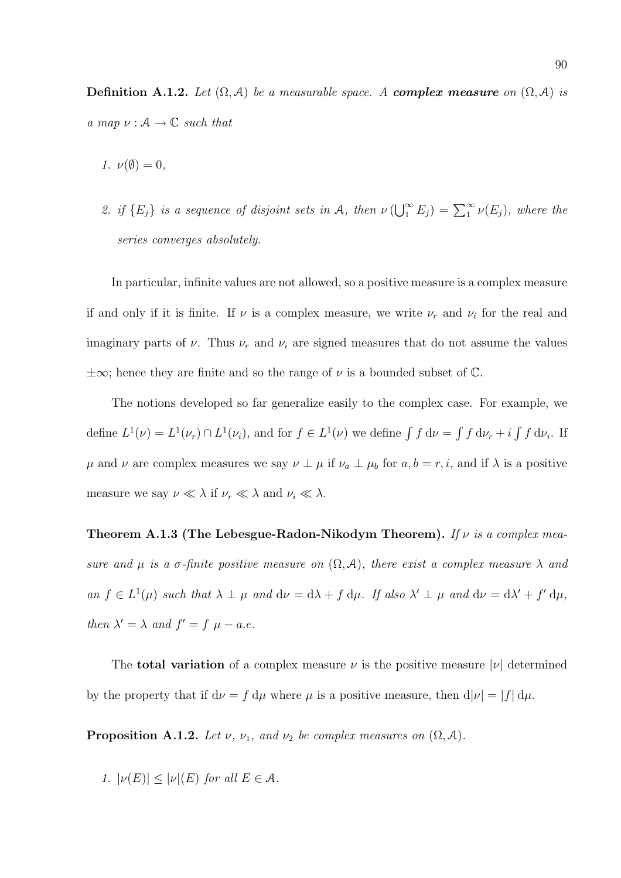**Definition A.1.2.** *Let $(\Omega, \mathcal{A})$ be a measurable space. A **complex measure** on $(\Omega, \mathcal{A})$ is a map $\nu : \mathcal{A} \to \mathbb{C}$ such that*

1. *$\nu(\emptyset) = 0$,*
2. *if $\{E_j\}$ is a sequence of disjoint sets in $\mathcal{A}$, then $\nu\left(\bigcup_1^\infty E_j\right) = \sum_1^\infty \nu(E_j)$, where the series converges absolutely.*

In particular, infinite values are not allowed, so a positive measure is a complex measure if and only if it is finite. If $\nu$ is a complex measure, we write $\nu_r$ and $\nu_i$ for the real and imaginary parts of $\nu$. Thus $\nu_r$ and $\nu_i$ are signed measures that do not assume the values $\pm\infty$; hence they are finite and so the range of $\nu$ is a bounded subset of $\mathbb{C}$.

The notions developed so far generalize easily to the complex case. For example, we define $L^1(\nu) = L^1(\nu_r) \cap L^1(\nu_i)$, and for $f \in L^1(\nu)$ we define $\int f \, \mathrm{d}\nu = \int f \, \mathrm{d}\nu_r + i \int f \, \mathrm{d}\nu_i$. If $\mu$ and $\nu$ are complex measures we say $\nu \perp \mu$ if $\nu_a \perp \mu_b$ for $a, b = r, i$, and if $\lambda$ is a positive measure we say $\nu \ll \lambda$ if $\nu_r \ll \lambda$ and $\nu_i \ll \lambda$.

**Theorem A.1.3 (The Lebesgue-Radon-Nikodym Theorem).** *If $\nu$ is a complex measure and $\mu$ is a $\sigma$-finite positive measure on $(\Omega, \mathcal{A})$, there exist a complex measure $\lambda$ and an $f \in L^1(\mu)$ such that $\lambda \perp \mu$ and $\mathrm{d}\nu = \mathrm{d}\lambda + f \, \mathrm{d}\mu$. If also $\lambda' \perp \mu$ and $\mathrm{d}\nu = \mathrm{d}\lambda' + f' \, \mathrm{d}\mu$, then $\lambda' = \lambda$ and $f' = f$ $\mu - a.e.$*

The **total variation** of a complex measure $\nu$ is the positive measure $|\nu|$ determined by the property that if $\mathrm{d}\nu = f \, \mathrm{d}\mu$ where $\mu$ is a positive measure, then $\mathrm{d}|\nu| = |f| \, \mathrm{d}\mu$.

**Proposition A.1.2.** *Let $\nu$, $\nu_1$, and $\nu_2$ be complex measures on $(\Omega, \mathcal{A})$.*

1. *$|\nu(E)| \leq |\nu|(E)$ for all $E \in \mathcal{A}$.*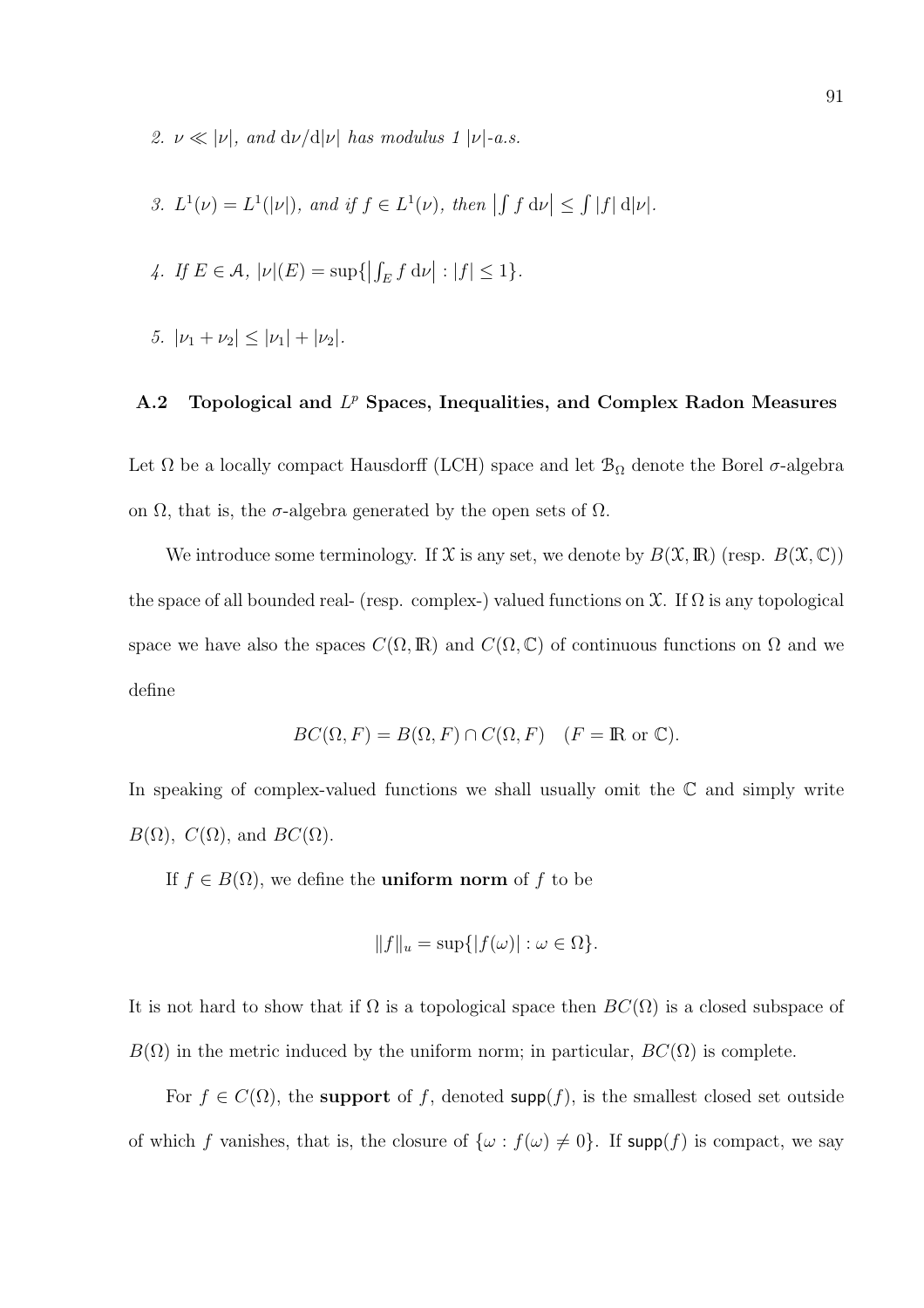2. *$\nu \ll |\nu|$, and $\mathrm{d}\nu/\mathrm{d}|\nu|$ has modulus 1 $|\nu|$-a.s.*

3. *$L^1(\nu) = L^1(|\nu|)$, and if $f \in L^1(\nu)$, then $\left|\int f \,\mathrm{d}\nu\right| \leq \int |f| \,\mathrm{d}|\nu|$.*

4. *If $E \in \mathcal{A}$, $|\nu|(E) = \sup\{\left|\int_E f \,\mathrm{d}\nu\right| : |f| \leq 1\}$.*

5. *$|\nu_1 + \nu_2| \leq |\nu_1| + |\nu_2|$.*

## A.2 Topological and $L^p$ Spaces, Inequalities, and Complex Radon Measures

Let $\Omega$ be a locally compact Hausdorff (LCH) space and let $\mathcal{B}_\Omega$ denote the Borel $\sigma$-algebra on $\Omega$, that is, the $\sigma$-algebra generated by the open sets of $\Omega$.

We introduce some terminology. If $\mathcal{X}$ is any set, we denote by $B(\mathcal{X}, \mathbb{R})$ (resp. $B(\mathcal{X}, \mathbb{C})$) the space of all bounded real- (resp. complex-) valued functions on $\mathcal{X}$. If $\Omega$ is any topological space we have also the spaces $C(\Omega, \mathbb{R})$ and $C(\Omega, \mathbb{C})$ of continuous functions on $\Omega$ and we define

$$BC(\Omega, F) = B(\Omega, F) \cap C(\Omega, F) \quad (F = \mathbb{R} \text{ or } \mathbb{C}).$$

In speaking of complex-valued functions we shall usually omit the $\mathbb{C}$ and simply write $B(\Omega)$, $C(\Omega)$, and $BC(\Omega)$.

If $f \in B(\Omega)$, we define the **uniform norm** of $f$ to be

$$\|f\|_u = \sup\{|f(\omega)| : \omega \in \Omega\}.$$

It is not hard to show that if $\Omega$ is a topological space then $BC(\Omega)$ is a closed subspace of $B(\Omega)$ in the metric induced by the uniform norm; in particular, $BC(\Omega)$ is complete.

For $f \in C(\Omega)$, the **support** of $f$, denoted $\mathsf{supp}(f)$, is the smallest closed set outside of which $f$ vanishes, that is, the closure of $\{\omega : f(\omega) \neq 0\}$. If $\mathsf{supp}(f)$ is compact, we say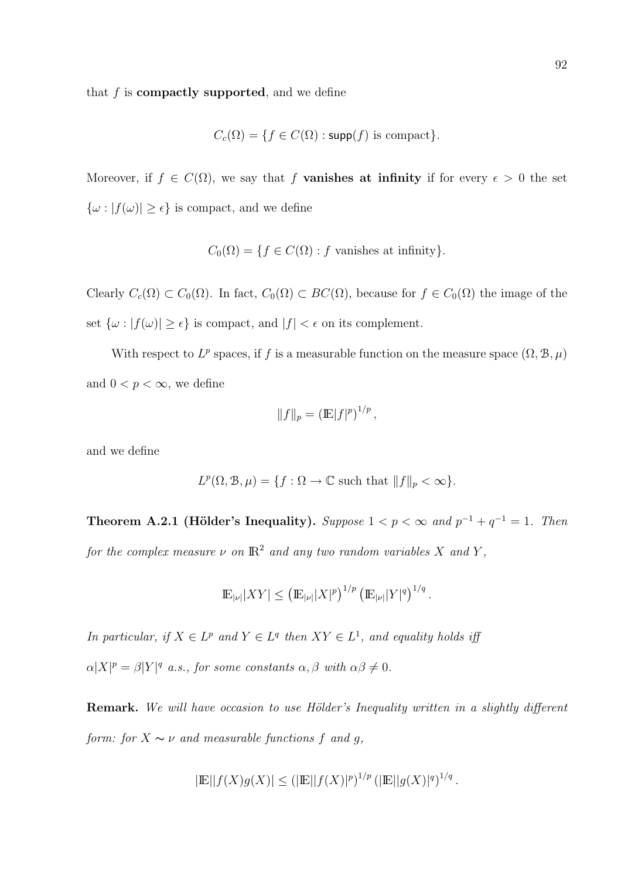that $f$ is **compactly supported**, and we define

$$C_c(\Omega) = \{f \in C(\Omega) : \mathsf{supp}(f) \text{ is compact}\}.$$

Moreover, if $f \in C(\Omega)$, we say that $f$ **vanishes at infinity** if for every $\epsilon > 0$ the set $\{\omega : |f(\omega)| \geq \epsilon\}$ is compact, and we define

$$C_0(\Omega) = \{f \in C(\Omega) : f \text{ vanishes at infinity}\}.$$

Clearly $C_c(\Omega) \subset C_0(\Omega)$. In fact, $C_0(\Omega) \subset BC(\Omega)$, because for $f \in C_0(\Omega)$ the image of the set $\{\omega : |f(\omega)| \geq \epsilon\}$ is compact, and $|f| < \epsilon$ on its complement.

With respect to $L^p$ spaces, if $f$ is a measurable function on the measure space $(\Omega, \mathcal{B}, \mu)$ and $0 < p < \infty$, we define

$$\|f\|_p = \left(\mathbb{E}|f|^p\right)^{1/p},$$

and we define

$$L^p(\Omega, \mathcal{B}, \mu) = \{f : \Omega \to \mathbb{C} \text{ such that } \|f\|_p < \infty\}.$$

**Theorem A.2.1 (Hölder's Inequality).** *Suppose $1 < p < \infty$ and $p^{-1} + q^{-1} = 1$. Then for the complex measure $\nu$ on $\mathbb{R}^2$ and any two random variables $X$ and $Y$,*

$$\mathbb{E}_{|\nu|}|XY| \leq \left(\mathbb{E}_{|\nu|}|X|^p\right)^{1/p} \left(\mathbb{E}_{|\nu|}|Y|^q\right)^{1/q}.$$

*In particular, if $X \in L^p$ and $Y \in L^q$ then $XY \in L^1$, and equality holds iff $\alpha|X|^p = \beta|Y|^q$ a.s., for some constants $\alpha, \beta$ with $\alpha\beta \neq 0$.*

**Remark.** *We will have occasion to use Hölder's Inequality written in a slightly different form: for $X \sim \nu$ and measurable functions $f$ and $g$,*

$$|\mathbb{E}||f(X)g(X)| \leq \left(|\mathbb{E}||f(X)|^p\right)^{1/p} \left(|\mathbb{E}||g(X)|^q\right)^{1/q}.$$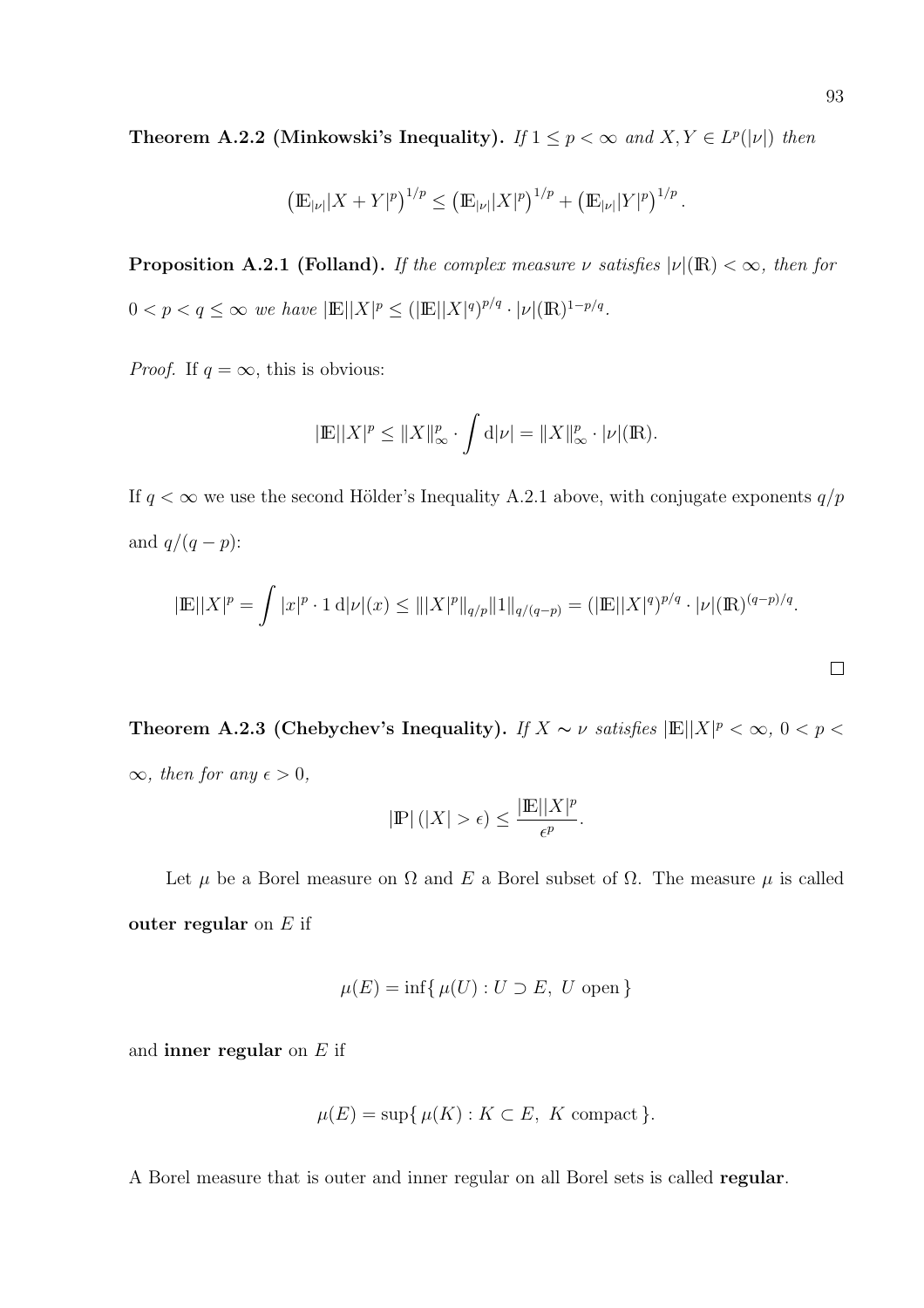**Theorem A.2.2 (Minkowski's Inequality).** *If $1 \leq p < \infty$ and $X, Y \in L^p(|\nu|)$ then*

$$\left(\mathbb{E}_{|\nu|}|X+Y|^p\right)^{1/p} \leq \left(\mathbb{E}_{|\nu|}|X|^p\right)^{1/p} + \left(\mathbb{E}_{|\nu|}|Y|^p\right)^{1/p}.$$

**Proposition A.2.1 (Folland).** *If the complex measure $\nu$ satisfies $|\nu|(\mathbb{R}) < \infty$, then for $0 < p < q \leq \infty$ we have $|\mathbb{E}||X|^p \leq (|\mathbb{E}||X|^q)^{p/q} \cdot |\nu|(\mathbb{R})^{1-p/q}$.*

*Proof.* If $q = \infty$, this is obvious:

$$|\mathbb{E}||X|^p \leq \|X\|_\infty^p \cdot \int \mathrm{d}|\nu| = \|X\|_\infty^p \cdot |\nu|(\mathbb{R}).$$

If $q < \infty$ we use the second Hölder's Inequality A.2.1 above, with conjugate exponents $q/p$ and $q/(q-p)$:

$$|\mathbb{E}||X|^p = \int |x|^p \cdot 1 \, \mathrm{d}|\nu|(x) \leq \||X|^p\|_{q/p} \|1\|_{q/(q-p)} = (|\mathbb{E}||X|^q)^{p/q} \cdot |\nu|(\mathbb{R})^{(q-p)/q}.$$

□

**Theorem A.2.3 (Chebychev's Inequality).** *If $X \sim \nu$ satisfies $|\mathbb{E}||X|^p < \infty$, $0 < p < \infty$, then for any $\epsilon > 0$,*

$$|\mathbb{P}|\left(|X| > \epsilon\right) \leq \frac{|\mathbb{E}||X|^p}{\epsilon^p}.$$

Let $\mu$ be a Borel measure on $\Omega$ and $E$ a Borel subset of $\Omega$. The measure $\mu$ is called **outer regular** on $E$ if

$$\mu(E) = \inf\{\, \mu(U) : U \supset E, \ U \text{ open}\,\}$$

and **inner regular** on $E$ if

$$\mu(E) = \sup\{\, \mu(K) : K \subset E, \ K \text{ compact}\,\}.$$

A Borel measure that is outer and inner regular on all Borel sets is called **regular**.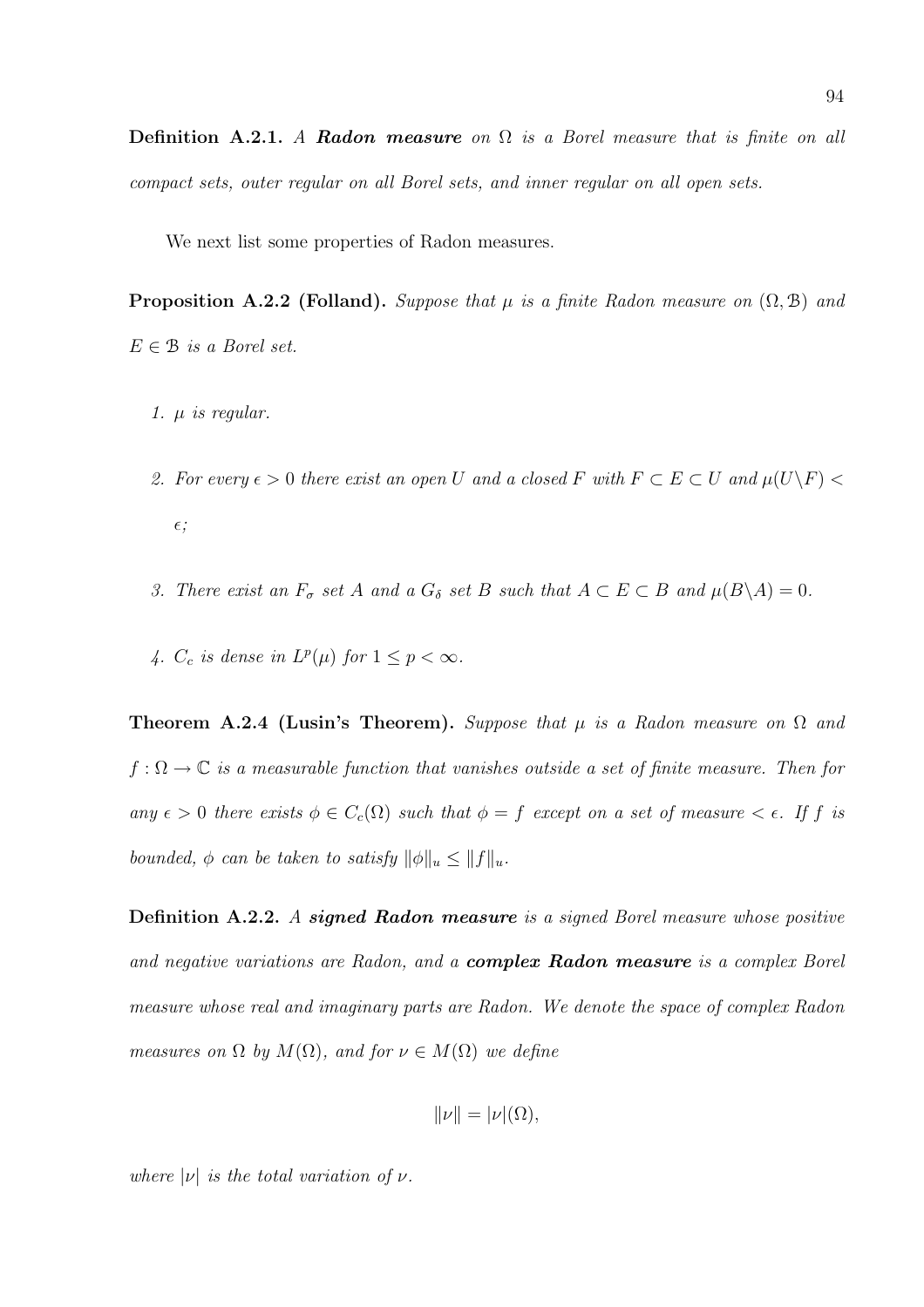**Definition A.2.1.** *A **Radon measure** on $\Omega$ is a Borel measure that is finite on all compact sets, outer regular on all Borel sets, and inner regular on all open sets.*

We next list some properties of Radon measures.

**Proposition A.2.2 (Folland).** *Suppose that $\mu$ is a finite Radon measure on $(\Omega, \mathcal{B})$ and $E \in \mathcal{B}$ is a Borel set.*

1. *$\mu$ is regular.*

2. *For every $\epsilon > 0$ there exist an open $U$ and a closed $F$ with $F \subset E \subset U$ and $\mu(U \backslash F) < \epsilon$;*

3. *There exist an $F_\sigma$ set $A$ and a $G_\delta$ set $B$ such that $A \subset E \subset B$ and $\mu(B \backslash A) = 0$.*

4. *$C_c$ is dense in $L^p(\mu)$ for $1 \leq p < \infty$.*

**Theorem A.2.4 (Lusin's Theorem).** *Suppose that $\mu$ is a Radon measure on $\Omega$ and $f : \Omega \to \mathbb{C}$ is a measurable function that vanishes outside a set of finite measure. Then for any $\epsilon > 0$ there exists $\phi \in C_c(\Omega)$ such that $\phi = f$ except on a set of measure $< \epsilon$. If $f$ is bounded, $\phi$ can be taken to satisfy $\|\phi\|_u \leq \|f\|_u$.*

**Definition A.2.2.** *A **signed Radon measure** is a signed Borel measure whose positive and negative variations are Radon, and a **complex Radon measure** is a complex Borel measure whose real and imaginary parts are Radon. We denote the space of complex Radon measures on $\Omega$ by $M(\Omega)$, and for $\nu \in M(\Omega)$ we define*

$$\|\nu\| = |\nu|(\Omega),$$

*where $|\nu|$ is the total variation of $\nu$.*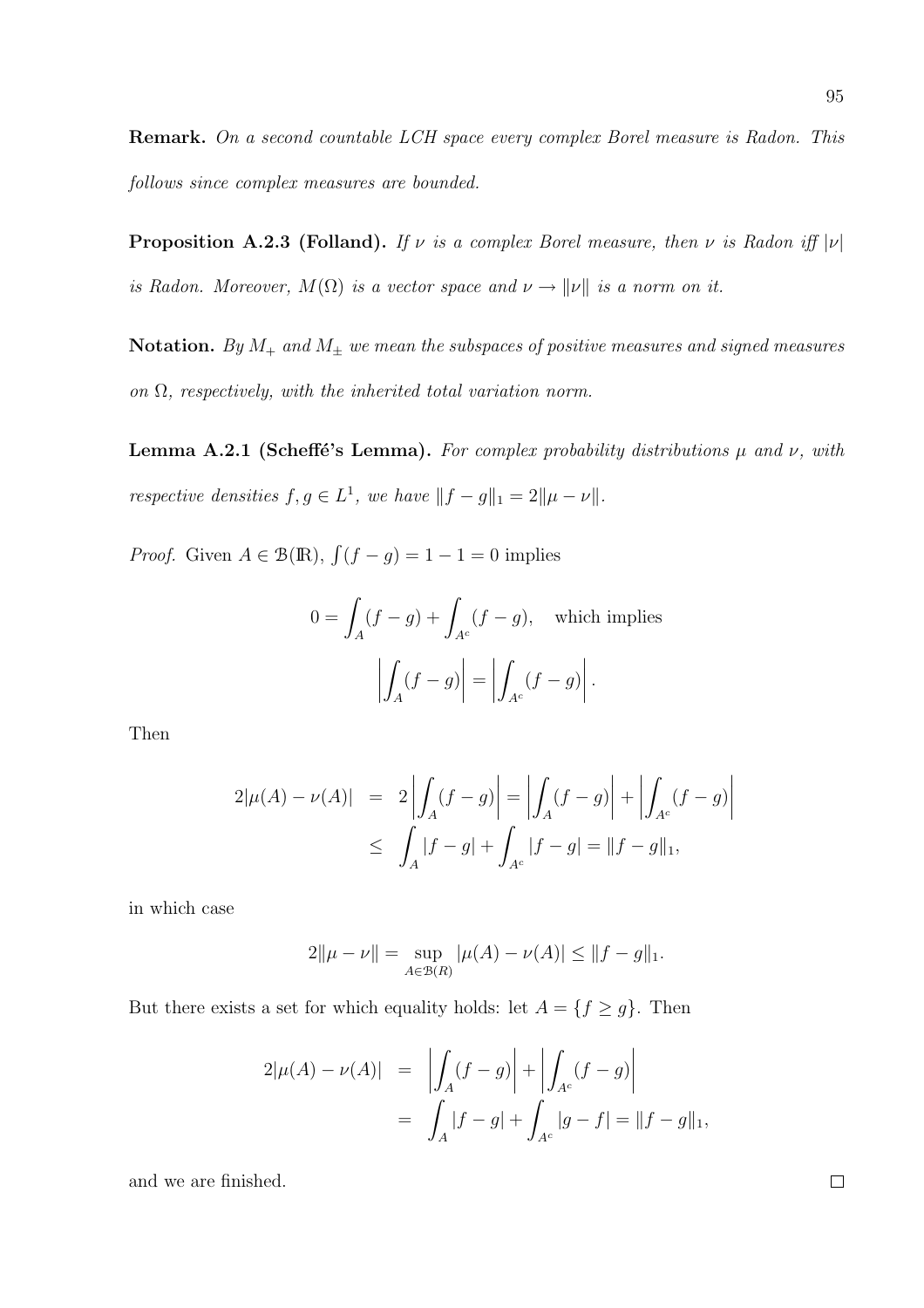**Remark.** *On a second countable LCH space every complex Borel measure is Radon. This follows since complex measures are bounded.*

**Proposition A.2.3 (Folland).** *If $\nu$ is a complex Borel measure, then $\nu$ is Radon iff $|\nu|$ is Radon. Moreover, $M(\Omega)$ is a vector space and $\nu \to \|\nu\|$ is a norm on it.*

**Notation.** *By $M_+$ and $M_\pm$ we mean the subspaces of positive measures and signed measures on $\Omega$, respectively, with the inherited total variation norm.*

**Lemma A.2.1 (Scheffé's Lemma).** *For complex probability distributions $\mu$ and $\nu$, with respective densities $f, g \in L^1$, we have $\|f - g\|_1 = 2\|\mu - \nu\|$.*

*Proof.* Given $A \in \mathcal{B}(\mathbb{R})$, $\int (f - g) = 1 - 1 = 0$ implies

$$0 = \int_A (f - g) + \int_{A^c} (f - g), \quad \text{which implies}$$

$$\left| \int_A (f - g) \right| = \left| \int_{A^c} (f - g) \right|.$$

Then

$$\begin{aligned}
2|\mu(A) - \nu(A)| &= 2\left| \int_A (f - g) \right| = \left| \int_A (f - g) \right| + \left| \int_{A^c} (f - g) \right| \\
&\leq \int_A |f - g| + \int_{A^c} |f - g| = \|f - g\|_1,
\end{aligned}$$

in which case

$$2\|\mu - \nu\| = \sup_{A \in \mathcal{B}(R)} |\mu(A) - \nu(A)| \leq \|f - g\|_1.$$

But there exists a set for which equality holds: let $A = \{f \geq g\}$. Then

$$\begin{aligned}
2|\mu(A) - \nu(A)| &= \left| \int_A (f - g) \right| + \left| \int_{A^c} (f - g) \right| \\
&= \int_A |f - g| + \int_{A^c} |g - f| = \|f - g\|_1,
\end{aligned}$$

and we are finished. $\square$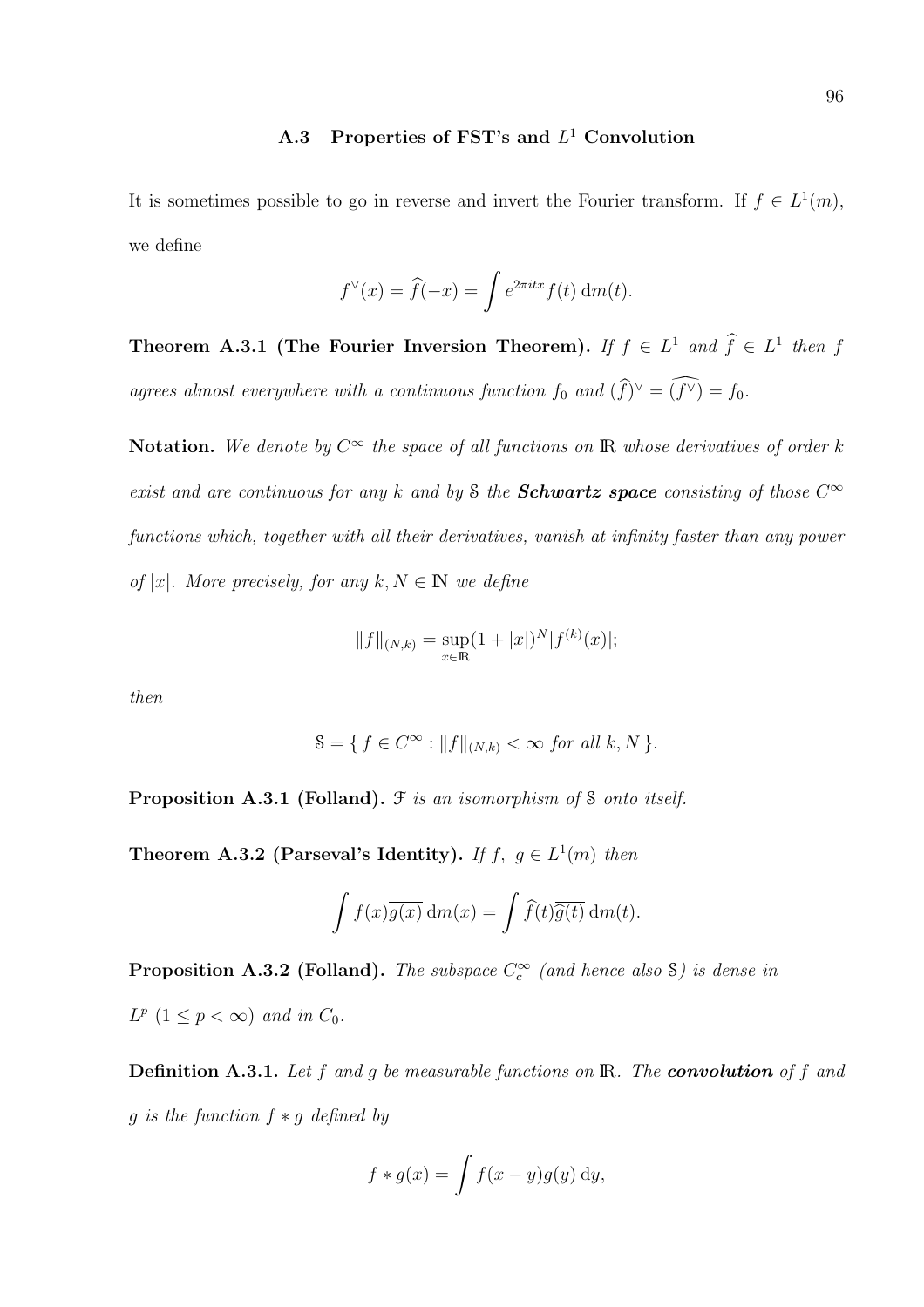### A.3 Properties of FST's and $L^1$ Convolution

It is sometimes possible to go in reverse and invert the Fourier transform. If $f \in L^1(m)$, we define

$$f^\vee(x) = \widehat{f}(-x) = \int e^{2\pi i t x} f(t)\,\mathrm{d}m(t).$$

**Theorem A.3.1 (The Fourier Inversion Theorem).** *If $f \in L^1$ and $\widehat{f} \in L^1$ then $f$ agrees almost everywhere with a continuous function $f_0$ and $(\widehat{f})^\vee = \widehat{(f^\vee)} = f_0$.*

**Notation.** *We denote by $C^\infty$ the space of all functions on $\mathbb{R}$ whose derivatives of order $k$ exist and are continuous for any $k$ and by $\mathcal{S}$ the **Schwartz space** consisting of those $C^\infty$ functions which, together with all their derivatives, vanish at infinity faster than any power of $|x|$. More precisely, for any $k, N \in \mathbb{N}$ we define*

$$\|f\|_{(N,k)} = \sup_{x\in\mathbb{R}} (1+|x|)^N |f^{(k)}(x)|;$$

*then*

$$\mathcal{S} = \{\, f \in C^\infty : \|f\|_{(N,k)} < \infty \text{ for all } k, N \,\}.$$

**Proposition A.3.1 (Folland).** *$\mathcal{F}$ is an isomorphism of $\mathcal{S}$ onto itself.*

**Theorem A.3.2 (Parseval's Identity).** *If $f,\ g \in L^1(m)$ then*

$$\int f(x)\overline{g(x)}\,\mathrm{d}m(x) = \int \widehat{f}(t)\overline{\widehat{g}(t)}\,\mathrm{d}m(t).$$

**Proposition A.3.2 (Folland).** *The subspace $C_c^\infty$ (and hence also $\mathcal{S}$) is dense in $L^p$ $(1 \le p < \infty)$ and in $C_0$.*

**Definition A.3.1.** *Let $f$ and $g$ be measurable functions on $\mathbb{R}$. The **convolution** of $f$ and $g$ is the function $f * g$ defined by*

$$f * g(x) = \int f(x-y) g(y)\,\mathrm{d}y,$$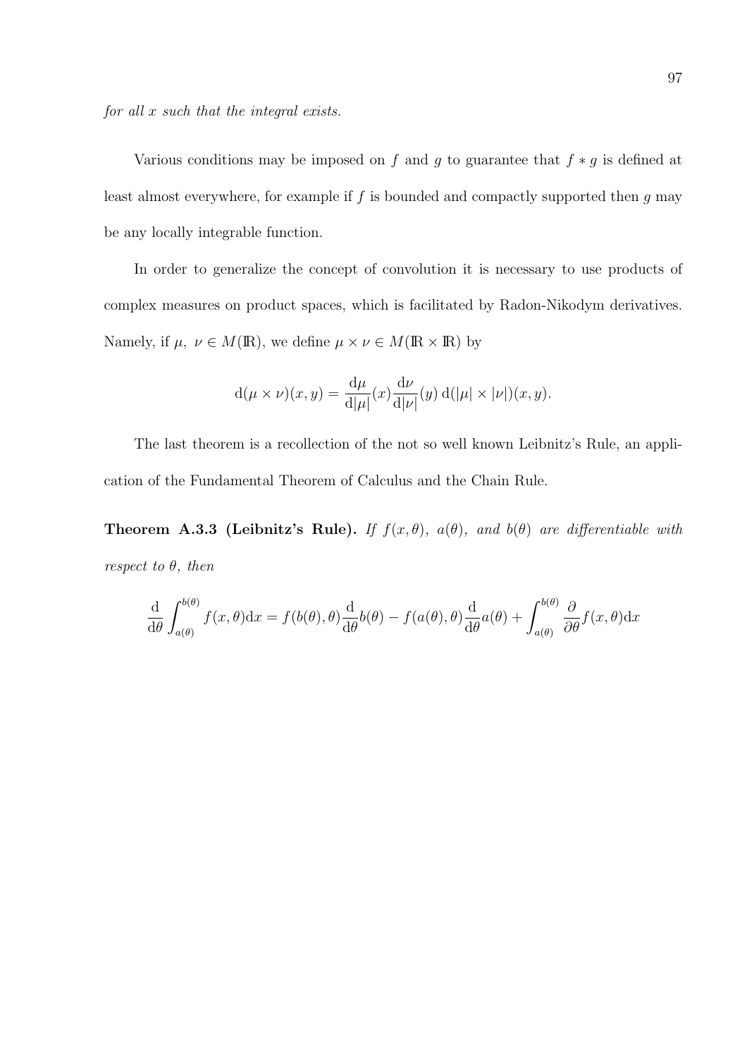*for all $x$ such that the integral exists.*

Various conditions may be imposed on $f$ and $g$ to guarantee that $f * g$ is defined at least almost everywhere, for example if $f$ is bounded and compactly supported then $g$ may be any locally integrable function.

In order to generalize the concept of convolution it is necessary to use products of complex measures on product spaces, which is facilitated by Radon-Nikodym derivatives. Namely, if $\mu,\ \nu \in M(\mathbb{R})$, we define $\mu \times \nu \in M(\mathbb{R} \times \mathbb{R})$ by

$$\mathrm{d}(\mu \times \nu)(x, y) = \frac{\mathrm{d}\mu}{\mathrm{d}|\mu|}(x) \frac{\mathrm{d}\nu}{\mathrm{d}|\nu|}(y)\, \mathrm{d}(|\mu| \times |\nu|)(x, y).$$

The last theorem is a recollection of the not so well known Leibnitz's Rule, an application of the Fundamental Theorem of Calculus and the Chain Rule.

**Theorem A.3.3 (Leibnitz's Rule).** *If $f(x, \theta)$, $a(\theta)$, and $b(\theta)$ are differentiable with respect to $\theta$, then*

$$\frac{\mathrm{d}}{\mathrm{d}\theta} \int_{a(\theta)}^{b(\theta)} f(x, \theta) \mathrm{d}x = f(b(\theta), \theta) \frac{\mathrm{d}}{\mathrm{d}\theta} b(\theta) - f(a(\theta), \theta) \frac{\mathrm{d}}{\mathrm{d}\theta} a(\theta) + \int_{a(\theta)}^{b(\theta)} \frac{\partial}{\partial \theta} f(x, \theta) \mathrm{d}x$$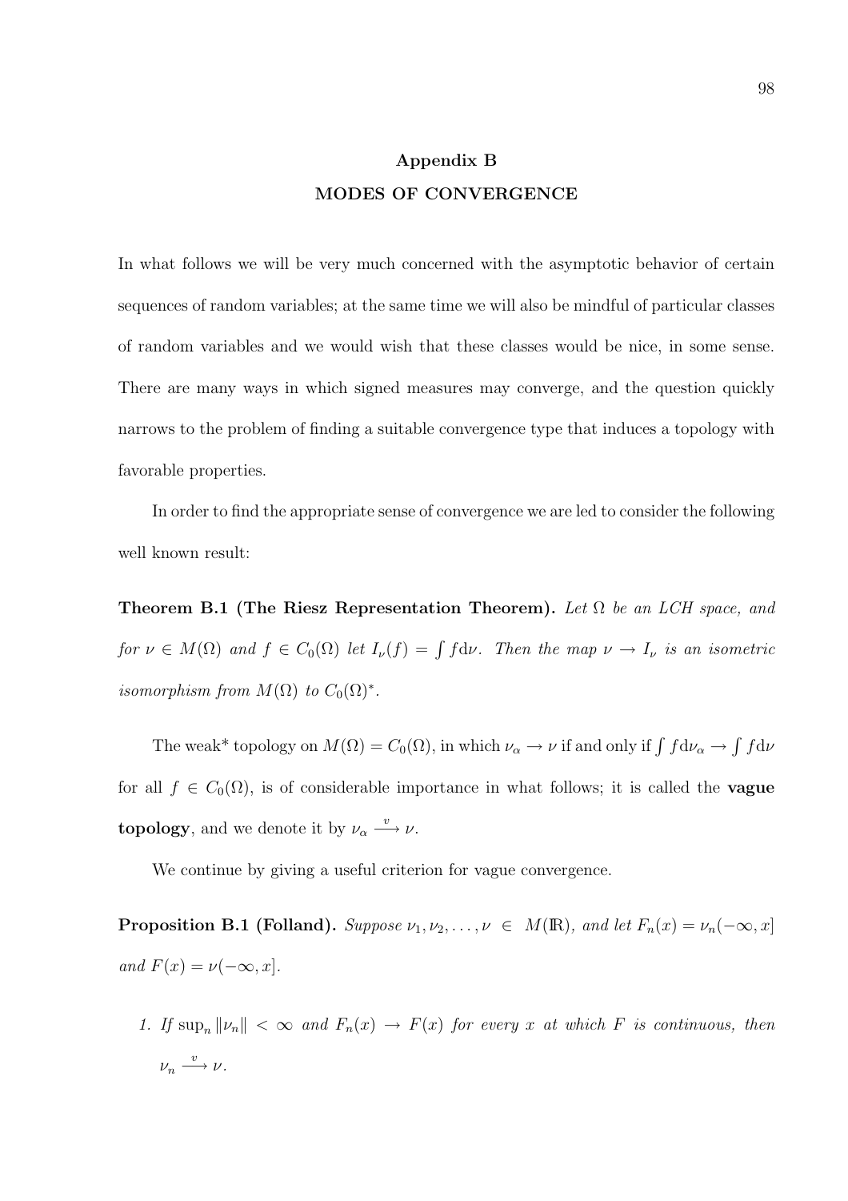# Appendix B

## MODES OF CONVERGENCE

In what follows we will be very much concerned with the asymptotic behavior of certain sequences of random variables; at the same time we will also be mindful of particular classes of random variables and we would wish that these classes would be nice, in some sense. There are many ways in which signed measures may converge, and the question quickly narrows to the problem of finding a suitable convergence type that induces a topology with favorable properties.

In order to find the appropriate sense of convergence we are led to consider the following well known result:

**Theorem B.1 (The Riesz Representation Theorem).** *Let $\Omega$ be an LCH space, and for $\nu \in M(\Omega)$ and $f \in C_0(\Omega)$ let $I_\nu(f) = \int f \mathrm{d}\nu$. Then the map $\nu \to I_\nu$ is an isometric isomorphism from $M(\Omega)$ to $C_0(\Omega)^*$.*

The weak* topology on $M(\Omega) = C_0(\Omega)$, in which $\nu_\alpha \to \nu$ if and only if $\int f \mathrm{d}\nu_\alpha \to \int f \mathrm{d}\nu$ for all $f \in C_0(\Omega)$, is of considerable importance in what follows; it is called the **vague topology**, and we denote it by $\nu_\alpha \xrightarrow{v} \nu$.

We continue by giving a useful criterion for vague convergence.

**Proposition B.1 (Folland).** *Suppose $\nu_1, \nu_2, \ldots, \nu \in M(\mathbb{R})$, and let $F_n(x) = \nu_n(-\infty, x]$ and $F(x) = \nu(-\infty, x]$.*

1. *If $\sup_n \|\nu_n\| < \infty$ and $F_n(x) \to F(x)$ for every $x$ at which $F$ is continuous, then $\nu_n \xrightarrow{v} \nu$.*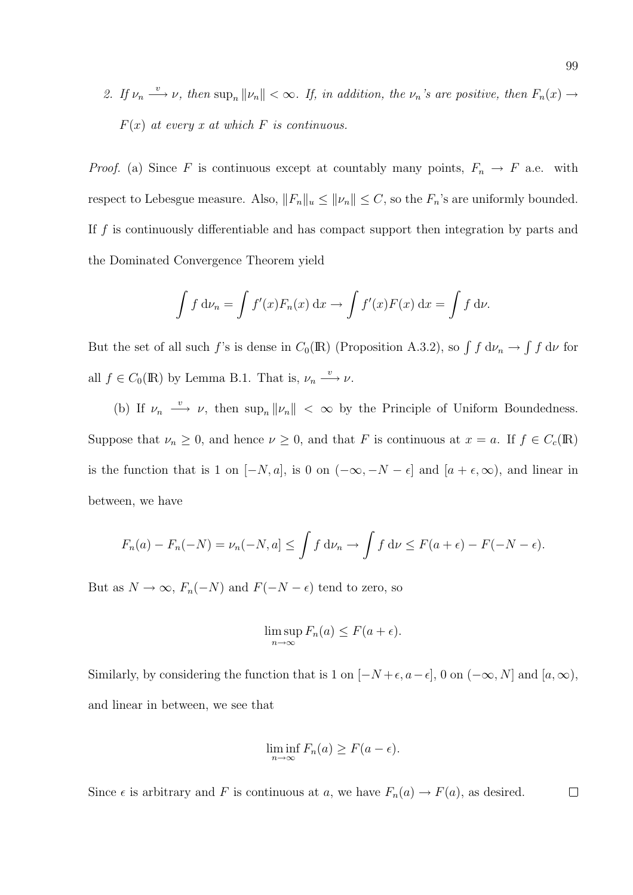2. *If $\nu_n \xrightarrow{v} \nu$, then $\sup_n \|\nu_n\| < \infty$. If, in addition, the $\nu_n$'s are positive, then $F_n(x) \to F(x)$ at every $x$ at which $F$ is continuous.*

*Proof.* (a) Since $F$ is continuous except at countably many points, $F_n \to F$ a.e. with respect to Lebesgue measure. Also, $\|F_n\|_u \le \|\nu_n\| \le C$, so the $F_n$'s are uniformly bounded. If $f$ is continuously differentiable and has compact support then integration by parts and the Dominated Convergence Theorem yield

$$\int f \, \mathrm{d}\nu_n = \int f'(x) F_n(x) \, \mathrm{d}x \to \int f'(x) F(x) \, \mathrm{d}x = \int f \, \mathrm{d}\nu.$$

But the set of all such $f$'s is dense in $C_0(\mathbb{R})$ (Proposition A.3.2), so $\int f \, \mathrm{d}\nu_n \to \int f \, \mathrm{d}\nu$ for all $f \in C_0(\mathbb{R})$ by Lemma B.1. That is, $\nu_n \xrightarrow{v} \nu$.

(b) If $\nu_n \xrightarrow{v} \nu$, then $\sup_n \|\nu_n\| < \infty$ by the Principle of Uniform Boundedness. Suppose that $\nu_n \ge 0$, and hence $\nu \ge 0$, and that $F$ is continuous at $x = a$. If $f \in C_c(\mathbb{R})$ is the function that is 1 on $[-N, a]$, is 0 on $(-\infty, -N - \epsilon]$ and $[a + \epsilon, \infty)$, and linear in between, we have

$$F_n(a) - F_n(-N) = \nu_n(-N, a] \le \int f \, \mathrm{d}\nu_n \to \int f \, \mathrm{d}\nu \le F(a + \epsilon) - F(-N - \epsilon).$$

But as $N \to \infty$, $F_n(-N)$ and $F(-N - \epsilon)$ tend to zero, so

$$\limsup_{n \to \infty} F_n(a) \le F(a + \epsilon).$$

Similarly, by considering the function that is 1 on $[-N + \epsilon, a - \epsilon]$, 0 on $(-\infty, N]$ and $[a, \infty)$, and linear in between, we see that

$$\liminf_{n \to \infty} F_n(a) \ge F(a - \epsilon).$$

Since $\epsilon$ is arbitrary and $F$ is continuous at $a$, we have $F_n(a) \to F(a)$, as desired. $\square$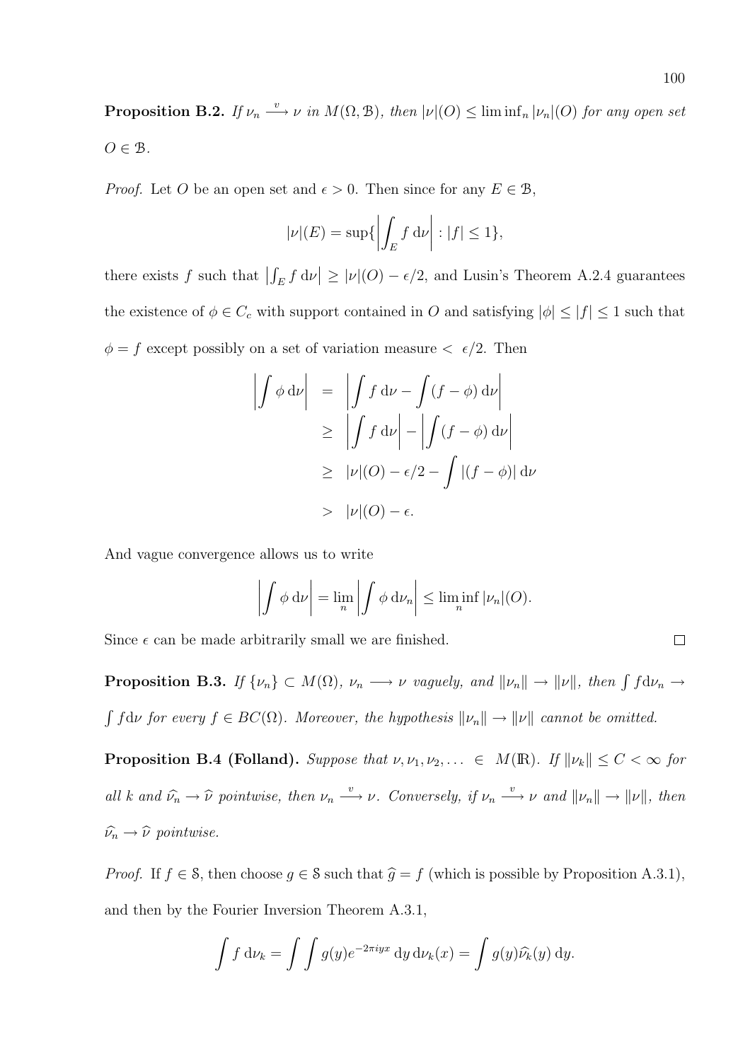**Proposition B.2.** *If $\nu_n \xrightarrow{v} \nu$ in $M(\Omega, \mathcal{B})$, then $|\nu|(O) \leq \liminf_n |\nu_n|(O)$ for any open set $O \in \mathcal{B}$.*

*Proof.* Let $O$ be an open set and $\epsilon > 0$. Then since for any $E \in \mathcal{B}$,

$$|\nu|(E) = \sup\{\left|\int_E f \, \mathrm{d}\nu\right| : |f| \leq 1\},$$

there exists $f$ such that $\left|\int_E f \, \mathrm{d}\nu\right| \geq |\nu|(O) - \epsilon/2$, and Lusin's Theorem A.2.4 guarantees the existence of $\phi \in C_c$ with support contained in $O$ and satisfying $|\phi| \leq |f| \leq 1$ such that $\phi = f$ except possibly on a set of variation measure $< \epsilon/2$. Then

$$\begin{aligned}
\left|\int \phi \, \mathrm{d}\nu\right| &= \left|\int f \, \mathrm{d}\nu - \int (f - \phi) \, \mathrm{d}\nu\right| \\
&\geq \left|\int f \, \mathrm{d}\nu\right| - \left|\int (f - \phi) \, \mathrm{d}\nu\right| \\
&\geq |\nu|(O) - \epsilon/2 - \int |(f - \phi)| \, \mathrm{d}\nu \\
&> |\nu|(O) - \epsilon.
\end{aligned}$$

And vague convergence allows us to write

$$\left|\int \phi \, \mathrm{d}\nu\right| = \lim_n \left|\int \phi \, \mathrm{d}\nu_n\right| \leq \liminf_n |\nu_n|(O).$$

Since $\epsilon$ can be made arbitrarily small we are finished. $\square$

**Proposition B.3.** *If $\{\nu_n\} \subset M(\Omega)$, $\nu_n \longrightarrow \nu$ vaguely, and $\|\nu_n\| \to \|\nu\|$, then $\int f \mathrm{d}\nu_n \to \int f \mathrm{d}\nu$ for every $f \in BC(\Omega)$. Moreover, the hypothesis $\|\nu_n\| \to \|\nu\|$ cannot be omitted.*

**Proposition B.4 (Folland).** *Suppose that $\nu, \nu_1, \nu_2, \ldots \in M(\mathbb{R})$. If $\|\nu_k\| \leq C < \infty$ for all $k$ and $\widehat{\nu_n} \to \widehat{\nu}$ pointwise, then $\nu_n \xrightarrow{v} \nu$. Conversely, if $\nu_n \xrightarrow{v} \nu$ and $\|\nu_n\| \to \|\nu\|$, then $\widehat{\nu_n} \to \widehat{\nu}$ pointwise.*

*Proof.* If $f \in \mathcal{S}$, then choose $g \in \mathcal{S}$ such that $\widehat{g} = f$ (which is possible by Proposition A.3.1), and then by the Fourier Inversion Theorem A.3.1,

$$\int f \, \mathrm{d}\nu_k = \int \int g(y) e^{-2\pi i y x} \, \mathrm{d}y \, \mathrm{d}\nu_k(x) = \int g(y) \widehat{\nu_k}(y) \, \mathrm{d}y.$$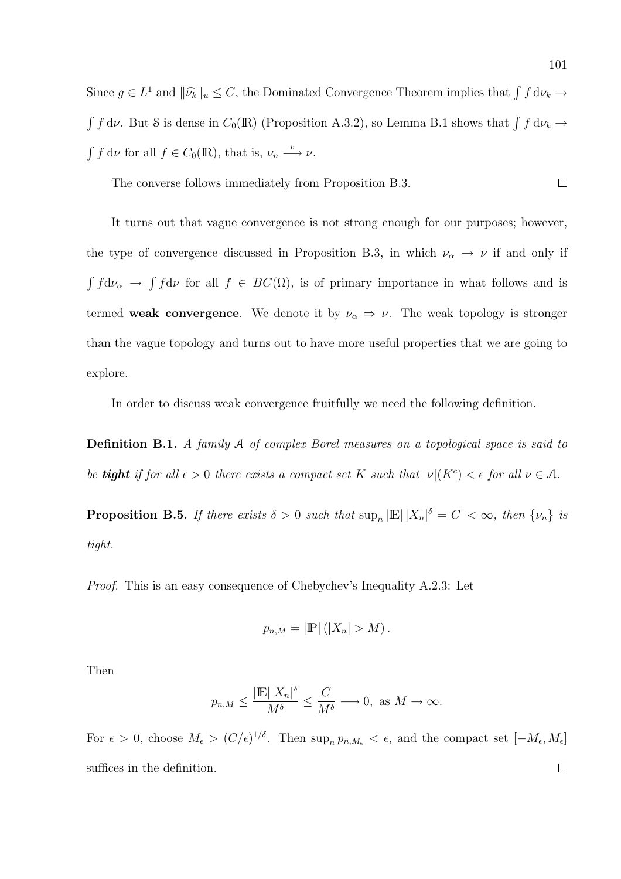Since $g \in L^1$ and $\|\widehat{\nu_k}\|_u \leq C$, the Dominated Convergence Theorem implies that $\int f \, \mathrm{d}\nu_k \to \int f \, \mathrm{d}\nu$. But $\mathcal{S}$ is dense in $C_0(\mathbb{R})$ (Proposition A.3.2), so Lemma B.1 shows that $\int f \, \mathrm{d}\nu_k \to \int f \, \mathrm{d}\nu$ for all $f \in C_0(\mathbb{R})$, that is, $\nu_n \xrightarrow{v} \nu$.

The converse follows immediately from Proposition B.3. $\square$

It turns out that vague convergence is not strong enough for our purposes; however, the type of convergence discussed in Proposition B.3, in which $\nu_\alpha \to \nu$ if and only if $\int f \mathrm{d}\nu_\alpha \to \int f \mathrm{d}\nu$ for all $f \in BC(\Omega)$, is of primary importance in what follows and is termed **weak convergence**. We denote it by $\nu_\alpha \Rightarrow \nu$. The weak topology is stronger than the vague topology and turns out to have more useful properties that we are going to explore.

In order to discuss weak convergence fruitfully we need the following definition.

**Definition B.1.** *A family $\mathcal{A}$ of complex Borel measures on a topological space is said to be* ***tight*** *if for all $\epsilon > 0$ there exists a compact set $K$ such that $|\nu|(K^c) < \epsilon$ for all $\nu \in \mathcal{A}$.*

**Proposition B.5.** *If there exists $\delta > 0$ such that $\sup_n |\mathbb{E}| \, |X_n|^\delta = C < \infty$, then $\{\nu_n\}$ is tight.*

*Proof.* This is an easy consequence of Chebychev's Inequality A.2.3: Let

$$p_{n,M} = |\mathbb{P}| \left( |X_n| > M \right).$$

Then

$$p_{n,M} \leq \frac{|\mathbb{E}||X_n|^\delta}{M^\delta} \leq \frac{C}{M^\delta} \longrightarrow 0, \text{ as } M \to \infty.$$

For $\epsilon > 0$, choose $M_\epsilon > (C/\epsilon)^{1/\delta}$. Then $\sup_n p_{n,M_\epsilon} < \epsilon$, and the compact set $[-M_\epsilon, M_\epsilon]$ suffices in the definition. $\square$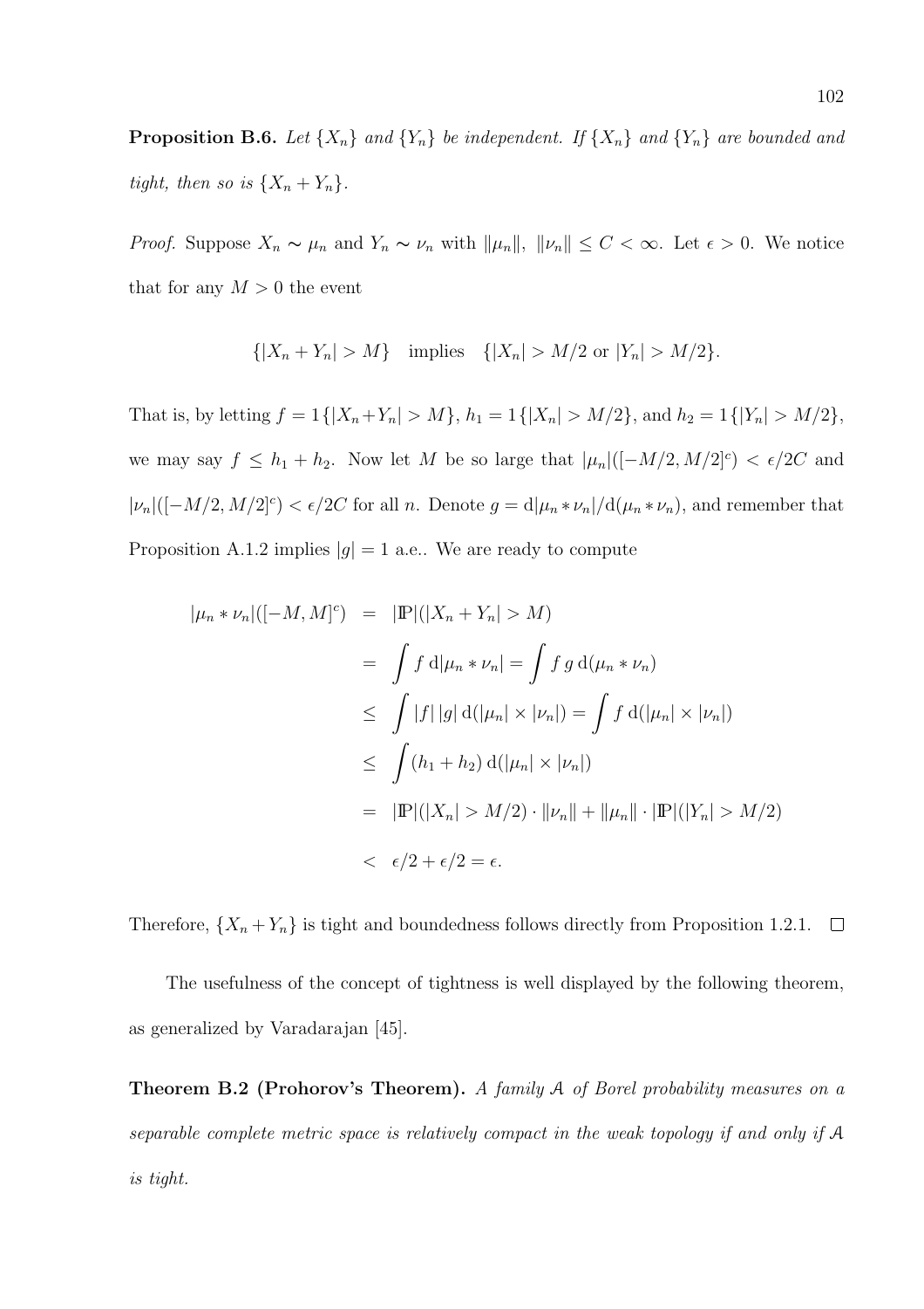**Proposition B.6.** *Let $\{X_n\}$ and $\{Y_n\}$ be independent. If $\{X_n\}$ and $\{Y_n\}$ are bounded and tight, then so is $\{X_n + Y_n\}$.*

*Proof.* Suppose $X_n \sim \mu_n$ and $Y_n \sim \nu_n$ with $\|\mu_n\|,\ \|\nu_n\| \leq C < \infty$. Let $\epsilon > 0$. We notice that for any $M > 0$ the event

$$\{|X_n + Y_n| > M\} \quad \text{implies} \quad \{|X_n| > M/2 \text{ or } |Y_n| > M/2\}.$$

That is, by letting $f = 1\{|X_n + Y_n| > M\}$, $h_1 = 1\{|X_n| > M/2\}$, and $h_2 = 1\{|Y_n| > M/2\}$, we may say $f \leq h_1 + h_2$. Now let $M$ be so large that $|\mu_n|([-M/2, M/2]^c) < \epsilon/2C$ and $|\nu_n|([-M/2, M/2]^c) < \epsilon/2C$ for all $n$. Denote $g = \mathrm{d}|\mu_n * \nu_n| / \mathrm{d}(\mu_n * \nu_n)$, and remember that Proposition A.1.2 implies $|g| = 1$ a.e.. We are ready to compute

$$
\begin{aligned}
|\mu_n * \nu_n|([-M, M]^c) &= |\mathbb{P}|(|X_n + Y_n| > M) \\
&= \int f \, \mathrm{d}|\mu_n * \nu_n| = \int f \, g \, \mathrm{d}(\mu_n * \nu_n) \\
&\leq \int |f| \, |g| \, \mathrm{d}(|\mu_n| \times |\nu_n|) = \int f \, \mathrm{d}(|\mu_n| \times |\nu_n|) \\
&\leq \int (h_1 + h_2) \, \mathrm{d}(|\mu_n| \times |\nu_n|) \\
&= |\mathbb{P}|(|X_n| > M/2) \cdot \|\nu_n\| + \|\mu_n\| \cdot |\mathbb{P}|(|Y_n| > M/2) \\
&< \epsilon/2 + \epsilon/2 = \epsilon.
\end{aligned}
$$

Therefore, $\{X_n + Y_n\}$ is tight and boundedness follows directly from Proposition 1.2.1. $\square$

The usefulness of the concept of tightness is well displayed by the following theorem, as generalized by Varadarajan [45].

**Theorem B.2 (Prohorov's Theorem).** *A family $\mathcal{A}$ of Borel probability measures on a separable complete metric space is relatively compact in the weak topology if and only if $\mathcal{A}$ is tight.*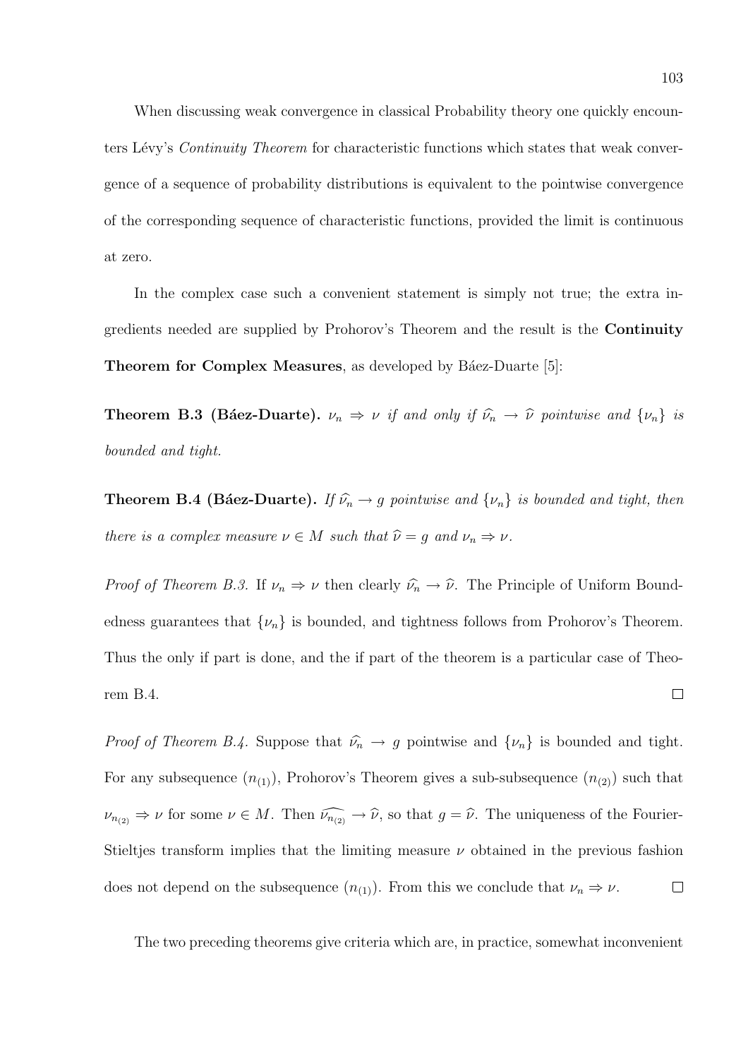When discussing weak convergence in classical Probability theory one quickly encounters Lévy's *Continuity Theorem* for characteristic functions which states that weak convergence of a sequence of probability distributions is equivalent to the pointwise convergence of the corresponding sequence of characteristic functions, provided the limit is continuous at zero.

In the complex case such a convenient statement is simply not true; the extra ingredients needed are supplied by Prohorov's Theorem and the result is the **Continuity Theorem for Complex Measures**, as developed by Báez-Duarte [5]:

**Theorem B.3 (Báez-Duarte).** *$\nu_n \Rightarrow \nu$ if and only if $\widehat{\nu_n} \to \widehat{\nu}$ pointwise and $\{\nu_n\}$ is bounded and tight.*

**Theorem B.4 (Báez-Duarte).** *If $\widehat{\nu_n} \to g$ pointwise and $\{\nu_n\}$ is bounded and tight, then there is a complex measure $\nu \in M$ such that $\widehat{\nu} = g$ and $\nu_n \Rightarrow \nu$.*

*Proof of Theorem B.3.* If $\nu_n \Rightarrow \nu$ then clearly $\widehat{\nu_n} \to \widehat{\nu}$. The Principle of Uniform Boundedness guarantees that $\{\nu_n\}$ is bounded, and tightness follows from Prohorov's Theorem. Thus the only if part is done, and the if part of the theorem is a particular case of Theorem B.4. □

*Proof of Theorem B.4.* Suppose that $\widehat{\nu_n} \to g$ pointwise and $\{\nu_n\}$ is bounded and tight. For any subsequence $(n_{(1)})$, Prohorov's Theorem gives a sub-subsequence $(n_{(2)})$ such that $\nu_{n_{(2)}} \Rightarrow \nu$ for some $\nu \in M$. Then $\widehat{\nu_{n_{(2)}}} \to \widehat{\nu}$, so that $g = \widehat{\nu}$. The uniqueness of the Fourier-Stieltjes transform implies that the limiting measure $\nu$ obtained in the previous fashion does not depend on the subsequence $(n_{(1)})$. From this we conclude that $\nu_n \Rightarrow \nu$. □

The two preceding theorems give criteria which are, in practice, somewhat inconvenient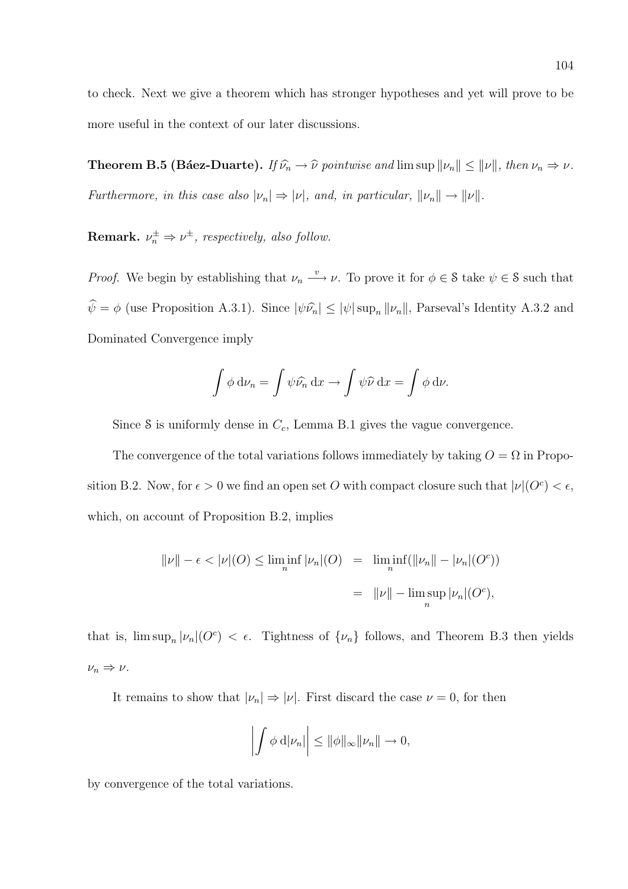to check. Next we give a theorem which has stronger hypotheses and yet will prove to be more useful in the context of our later discussions.

**Theorem B.5 (Báez-Duarte).** *If $\widehat{\nu_n} \to \widehat{\nu}$ pointwise and $\limsup \|\nu_n\| \le \|\nu\|$, then $\nu_n \Rightarrow \nu$. Furthermore, in this case also $|\nu_n| \Rightarrow |\nu|$, and, in particular, $\|\nu_n\| \to \|\nu\|$.*

**Remark.** *$\nu_n^{\pm} \Rightarrow \nu^{\pm}$, respectively, also follow.*

*Proof.* We begin by establishing that $\nu_n \xrightarrow{v} \nu$. To prove it for $\phi \in \mathcal{S}$ take $\psi \in \mathcal{S}$ such that $\widehat{\psi} = \phi$ (use Proposition A.3.1). Since $|\psi \widehat{\nu_n}| \le |\psi| \sup_n \|\nu_n\|$, Parseval's Identity A.3.2 and Dominated Convergence imply

$$\int \phi \, \mathrm{d}\nu_n = \int \psi \widehat{\nu_n} \, \mathrm{d}x \to \int \psi \widehat{\nu} \, \mathrm{d}x = \int \phi \, \mathrm{d}\nu.$$

Since $\mathcal{S}$ is uniformly dense in $C_c$, Lemma B.1 gives the vague convergence.

The convergence of the total variations follows immediately by taking $O = \Omega$ in Proposition B.2. Now, for $\epsilon > 0$ we find an open set $O$ with compact closure such that $|\nu|(O^c) < \epsilon$, which, on account of Proposition B.2, implies

$$\begin{aligned} \|\nu\| - \epsilon < |\nu|(O) \le \liminf_n |\nu_n|(O) &= \liminf_n (\|\nu_n\| - |\nu_n|(O^c)) \\ &= \|\nu\| - \limsup_n |\nu_n|(O^c), \end{aligned}$$

that is, $\limsup_n |\nu_n|(O^c) < \epsilon$. Tightness of $\{\nu_n\}$ follows, and Theorem B.3 then yields $\nu_n \Rightarrow \nu$.

It remains to show that $|\nu_n| \Rightarrow |\nu|$. First discard the case $\nu = 0$, for then

$$\left| \int \phi \, \mathrm{d}|\nu_n| \right| \le \|\phi\|_\infty \|\nu_n\| \to 0,$$

by convergence of the total variations.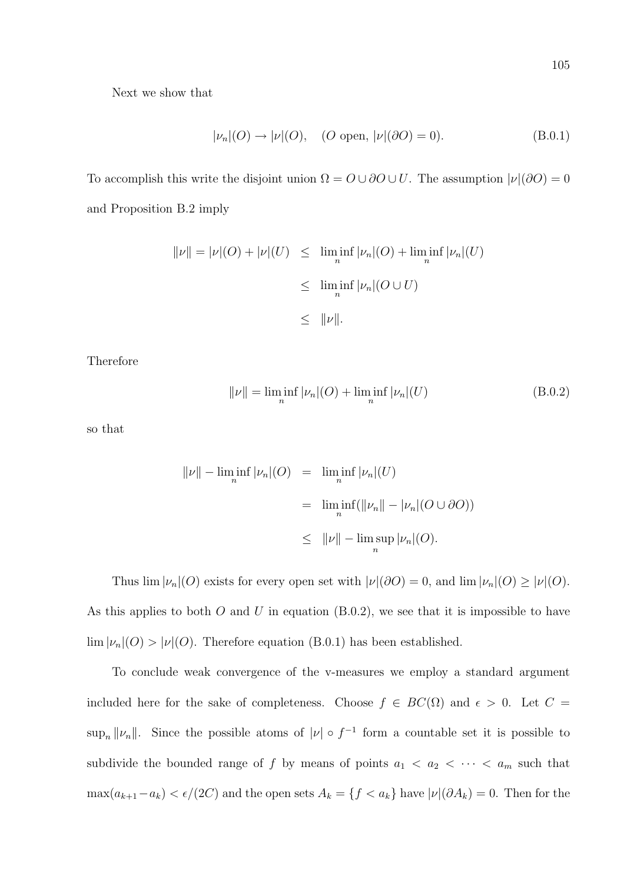Next we show that

$$|\nu_n|(O) \to |\nu|(O), \quad (O \text{ open}, |\nu|(\partial O) = 0). \tag{B.0.1}$$

To accomplish this write the disjoint union $\Omega = O \cup \partial O \cup U$. The assumption $|\nu|(\partial O) = 0$ and Proposition B.2 imply

$$\begin{aligned}
\|\nu\| = |\nu|(O) + |\nu|(U) &\leq \liminf_n |\nu_n|(O) + \liminf_n |\nu_n|(U) \\
&\leq \liminf_n |\nu_n|(O \cup U) \\
&\leq \|\nu\|.
\end{aligned}$$

Therefore

$$\|\nu\| = \liminf_n |\nu_n|(O) + \liminf_n |\nu_n|(U) \tag{B.0.2}$$

so that

$$\begin{aligned}
\|\nu\| - \liminf_n |\nu_n|(O) &= \liminf_n |\nu_n|(U) \\
&= \liminf_n (\|\nu_n\| - |\nu_n|(O \cup \partial O)) \\
&\leq \|\nu\| - \limsup_n |\nu_n|(O).
\end{aligned}$$

Thus $\lim |\nu_n|(O)$ exists for every open set with $|\nu|(\partial O) = 0$, and $\lim |\nu_n|(O) \geq |\nu|(O)$. As this applies to both $O$ and $U$ in equation (B.0.2), we see that it is impossible to have $\lim |\nu_n|(O) > |\nu|(O)$. Therefore equation (B.0.1) has been established.

To conclude weak convergence of the v-measures we employ a standard argument included here for the sake of completeness. Choose $f \in BC(\Omega)$ and $\epsilon > 0$. Let $C = \sup_n \|\nu_n\|$. Since the possible atoms of $|\nu| \circ f^{-1}$ form a countable set it is possible to subdivide the bounded range of $f$ by means of points $a_1 < a_2 < \cdots < a_m$ such that $\max(a_{k+1} - a_k) < \epsilon/(2C)$ and the open sets $A_k = \{f < a_k\}$ have $|\nu|(\partial A_k) = 0$. Then for the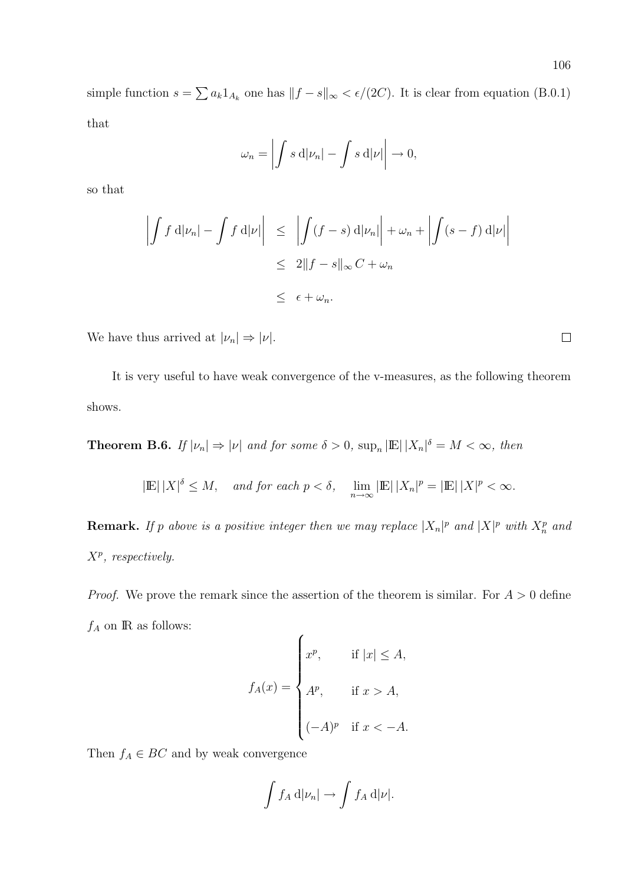simple function $s = \sum a_k 1_{A_k}$ one has $\|f - s\|_\infty < \epsilon/(2C)$. It is clear from equation (B.0.1) that

$$\omega_n = \left| \int s \, \mathrm{d}|\nu_n| - \int s \, \mathrm{d}|\nu| \right| \to 0,$$

so that

$$\begin{aligned}
\left| \int f \, \mathrm{d}|\nu_n| - \int f \, \mathrm{d}|\nu| \right| &\leq \left| \int (f - s) \, \mathrm{d}|\nu_n| \right| + \omega_n + \left| \int (s - f) \, \mathrm{d}|\nu| \right| \\
&\leq 2\|f - s\|_\infty \, C + \omega_n \\
&\leq \epsilon + \omega_n.
\end{aligned}$$

We have thus arrived at $|\nu_n| \Rightarrow |\nu|$. $\square$

It is very useful to have weak convergence of the v-measures, as the following theorem shows.

**Theorem B.6.** *If $|\nu_n| \Rightarrow |\nu|$ and for some $\delta > 0$, $\sup_n |\mathbb{E}| \, |X_n|^\delta = M < \infty$, then*

$$|\mathbb{E}| \, |X|^\delta \leq M, \quad \textit{and for each } p < \delta, \quad \lim_{n\to\infty} |\mathbb{E}| \, |X_n|^p = |\mathbb{E}| \, |X|^p < \infty.$$

**Remark.** *If $p$ above is a positive integer then we may replace $|X_n|^p$ and $|X|^p$ with $X_n^p$ and $X^p$, respectively.*

*Proof.* We prove the remark since the assertion of the theorem is similar. For $A > 0$ define $f_A$ on $\mathbb{R}$ as follows:

$$f_A(x) = \begin{cases} x^p, & \text{if } |x| \leq A, \\ A^p, & \text{if } x > A, \\ (-A)^p & \text{if } x < -A. \end{cases}$$

Then $f_A \in BC$ and by weak convergence

$$\int f_A \, \mathrm{d}|\nu_n| \to \int f_A \, \mathrm{d}|\nu|.$$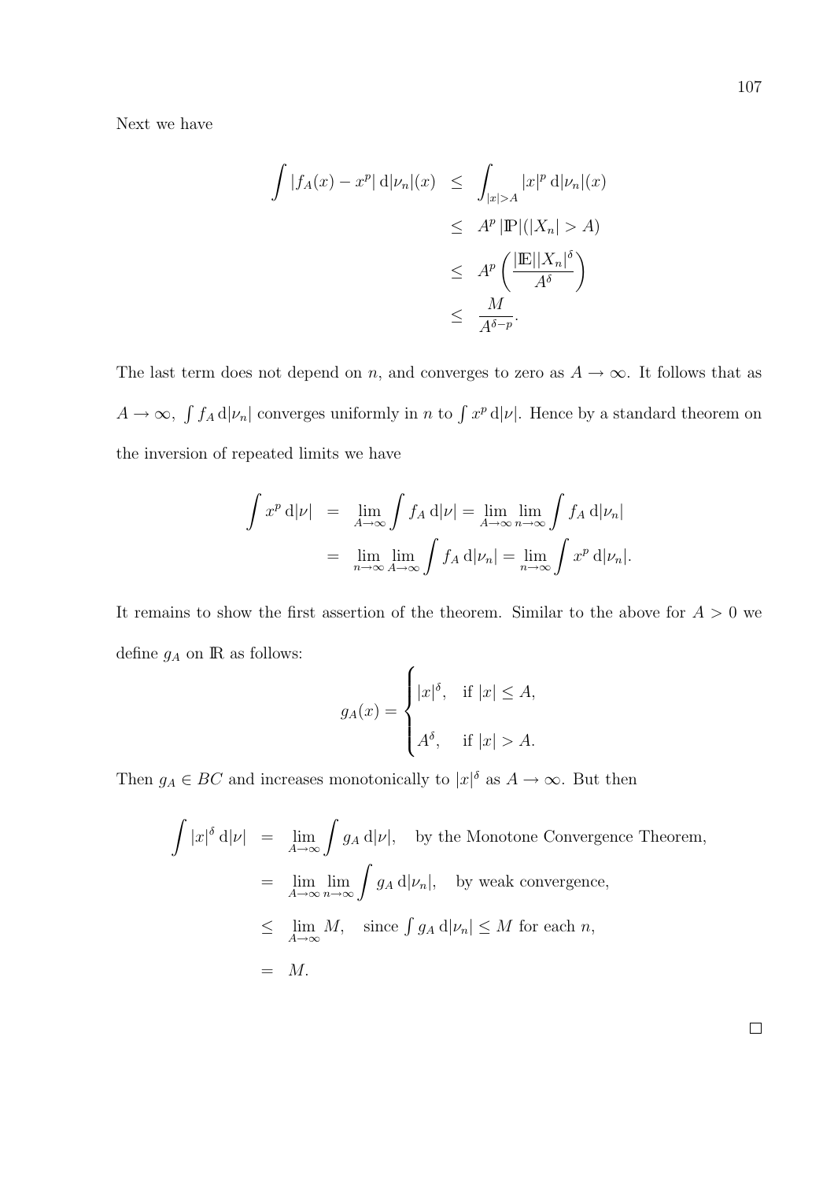Next we have

$$
\begin{aligned}
\int |f_A(x) - x^p| \, \mathrm{d}|\nu_n|(x) &\leq \int_{|x|>A} |x|^p \, \mathrm{d}|\nu_n|(x) \\
&\leq A^p \, |\mathbb{P}|(|X_n| > A) \\
&\leq A^p \left( \frac{|\mathbb{E}||X_n|^\delta}{A^\delta} \right) \\
&\leq \frac{M}{A^{\delta - p}}.
\end{aligned}
$$

The last term does not depend on $n$, and converges to zero as $A \to \infty$. It follows that as $A \to \infty$, $\int f_A \, \mathrm{d}|\nu_n|$ converges uniformly in $n$ to $\int x^p \, \mathrm{d}|\nu|$. Hence by a standard theorem on the inversion of repeated limits we have

$$
\begin{aligned}
\int x^p \, \mathrm{d}|\nu| &= \lim_{A\to\infty} \int f_A \, \mathrm{d}|\nu| = \lim_{A\to\infty} \lim_{n\to\infty} \int f_A \, \mathrm{d}|\nu_n| \\
&= \lim_{n\to\infty} \lim_{A\to\infty} \int f_A \, \mathrm{d}|\nu_n| = \lim_{n\to\infty} \int x^p \, \mathrm{d}|\nu_n|.
\end{aligned}
$$

It remains to show the first assertion of the theorem. Similar to the above for $A > 0$ we define $g_A$ on $\mathbb{R}$ as follows:

$$
g_A(x) = \begin{cases} |x|^\delta, & \text{if } |x| \leq A, \\ A^\delta, & \text{if } |x| > A. \end{cases}
$$

Then $g_A \in BC$ and increases monotonically to $|x|^\delta$ as $A \to \infty$. But then

$$
\begin{aligned}
\int |x|^\delta \, \mathrm{d}|\nu| &= \lim_{A\to\infty} \int g_A \, \mathrm{d}|\nu|, \quad \text{by the Monotone Convergence Theorem,} \\
&= \lim_{A\to\infty} \lim_{n\to\infty} \int g_A \, \mathrm{d}|\nu_n|, \quad \text{by weak convergence,} \\
&\leq \lim_{A\to\infty} M, \quad \text{since } \textstyle\int g_A \, \mathrm{d}|\nu_n| \leq M \text{ for each } n, \\
&= M.
\end{aligned}
$$

□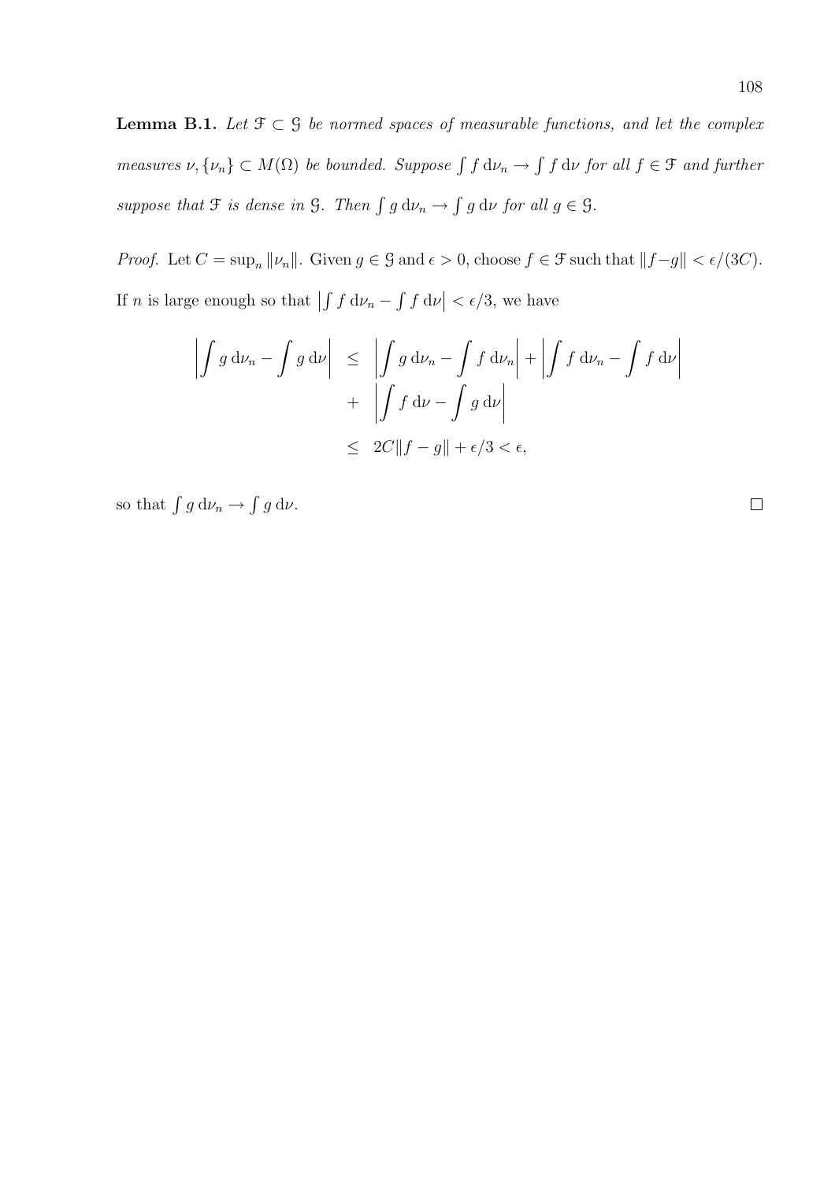**Lemma B.1.** *Let $\mathcal{F} \subset \mathcal{G}$ be normed spaces of measurable functions, and let the complex measures $\nu, \{\nu_n\} \subset M(\Omega)$ be bounded. Suppose $\int f \, \mathrm{d}\nu_n \to \int f \, \mathrm{d}\nu$ for all $f \in \mathcal{F}$ and further suppose that $\mathcal{F}$ is dense in $\mathcal{G}$. Then $\int g \, \mathrm{d}\nu_n \to \int g \, \mathrm{d}\nu$ for all $g \in \mathcal{G}$.*

*Proof.* Let $C = \sup_n \|\nu_n\|$. Given $g \in \mathcal{G}$ and $\epsilon > 0$, choose $f \in \mathcal{F}$ such that $\|f - g\| < \epsilon/(3C)$. If $n$ is large enough so that $\left|\int f \, \mathrm{d}\nu_n - \int f \, \mathrm{d}\nu\right| < \epsilon/3$, we have

$$
\begin{aligned}
\left|\int g \, \mathrm{d}\nu_n - \int g \, \mathrm{d}\nu\right| &\leq \left|\int g \, \mathrm{d}\nu_n - \int f \, \mathrm{d}\nu_n\right| + \left|\int f \, \mathrm{d}\nu_n - \int f \, \mathrm{d}\nu\right| \\
&+ \left|\int f \, \mathrm{d}\nu - \int g \, \mathrm{d}\nu\right| \\
&\leq 2C\|f - g\| + \epsilon/3 < \epsilon,
\end{aligned}
$$

so that $\int g \, \mathrm{d}\nu_n \to \int g \, \mathrm{d}\nu$. □